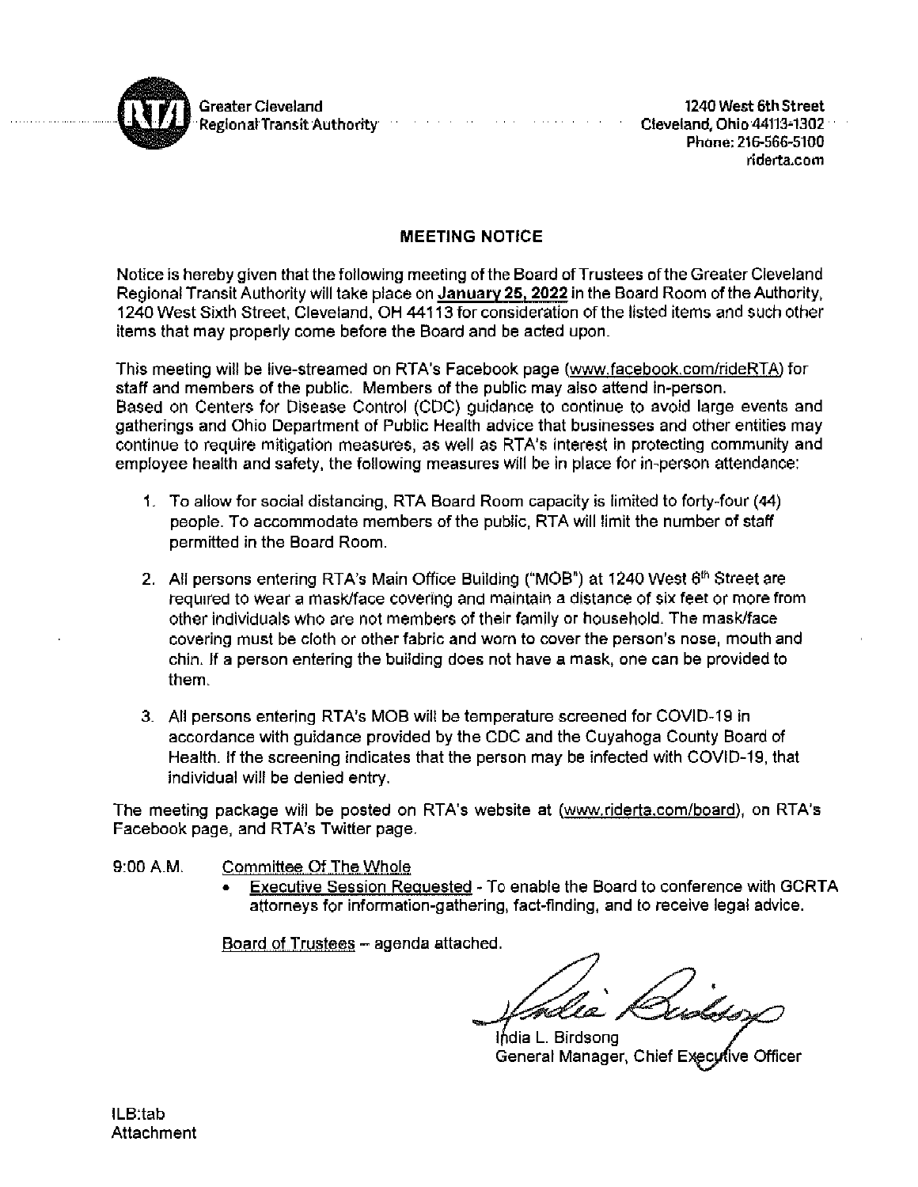Greater Cleveland Regional Transit Authority

1240 West 6th Street
Cleveland, Ohio 44113-1302
Phone: 216-566-5100
riderta.com

## MEETING NOTICE

Notice is hereby given that the following meeting of the Board of Trustees of the Greater Cleveland Regional Transit Authority will take place on **January 25, 2022** in the Board Room of the Authority, 1240 West Sixth Street, Cleveland, OH 44113 for consideration of the listed items and such other items that may properly come before the Board and be acted upon.

This meeting will be live-streamed on RTA's Facebook page (www.facebook.com/rideRTA) for staff and members of the public. Members of the public may also attend in-person. Based on Centers for Disease Control (CDC) guidance to continue to avoid large events and gatherings and Ohio Department of Public Health advice that businesses and other entities may continue to require mitigation measures, as well as RTA's interest in protecting community and employee health and safety, the following measures will be in place for in-person attendance:

1. To allow for social distancing, RTA Board Room capacity is limited to forty-four (44) people. To accommodate members of the public, RTA will limit the number of staff permitted in the Board Room.

2. All persons entering RTA's Main Office Building ("MOB") at 1240 West 6th Street are required to wear a mask/face covering and maintain a distance of six feet or more from other individuals who are not members of their family or household. The mask/face covering must be cloth or other fabric and worn to cover the person's nose, mouth and chin. If a person entering the building does not have a mask, one can be provided to them.

3. All persons entering RTA's MOB will be temperature screened for COVID-19 in accordance with guidance provided by the CDC and the Cuyahoga County Board of Health. If the screening indicates that the person may be infected with COVID-19, that individual will be denied entry.

The meeting package will be posted on RTA's website at (www.riderta.com/board), on RTA's Facebook page, and RTA's Twitter page.

9:00 A.M. Committee Of The Whole

- Executive Session Requested - To enable the Board to conference with GCRTA attorneys for information-gathering, fact-finding, and to receive legal advice.

Board of Trustees – agenda attached.

India L. Birdsong
General Manager, Chief Executive Officer

ILB:tab
Attachment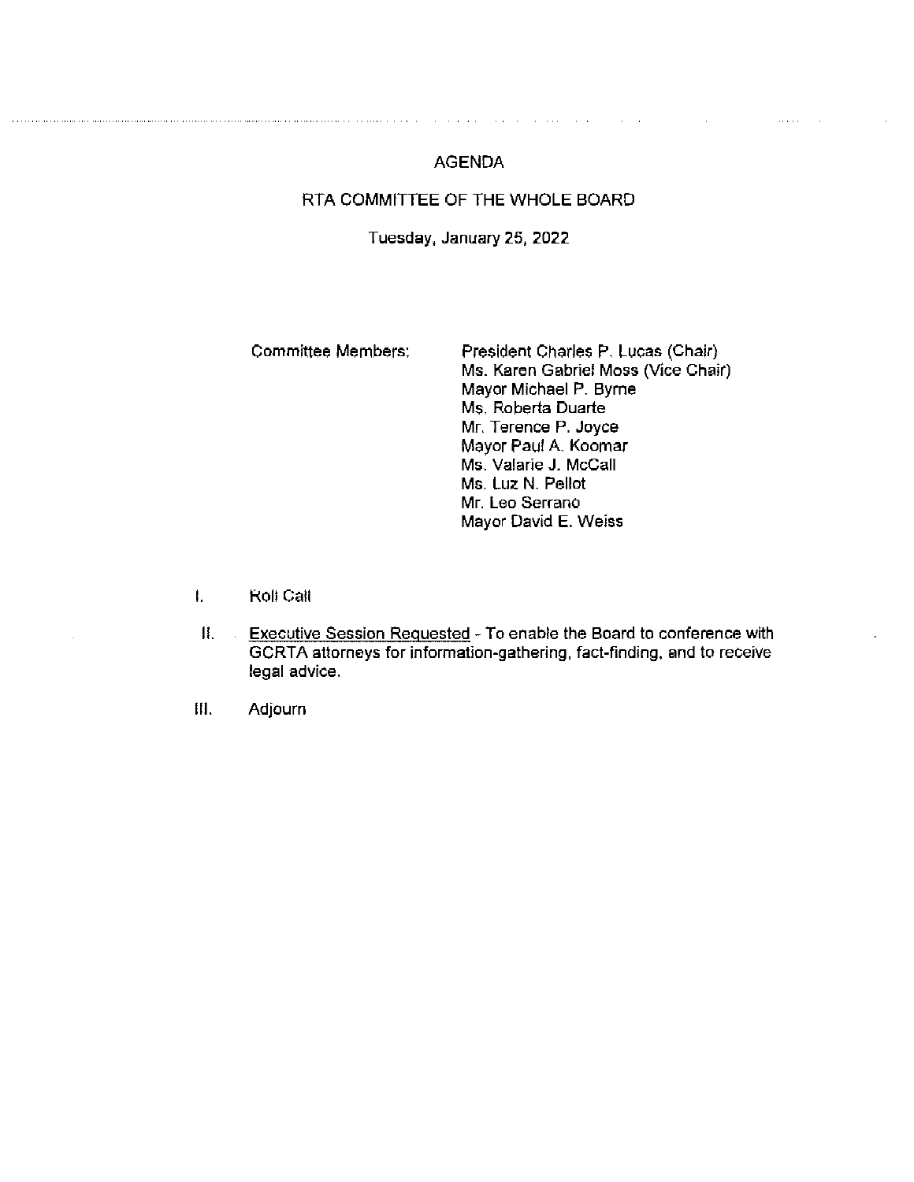# AGENDA

## RTA COMMITTEE OF THE WHOLE BOARD

Tuesday, January 25, 2022

Committee Members:

President Charles P. Lucas (Chair)
Ms. Karen Gabriel Moss (Vice Chair)
Mayor Michael P. Byrne
Ms. Roberta Duarte
Mr. Terence P. Joyce
Mayor Paul A. Koomar
Ms. Valarie J. McCall
Ms. Luz N. Pellot
Mr. Leo Serrano
Mayor David E. Weiss

I. Roll Call

II. Executive Session Requested - To enable the Board to conference with GCRTA attorneys for information-gathering, fact-finding, and to receive legal advice.

III. Adjourn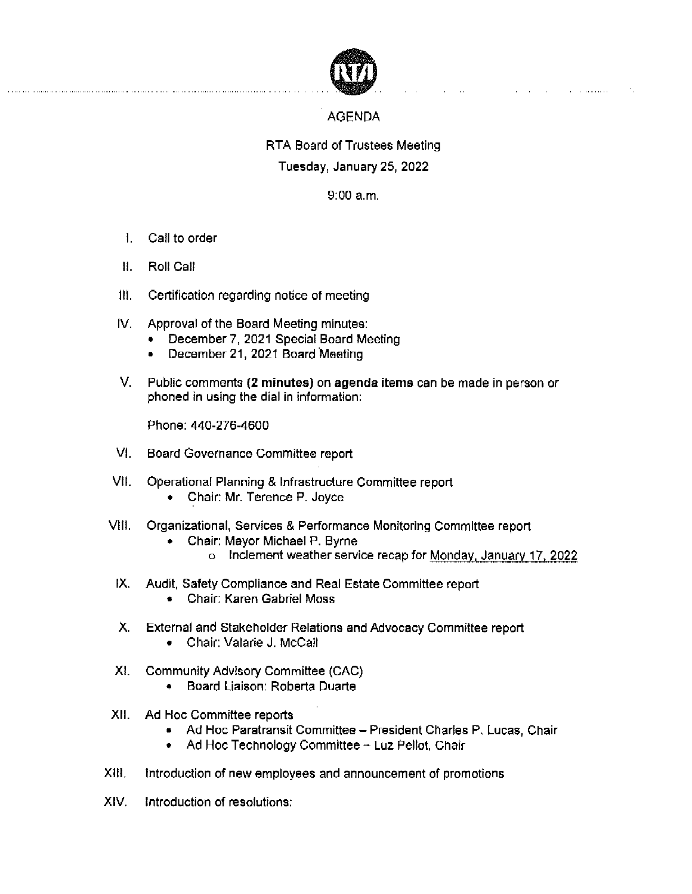# AGENDA

## RTA Board of Trustees Meeting

Tuesday, January 25, 2022

9:00 a.m.

I. Call to order

II. Roll Call

III. Certification regarding notice of meeting

IV. Approval of the Board Meeting minutes:
   - December 7, 2021 Special Board Meeting
   - December 21, 2021 Board Meeting

V. Public comments **(2 minutes)** on **agenda items** can be made in person or phoned in using the dial in information:

   Phone: 440-276-4600

VI. Board Governance Committee report

VII. Operational Planning & Infrastructure Committee report
   - Chair: Mr. Terence P. Joyce

VIII. Organizational, Services & Performance Monitoring Committee report
   - Chair: Mayor Michael P. Byrne
     - Inclement weather service recap for <u>Monday, January 17, 2022</u>

IX. Audit, Safety Compliance and Real Estate Committee report
   - Chair: Karen Gabriel Moss

X. External and Stakeholder Relations and Advocacy Committee report
   - Chair: Valarie J. McCall

XI. Community Advisory Committee (CAC)
   - Board Liaison: Roberta Duarte

XII. Ad Hoc Committee reports
   - Ad Hoc Paratransit Committee – President Charles P. Lucas, Chair
   - Ad Hoc Technology Committee – Luz Pellot, Chair

XIII. Introduction of new employees and announcement of promotions

XIV. Introduction of resolutions: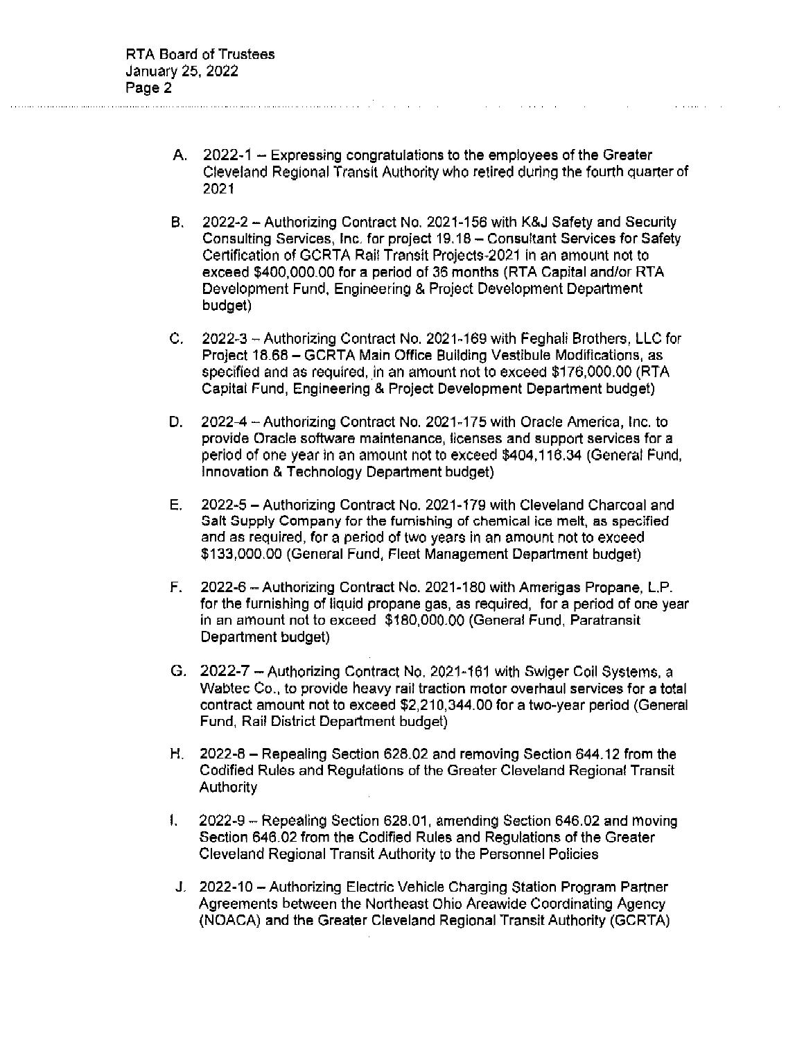A. 2022-1 – Expressing congratulations to the employees of the Greater Cleveland Regional Transit Authority who retired during the fourth quarter of 2021

B. 2022-2 – Authorizing Contract No. 2021-156 with K&J Safety and Security Consulting Services, Inc. for project 19.18 – Consultant Services for Safety Certification of GCRTA Rail Transit Projects-2021 in an amount not to exceed $400,000.00 for a period of 36 months (RTA Capital and/or RTA Development Fund, Engineering & Project Development Department budget)

C. 2022-3 – Authorizing Contract No. 2021-169 with Feghali Brothers, LLC for Project 18.68 – GCRTA Main Office Building Vestibule Modifications, as specified and as required, in an amount not to exceed $176,000.00 (RTA Capital Fund, Engineering & Project Development Department budget)

D. 2022-4 – Authorizing Contract No. 2021-175 with Oracle America, Inc. to provide Oracle software maintenance, licenses and support services for a period of one year in an amount not to exceed $404,116.34 (General Fund, Innovation & Technology Department budget)

E. 2022-5 – Authorizing Contract No. 2021-179 with Cleveland Charcoal and Salt Supply Company for the furnishing of chemical ice melt, as specified and as required, for a period of two years in an amount not to exceed $133,000.00 (General Fund, Fleet Management Department budget)

F. 2022-6 – Authorizing Contract No. 2021-180 with Amerigas Propane, L.P. for the furnishing of liquid propane gas, as required, for a period of one year in an amount not to exceed $180,000.00 (General Fund, Paratransit Department budget)

G. 2022-7 – Authorizing Contract No. 2021-161 with Swiger Coil Systems, a Wabtec Co., to provide heavy rail traction motor overhaul services for a total contract amount not to exceed $2,210,344.00 for a two-year period (General Fund, Rail District Department budget)

H. 2022-8 – Repealing Section 628.02 and removing Section 644.12 from the Codified Rules and Regulations of the Greater Cleveland Regional Transit Authority

I. 2022-9 – Repealing Section 628.01, amending Section 646.02 and moving Section 646.02 from the Codified Rules and Regulations of the Greater Cleveland Regional Transit Authority to the Personnel Policies

J. 2022-10 – Authorizing Electric Vehicle Charging Station Program Partner Agreements between the Northeast Ohio Areawide Coordinating Agency (NOACA) and the Greater Cleveland Regional Transit Authority (GCRTA)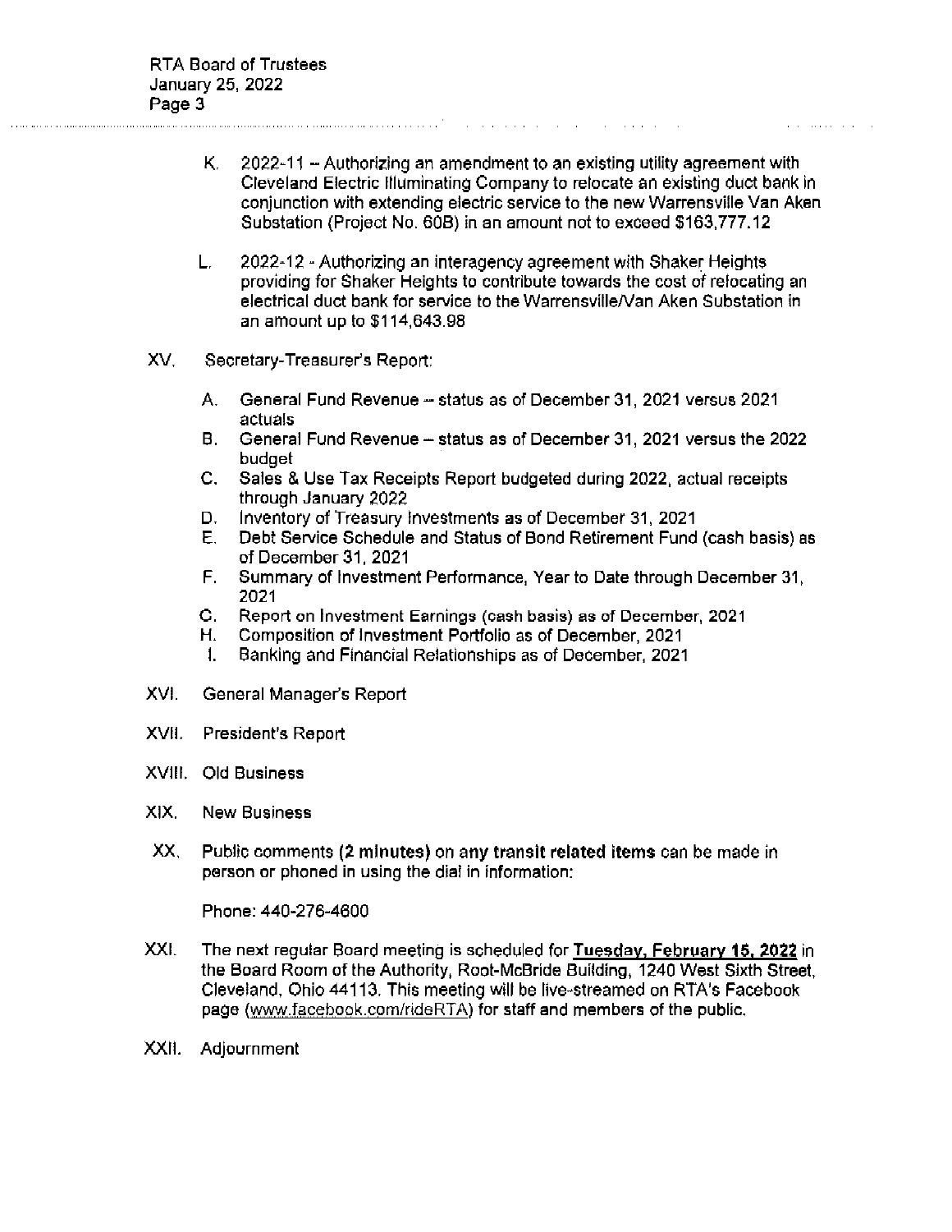K. 2022-11 – Authorizing an amendment to an existing utility agreement with Cleveland Electric Illuminating Company to relocate an existing duct bank in conjunction with extending electric service to the new Warrensville Van Aken Substation (Project No. 60B) in an amount not to exceed $163,777.12

L. 2022-12 - Authorizing an interagency agreement with Shaker Heights providing for Shaker Heights to contribute towards the cost of relocating an electrical duct bank for service to the Warrensville/Van Aken Substation in an amount up to $114,643.98

XV. Secretary-Treasurer's Report:

A. General Fund Revenue – status as of December 31, 2021 versus 2021 actuals
B. General Fund Revenue – status as of December 31, 2021 versus the 2022 budget
C. Sales & Use Tax Receipts Report budgeted during 2022, actual receipts through January 2022
D. Inventory of Treasury Investments as of December 31, 2021
E. Debt Service Schedule and Status of Bond Retirement Fund (cash basis) as of December 31, 2021
F. Summary of Investment Performance, Year to Date through December 31, 2021
G. Report on Investment Earnings (cash basis) as of December, 2021
H. Composition of Investment Portfolio as of December, 2021
I. Banking and Financial Relationships as of December, 2021

XVI. General Manager's Report

XVII. President's Report

XVIII. Old Business

XIX. New Business

XX. Public comments **(2 minutes)** on **any transit related items** can be made in person or phoned in using the dial in information:

Phone: 440-276-4600

XXI. The next regular Board meeting is scheduled for **Tuesday, February 15, 2022** in the Board Room of the Authority, Root-McBride Building, 1240 West Sixth Street, Cleveland, Ohio 44113. This meeting will be live-streamed on RTA's Facebook page (www.facebook.com/rideRTA) for staff and members of the public.

XXII. Adjournment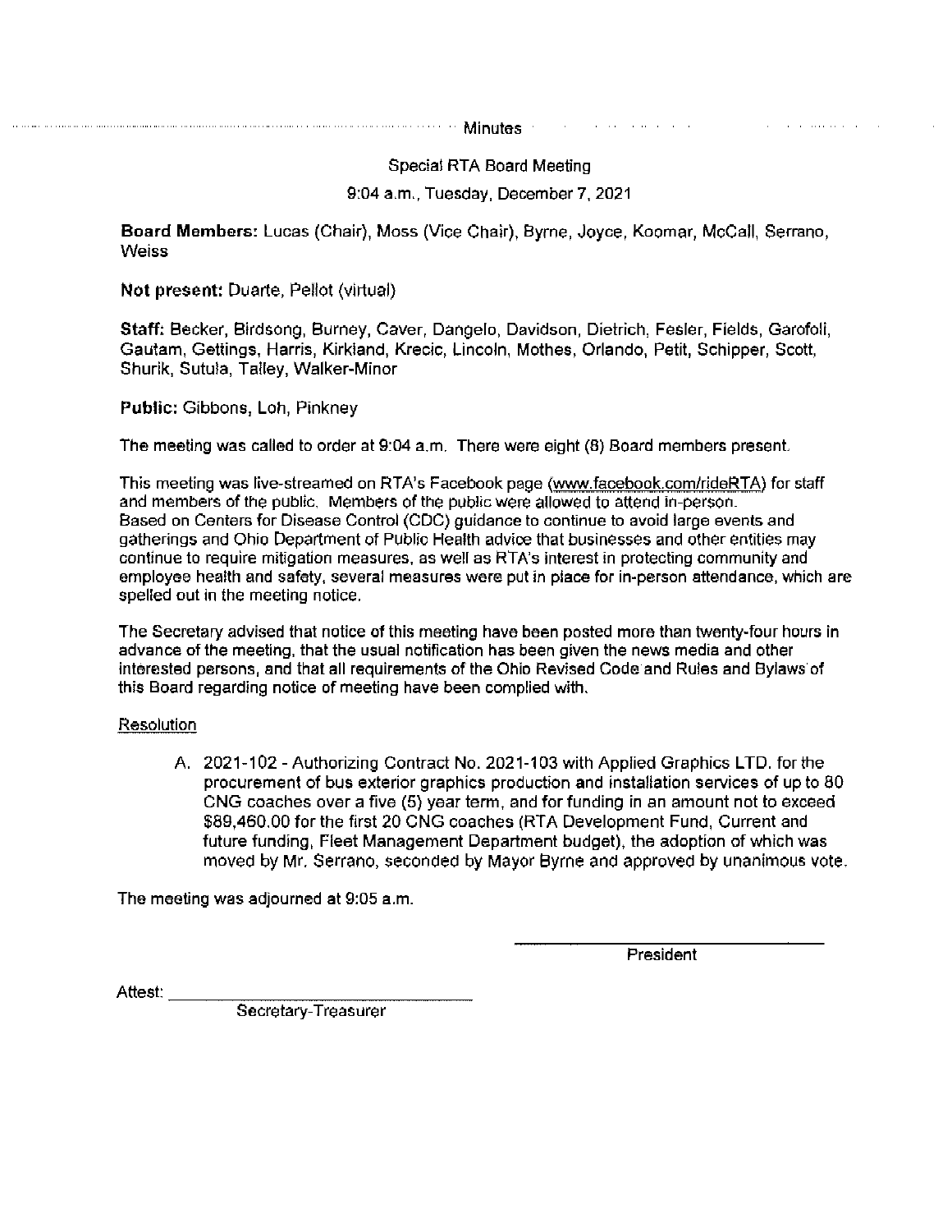# Minutes

## Special RTA Board Meeting

9:04 a.m., Tuesday, December 7, 2021

**Board Members:** Lucas (Chair), Moss (Vice Chair), Byrne, Joyce, Koomar, McCall, Serrano, Weiss

**Not present:** Duarte, Pellot (virtual)

**Staff:** Becker, Birdsong, Burney, Caver, Dangelo, Davidson, Dietrich, Fesler, Fields, Garofoli, Gautam, Gettings, Harris, Kirkland, Krecic, Lincoln, Mothes, Orlando, Petit, Schipper, Scott, Shurik, Sutula, Talley, Walker-Minor

**Public:** Gibbons, Loh, Pinkney

The meeting was called to order at 9:04 a.m. There were eight (8) Board members present.

This meeting was live-streamed on RTA's Facebook page (www.facebook.com/rideRTA) for staff and members of the public. Members of the public were allowed to attend in-person. Based on Centers for Disease Control (CDC) guidance to continue to avoid large events and gatherings and Ohio Department of Public Health advice that businesses and other entities may continue to require mitigation measures, as well as RTA's interest in protecting community and employee health and safety, several measures were put in place for in-person attendance, which are spelled out in the meeting notice.

The Secretary advised that notice of this meeting have been posted more than twenty-four hours in advance of the meeting, that the usual notification has been given the news media and other interested persons, and that all requirements of the Ohio Revised Code and Rules and Bylaws of this Board regarding notice of meeting have been complied with.

Resolution

A. 2021-102 - Authorizing Contract No. 2021-103 with Applied Graphics LTD. for the procurement of bus exterior graphics production and installation services of up to 80 CNG coaches over a five (5) year term, and for funding in an amount not to exceed $89,460.00 for the first 20 CNG coaches (RTA Development Fund, Current and future funding, Fleet Management Department budget), the adoption of which was moved by Mr. Serrano, seconded by Mayor Byrne and approved by unanimous vote.

The meeting was adjourned at 9:05 a.m.

\_\_\_\_\_\_\_\_\_\_\_\_\_\_\_\_\_\_\_\_\_\_\_\_\_\_\_\_

President

Attest: \_\_\_\_\_\_\_\_\_\_\_\_\_\_\_\_\_\_\_\_\_\_\_\_\_\_\_\_

Secretary-Treasurer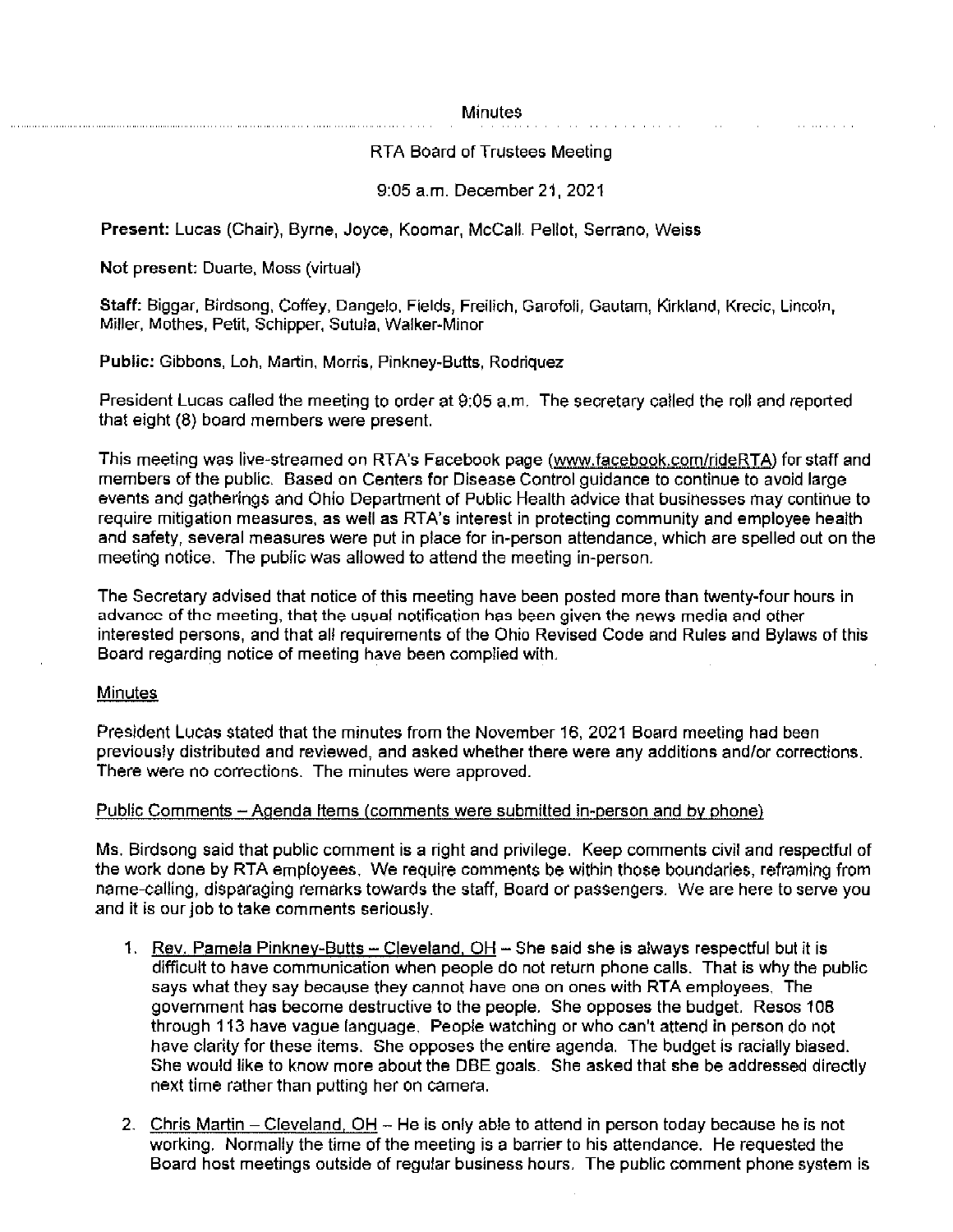Minutes

RTA Board of Trustees Meeting

9:05 a.m. December 21, 2021

**Present:** Lucas (Chair), Byrne, Joyce, Koomar, McCall. Pellot, Serrano, Weiss

**Not present:** Duarte, Moss (virtual)

**Staff:** Biggar, Birdsong, Coffey, Dangelo, Fields, Freilich, Garofoli, Gautam, Kirkland, Krecic, Lincoln, Miller, Mothes, Petit, Schipper, Sutula, Walker-Minor

**Public:** Gibbons, Loh, Martin, Morris, Pinkney-Butts, Rodriquez

President Lucas called the meeting to order at 9:05 a.m. The secretary called the roll and reported that eight (8) board members were present.

This meeting was live-streamed on RTA's Facebook page (www.facebook.com/rideRTA) for staff and members of the public. Based on Centers for Disease Control guidance to continue to avoid large events and gatherings and Ohio Department of Public Health advice that businesses may continue to require mitigation measures, as well as RTA's interest in protecting community and employee health and safety, several measures were put in place for in-person attendance, which are spelled out on the meeting notice. The public was allowed to attend the meeting in-person.

The Secretary advised that notice of this meeting have been posted more than twenty-four hours in advance of the meeting, that the usual notification has been given the news media and other interested persons, and that all requirements of the Ohio Revised Code and Rules and Bylaws of this Board regarding notice of meeting have been complied with.

Minutes

President Lucas stated that the minutes from the November 16, 2021 Board meeting had been previously distributed and reviewed, and asked whether there were any additions and/or corrections. There were no corrections. The minutes were approved.

Public Comments – Agenda Items (comments were submitted in-person and by phone)

Ms. Birdsong said that public comment is a right and privilege. Keep comments civil and respectful of the work done by RTA employees. We require comments be within those boundaries, reframing from name-calling, disparaging remarks towards the staff, Board or passengers. We are here to serve you and it is our job to take comments seriously.

1. Rev. Pamela Pinkney-Butts – Cleveland, OH – She said she is always respectful but it is difficult to have communication when people do not return phone calls. That is why the public says what they say because they cannot have one on ones with RTA employees. The government has become destructive to the people. She opposes the budget. Resos 108 through 113 have vague language. People watching or who can't attend in person do not have clarity for these items. She opposes the entire agenda. The budget is racially biased. She would like to know more about the DBE goals. She asked that she be addressed directly next time rather than putting her on camera.

2. Chris Martin – Cleveland, OH – He is only able to attend in person today because he is not working. Normally the time of the meeting is a barrier to his attendance. He requested the Board host meetings outside of regular business hours. The public comment phone system is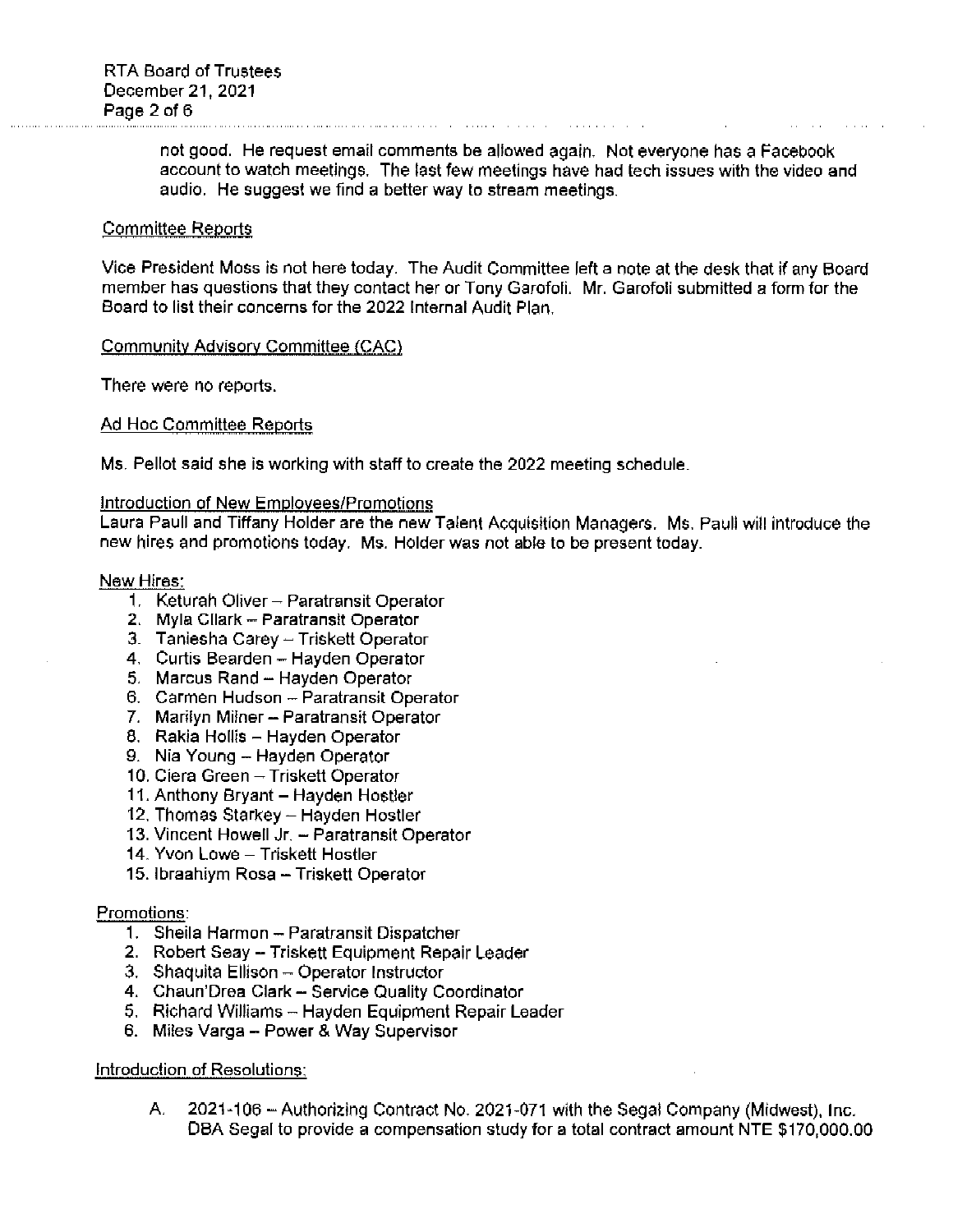not good. He request email comments be allowed again. Not everyone has a Facebook account to watch meetings. The last few meetings have had tech issues with the video and audio. He suggest we find a better way to stream meetings.

Committee Reports

Vice President Moss is not here today. The Audit Committee left a note at the desk that if any Board member has questions that they contact her or Tony Garofoli. Mr. Garofoli submitted a form for the Board to list their concerns for the 2022 Internal Audit Plan.

Community Advisory Committee (CAC)

There were no reports.

Ad Hoc Committee Reports

Ms. Pellot said she is working with staff to create the 2022 meeting schedule.

Introduction of New Employees/Promotions

Laura Paull and Tiffany Holder are the new Talent Acquisition Managers. Ms. Paull will introduce the new hires and promotions today. Ms. Holder was not able to be present today.

New Hires:

1. Keturah Oliver – Paratransit Operator
2. Myla Cllark – Paratransit Operator
3. Taniesha Carey – Triskett Operator
4. Curtis Bearden – Hayden Operator
5. Marcus Rand – Hayden Operator
6. Carmen Hudson – Paratransit Operator
7. Marilyn Milner – Paratransit Operator
8. Rakia Hollis – Hayden Operator
9. Nia Young – Hayden Operator
10. Ciera Green – Triskett Operator
11. Anthony Bryant – Hayden Hostler
12. Thomas Starkey – Hayden Hostler
13. Vincent Howell Jr. – Paratransit Operator
14. Yvon Lowe – Triskett Hostler
15. Ibraahiym Rosa – Triskett Operator

Promotions:

1. Sheila Harmon – Paratransit Dispatcher
2. Robert Seay – Triskett Equipment Repair Leader
3. Shaquita Ellison – Operator Instructor
4. Chaun'Drea Clark – Service Quality Coordinator
5. Richard Williams – Hayden Equipment Repair Leader
6. Miles Varga – Power & Way Supervisor

Introduction of Resolutions:

A. 2021-106 – Authorizing Contract No. 2021-071 with the Segal Company (Midwest), Inc. DBA Segal to provide a compensation study for a total contract amount NTE $170,000.00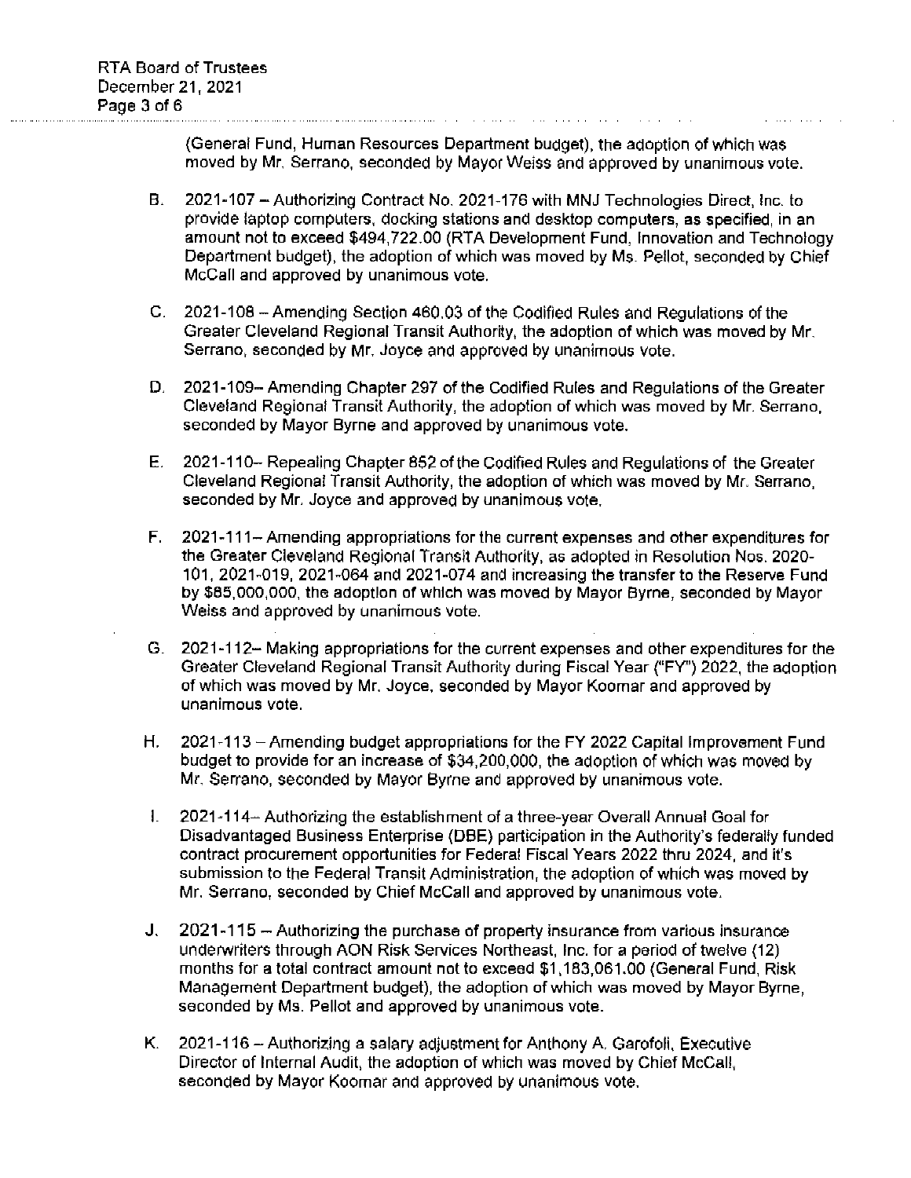(General Fund, Human Resources Department budget), the adoption of which was moved by Mr. Serrano, seconded by Mayor Weiss and approved by unanimous vote.

B. 2021-107 – Authorizing Contract No. 2021-176 with MNJ Technologies Direct, Inc. to provide laptop computers, docking stations and desktop computers, as specified, in an amount not to exceed $494,722.00 (RTA Development Fund, Innovation and Technology Department budget), the adoption of which was moved by Ms. Pellot, seconded by Chief McCall and approved by unanimous vote.

C. 2021-108 – Amending Section 460.03 of the Codified Rules and Regulations of the Greater Cleveland Regional Transit Authority, the adoption of which was moved by Mr. Serrano, seconded by Mr. Joyce and approved by unanimous vote.

D. 2021-109– Amending Chapter 297 of the Codified Rules and Regulations of the Greater Cleveland Regional Transit Authority, the adoption of which was moved by Mr. Serrano, seconded by Mayor Byrne and approved by unanimous vote.

E. 2021-110– Repealing Chapter 852 of the Codified Rules and Regulations of the Greater Cleveland Regional Transit Authority, the adoption of which was moved by Mr. Serrano, seconded by Mr. Joyce and approved by unanimous vote.

F. 2021-111– Amending appropriations for the current expenses and other expenditures for the Greater Cleveland Regional Transit Authority, as adopted in Resolution Nos. 2020-101, 2021-019, 2021-064 and 2021-074 and increasing the transfer to the Reserve Fund by $85,000,000, the adoption of which was moved by Mayor Byrne, seconded by Mayor Weiss and approved by unanimous vote.

G. 2021-112– Making appropriations for the current expenses and other expenditures for the Greater Cleveland Regional Transit Authority during Fiscal Year ("FY") 2022, the adoption of which was moved by Mr. Joyce, seconded by Mayor Koomar and approved by unanimous vote.

H. 2021-113 – Amending budget appropriations for the FY 2022 Capital Improvement Fund budget to provide for an increase of $34,200,000, the adoption of which was moved by Mr. Serrano, seconded by Mayor Byrne and approved by unanimous vote.

I. 2021-114– Authorizing the establishment of a three-year Overall Annual Goal for Disadvantaged Business Enterprise (DBE) participation in the Authority's federally funded contract procurement opportunities for Federal Fiscal Years 2022 thru 2024, and it's submission to the Federal Transit Administration, the adoption of which was moved by Mr. Serrano, seconded by Chief McCall and approved by unanimous vote.

J. 2021-115 – Authorizing the purchase of property insurance from various insurance underwriters through AON Risk Services Northeast, Inc. for a period of twelve (12) months for a total contract amount not to exceed $1,183,061.00 (General Fund, Risk Management Department budget), the adoption of which was moved by Mayor Byrne, seconded by Ms. Pellot and approved by unanimous vote.

K. 2021-116 – Authorizing a salary adjustment for Anthony A. Garofoli, Executive Director of Internal Audit, the adoption of which was moved by Chief McCall, seconded by Mayor Koomar and approved by unanimous vote.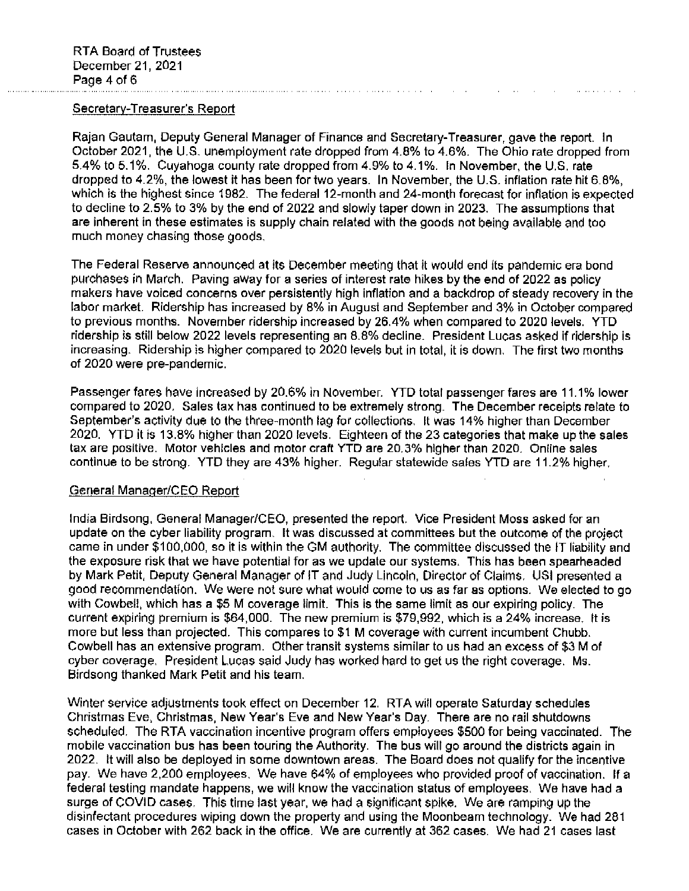RTA Board of Trustees
December 21, 2021

## Secretary-Treasurer's Report

Rajan Gautam, Deputy General Manager of Finance and Secretary-Treasurer, gave the report. In October 2021, the U.S. unemployment rate dropped from 4.8% to 4.6%. The Ohio rate dropped from 5.4% to 5.1%. Cuyahoga county rate dropped from 4.9% to 4.1%. In November, the U.S. rate dropped to 4.2%, the lowest it has been for two years. In November, the U.S. inflation rate hit 6.8%, which is the highest since 1982. The federal 12-month and 24-month forecast for inflation is expected to decline to 2.5% to 3% by the end of 2022 and slowly taper down in 2023. The assumptions that are inherent in these estimates is supply chain related with the goods not being available and too much money chasing those goods.

The Federal Reserve announced at its December meeting that it would end its pandemic era bond purchases in March. Paving away for a series of interest rate hikes by the end of 2022 as policy makers have voiced concerns over persistently high inflation and a backdrop of steady recovery in the labor market. Ridership has increased by 8% in August and September and 3% in October compared to previous months. November ridership increased by 26.4% when compared to 2020 levels. YTD ridership is still below 2022 levels representing an 8.8% decline. President Lucas asked if ridership is increasing. Ridership is higher compared to 2020 levels but in total, it is down. The first two months of 2020 were pre-pandemic.

Passenger fares have increased by 20.6% in November. YTD total passenger fares are 11.1% lower compared to 2020. Sales tax has continued to be extremely strong. The December receipts relate to September's activity due to the three-month lag for collections. It was 14% higher than December 2020. YTD it is 13.8% higher than 2020 levels. Eighteen of the 23 categories that make up the sales tax are positive. Motor vehicles and motor craft YTD are 20.3% higher than 2020. Online sales continue to be strong. YTD they are 43% higher. Regular statewide sales YTD are 11.2% higher.

## General Manager/CEO Report

India Birdsong, General Manager/CEO, presented the report. Vice President Moss asked for an update on the cyber liability program. It was discussed at committees but the outcome of the project came in under $100,000, so it is within the GM authority. The committee discussed the IT liability and the exposure risk that we have potential for as we update our systems. This has been spearheaded by Mark Petit, Deputy General Manager of IT and Judy Lincoln, Director of Claims. USI presented a good recommendation. We were not sure what would come to us as far as options. We elected to go with Cowbell, which has a $5 M coverage limit. This is the same limit as our expiring policy. The current expiring premium is $64,000. The new premium is $79,992, which is a 24% increase. It is more but less than projected. This compares to $1 M coverage with current incumbent Chubb. Cowbell has an extensive program. Other transit systems similar to us had an excess of $3 M of cyber coverage. President Lucas said Judy has worked hard to get us the right coverage. Ms. Birdsong thanked Mark Petit and his team.

Winter service adjustments took effect on December 12. RTA will operate Saturday schedules Christmas Eve, Christmas, New Year's Eve and New Year's Day. There are no rail shutdowns scheduled. The RTA vaccination incentive program offers employees $500 for being vaccinated. The mobile vaccination bus has been touring the Authority. The bus will go around the districts again in 2022. It will also be deployed in some downtown areas. The Board does not qualify for the incentive pay. We have 2,200 employees. We have 64% of employees who provided proof of vaccination. If a federal testing mandate happens, we will know the vaccination status of employees. We have had a surge of COVID cases. This time last year, we had a significant spike. We are ramping up the disinfectant procedures wiping down the property and using the Moonbeam technology. We had 281 cases in October with 262 back in the office. We are currently at 362 cases. We had 21 cases last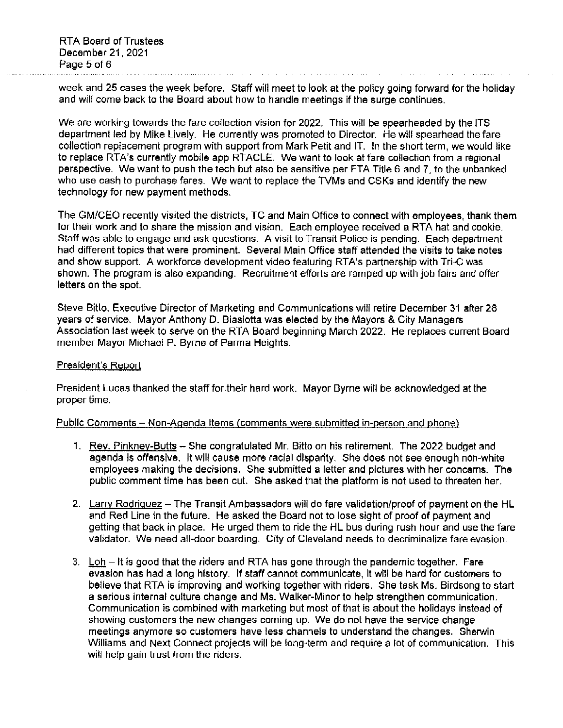week and 25 cases the week before. Staff will meet to look at the policy going forward for the holiday and will come back to the Board about how to handle meetings if the surge continues.

We are working towards the fare collection vision for 2022. This will be spearheaded by the ITS department led by Mike Lively. He currently was promoted to Director. He will spearhead the fare collection replacement program with support from Mark Petit and IT. In the short term, we would like to replace RTA's currently mobile app RTACLE. We want to look at fare collection from a regional perspective. We want to push the tech but also be sensitive per FTA Title 6 and 7, to the unbanked who use cash to purchase fares. We want to replace the TVMs and CSKs and identify the new technology for new payment methods.

The GM/CEO recently visited the districts, TC and Main Office to connect with employees, thank them for their work and to share the mission and vision. Each employee received a RTA hat and cookie. Staff was able to engage and ask questions. A visit to Transit Police is pending. Each department had different topics that were prominent. Several Main Office staff attended the visits to take notes and show support. A workforce development video featuring RTA's partnership with Tri-C was shown. The program is also expanding. Recruitment efforts are ramped up with job fairs and offer letters on the spot.

Steve Bitto, Executive Director of Marketing and Communications will retire December 31 after 28 years of service. Mayor Anthony D. Biasiotta was elected by the Mayors & City Managers Association last week to serve on the RTA Board beginning March 2022. He replaces current Board member Mayor Michael P. Byrne of Parma Heights.

President's Report

President Lucas thanked the staff for their hard work. Mayor Byrne will be acknowledged at the proper time.

Public Comments – Non-Agenda Items (comments were submitted in-person and phone)

1. Rev. Pinkney-Butts – She congratulated Mr. Bitto on his retirement. The 2022 budget and agenda is offensive. It will cause more racial disparity. She does not see enough non-white employees making the decisions. She submitted a letter and pictures with her concerns. The public comment time has been cut. She asked that the platform is not used to threaten her.

2. Larry Rodriguez – The Transit Ambassadors will do fare validation/proof of payment on the HL and Red Line in the future. He asked the Board not to lose sight of proof of payment and getting that back in place. He urged them to ride the HL bus during rush hour and use the fare validator. We need all-door boarding. City of Cleveland needs to decriminalize fare evasion.

3. Loh – It is good that the riders and RTA has gone through the pandemic together. Fare evasion has had a long history. If staff cannot communicate, it will be hard for customers to believe that RTA is improving and working together with riders. She task Ms. Birdsong to start a serious internal culture change and Ms. Walker-Minor to help strengthen communication. Communication is combined with marketing but most of that is about the holidays instead of showing customers the new changes coming up. We do not have the service change meetings anymore so customers have less channels to understand the changes. Sherwin Williams and Next Connect projects will be long-term and require a lot of communication. This will help gain trust from the riders.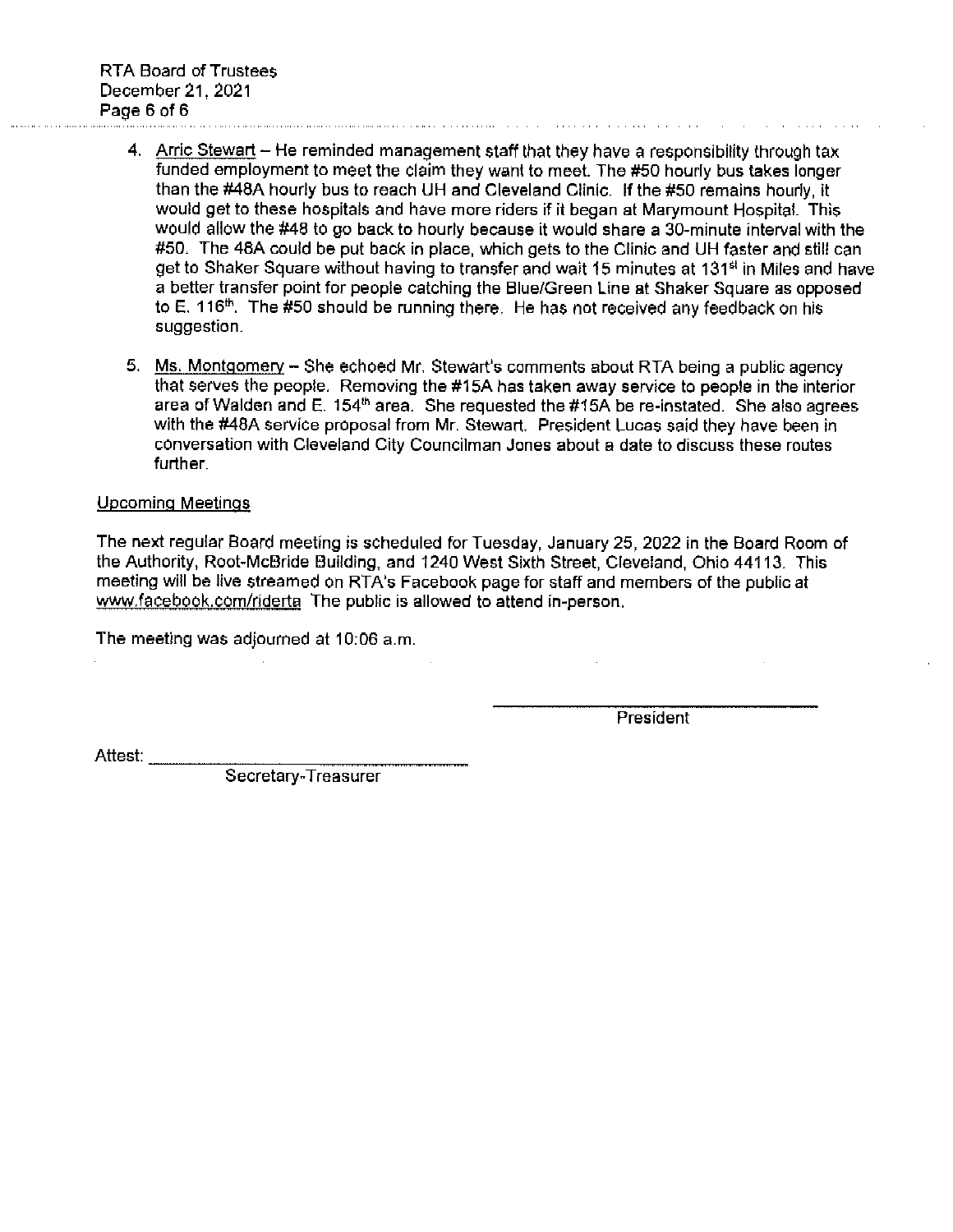4. Arric Stewart – He reminded management staff that they have a responsibility through tax funded employment to meet the claim they want to meet. The #50 hourly bus takes longer than the #48A hourly bus to reach UH and Cleveland Clinic. If the #50 remains hourly, it would get to these hospitals and have more riders if it began at Marymount Hospital. This would allow the #48 to go back to hourly because it would share a 30-minute interval with the #50. The 48A could be put back in place, which gets to the Clinic and UH faster and still can get to Shaker Square without having to transfer and wait 15 minutes at 131st in Miles and have a better transfer point for people catching the Blue/Green Line at Shaker Square as opposed to E. 116th. The #50 should be running there. He has not received any feedback on his suggestion.

5. Ms. Montgomery – She echoed Mr. Stewart's comments about RTA being a public agency that serves the people. Removing the #15A has taken away service to people in the interior area of Walden and E. 154th area. She requested the #15A be re-instated. She also agrees with the #48A service proposal from Mr. Stewart. President Lucas said they have been in conversation with Cleveland City Councilman Jones about a date to discuss these routes further.

## Upcoming Meetings

The next regular Board meeting is scheduled for Tuesday, January 25, 2022 in the Board Room of the Authority, Root-McBride Building, and 1240 West Sixth Street, Cleveland, Ohio 44113. This meeting will be live streamed on RTA's Facebook page for staff and members of the public at www.facebook.com/riderta The public is allowed to attend in-person.

The meeting was adjourned at 10:06 a.m.

\_\_\_\_\_\_\_\_\_\_\_\_\_\_\_\_\_\_\_\_\_\_\_\_\_\_\_\_\_\_
President

Attest: \_\_\_\_\_\_\_\_\_\_\_\_\_\_\_\_\_\_\_\_\_\_\_\_\_\_\_\_\_\_
Secretary-Treasurer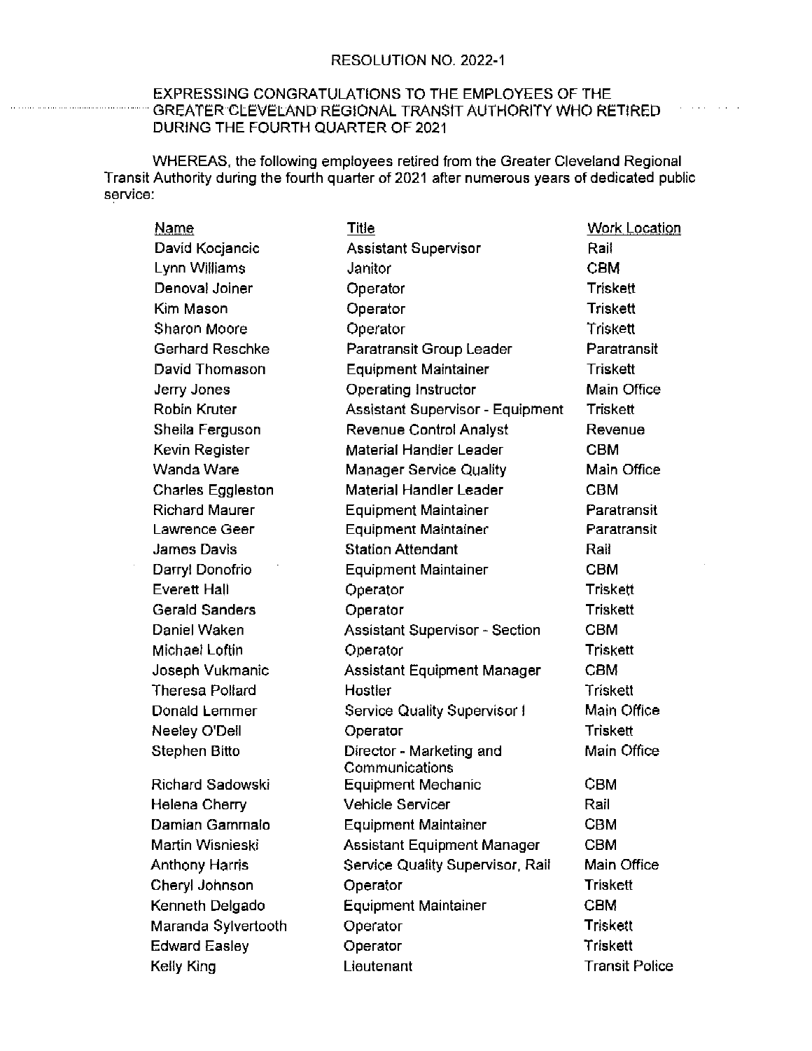RESOLUTION NO. 2022-1

EXPRESSING CONGRATULATIONS TO THE EMPLOYEES OF THE GREATER CLEVELAND REGIONAL TRANSIT AUTHORITY WHO RETIRED DURING THE FOURTH QUARTER OF 2021

WHEREAS, the following employees retired from the Greater Cleveland Regional Transit Authority during the fourth quarter of 2021 after numerous years of dedicated public service:

| Name | Title | Work Location |
|---|---|---|
| David Kocjancic | Assistant Supervisor | Rail |
| Lynn Williams | Janitor | CBM |
| Denoval Joiner | Operator | Triskett |
| Kim Mason | Operator | Triskett |
| Sharon Moore | Operator | Triskett |
| Gerhard Reschke | Paratransit Group Leader | Paratransit |
| David Thomason | Equipment Maintainer | Triskett |
| Jerry Jones | Operating Instructor | Main Office |
| Robin Kruter | Assistant Supervisor - Equipment | Triskett |
| Sheila Ferguson | Revenue Control Analyst | Revenue |
| Kevin Register | Material Handler Leader | CBM |
| Wanda Ware | Manager Service Quality | Main Office |
| Charles Eggleston | Material Handler Leader | CBM |
| Richard Maurer | Equipment Maintainer | Paratransit |
| Lawrence Geer | Equipment Maintainer | Paratransit |
| James Davis | Station Attendant | Rail |
| Darryl Donofrio | Equipment Maintainer | CBM |
| Everett Hall | Operator | Triskett |
| Gerald Sanders | Operator | Triskett |
| Daniel Waken | Assistant Supervisor - Section | CBM |
| Michael Loftin | Operator | Triskett |
| Joseph Vukmanic | Assistant Equipment Manager | CBM |
| Theresa Pollard | Hostler | Triskett |
| Donald Lemmer | Service Quality Supervisor I | Main Office |
| Neeley O'Dell | Operator | Triskett |
| Stephen Bitto | Director - Marketing and Communications | Main Office |
| Richard Sadowski | Equipment Mechanic | CBM |
| Helena Cherry | Vehicle Servicer | Rail |
| Damian Gammalo | Equipment Maintainer | CBM |
| Martin Wisnieski | Assistant Equipment Manager | CBM |
| Anthony Harris | Service Quality Supervisor, Rail | Main Office |
| Cheryl Johnson | Operator | Triskett |
| Kenneth Delgado | Equipment Maintainer | CBM |
| Maranda Sylvertooth | Operator | Triskett |
| Edward Easley | Operator | Triskett |
| Kelly King | Lieutenant | Transit Police |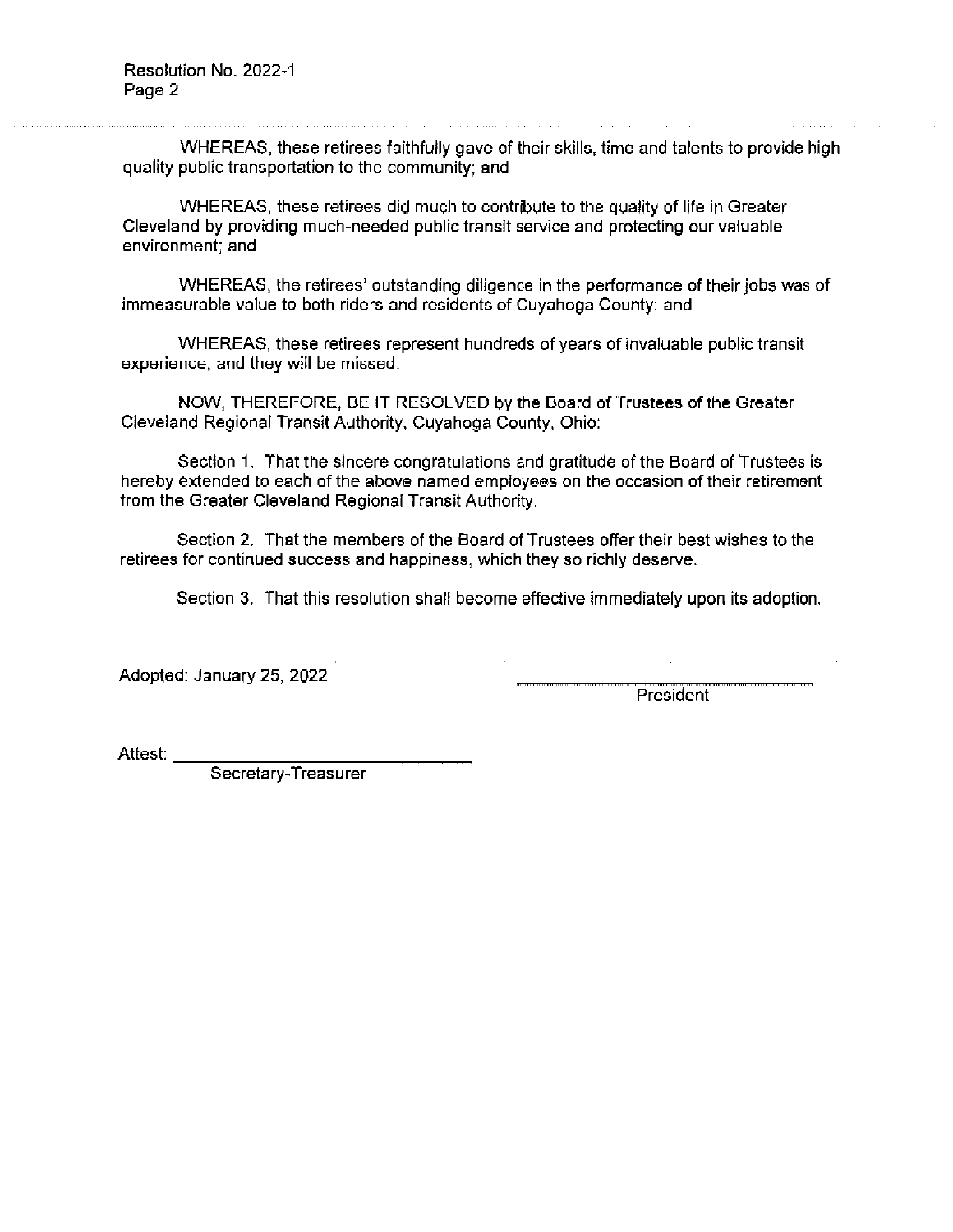WHEREAS, these retirees faithfully gave of their skills, time and talents to provide high quality public transportation to the community; and

WHEREAS, these retirees did much to contribute to the quality of life in Greater Cleveland by providing much-needed public transit service and protecting our valuable environment; and

WHEREAS, the retirees' outstanding diligence in the performance of their jobs was of immeasurable value to both riders and residents of Cuyahoga County; and

WHEREAS, these retirees represent hundreds of years of invaluable public transit experience, and they will be missed.

NOW, THEREFORE, BE IT RESOLVED by the Board of Trustees of the Greater Cleveland Regional Transit Authority, Cuyahoga County, Ohio:

Section 1. That the sincere congratulations and gratitude of the Board of Trustees is hereby extended to each of the above named employees on the occasion of their retirement from the Greater Cleveland Regional Transit Authority.

Section 2. That the members of the Board of Trustees offer their best wishes to the retirees for continued success and happiness, which they so richly deserve.

Section 3. That this resolution shall become effective immediately upon its adoption.

Adopted: January 25, 2022

______________________________
President

Attest: ______________________________
Secretary-Treasurer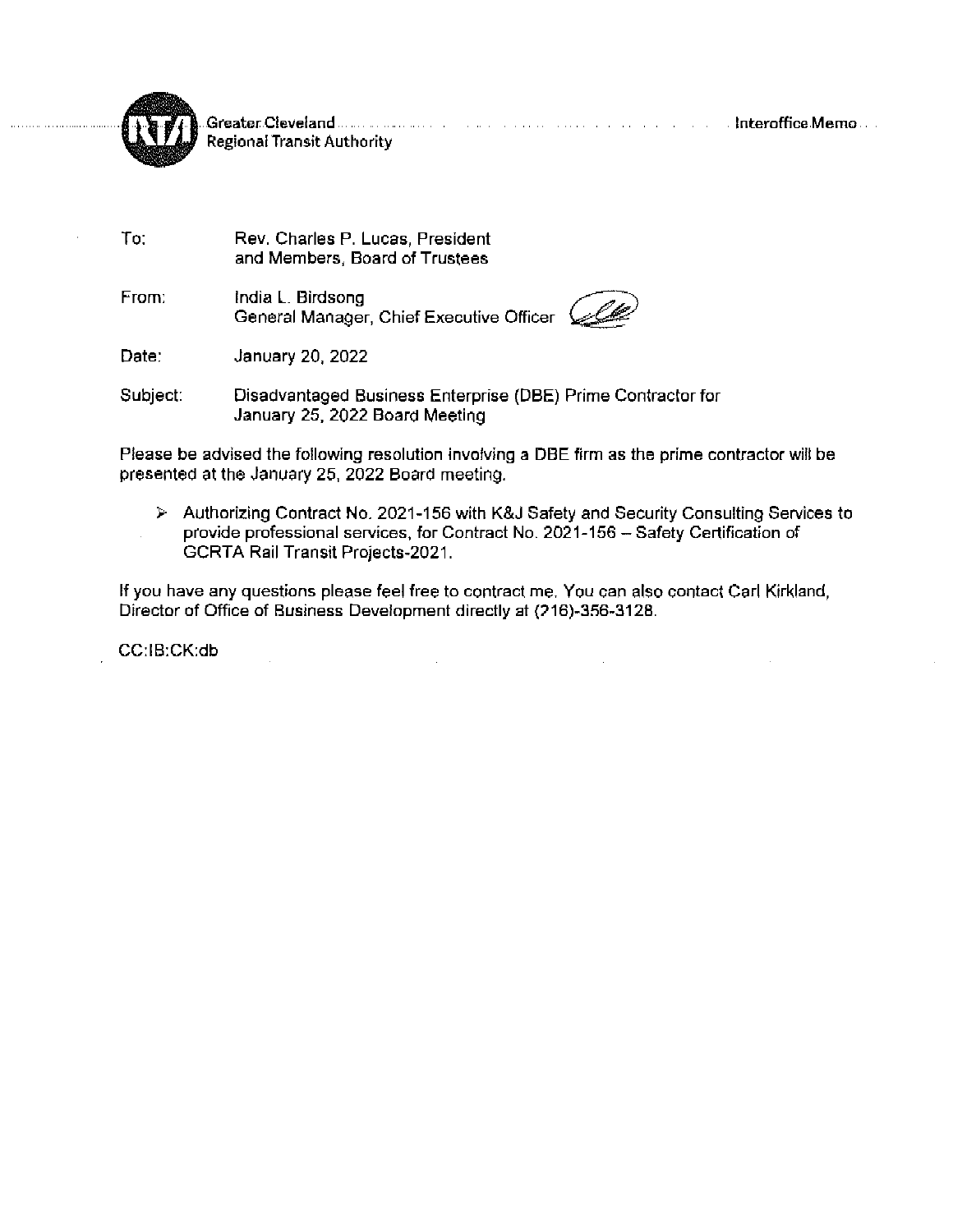Greater Cleveland Regional Transit Authority — Interoffice Memo

To: Rev. Charles P. Lucas, President
and Members, Board of Trustees

From: India L. Birdsong
General Manager, Chief Executive Officer

Date: January 20, 2022

Subject: Disadvantaged Business Enterprise (DBE) Prime Contractor for January 25, 2022 Board Meeting

Please be advised the following resolution involving a DBE firm as the prime contractor will be presented at the January 25, 2022 Board meeting.

- Authorizing Contract No. 2021-156 with K&J Safety and Security Consulting Services to provide professional services, for Contract No. 2021-156 – Safety Certification of GCRTA Rail Transit Projects-2021.

If you have any questions please feel free to contract me. You can also contact Carl Kirkland, Director of Office of Business Development directly at (216)-356-3128.

CC:IB:CK:db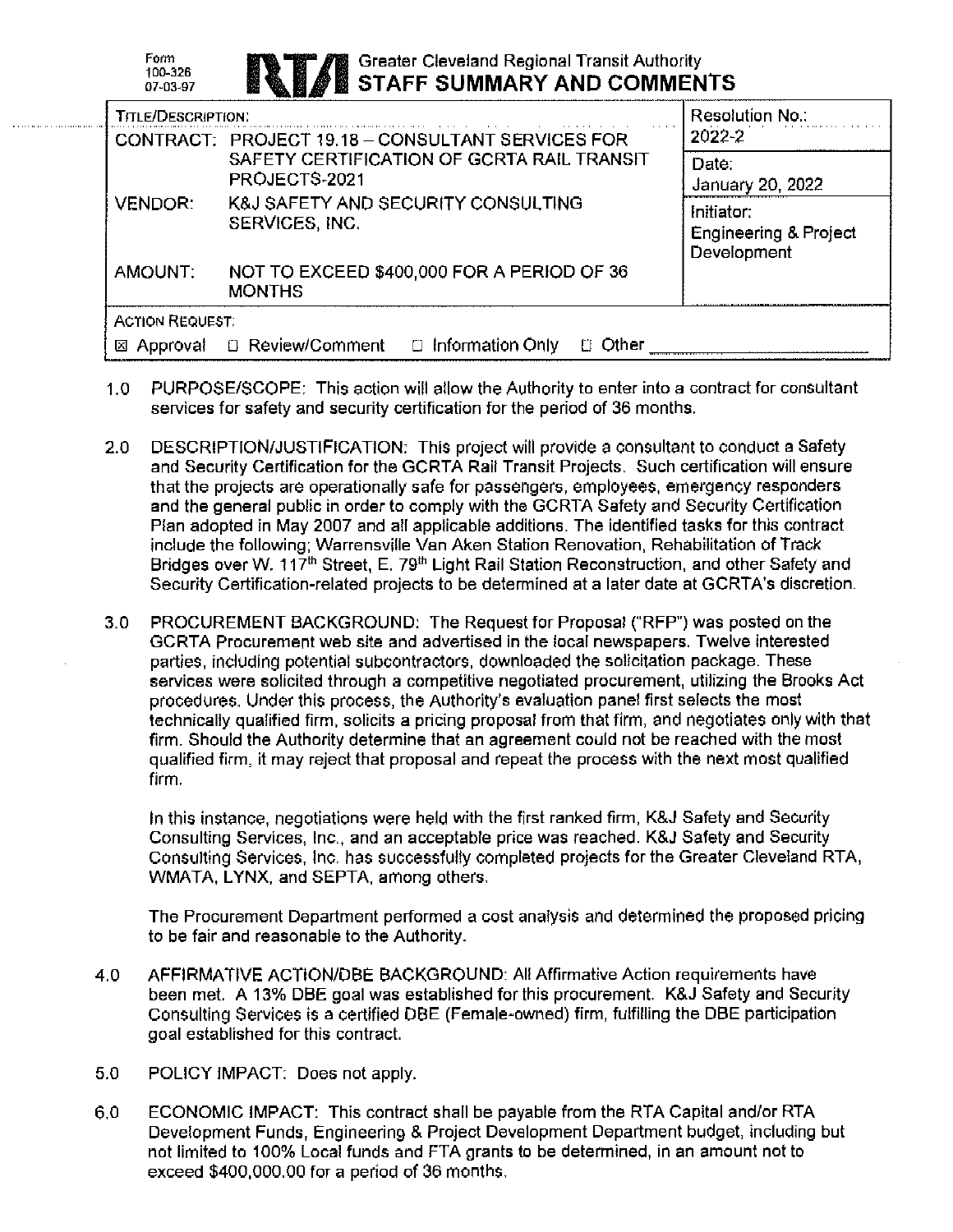Form 100-326 07-03-97

**Greater Cleveland Regional Transit Authority**
# STAFF SUMMARY AND COMMENTS

| TITLE/DESCRIPTION: | | Resolution No.: 2022-2 |
|---|---|---|
| CONTRACT: | PROJECT 19.18 – CONSULTANT SERVICES FOR SAFETY CERTIFICATION OF GCRTA RAIL TRANSIT PROJECTS-2021 | Date: January 20, 2022 |
| VENDOR: | K&J SAFETY AND SECURITY CONSULTING SERVICES, INC. | Initiator: Engineering & Project Development |
| AMOUNT: | NOT TO EXCEED $400,000 FOR A PERIOD OF 36 MONTHS | |
| ACTION REQUEST: | ☒ Approval ☐ Review/Comment ☐ Information Only ☐ Other ____ | |

1.0 PURPOSE/SCOPE: This action will allow the Authority to enter into a contract for consultant services for safety and security certification for the period of 36 months.

2.0 DESCRIPTION/JUSTIFICATION: This project will provide a consultant to conduct a Safety and Security Certification for the GCRTA Rail Transit Projects. Such certification will ensure that the projects are operationally safe for passengers, employees, emergency responders and the general public in order to comply with the GCRTA Safety and Security Certification Plan adopted in May 2007 and all applicable additions. The identified tasks for this contract include the following; Warrensville Van Aken Station Renovation, Rehabilitation of Track Bridges over W. 117th Street, E. 79th Light Rail Station Reconstruction, and other Safety and Security Certification-related projects to be determined at a later date at GCRTA's discretion.

3.0 PROCUREMENT BACKGROUND: The Request for Proposal ("RFP") was posted on the GCRTA Procurement web site and advertised in the local newspapers. Twelve interested parties, including potential subcontractors, downloaded the solicitation package. These services were solicited through a competitive negotiated procurement, utilizing the Brooks Act procedures. Under this process, the Authority's evaluation panel first selects the most technically qualified firm, solicits a pricing proposal from that firm, and negotiates only with that firm. Should the Authority determine that an agreement could not be reached with the most qualified firm, it may reject that proposal and repeat the process with the next most qualified firm.

In this instance, negotiations were held with the first ranked firm, K&J Safety and Security Consulting Services, Inc., and an acceptable price was reached. K&J Safety and Security Consulting Services, Inc. has successfully completed projects for the Greater Cleveland RTA, WMATA, LYNX, and SEPTA, among others.

The Procurement Department performed a cost analysis and determined the proposed pricing to be fair and reasonable to the Authority.

4.0 AFFIRMATIVE ACTION/DBE BACKGROUND: All Affirmative Action requirements have been met. A 13% DBE goal was established for this procurement. K&J Safety and Security Consulting Services is a certified DBE (Female-owned) firm, fulfilling the DBE participation goal established for this contract.

5.0 POLICY IMPACT: Does not apply.

6.0 ECONOMIC IMPACT: This contract shall be payable from the RTA Capital and/or RTA Development Funds, Engineering & Project Development Department budget, including but not limited to 100% Local funds and FTA grants to be determined, in an amount not to exceed $400,000.00 for a period of 36 months.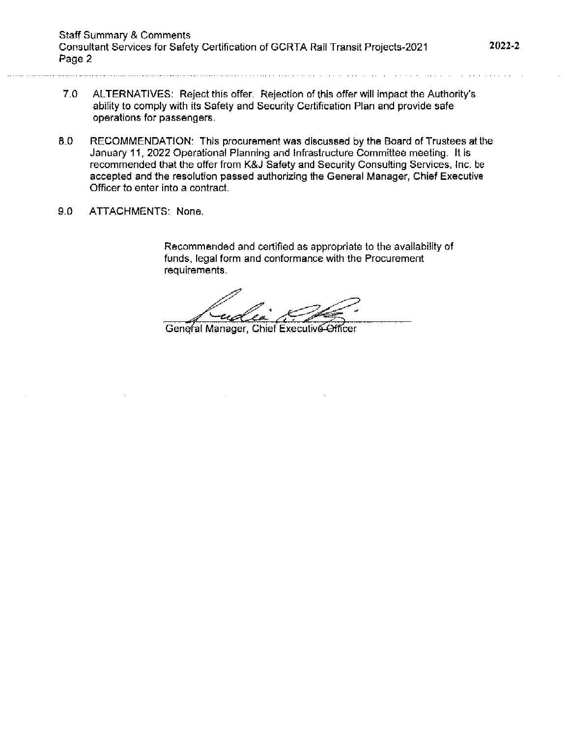7.0 ALTERNATIVES: Reject this offer. Rejection of this offer will impact the Authority's ability to comply with its Safety and Security Certification Plan and provide safe operations for passengers.

8.0 RECOMMENDATION: This procurement was discussed by the Board of Trustees at the January 11, 2022 Operational Planning and Infrastructure Committee meeting. It is recommended that the offer from K&J Safety and Security Consulting Services, Inc. be accepted and the resolution passed authorizing the General Manager, Chief Executive Officer to enter into a contract.

9.0 ATTACHMENTS: None.

Recommended and certified as appropriate to the availability of funds, legal form and conformance with the Procurement requirements.

General Manager, Chief Executive Officer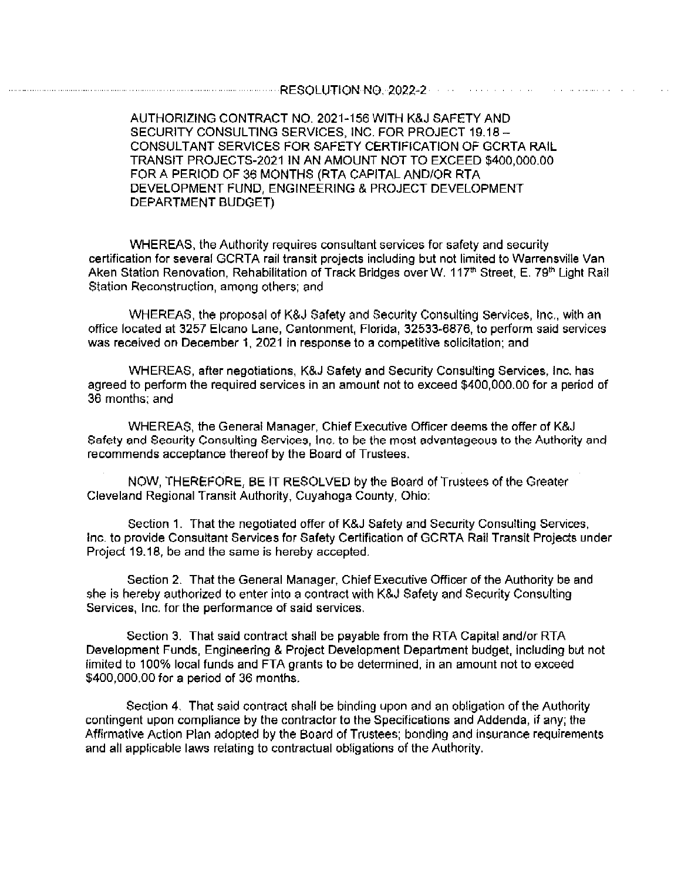RESOLUTION NO. 2022-2

AUTHORIZING CONTRACT NO. 2021-156 WITH K&J SAFETY AND SECURITY CONSULTING SERVICES, INC. FOR PROJECT 19.18 – CONSULTANT SERVICES FOR SAFETY CERTIFICATION OF GCRTA RAIL TRANSIT PROJECTS-2021 IN AN AMOUNT NOT TO EXCEED $400,000.00 FOR A PERIOD OF 36 MONTHS (RTA CAPITAL AND/OR RTA DEVELOPMENT FUND, ENGINEERING & PROJECT DEVELOPMENT DEPARTMENT BUDGET)

WHEREAS, the Authority requires consultant services for safety and security certification for several GCRTA rail transit projects including but not limited to Warrensville Van Aken Station Renovation, Rehabilitation of Track Bridges over W. 117th Street, E. 79th Light Rail Station Reconstruction, among others; and

WHEREAS, the proposal of K&J Safety and Security Consulting Services, Inc., with an office located at 3257 Elcano Lane, Cantonment, Florida, 32533-6876, to perform said services was received on December 1, 2021 in response to a competitive solicitation; and

WHEREAS, after negotiations, K&J Safety and Security Consulting Services, Inc. has agreed to perform the required services in an amount not to exceed $400,000.00 for a period of 36 months; and

WHEREAS, the General Manager, Chief Executive Officer deems the offer of K&J Safety and Security Consulting Services, Inc. to be the most advantageous to the Authority and recommends acceptance thereof by the Board of Trustees.

NOW, THEREFORE, BE IT RESOLVED by the Board of Trustees of the Greater Cleveland Regional Transit Authority, Cuyahoga County, Ohio:

Section 1. That the negotiated offer of K&J Safety and Security Consulting Services, Inc. to provide Consultant Services for Safety Certification of GCRTA Rail Transit Projects under Project 19.18, be and the same is hereby accepted.

Section 2. That the General Manager, Chief Executive Officer of the Authority be and she is hereby authorized to enter into a contract with K&J Safety and Security Consulting Services, Inc. for the performance of said services.

Section 3. That said contract shall be payable from the RTA Capital and/or RTA Development Funds, Engineering & Project Development Department budget, including but not limited to 100% local funds and FTA grants to be determined, in an amount not to exceed $400,000.00 for a period of 36 months.

Section 4. That said contract shall be binding upon and an obligation of the Authority contingent upon compliance by the contractor to the Specifications and Addenda, if any; the Affirmative Action Plan adopted by the Board of Trustees; bonding and insurance requirements and all applicable laws relating to contractual obligations of the Authority.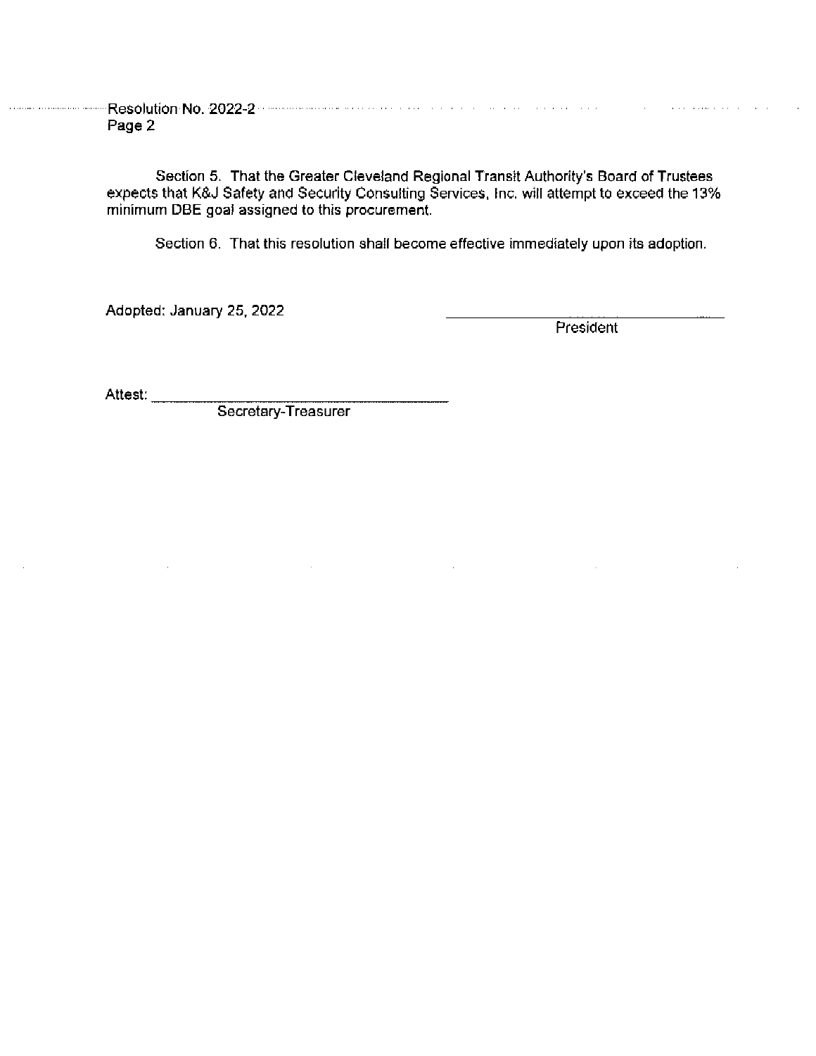Section 5. That the Greater Cleveland Regional Transit Authority's Board of Trustees expects that K&J Safety and Security Consulting Services, Inc. will attempt to exceed the 13% minimum DBE goal assigned to this procurement.

Section 6. That this resolution shall become effective immediately upon its adoption.

Adopted: January 25, 2022

\_\_\_\_\_\_\_\_\_\_\_\_\_\_\_\_\_\_\_\_\_\_\_\_\_\_\_\_\_\_
President

Attest: \_\_\_\_\_\_\_\_\_\_\_\_\_\_\_\_\_\_\_\_\_\_\_\_\_\_\_\_\_\_
Secretary-Treasurer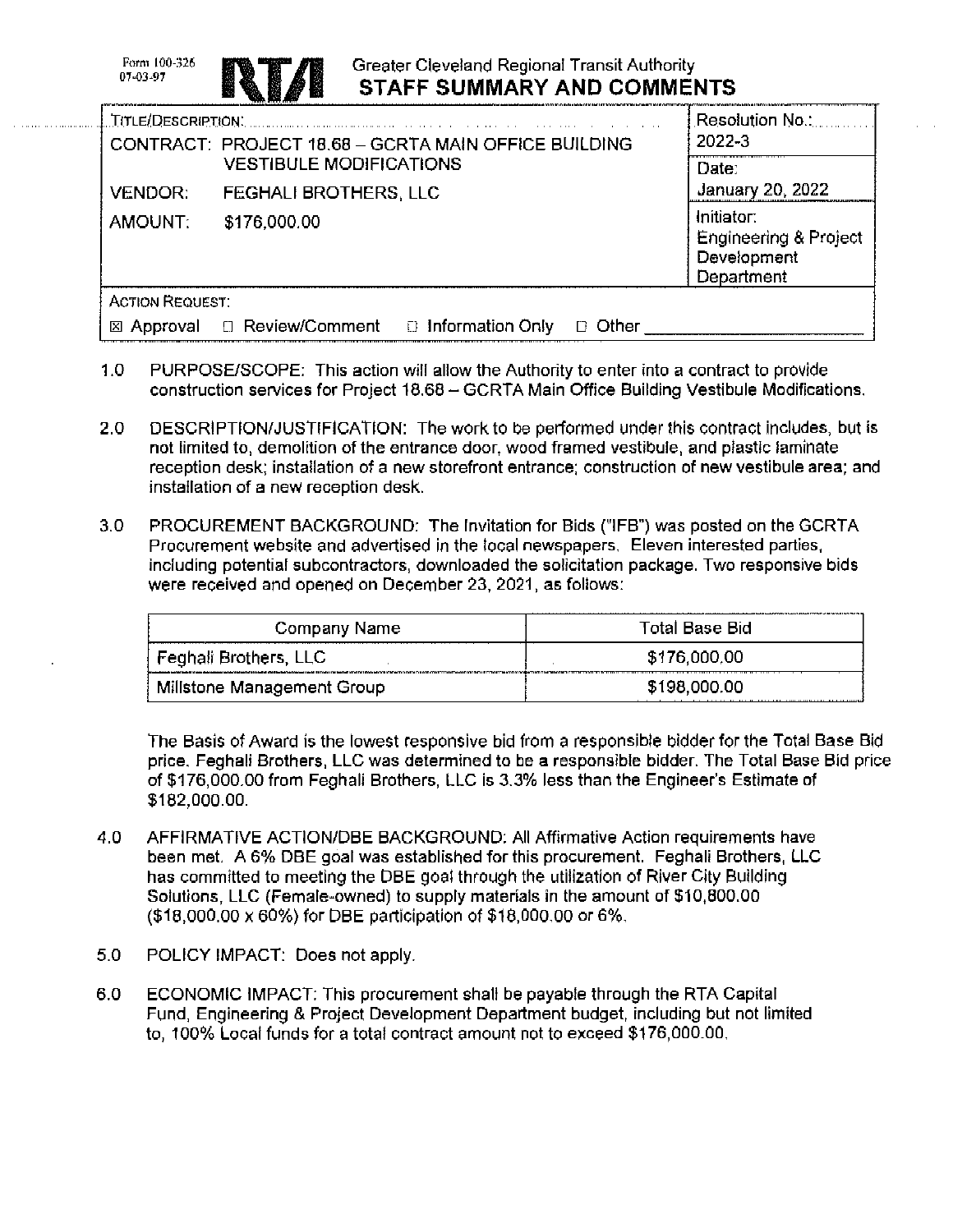Form 100-326
07-03-97

RTA Greater Cleveland Regional Transit Authority

# STAFF SUMMARY AND COMMENTS

| TITLE/DESCRIPTION: | Resolution No.: 2022-3 |
|---|---|
| CONTRACT: PROJECT 18.68 – GCRTA MAIN OFFICE BUILDING VESTIBULE MODIFICATIONS | Date: January 20, 2022 |
| VENDOR: FEGHALI BROTHERS, LLC | |
| AMOUNT: $176,000.00 | Initiator: Engineering & Project Development Department |
| ACTION REQUEST: ☒ Approval ☐ Review/Comment ☐ Information Only ☐ Other ______ | |

1.0 PURPOSE/SCOPE: This action will allow the Authority to enter into a contract to provide construction services for Project 18.68 – GCRTA Main Office Building Vestibule Modifications.

2.0 DESCRIPTION/JUSTIFICATION: The work to be performed under this contract includes, but is not limited to, demolition of the entrance door, wood framed vestibule, and plastic laminate reception desk; installation of a new storefront entrance; construction of new vestibule area; and installation of a new reception desk.

3.0 PROCUREMENT BACKGROUND: The Invitation for Bids ("IFB") was posted on the GCRTA Procurement website and advertised in the local newspapers. Eleven interested parties, including potential subcontractors, downloaded the solicitation package. Two responsive bids were received and opened on December 23, 2021, as follows:

| Company Name | Total Base Bid |
|---|---|
| Feghali Brothers, LLC | $176,000.00 |
| Millstone Management Group | $198,000.00 |

The Basis of Award is the lowest responsive bid from a responsible bidder for the Total Base Bid price. Feghali Brothers, LLC was determined to be a responsible bidder. The Total Base Bid price of $176,000.00 from Feghali Brothers, LLC is 3.3% less than the Engineer's Estimate of $182,000.00.

4.0 AFFIRMATIVE ACTION/DBE BACKGROUND: All Affirmative Action requirements have been met. A 6% DBE goal was established for this procurement. Feghali Brothers, LLC has committed to meeting the DBE goal through the utilization of River City Building Solutions, LLC (Female-owned) to supply materials in the amount of $10,800.00 ($18,000.00 x 60%) for DBE participation of $18,000.00 or 6%.

5.0 POLICY IMPACT: Does not apply.

6.0 ECONOMIC IMPACT: This procurement shall be payable through the RTA Capital Fund, Engineering & Project Development Department budget, including but not limited to, 100% Local funds for a total contract amount not to exceed $176,000.00.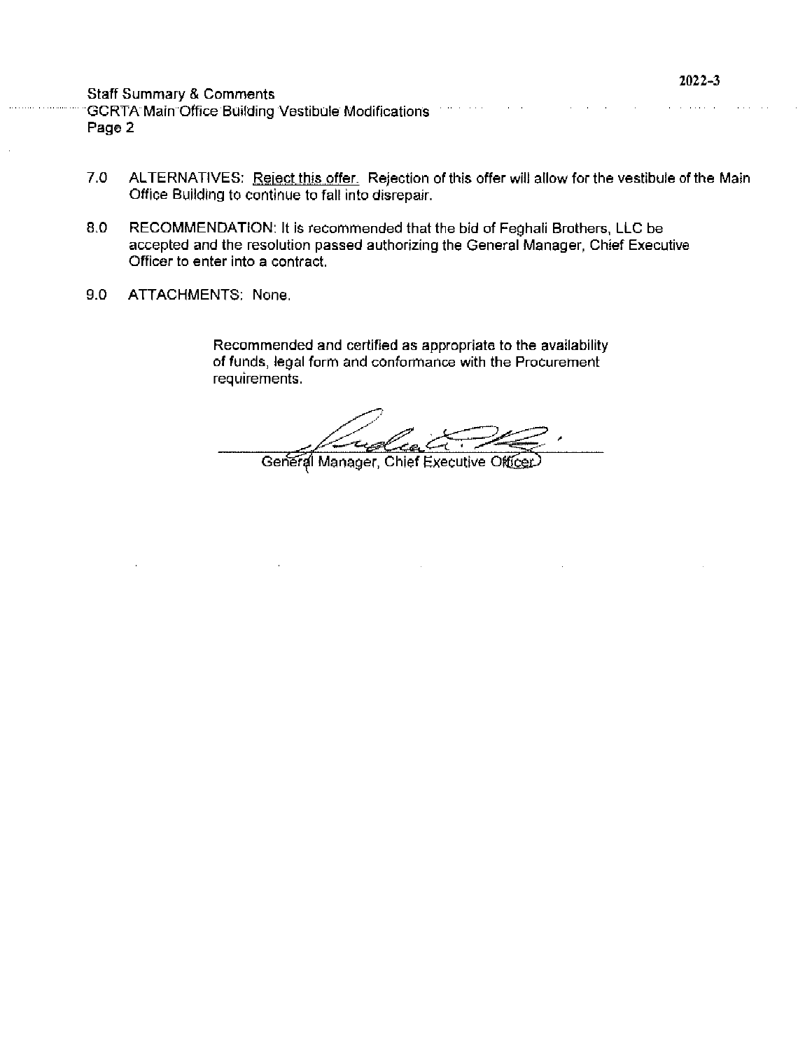7.0 ALTERNATIVES: Reject this offer. Rejection of this offer will allow for the vestibule of the Main Office Building to continue to fall into disrepair.

8.0 RECOMMENDATION: It is recommended that the bid of Feghali Brothers, LLC be accepted and the resolution passed authorizing the General Manager, Chief Executive Officer to enter into a contract.

9.0 ATTACHMENTS: None.

Recommended and certified as appropriate to the availability of funds, legal form and conformance with the Procurement requirements.

General Manager, Chief Executive Officer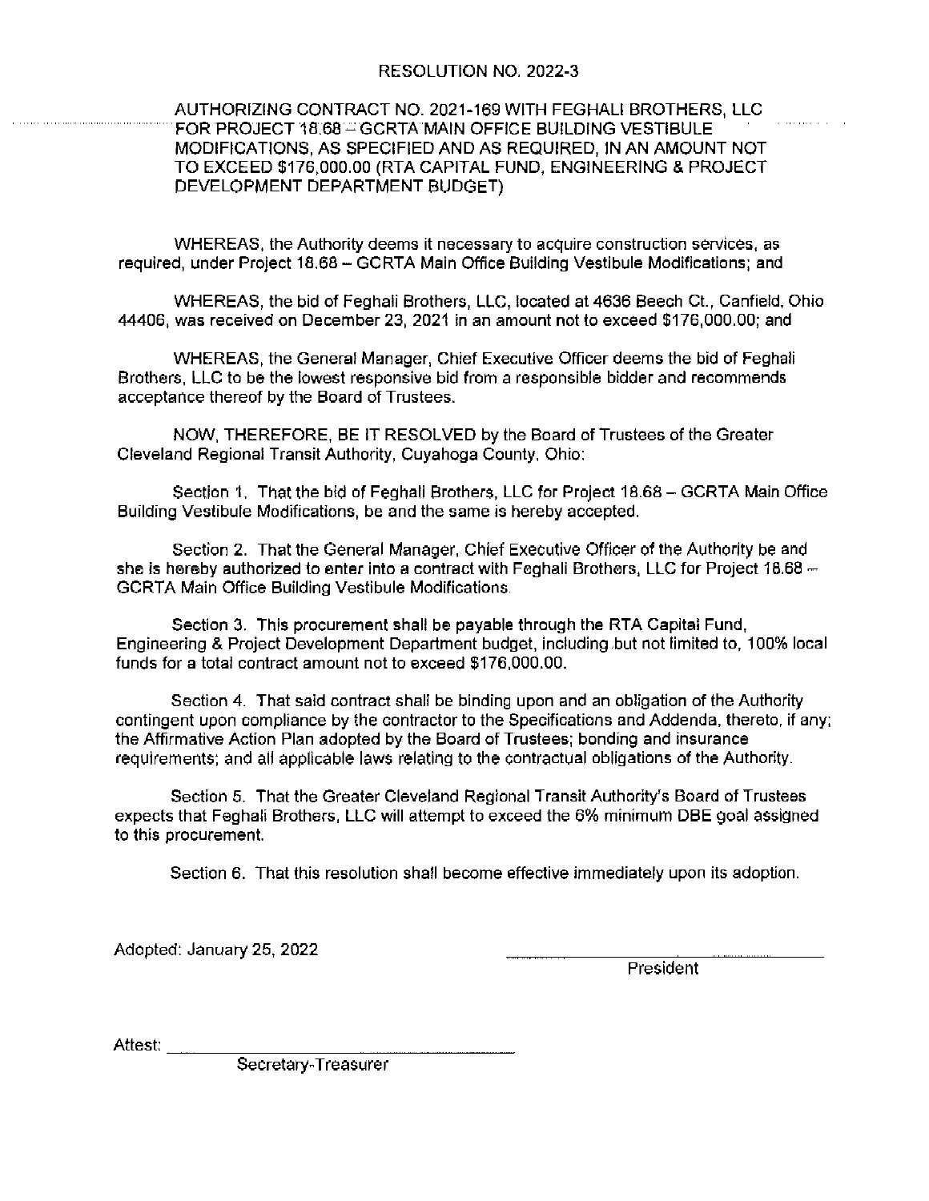# RESOLUTION NO. 2022-3

AUTHORIZING CONTRACT NO. 2021-169 WITH FEGHALI BROTHERS, LLC FOR PROJECT 18.68 – GCRTA MAIN OFFICE BUILDING VESTIBULE MODIFICATIONS, AS SPECIFIED AND AS REQUIRED, IN AN AMOUNT NOT TO EXCEED $176,000.00 (RTA CAPITAL FUND, ENGINEERING & PROJECT DEVELOPMENT DEPARTMENT BUDGET)

WHEREAS, the Authority deems it necessary to acquire construction services, as required, under Project 18.68 – GCRTA Main Office Building Vestibule Modifications; and

WHEREAS, the bid of Feghali Brothers, LLC, located at 4636 Beech Ct., Canfield, Ohio 44406, was received on December 23, 2021 in an amount not to exceed $176,000.00; and

WHEREAS, the General Manager, Chief Executive Officer deems the bid of Feghali Brothers, LLC to be the lowest responsive bid from a responsible bidder and recommends acceptance thereof by the Board of Trustees.

NOW, THEREFORE, BE IT RESOLVED by the Board of Trustees of the Greater Cleveland Regional Transit Authority, Cuyahoga County, Ohio:

Section 1. That the bid of Feghali Brothers, LLC for Project 18.68 – GCRTA Main Office Building Vestibule Modifications, be and the same is hereby accepted.

Section 2. That the General Manager, Chief Executive Officer of the Authority be and she is hereby authorized to enter into a contract with Feghali Brothers, LLC for Project 18.68 – GCRTA Main Office Building Vestibule Modifications.

Section 3. This procurement shall be payable through the RTA Capital Fund, Engineering & Project Development Department budget, including but not limited to, 100% local funds for a total contract amount not to exceed $176,000.00.

Section 4. That said contract shall be binding upon and an obligation of the Authority contingent upon compliance by the contractor to the Specifications and Addenda, thereto, if any; the Affirmative Action Plan adopted by the Board of Trustees; bonding and insurance requirements; and all applicable laws relating to the contractual obligations of the Authority.

Section 5. That the Greater Cleveland Regional Transit Authority's Board of Trustees expects that Feghali Brothers, LLC will attempt to exceed the 6% minimum DBE goal assigned to this procurement.

Section 6. That this resolution shall become effective immediately upon its adoption.

Adopted: January 25, 2022

_______________________
President

Attest: _______________________
Secretary-Treasurer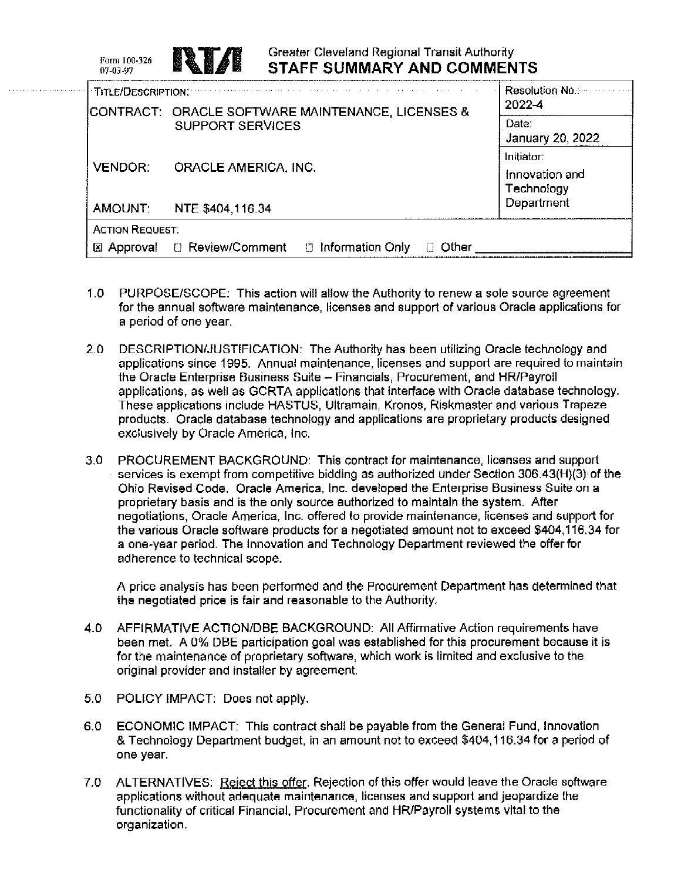Form 100-326
07-03-97

Greater Cleveland Regional Transit Authority
## STAFF SUMMARY AND COMMENTS

| TITLE/DESCRIPTION: | Resolution No.: 2022-4 |
| --- | --- |
| CONTRACT: ORACLE SOFTWARE MAINTENANCE, LICENSES & SUPPORT SERVICES | Date: January 20, 2022 |
| VENDOR: ORACLE AMERICA, INC. | Initiator: Innovation and Technology Department |
| AMOUNT: NTE $404,116.34 | |
| ACTION REQUEST: ☒ Approval ☐ Review/Comment ☐ Information Only ☐ Other ____ | |

1.0 PURPOSE/SCOPE: This action will allow the Authority to renew a sole source agreement for the annual software maintenance, licenses and support of various Oracle applications for a period of one year.

2.0 DESCRIPTION/JUSTIFICATION: The Authority has been utilizing Oracle technology and applications since 1995. Annual maintenance, licenses and support are required to maintain the Oracle Enterprise Business Suite – Financials, Procurement, and HR/Payroll applications, as well as GCRTA applications that interface with Oracle database technology. These applications include HASTUS, Ultramain, Kronos, Riskmaster and various Trapeze products. Oracle database technology and applications are proprietary products designed exclusively by Oracle America, Inc.

3.0 PROCUREMENT BACKGROUND: This contract for maintenance, licenses and support services is exempt from competitive bidding as authorized under Section 306.43(H)(3) of the Ohio Revised Code. Oracle America, Inc. developed the Enterprise Business Suite on a proprietary basis and is the only source authorized to maintain the system. After negotiations, Oracle America, Inc. offered to provide maintenance, licenses and support for the various Oracle software products for a negotiated amount not to exceed $404,116.34 for a one-year period. The Innovation and Technology Department reviewed the offer for adherence to technical scope.

A price analysis has been performed and the Procurement Department has determined that the negotiated price is fair and reasonable to the Authority.

4.0 AFFIRMATIVE ACTION/DBE BACKGROUND: All Affirmative Action requirements have been met. A 0% DBE participation goal was established for this procurement because it is for the maintenance of proprietary software, which work is limited and exclusive to the original provider and installer by agreement.

5.0 POLICY IMPACT: Does not apply.

6.0 ECONOMIC IMPACT: This contract shall be payable from the General Fund, Innovation & Technology Department budget, in an amount not to exceed $404,116.34 for a period of one year.

7.0 ALTERNATIVES: Reject this offer. Rejection of this offer would leave the Oracle software applications without adequate maintenance, licenses and support and jeopardize the functionality of critical Financial, Procurement and HR/Payroll systems vital to the organization.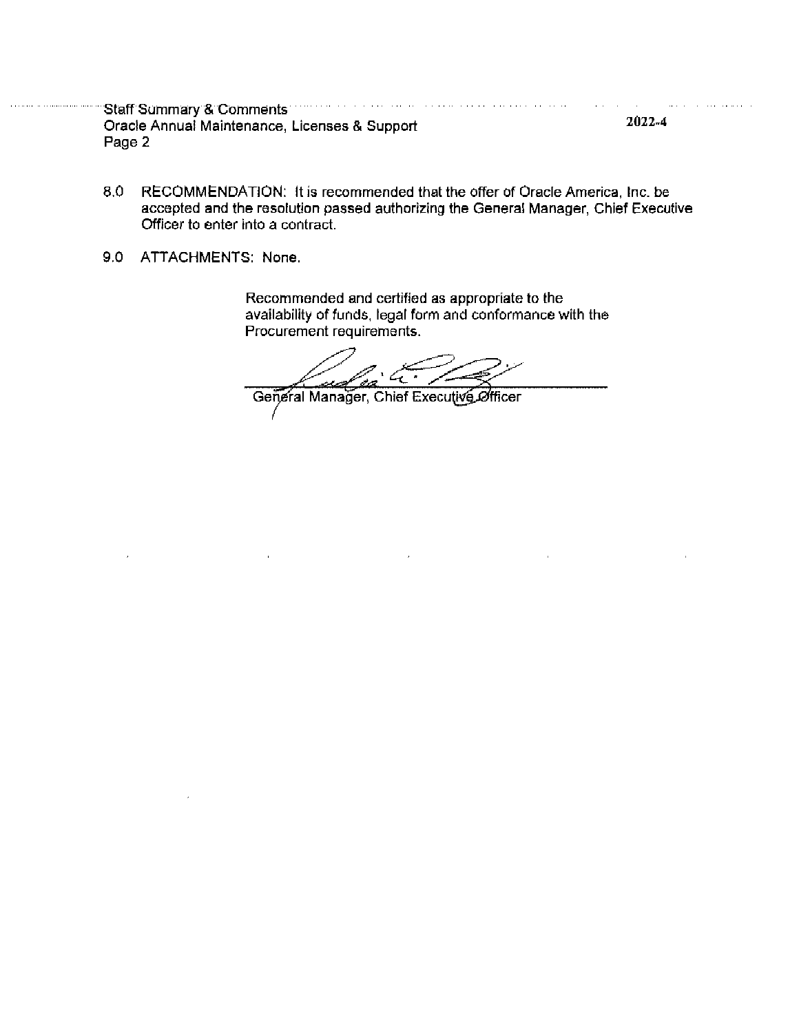Staff Summary & Comments
Oracle Annual Maintenance, Licenses & Support
Page 2

2022-4

8.0 RECOMMENDATION: It is recommended that the offer of Oracle America, Inc. be accepted and the resolution passed authorizing the General Manager, Chief Executive Officer to enter into a contract.

9.0 ATTACHMENTS: None.

Recommended and certified as appropriate to the availability of funds, legal form and conformance with the Procurement requirements.

General Manager, Chief Executive Officer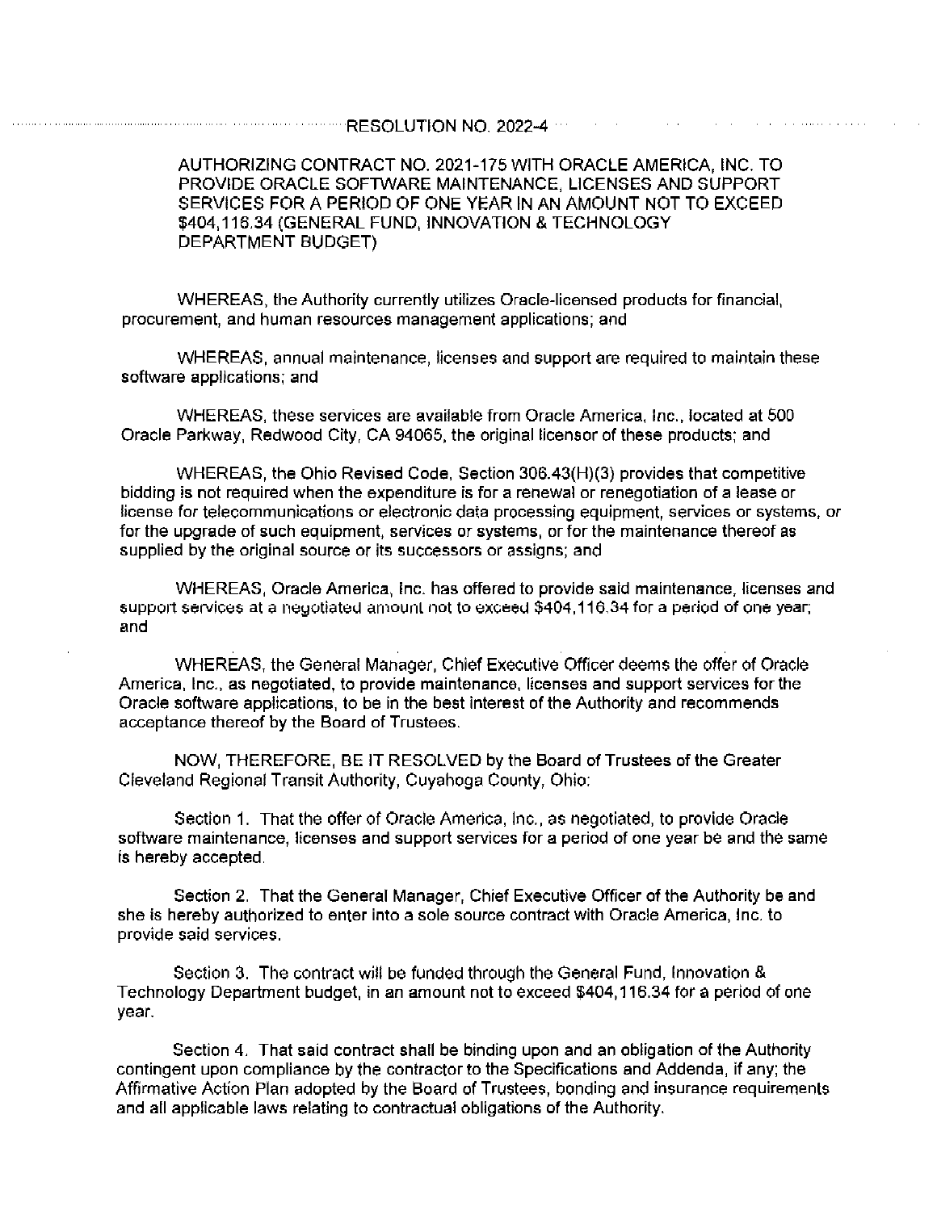# RESOLUTION NO. 2022-4

AUTHORIZING CONTRACT NO. 2021-175 WITH ORACLE AMERICA, INC. TO PROVIDE ORACLE SOFTWARE MAINTENANCE, LICENSES AND SUPPORT SERVICES FOR A PERIOD OF ONE YEAR IN AN AMOUNT NOT TO EXCEED $404,116.34 (GENERAL FUND, INNOVATION & TECHNOLOGY DEPARTMENT BUDGET)

WHEREAS, the Authority currently utilizes Oracle-licensed products for financial, procurement, and human resources management applications; and

WHEREAS, annual maintenance, licenses and support are required to maintain these software applications; and

WHEREAS, these services are available from Oracle America, Inc., located at 500 Oracle Parkway, Redwood City, CA 94065, the original licensor of these products; and

WHEREAS, the Ohio Revised Code, Section 306.43(H)(3) provides that competitive bidding is not required when the expenditure is for a renewal or renegotiation of a lease or license for telecommunications or electronic data processing equipment, services or systems, or for the upgrade of such equipment, services or systems, or for the maintenance thereof as supplied by the original source or its successors or assigns; and

WHEREAS, Oracle America, Inc. has offered to provide said maintenance, licenses and support services at a negotiated amount not to exceed $404,116.34 for a period of one year; and

WHEREAS, the General Manager, Chief Executive Officer deems the offer of Oracle America, Inc., as negotiated, to provide maintenance, licenses and support services for the Oracle software applications, to be in the best interest of the Authority and recommends acceptance thereof by the Board of Trustees.

NOW, THEREFORE, BE IT RESOLVED by the Board of Trustees of the Greater Cleveland Regional Transit Authority, Cuyahoga County, Ohio:

Section 1. That the offer of Oracle America, Inc., as negotiated, to provide Oracle software maintenance, licenses and support services for a period of one year be and the same is hereby accepted.

Section 2. That the General Manager, Chief Executive Officer of the Authority be and she is hereby authorized to enter into a sole source contract with Oracle America, Inc. to provide said services.

Section 3. The contract will be funded through the General Fund, Innovation & Technology Department budget, in an amount not to exceed $404,116.34 for a period of one year.

Section 4. That said contract shall be binding upon and an obligation of the Authority contingent upon compliance by the contractor to the Specifications and Addenda, if any; the Affirmative Action Plan adopted by the Board of Trustees, bonding and insurance requirements and all applicable laws relating to contractual obligations of the Authority.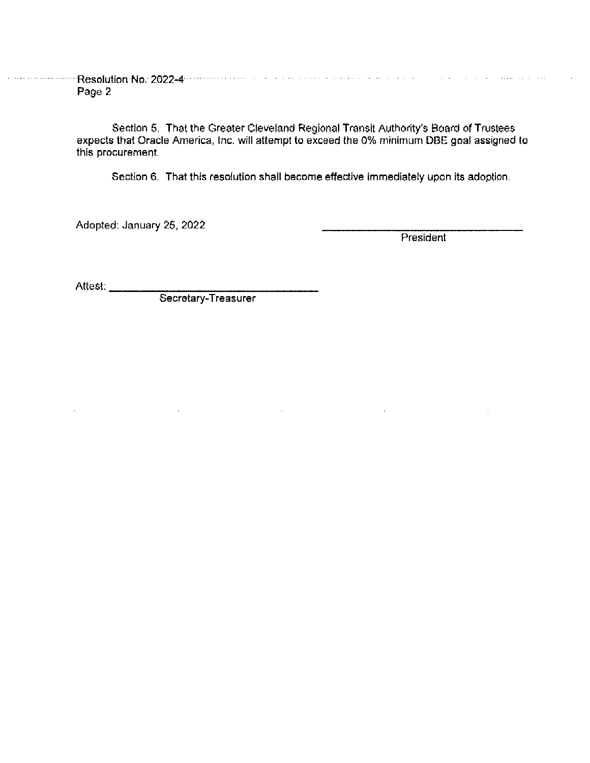Resolution No. 2022-4
Page 2

Section 5. That the Greater Cleveland Regional Transit Authority's Board of Trustees expects that Oracle America, Inc. will attempt to exceed the 0% minimum DBE goal assigned to this procurement.

Section 6. That this resolution shall become effective immediately upon its adoption.

Adopted: January 25, 2022

\_\_\_\_\_\_\_\_\_\_\_\_\_\_\_\_\_\_\_\_\_\_\_\_\_\_\_\_\_\_\_\_\_\_\_\_
President

Attest: \_\_\_\_\_\_\_\_\_\_\_\_\_\_\_\_\_\_\_\_\_\_\_\_\_\_\_\_\_\_\_\_\_\_\_\_
Secretary-Treasurer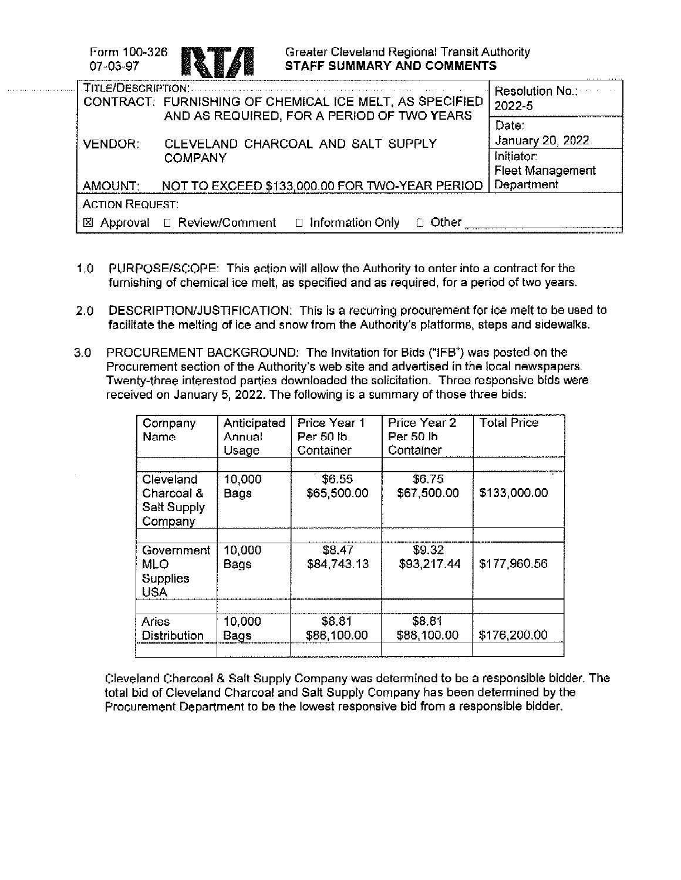Form 100-326
07-03-97

**RTA** Greater Cleveland Regional Transit Authority
**STAFF SUMMARY AND COMMENTS**

| TITLE/DESCRIPTION: | Resolution No.: 2022-5 |
|---|---|
| CONTRACT: FURNISHING OF CHEMICAL ICE MELT, AS SPECIFIED AND AS REQUIRED, FOR A PERIOD OF TWO YEARS | Date: January 20, 2022 |
| VENDOR: CLEVELAND CHARCOAL AND SALT SUPPLY COMPANY | Initiator: Fleet Management Department |
| AMOUNT: NOT TO EXCEED $133,000.00 FOR TWO-YEAR PERIOD | |
| ACTION REQUEST: ☒ Approval ☐ Review/Comment ☐ Information Only ☐ Other ____ | |

1.0 PURPOSE/SCOPE: This action will allow the Authority to enter into a contract for the furnishing of chemical ice melt, as specified and as required, for a period of two years.

2.0 DESCRIPTION/JUSTIFICATION: This is a recurring procurement for ice melt to be used to facilitate the melting of ice and snow from the Authority's platforms, steps and sidewalks.

3.0 PROCUREMENT BACKGROUND: The Invitation for Bids ("IFB") was posted on the Procurement section of the Authority's web site and advertised in the local newspapers. Twenty-three interested parties downloaded the solicitation. Three responsive bids were received on January 5, 2022. The following is a summary of those three bids:

| Company Name | Anticipated Annual Usage | Price Year 1 Per 50 lb. Container | Price Year 2 Per 50 lb Container | Total Price |
|---|---|---|---|---|
| Cleveland Charcoal & Salt Supply Company | 10,000 Bags | $6.55<br>$65,500.00 | $6.75<br>$67,500.00 | $133,000.00 |
| Government MLO Supplies USA | 10,000 Bags | $8.47<br>$84,743.13 | $9.32<br>$93,217.44 | $177,960.56 |
| Aries Distribution | 10,000 Bags | $8.81<br>$88,100.00 | $8.81<br>$88,100.00 | $176,200.00 |

Cleveland Charcoal & Salt Supply Company was determined to be a responsible bidder. The total bid of Cleveland Charcoal and Salt Supply Company has been determined by the Procurement Department to be the lowest responsive bid from a responsible bidder.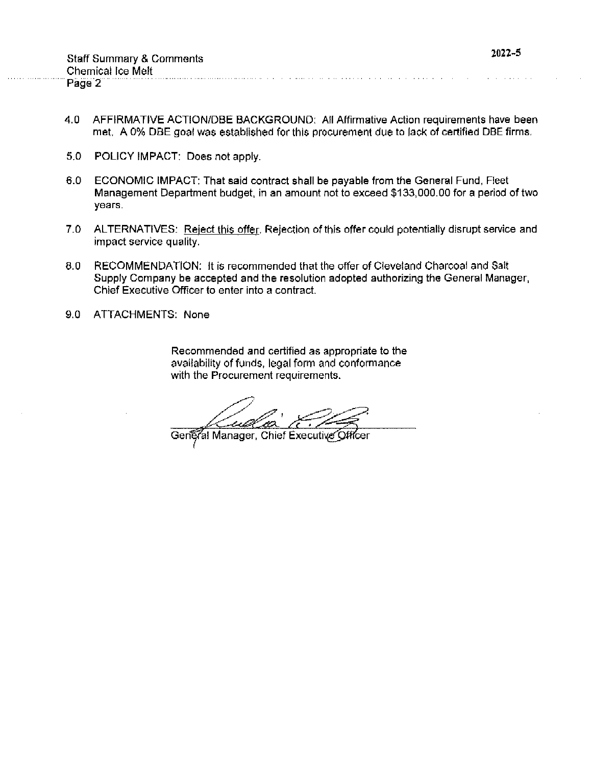4.0 AFFIRMATIVE ACTION/DBE BACKGROUND: All Affirmative Action requirements have been met. A 0% DBE goal was established for this procurement due to lack of certified DBE firms.

5.0 POLICY IMPACT: Does not apply.

6.0 ECONOMIC IMPACT: That said contract shall be payable from the General Fund, Fleet Management Department budget, in an amount not to exceed $133,000.00 for a period of two years.

7.0 ALTERNATIVES: Reject this offer. Rejection of this offer could potentially disrupt service and impact service quality.

8.0 RECOMMENDATION: It is recommended that the offer of Cleveland Charcoal and Salt Supply Company be accepted and the resolution adopted authorizing the General Manager, Chief Executive Officer to enter into a contract.

9.0 ATTACHMENTS: None

Recommended and certified as appropriate to the availability of funds, legal form and conformance with the Procurement requirements.

General Manager, Chief Executive Officer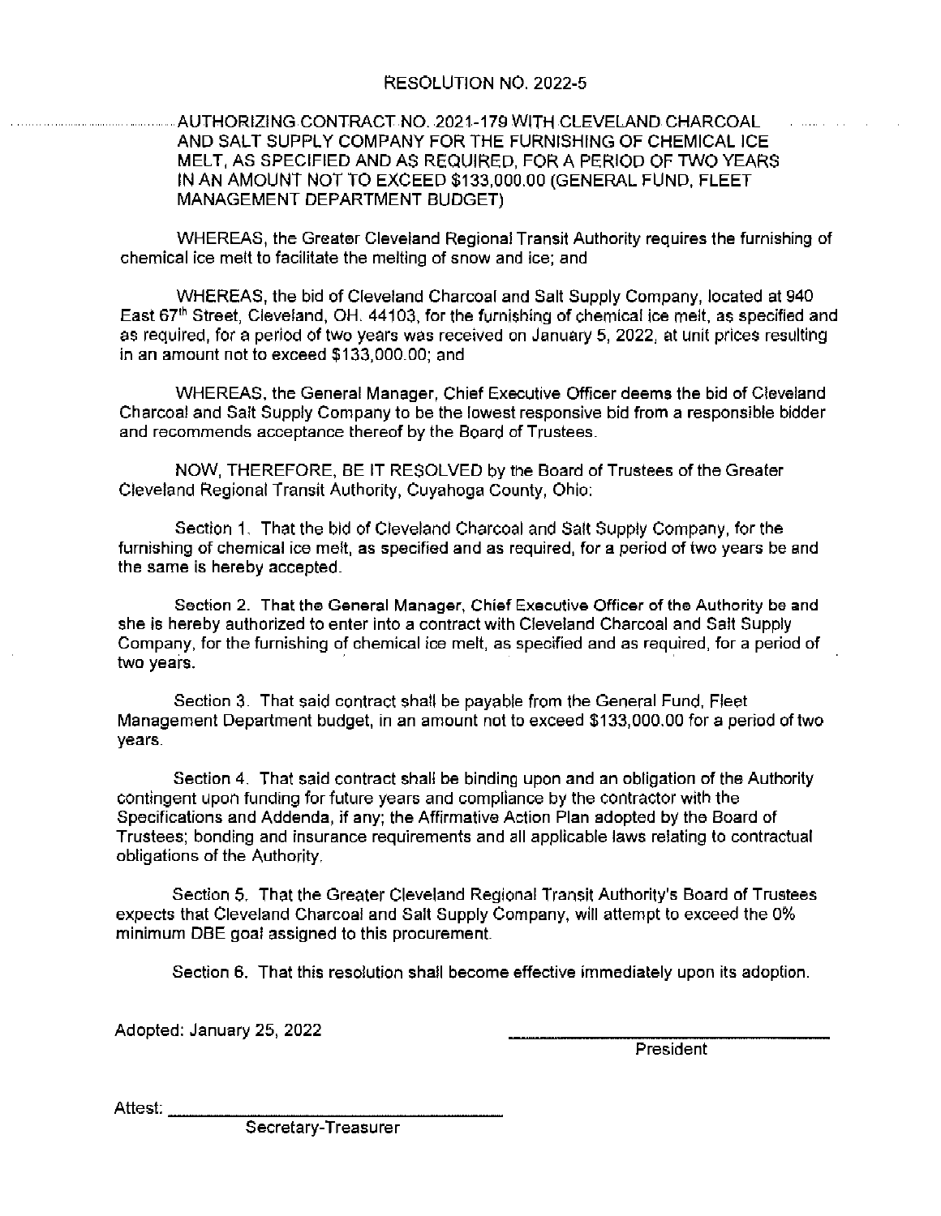# RESOLUTION NO. 2022-5

AUTHORIZING CONTRACT NO. 2021-179 WITH CLEVELAND CHARCOAL AND SALT SUPPLY COMPANY FOR THE FURNISHING OF CHEMICAL ICE MELT, AS SPECIFIED AND AS REQUIRED, FOR A PERIOD OF TWO YEARS IN AN AMOUNT NOT TO EXCEED $133,000.00 (GENERAL FUND, FLEET MANAGEMENT DEPARTMENT BUDGET)

WHEREAS, the Greater Cleveland Regional Transit Authority requires the furnishing of chemical ice melt to facilitate the melting of snow and ice; and

WHEREAS, the bid of Cleveland Charcoal and Salt Supply Company, located at 940 East 67th Street, Cleveland, OH. 44103, for the furnishing of chemical ice melt, as specified and as required, for a period of two years was received on January 5, 2022, at unit prices resulting in an amount not to exceed $133,000.00; and

WHEREAS, the General Manager, Chief Executive Officer deems the bid of Cleveland Charcoal and Salt Supply Company to be the lowest responsive bid from a responsible bidder and recommends acceptance thereof by the Board of Trustees.

NOW, THEREFORE, BE IT RESOLVED by the Board of Trustees of the Greater Cleveland Regional Transit Authority, Cuyahoga County, Ohio:

Section 1. That the bid of Cleveland Charcoal and Salt Supply Company, for the furnishing of chemical ice melt, as specified and as required, for a period of two years be and the same is hereby accepted.

Section 2. That the General Manager, Chief Executive Officer of the Authority be and she is hereby authorized to enter into a contract with Cleveland Charcoal and Salt Supply Company, for the furnishing of chemical ice melt, as specified and as required, for a period of two years.

Section 3. That said contract shall be payable from the General Fund, Fleet Management Department budget, in an amount not to exceed $133,000.00 for a period of two years.

Section 4. That said contract shall be binding upon and an obligation of the Authority contingent upon funding for future years and compliance by the contractor with the Specifications and Addenda, if any; the Affirmative Action Plan adopted by the Board of Trustees; bonding and insurance requirements and all applicable laws relating to contractual obligations of the Authority.

Section 5. That the Greater Cleveland Regional Transit Authority's Board of Trustees expects that Cleveland Charcoal and Salt Supply Company, will attempt to exceed the 0% minimum DBE goal assigned to this procurement.

Section 6. That this resolution shall become effective immediately upon its adoption.

Adopted: January 25, 2022

_______________________________
President

Attest: _______________________________
Secretary-Treasurer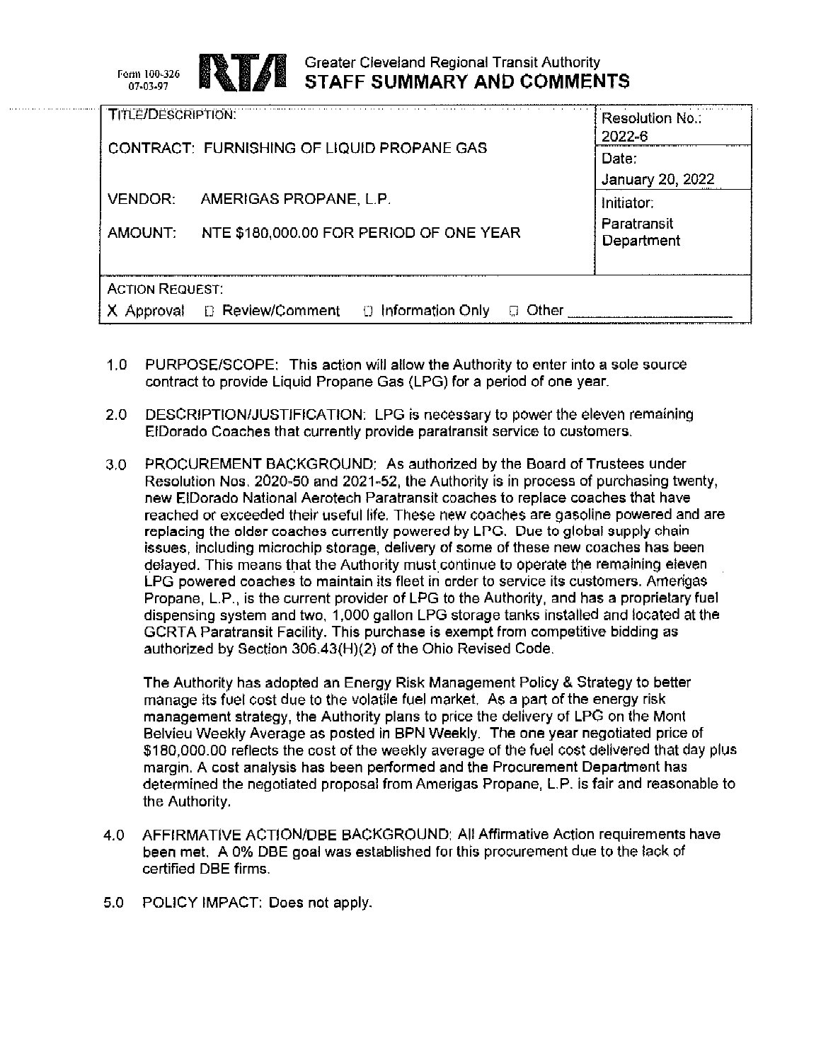Form 100-326
07-03-97

**Greater Cleveland Regional Transit Authority**
**STAFF SUMMARY AND COMMENTS**

| TITLE/DESCRIPTION: | Resolution No.: 2022-6 |
|---|---|
| CONTRACT: FURNISHING OF LIQUID PROPANE GAS | Date: January 20, 2022 |
| VENDOR: AMERIGAS PROPANE, L.P. | Initiator: |
| AMOUNT: NTE $180,000.00 FOR PERIOD OF ONE YEAR | Paratransit Department |

ACTION REQUEST:
X Approval ☐ Review/Comment ☐ Information Only ☐ Other ____________

1.0 PURPOSE/SCOPE: This action will allow the Authority to enter into a sole source contract to provide Liquid Propane Gas (LPG) for a period of one year.

2.0 DESCRIPTION/JUSTIFICATION: LPG is necessary to power the eleven remaining ElDorado Coaches that currently provide paratransit service to customers.

3.0 PROCUREMENT BACKGROUND: As authorized by the Board of Trustees under Resolution Nos. 2020-50 and 2021-52, the Authority is in process of purchasing twenty, new ElDorado National Aerotech Paratransit coaches to replace coaches that have reached or exceeded their useful life. These new coaches are gasoline powered and are replacing the older coaches currently powered by LPG. Due to global supply chain issues, including microchip storage, delivery of some of these new coaches has been delayed. This means that the Authority must continue to operate the remaining eleven LPG powered coaches to maintain its fleet in order to service its customers. Amerigas Propane, L.P., is the current provider of LPG to the Authority, and has a proprietary fuel dispensing system and two, 1,000 gallon LPG storage tanks installed and located at the GCRTA Paratransit Facility. This purchase is exempt from competitive bidding as authorized by Section 306.43(H)(2) of the Ohio Revised Code.

The Authority has adopted an Energy Risk Management Policy & Strategy to better manage its fuel cost due to the volatile fuel market. As a part of the energy risk management strategy, the Authority plans to price the delivery of LPG on the Mont Belvieu Weekly Average as posted in BPN Weekly. The one year negotiated price of $180,000.00 reflects the cost of the weekly average of the fuel cost delivered that day plus margin. A cost analysis has been performed and the Procurement Department has determined the negotiated proposal from Amerigas Propane, L.P. is fair and reasonable to the Authority.

4.0 AFFIRMATIVE ACTION/DBE BACKGROUND: All Affirmative Action requirements have been met. A 0% DBE goal was established for this procurement due to the lack of certified DBE firms.

5.0 POLICY IMPACT: Does not apply.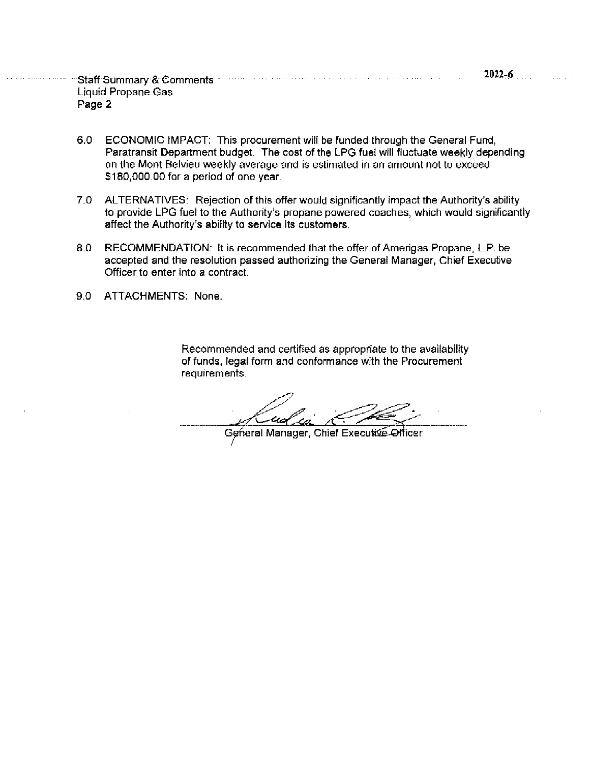6.0 ECONOMIC IMPACT: This procurement will be funded through the General Fund, Paratransit Department budget. The cost of the LPG fuel will fluctuate weekly depending on the Mont Belvieu weekly average and is estimated in an amount not to exceed $180,000.00 for a period of one year.

7.0 ALTERNATIVES: Rejection of this offer would significantly impact the Authority's ability to provide LPG fuel to the Authority's propane powered coaches, which would significantly affect the Authority's ability to service its customers.

8.0 RECOMMENDATION: It is recommended that the offer of Amerigas Propane, L.P. be accepted and the resolution passed authorizing the General Manager, Chief Executive Officer to enter into a contract.

9.0 ATTACHMENTS: None.

Recommended and certified as appropriate to the availability of funds, legal form and conformance with the Procurement requirements.

General Manager, Chief Executive Officer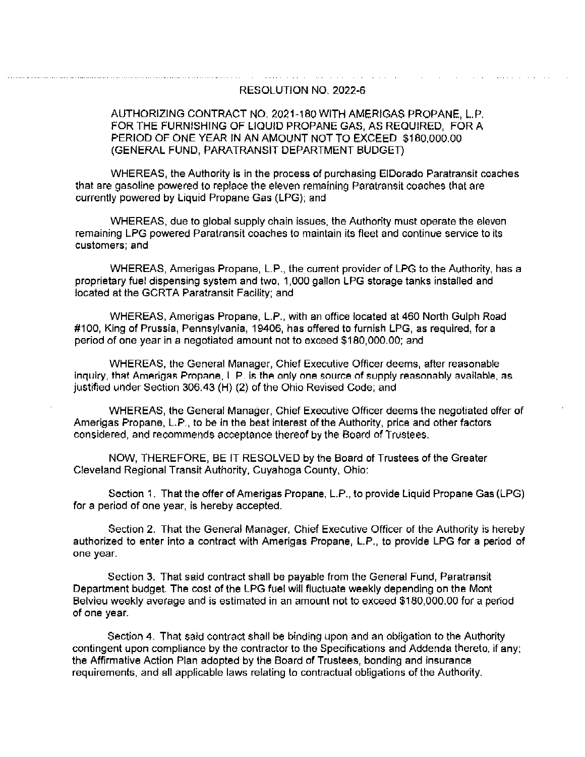## RESOLUTION NO. 2022-6

AUTHORIZING CONTRACT NO. 2021-180 WITH AMERIGAS PROPANE, L.P. FOR THE FURNISHING OF LIQUID PROPANE GAS, AS REQUIRED, FOR A PERIOD OF ONE YEAR IN AN AMOUNT NOT TO EXCEED $180,000.00 (GENERAL FUND, PARATRANSIT DEPARTMENT BUDGET)

WHEREAS, the Authority is in the process of purchasing ElDorado Paratransit coaches that are gasoline powered to replace the eleven remaining Paratransit coaches that are currently powered by Liquid Propane Gas (LPG); and

WHEREAS, due to global supply chain issues, the Authority must operate the eleven remaining LPG powered Paratransit coaches to maintain its fleet and continue service to its customers; and

WHEREAS, Amerigas Propane, L.P., the current provider of LPG to the Authority, has a proprietary fuel dispensing system and two, 1,000 gallon LPG storage tanks installed and located at the GCRTA Paratransit Facility; and

WHEREAS, Amerigas Propane, L.P., with an office located at 460 North Gulph Road #100, King of Prussia, Pennsylvania, 19406, has offered to furnish LPG, as required, for a period of one year in a negotiated amount not to exceed $180,000.00; and

WHEREAS, the General Manager, Chief Executive Officer deems, after reasonable inquiry, that Amerigas Propane, L.P. is the only one source of supply reasonably available, as justified under Section 306.43 (H) (2) of the Ohio Revised Code; and

WHEREAS, the General Manager, Chief Executive Officer deems the negotiated offer of Amerigas Propane, L.P., to be in the best interest of the Authority, price and other factors considered, and recommends acceptance thereof by the Board of Trustees.

NOW, THEREFORE, BE IT RESOLVED by the Board of Trustees of the Greater Cleveland Regional Transit Authority, Cuyahoga County, Ohio:

Section 1. That the offer of Amerigas Propane, L.P., to provide Liquid Propane Gas (LPG) for a period of one year, is hereby accepted.

Section 2. That the General Manager, Chief Executive Officer of the Authority is hereby authorized to enter into a contract with Amerigas Propane, L.P., to provide LPG for a period of one year.

Section 3. That said contract shall be payable from the General Fund, Paratransit Department budget. The cost of the LPG fuel will fluctuate weekly depending on the Mont Belvieu weekly average and is estimated in an amount not to exceed $180,000.00 for a period of one year.

Section 4. That said contract shall be binding upon and an obligation to the Authority contingent upon compliance by the contractor to the Specifications and Addenda thereto, if any; the Affirmative Action Plan adopted by the Board of Trustees, bonding and insurance requirements, and all applicable laws relating to contractual obligations of the Authority.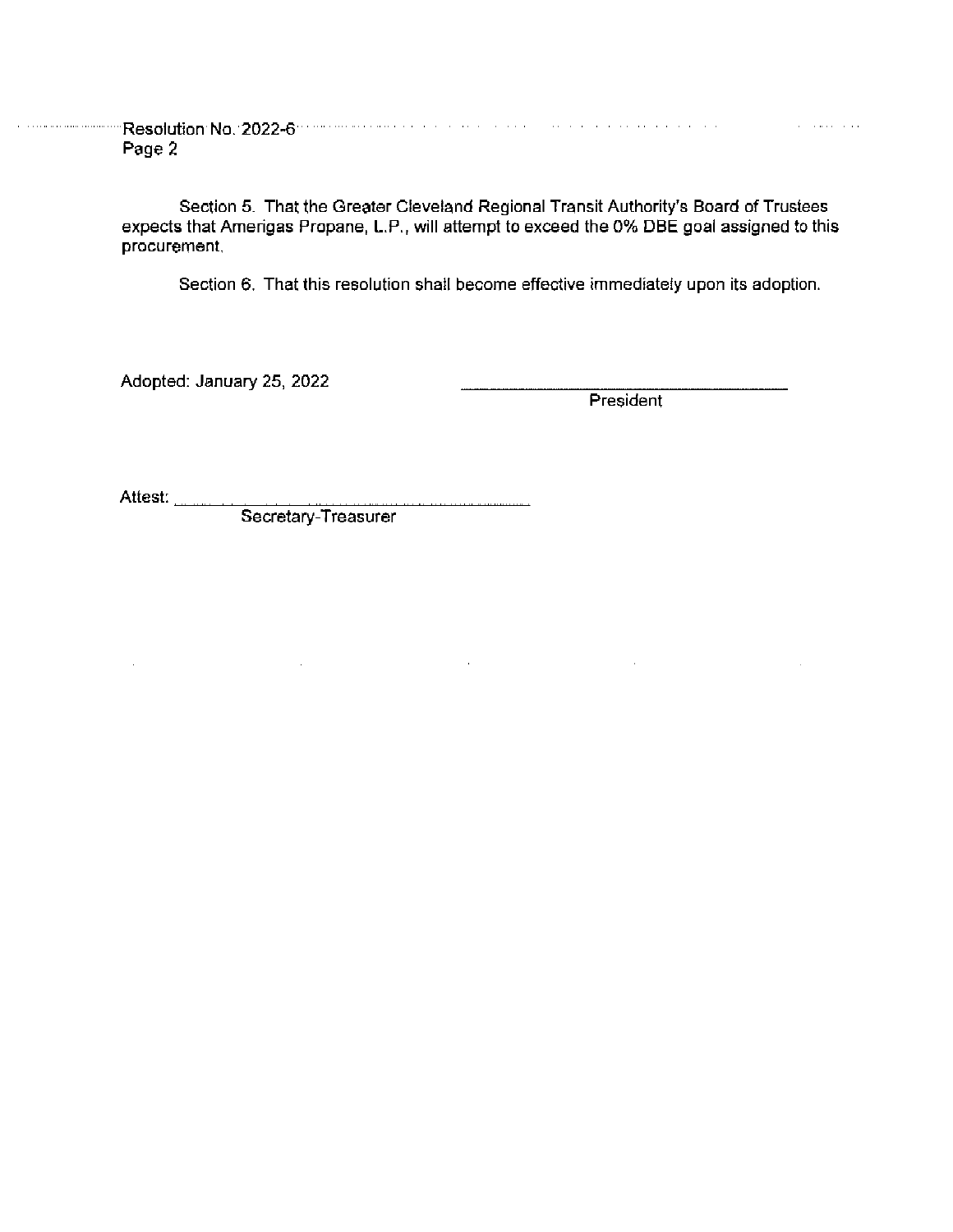Resolution No. 2022-6
Page 2

Section 5. That the Greater Cleveland Regional Transit Authority's Board of Trustees expects that Amerigas Propane, L.P., will attempt to exceed the 0% DBE goal assigned to this procurement.

Section 6. That this resolution shall become effective immediately upon its adoption.

Adopted: January 25, 2022

\_\_\_\_\_\_\_\_\_\_\_\_\_\_\_\_\_\_\_\_\_\_\_\_\_\_\_\_\_\_\_\_
President

Attest: \_\_\_\_\_\_\_\_\_\_\_\_\_\_\_\_\_\_\_\_\_\_\_\_\_\_\_\_\_\_\_\_
Secretary-Treasurer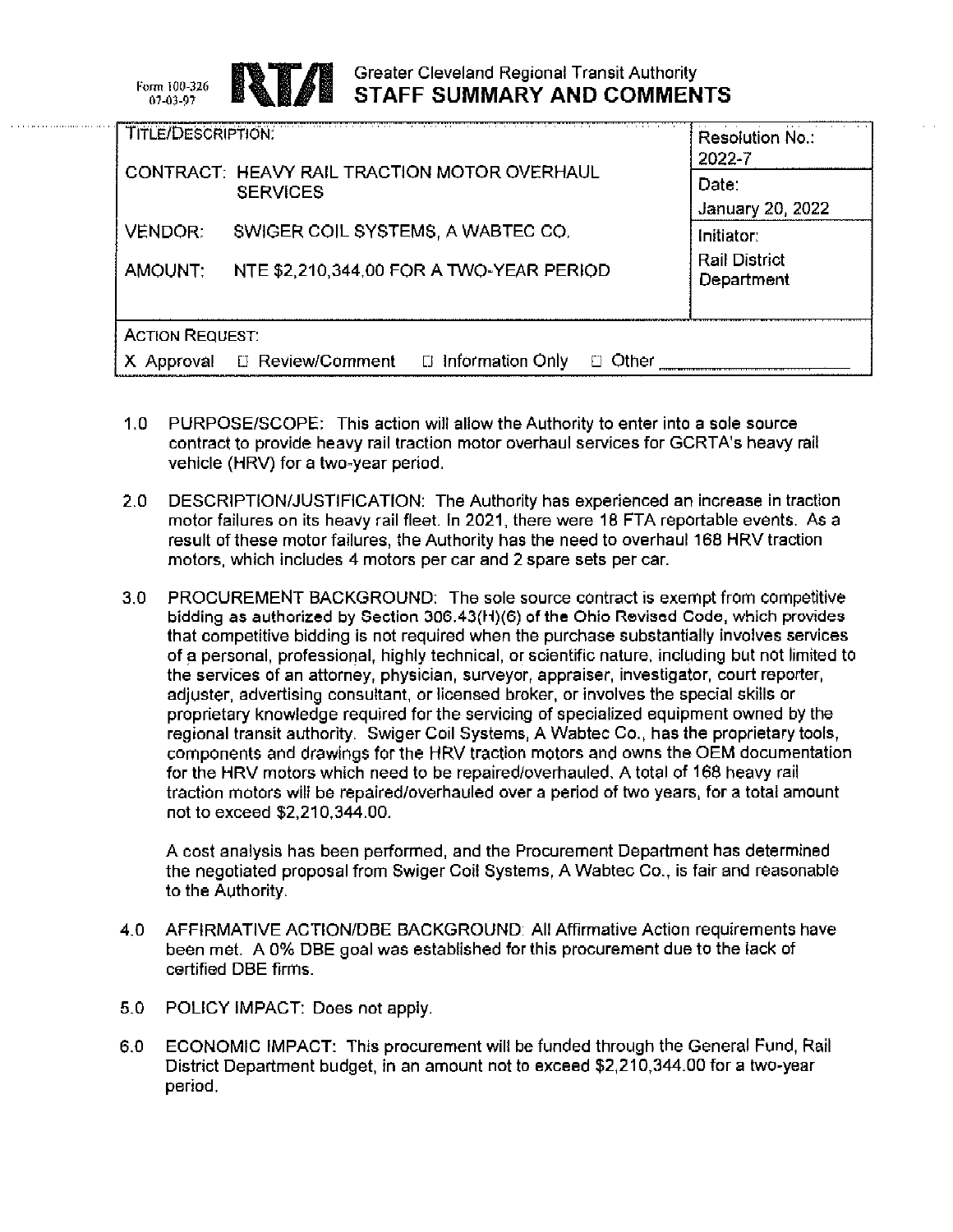Form 100-326
07-03-97

**RTA** Greater Cleveland Regional Transit Authority
# STAFF SUMMARY AND COMMENTS

| TITLE/DESCRIPTION: | Resolution No.: 2022-7 |
|---|---|
| CONTRACT: HEAVY RAIL TRACTION MOTOR OVERHAUL SERVICES | Date: January 20, 2022 |
| VENDOR: SWIGER COIL SYSTEMS, A WABTEC CO. | Initiator: Rail District Department |
| AMOUNT: NTE $2,210,344.00 FOR A TWO-YEAR PERIOD | |
| ACTION REQUEST: X Approval ☐ Review/Comment ☐ Information Only ☐ Other ________ | |

1.0 PURPOSE/SCOPE: This action will allow the Authority to enter into a sole source contract to provide heavy rail traction motor overhaul services for GCRTA's heavy rail vehicle (HRV) for a two-year period.

2.0 DESCRIPTION/JUSTIFICATION: The Authority has experienced an increase in traction motor failures on its heavy rail fleet. In 2021, there were 18 FTA reportable events. As a result of these motor failures, the Authority has the need to overhaul 168 HRV traction motors, which includes 4 motors per car and 2 spare sets per car.

3.0 PROCUREMENT BACKGROUND: The sole source contract is exempt from competitive bidding as authorized by Section 306.43(H)(6) of the Ohio Revised Code, which provides that competitive bidding is not required when the purchase substantially involves services of a personal, professional, highly technical, or scientific nature, including but not limited to the services of an attorney, physician, surveyor, appraiser, investigator, court reporter, adjuster, advertising consultant, or licensed broker, or involves the special skills or proprietary knowledge required for the servicing of specialized equipment owned by the regional transit authority. Swiger Coil Systems, A Wabtec Co., has the proprietary tools, components and drawings for the HRV traction motors and owns the OEM documentation for the HRV motors which need to be repaired/overhauled. A total of 168 heavy rail traction motors will be repaired/overhauled over a period of two years, for a total amount not to exceed $2,210,344.00.

A cost analysis has been performed, and the Procurement Department has determined the negotiated proposal from Swiger Coil Systems, A Wabtec Co., is fair and reasonable to the Authority.

4.0 AFFIRMATIVE ACTION/DBE BACKGROUND: All Affirmative Action requirements have been met. A 0% DBE goal was established for this procurement due to the lack of certified DBE firms.

5.0 POLICY IMPACT: Does not apply.

6.0 ECONOMIC IMPACT: This procurement will be funded through the General Fund, Rail District Department budget, in an amount not to exceed $2,210,344.00 for a two-year period.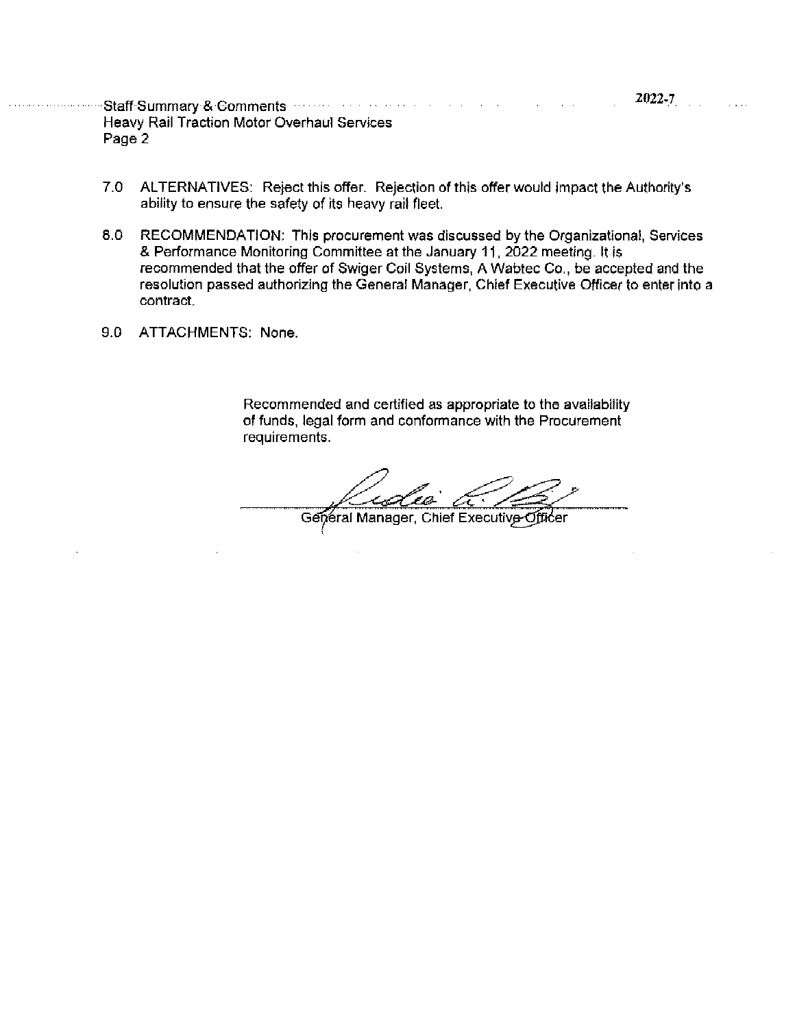Staff Summary & Comments

Heavy Rail Traction Motor Overhaul Services

Page 2

2022-7

7.0 ALTERNATIVES: Reject this offer. Rejection of this offer would impact the Authority's ability to ensure the safety of its heavy rail fleet.

8.0 RECOMMENDATION: This procurement was discussed by the Organizational, Services & Performance Monitoring Committee at the January 11, 2022 meeting. It is recommended that the offer of Swiger Coil Systems, A Wabtec Co., be accepted and the resolution passed authorizing the General Manager, Chief Executive Officer to enter into a contract.

9.0 ATTACHMENTS: None.

Recommended and certified as appropriate to the availability of funds, legal form and conformance with the Procurement requirements.

General Manager, Chief Executive Officer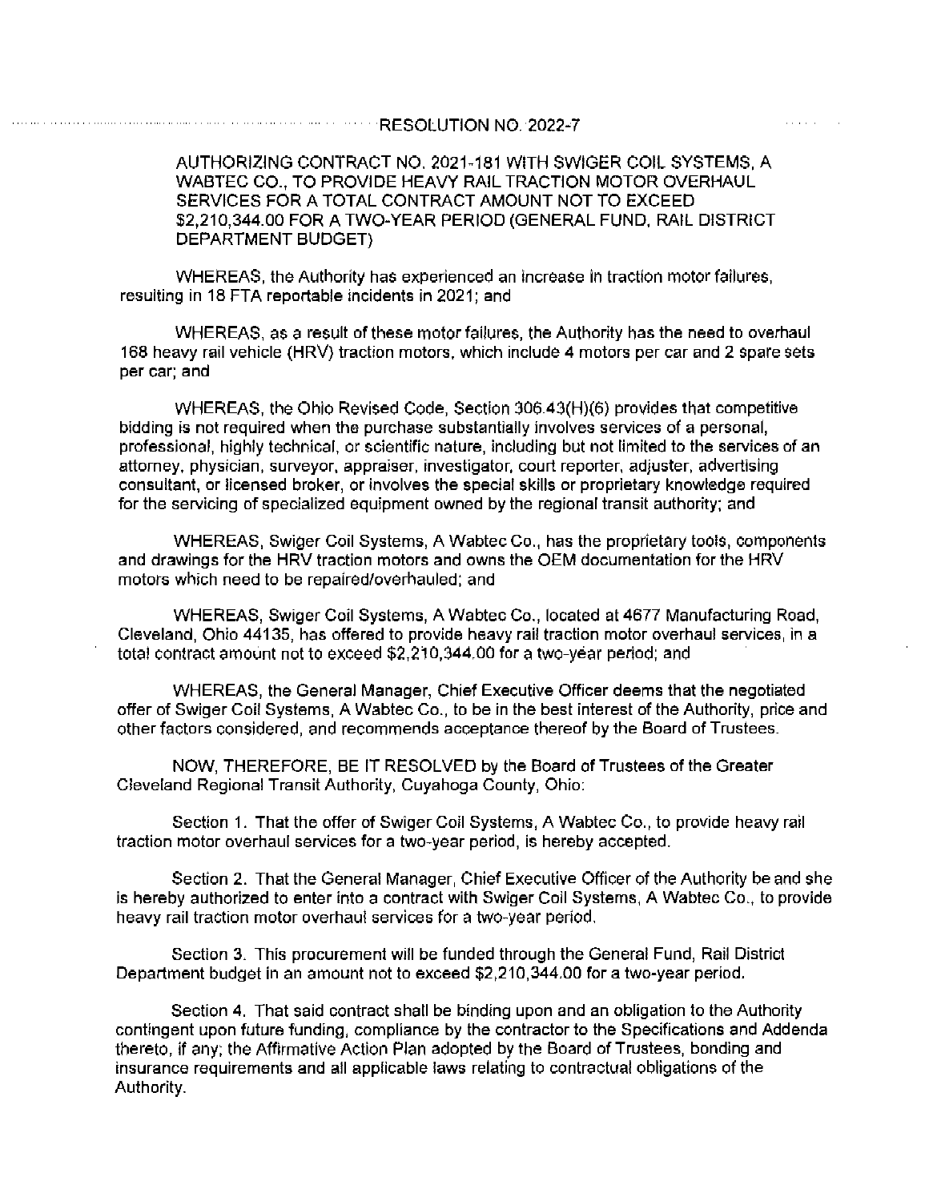# RESOLUTION NO. 2022-7

AUTHORIZING CONTRACT NO. 2021-181 WITH SWIGER COIL SYSTEMS, A WABTEC CO., TO PROVIDE HEAVY RAIL TRACTION MOTOR OVERHAUL SERVICES FOR A TOTAL CONTRACT AMOUNT NOT TO EXCEED $2,210,344.00 FOR A TWO-YEAR PERIOD (GENERAL FUND, RAIL DISTRICT DEPARTMENT BUDGET)

WHEREAS, the Authority has experienced an increase in traction motor failures, resulting in 18 FTA reportable incidents in 2021; and

WHEREAS, as a result of these motor failures, the Authority has the need to overhaul 168 heavy rail vehicle (HRV) traction motors, which include 4 motors per car and 2 spare sets per car; and

WHEREAS, the Ohio Revised Code, Section 306.43(H)(6) provides that competitive bidding is not required when the purchase substantially involves services of a personal, professional, highly technical, or scientific nature, including but not limited to the services of an attorney, physician, surveyor, appraiser, investigator, court reporter, adjuster, advertising consultant, or licensed broker, or involves the special skills or proprietary knowledge required for the servicing of specialized equipment owned by the regional transit authority; and

WHEREAS, Swiger Coil Systems, A Wabtec Co., has the proprietary tools, components and drawings for the HRV traction motors and owns the OEM documentation for the HRV motors which need to be repaired/overhauled; and

WHEREAS, Swiger Coil Systems, A Wabtec Co., located at 4677 Manufacturing Road, Cleveland, Ohio 44135, has offered to provide heavy rail traction motor overhaul services, in a total contract amount not to exceed $2,210,344.00 for a two-year period; and

WHEREAS, the General Manager, Chief Executive Officer deems that the negotiated offer of Swiger Coil Systems, A Wabtec Co., to be in the best interest of the Authority, price and other factors considered, and recommends acceptance thereof by the Board of Trustees.

NOW, THEREFORE, BE IT RESOLVED by the Board of Trustees of the Greater Cleveland Regional Transit Authority, Cuyahoga County, Ohio:

Section 1. That the offer of Swiger Coil Systems, A Wabtec Co., to provide heavy rail traction motor overhaul services for a two-year period, is hereby accepted.

Section 2. That the General Manager, Chief Executive Officer of the Authority be and she is hereby authorized to enter into a contract with Swiger Coil Systems, A Wabtec Co., to provide heavy rail traction motor overhaul services for a two-year period.

Section 3. This procurement will be funded through the General Fund, Rail District Department budget in an amount not to exceed $2,210,344.00 for a two-year period.

Section 4. That said contract shall be binding upon and an obligation to the Authority contingent upon future funding, compliance by the contractor to the Specifications and Addenda thereto, if any; the Affirmative Action Plan adopted by the Board of Trustees, bonding and insurance requirements and all applicable laws relating to contractual obligations of the Authority.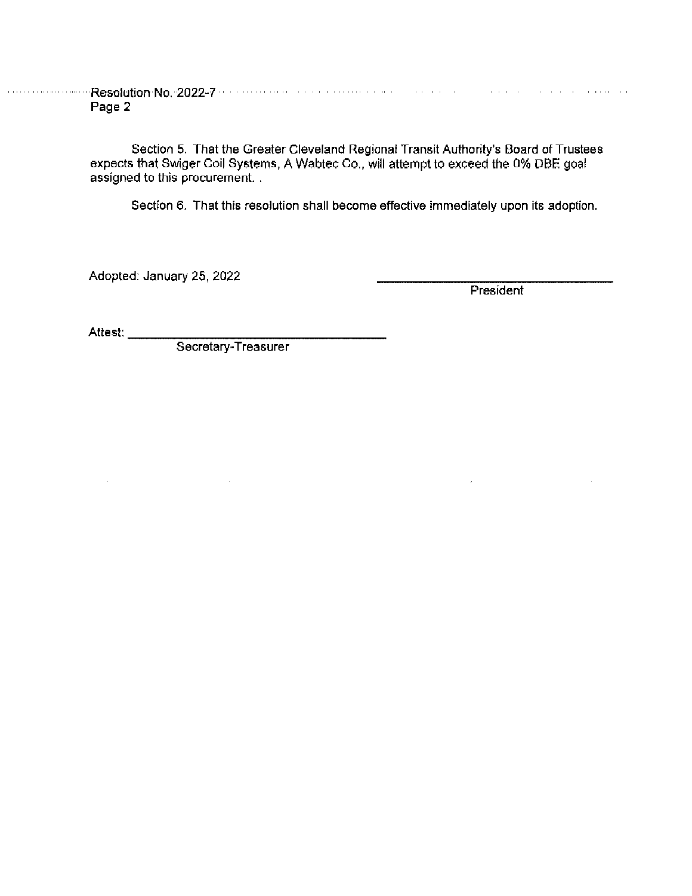Section 5. That the Greater Cleveland Regional Transit Authority's Board of Trustees expects that Swiger Coil Systems, A Wabtec Co., will attempt to exceed the 0% DBE goal assigned to this procurement. .

Section 6. That this resolution shall become effective immediately upon its adoption.

Adopted: January 25, 2022

\_\_\_\_\_\_\_\_\_\_\_\_\_\_\_\_\_\_\_\_\_\_\_\_\_\_\_\_\_\_
President

Attest: \_\_\_\_\_\_\_\_\_\_\_\_\_\_\_\_\_\_\_\_\_\_\_\_\_\_\_\_\_\_
Secretary-Treasurer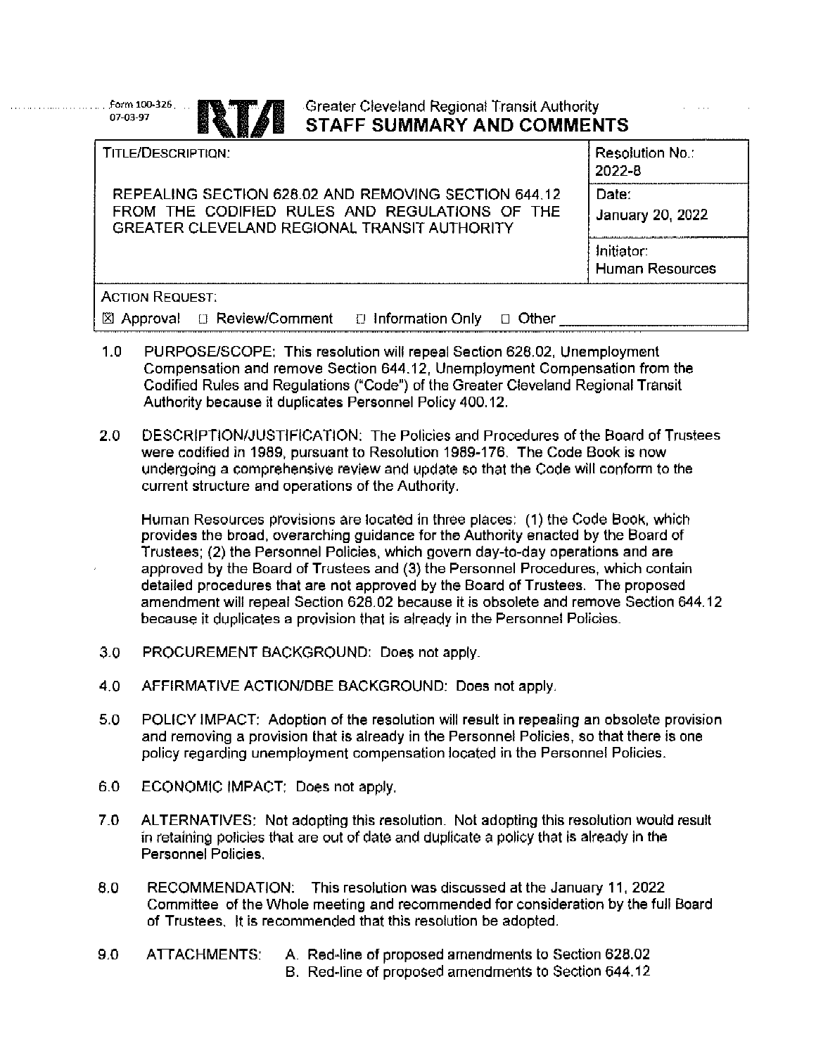Form 100-326
07-03-97

# Greater Cleveland Regional Transit Authority
## STAFF SUMMARY AND COMMENTS

| TITLE/DESCRIPTION: | Resolution No.: 2022-8 |
|---|---|
| REPEALING SECTION 628.02 AND REMOVING SECTION 644.12 FROM THE CODIFIED RULES AND REGULATIONS OF THE GREATER CLEVELAND REGIONAL TRANSIT AUTHORITY | Date: January 20, 2022 |
| | Initiator: Human Resources |

ACTION REQUEST:

☒ Approval ☐ Review/Comment ☐ Information Only ☐ Other ____________

1.0 PURPOSE/SCOPE: This resolution will repeal Section 628.02, Unemployment Compensation and remove Section 644.12, Unemployment Compensation from the Codified Rules and Regulations ("Code") of the Greater Cleveland Regional Transit Authority because it duplicates Personnel Policy 400.12.

2.0 DESCRIPTION/JUSTIFICATION: The Policies and Procedures of the Board of Trustees were codified in 1989, pursuant to Resolution 1989-176. The Code Book is now undergoing a comprehensive review and update so that the Code will conform to the current structure and operations of the Authority.

Human Resources provisions are located in three places: (1) the Code Book, which provides the broad, overarching guidance for the Authority enacted by the Board of Trustees; (2) the Personnel Policies, which govern day-to-day operations and are approved by the Board of Trustees and (3) the Personnel Procedures, which contain detailed procedures that are not approved by the Board of Trustees. The proposed amendment will repeal Section 628.02 because it is obsolete and remove Section 644.12 because it duplicates a provision that is already in the Personnel Policies.

3.0 PROCUREMENT BACKGROUND: Does not apply.

4.0 AFFIRMATIVE ACTION/DBE BACKGROUND: Does not apply.

5.0 POLICY IMPACT: Adoption of the resolution will result in repealing an obsolete provision and removing a provision that is already in the Personnel Policies, so that there is one policy regarding unemployment compensation located in the Personnel Policies.

6.0 ECONOMIC IMPACT: Does not apply.

7.0 ALTERNATIVES: Not adopting this resolution. Not adopting this resolution would result in retaining policies that are out of date and duplicate a policy that is already in the Personnel Policies.

8.0 RECOMMENDATION: This resolution was discussed at the January 11, 2022 Committee of the Whole meeting and recommended for consideration by the full Board of Trustees. It is recommended that this resolution be adopted.

9.0 ATTACHMENTS:
- A. Red-line of proposed amendments to Section 628.02
- B. Red-line of proposed amendments to Section 644.12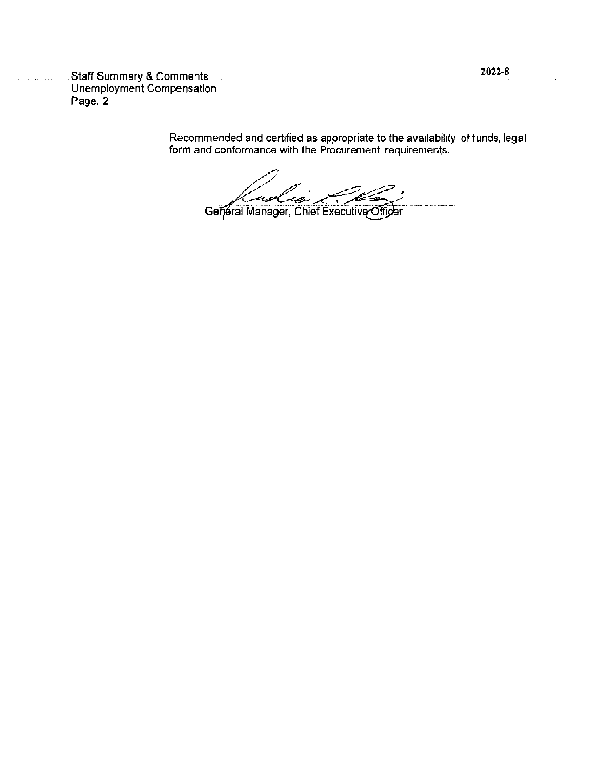Staff Summary & Comments
Unemployment Compensation
Page. 2

2022-8

Recommended and certified as appropriate to the availability of funds, legal form and conformance with the Procurement requirements.

General Manager, Chief Executive Officer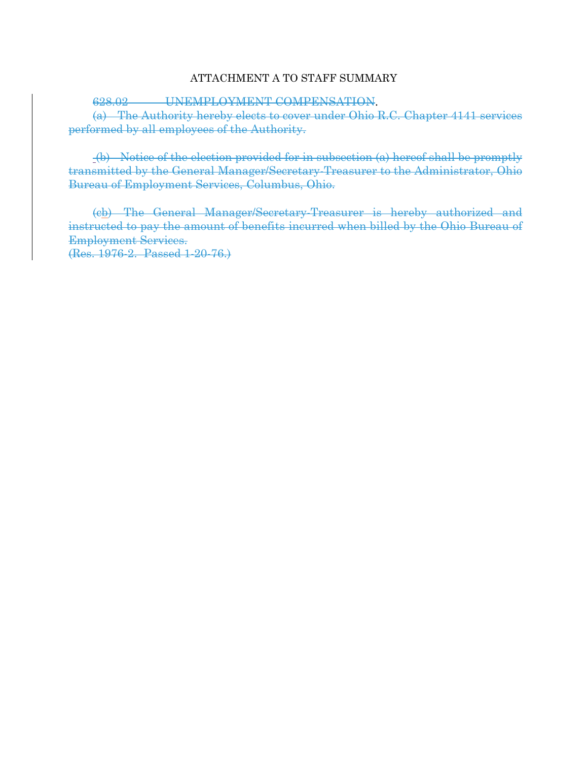ATTACHMENT A TO STAFF SUMMARY

~~628.02 UNEMPLOYMENT COMPENSATION~~.

~~(a) The Authority hereby elects to cover under Ohio R.C. Chapter 4141 services performed by all employees of the Authority.~~

~~(b) Notice of the election provided for in subsection (a) hereof shall be promptly transmitted by the General Manager/Secretary-Treasurer to the Administrator, Ohio Bureau of Employment Services, Columbus, Ohio.~~

~~(cb) The General Manager/Secretary-Treasurer is hereby authorized and instructed to pay the amount of benefits incurred when billed by the Ohio Bureau of Employment Services.~~

~~(Res. 1976-2. Passed 1-20-76.)~~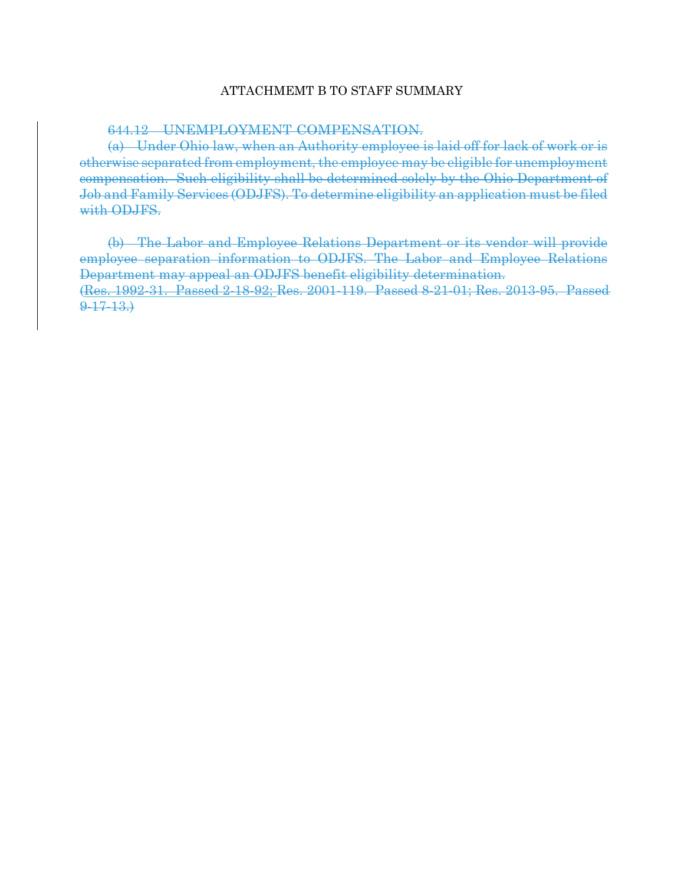ATTACHMEMT B TO STAFF SUMMARY

~~644.12 UNEMPLOYMENT COMPENSATION.~~

~~(a) Under Ohio law, when an Authority employee is laid off for lack of work or is otherwise separated from employment, the employee may be eligible for unemployment compensation. Such eligibility shall be determined solely by the Ohio Department of Job and Family Services (ODJFS). To determine eligibility an application must be filed with ODJFS.~~

~~(b) The Labor and Employee Relations Department or its vendor will provide employee separation information to ODJFS. The Labor and Employee Relations Department may appeal an ODJFS benefit eligibility determination.~~
~~(Res. 1992-31. Passed 2-18-92; Res. 2001-119. Passed 8-21-01; Res. 2013-95. Passed 9-17-13.)~~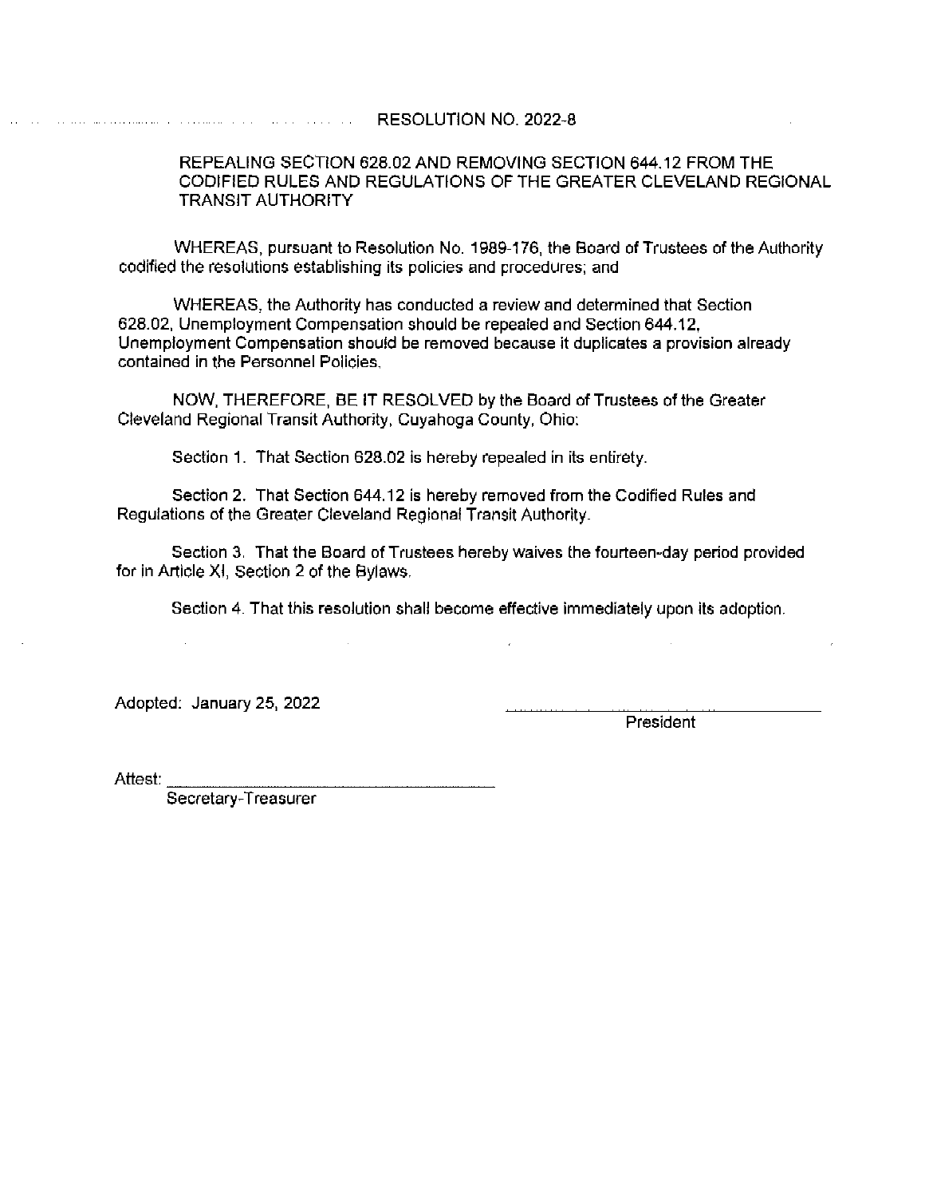RESOLUTION NO. 2022-8

REPEALING SECTION 628.02 AND REMOVING SECTION 644.12 FROM THE CODIFIED RULES AND REGULATIONS OF THE GREATER CLEVELAND REGIONAL TRANSIT AUTHORITY

WHEREAS, pursuant to Resolution No. 1989-176, the Board of Trustees of the Authority codified the resolutions establishing its policies and procedures; and

WHEREAS, the Authority has conducted a review and determined that Section 628.02, Unemployment Compensation should be repealed and Section 644.12, Unemployment Compensation should be removed because it duplicates a provision already contained in the Personnel Policies.

NOW, THEREFORE, BE IT RESOLVED by the Board of Trustees of the Greater Cleveland Regional Transit Authority, Cuyahoga County, Ohio:

Section 1. That Section 628.02 is hereby repealed in its entirety.

Section 2. That Section 644.12 is hereby removed from the Codified Rules and Regulations of the Greater Cleveland Regional Transit Authority.

Section 3. That the Board of Trustees hereby waives the fourteen-day period provided for in Article XI, Section 2 of the Bylaws.

Section 4. That this resolution shall become effective immediately upon its adoption.

Adopted: January 25, 2022

President

Attest:

Secretary-Treasurer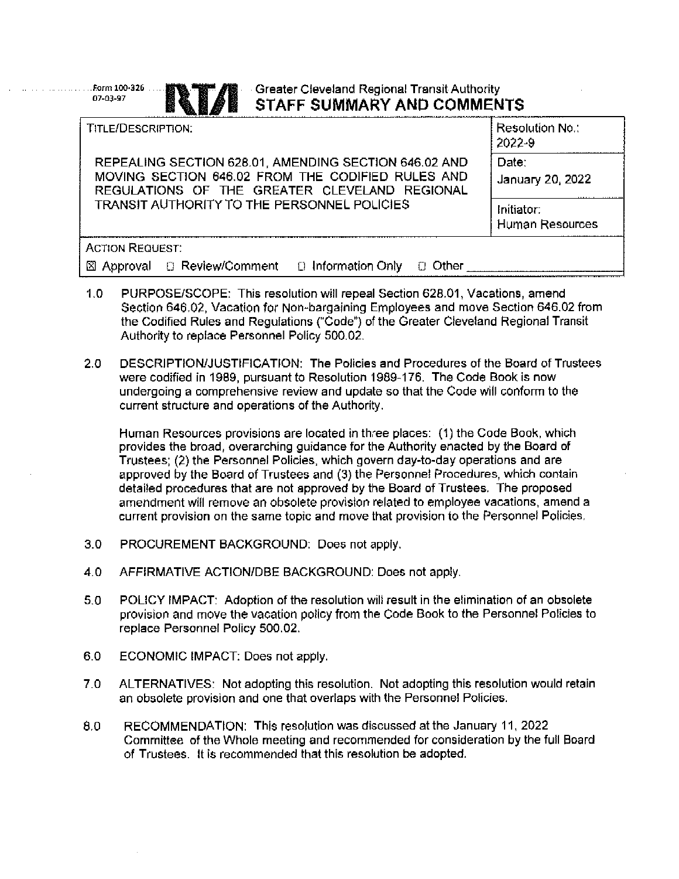Form 100-326
07-03-97

**RTA** Greater Cleveland Regional Transit Authority

# STAFF SUMMARY AND COMMENTS

| TITLE/DESCRIPTION: | |
|---|---|
| REPEALING SECTION 628.01, AMENDING SECTION 646.02 AND MOVING SECTION 646.02 FROM THE CODIFIED RULES AND REGULATIONS OF THE GREATER CLEVELAND REGIONAL TRANSIT AUTHORITY TO THE PERSONNEL POLICIES | Resolution No.: 2022-9 |
| | Date: January 20, 2022 |
| | Initiator: Human Resources |

ACTION REQUEST:

☒ Approval ☐ Review/Comment ☐ Information Only ☐ Other ____________

1.0 PURPOSE/SCOPE: This resolution will repeal Section 628.01, Vacations, amend Section 646.02, Vacation for Non-bargaining Employees and move Section 646.02 from the Codified Rules and Regulations ("Code") of the Greater Cleveland Regional Transit Authority to replace Personnel Policy 500.02.

2.0 DESCRIPTION/JUSTIFICATION: The Policies and Procedures of the Board of Trustees were codified in 1989, pursuant to Resolution 1989-176. The Code Book is now undergoing a comprehensive review and update so that the Code will conform to the current structure and operations of the Authority.

Human Resources provisions are located in three places: (1) the Code Book, which provides the broad, overarching guidance for the Authority enacted by the Board of Trustees; (2) the Personnel Policies, which govern day-to-day operations and are approved by the Board of Trustees and (3) the Personnel Procedures, which contain detailed procedures that are not approved by the Board of Trustees. The proposed amendment will remove an obsolete provision related to employee vacations, amend a current provision on the same topic and move that provision to the Personnel Policies.

3.0 PROCUREMENT BACKGROUND: Does not apply.

4.0 AFFIRMATIVE ACTION/DBE BACKGROUND: Does not apply.

5.0 POLICY IMPACT: Adoption of the resolution will result in the elimination of an obsolete provision and move the vacation policy from the Code Book to the Personnel Policies to replace Personnel Policy 500.02.

6.0 ECONOMIC IMPACT: Does not apply.

7.0 ALTERNATIVES: Not adopting this resolution. Not adopting this resolution would retain an obsolete provision and one that overlaps with the Personnel Policies.

8.0 RECOMMENDATION: This resolution was discussed at the January 11, 2022 Committee of the Whole meeting and recommended for consideration by the full Board of Trustees. It is recommended that this resolution be adopted.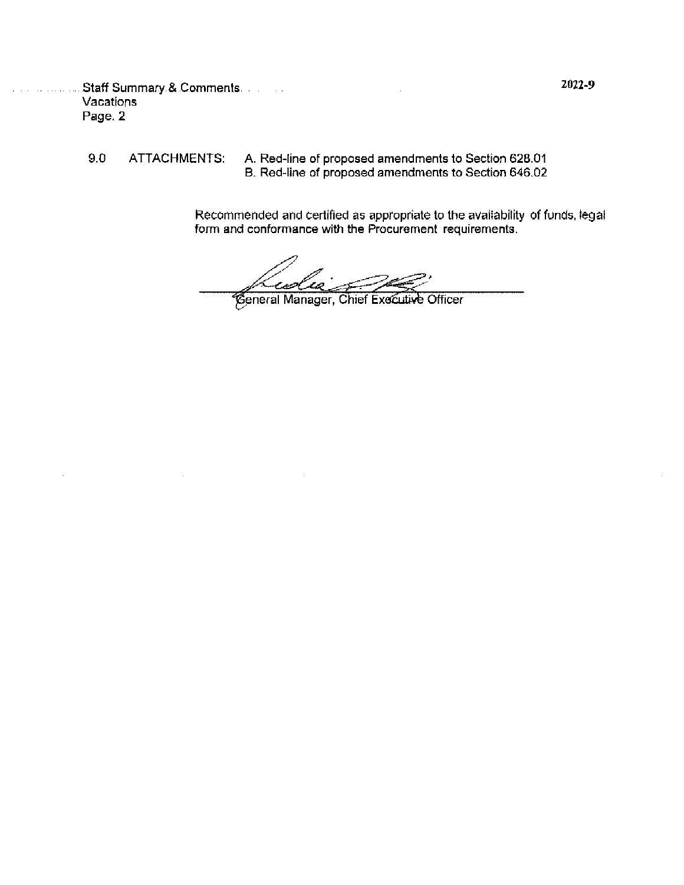Staff Summary & Comments
Vacations
Page. 2

9.0 ATTACHMENTS: A. Red-line of proposed amendments to Section 628.01
B. Red-line of proposed amendments to Section 646.02

Recommended and certified as appropriate to the availability of funds, legal form and conformance with the Procurement requirements.

General Manager, Chief Executive Officer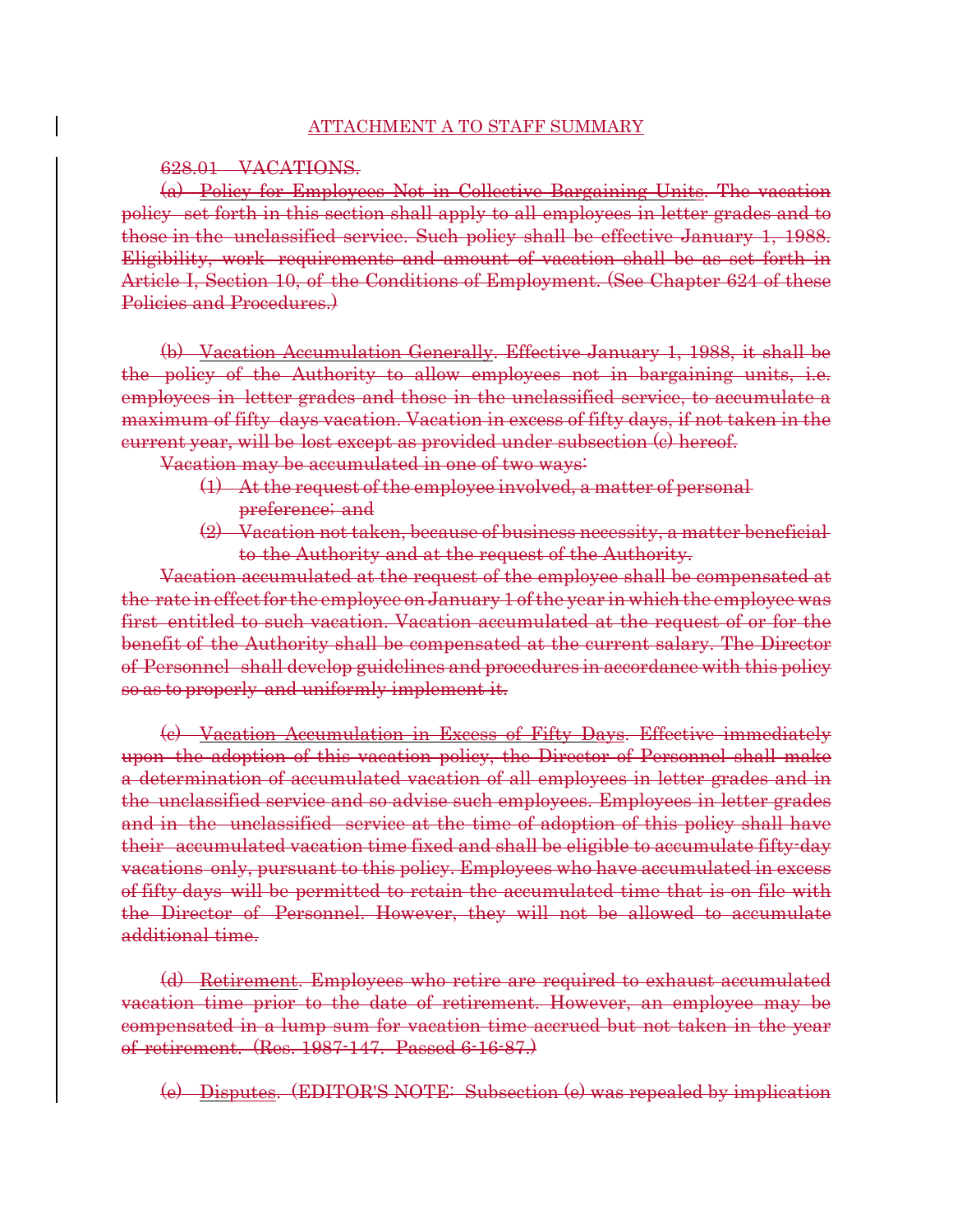ATTACHMENT A TO STAFF SUMMARY

~~628.01 VACATIONS.~~

~~(a) Policy for Employees Not in Collective Bargaining Units. The vacation policy set forth in this section shall apply to all employees in letter grades and to those in the unclassified service. Such policy shall be effective January 1, 1988. Eligibility, work requirements and amount of vacation shall be as set forth in Article I, Section 10, of the Conditions of Employment. (See Chapter 624 of these Policies and Procedures.)~~

~~(b) Vacation Accumulation Generally. Effective January 1, 1988, it shall be the policy of the Authority to allow employees not in bargaining units, i.e. employees in letter grades and those in the unclassified service, to accumulate a maximum of fifty days vacation. Vacation in excess of fifty days, if not taken in the current year, will be lost except as provided under subsection (c) hereof.~~

~~Vacation may be accumulated in one of two ways:~~

~~(1) At the request of the employee involved, a matter of personal preference: and~~

~~(2) Vacation not taken, because of business necessity, a matter beneficial to the Authority and at the request of the Authority.~~

~~Vacation accumulated at the request of the employee shall be compensated at the rate in effect for the employee on January 1 of the year in which the employee was first entitled to such vacation. Vacation accumulated at the request of or for the benefit of the Authority shall be compensated at the current salary. The Director of Personnel shall develop guidelines and procedures in accordance with this policy so as to properly and uniformly implement it.~~

~~(c) Vacation Accumulation in Excess of Fifty Days. Effective immediately upon the adoption of this vacation policy, the Director of Personnel shall make a determination of accumulated vacation of all employees in letter grades and in the unclassified service and so advise such employees. Employees in letter grades and in the unclassified service at the time of adoption of this policy shall have their accumulated vacation time fixed and shall be eligible to accumulate fifty-day vacations only, pursuant to this policy. Employees who have accumulated in excess of fifty days will be permitted to retain the accumulated time that is on file with the Director of Personnel. However, they will not be allowed to accumulate additional time.~~

~~(d) Retirement. Employees who retire are required to exhaust accumulated vacation time prior to the date of retirement. However, an employee may be compensated in a lump sum for vacation time accrued but not taken in the year of retirement. (Res. 1987-147. Passed 6-16-87.)~~

~~(e) Disputes. (EDITOR'S NOTE: Subsection (e) was repealed by implication~~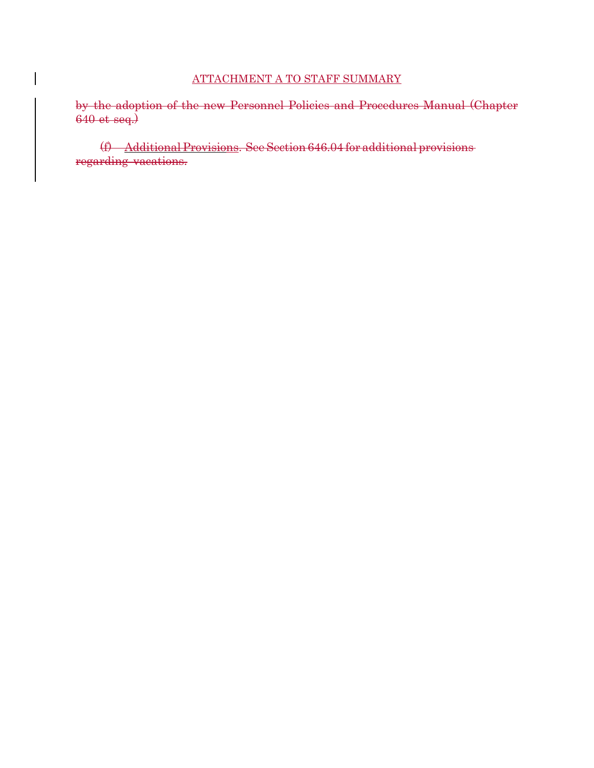ATTACHMENT A TO STAFF SUMMARY

~~by the adoption of the new Personnel Policies and Procedures Manual (Chapter 640 et seq.)~~

~~(f) Additional Provisions. See Section 646.04 for additional provisions regarding vacations.~~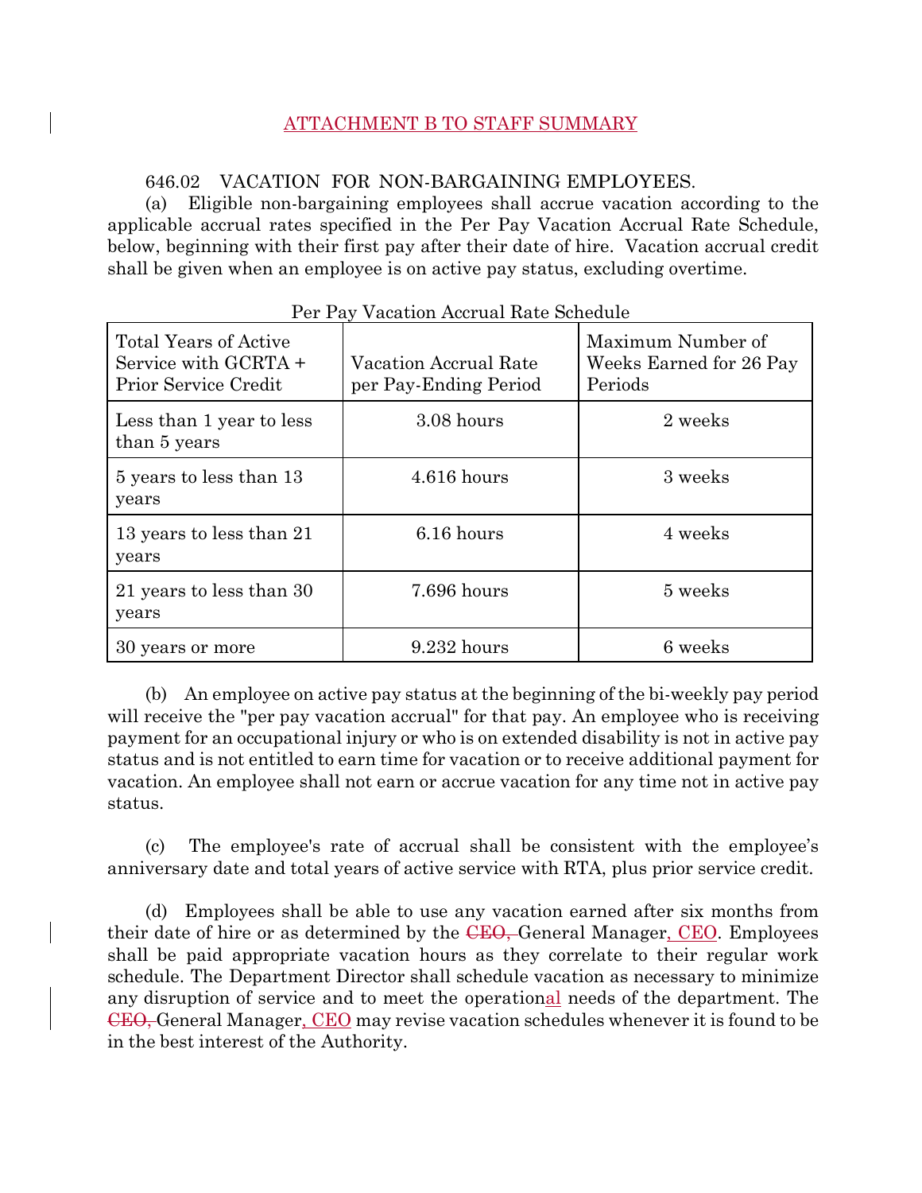ATTACHMENT B TO STAFF SUMMARY

646.02 VACATION FOR NON-BARGAINING EMPLOYEES.

(a) Eligible non-bargaining employees shall accrue vacation according to the applicable accrual rates specified in the Per Pay Vacation Accrual Rate Schedule, below, beginning with their first pay after their date of hire. Vacation accrual credit shall be given when an employee is on active pay status, excluding overtime.

Per Pay Vacation Accrual Rate Schedule

| Total Years of Active Service with GCRTA + Prior Service Credit | Vacation Accrual Rate per Pay-Ending Period | Maximum Number of Weeks Earned for 26 Pay Periods |
|---|---|---|
| Less than 1 year to less than 5 years | 3.08 hours | 2 weeks |
| 5 years to less than 13 years | 4.616 hours | 3 weeks |
| 13 years to less than 21 years | 6.16 hours | 4 weeks |
| 21 years to less than 30 years | 7.696 hours | 5 weeks |
| 30 years or more | 9.232 hours | 6 weeks |

(b) An employee on active pay status at the beginning of the bi-weekly pay period will receive the "per pay vacation accrual" for that pay. An employee who is receiving payment for an occupational injury or who is on extended disability is not in active pay status and is not entitled to earn time for vacation or to receive additional payment for vacation. An employee shall not earn or accrue vacation for any time not in active pay status.

(c) The employee's rate of accrual shall be consistent with the employee's anniversary date and total years of active service with RTA, plus prior service credit.

(d) Employees shall be able to use any vacation earned after six months from their date of hire or as determined by the ~~CEO,~~ General Manager, CEO. Employees shall be paid appropriate vacation hours as they correlate to their regular work schedule. The Department Director shall schedule vacation as necessary to minimize any disruption of service and to meet the operational needs of the department. The ~~CEO,~~ General Manager, CEO may revise vacation schedules whenever it is found to be in the best interest of the Authority.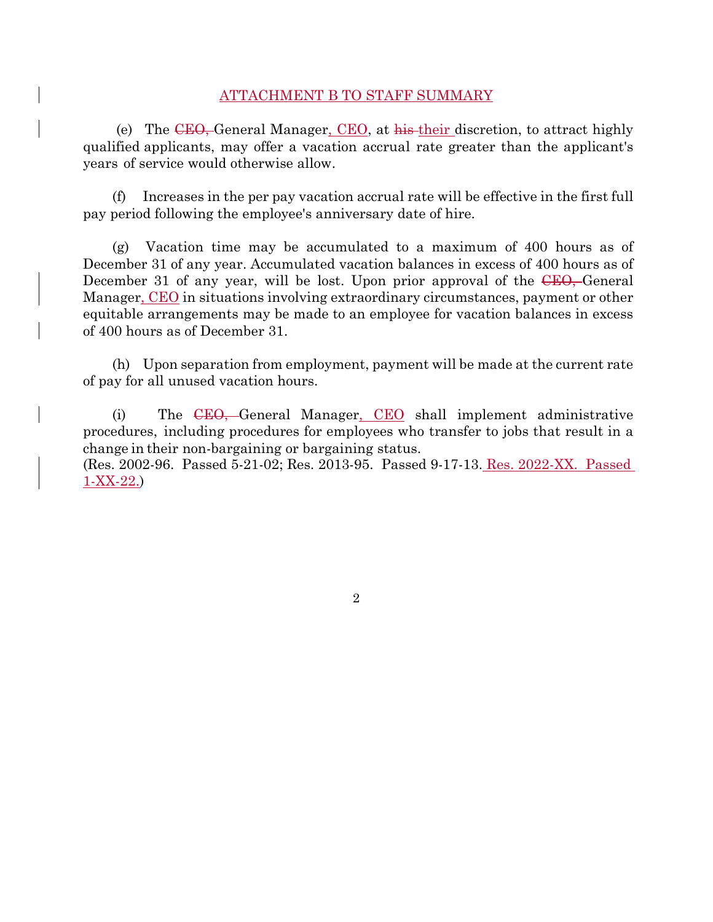ATTACHMENT B TO STAFF SUMMARY

(e) The ~~CEO,~~ General Manager, CEO, at ~~his~~ their discretion, to attract highly qualified applicants, may offer a vacation accrual rate greater than the applicant's years of service would otherwise allow.

(f) Increases in the per pay vacation accrual rate will be effective in the first full pay period following the employee's anniversary date of hire.

(g) Vacation time may be accumulated to a maximum of 400 hours as of December 31 of any year. Accumulated vacation balances in excess of 400 hours as of December 31 of any year, will be lost. Upon prior approval of the ~~CEO,~~ General Manager, CEO in situations involving extraordinary circumstances, payment or other equitable arrangements may be made to an employee for vacation balances in excess of 400 hours as of December 31.

(h) Upon separation from employment, payment will be made at the current rate of pay for all unused vacation hours.

(i) The ~~CEO,~~ General Manager, CEO shall implement administrative procedures, including procedures for employees who transfer to jobs that result in a change in their non-bargaining or bargaining status.

(Res. 2002-96. Passed 5-21-02; Res. 2013-95. Passed 9-17-13. Res. 2022-XX. Passed 1-XX-22.)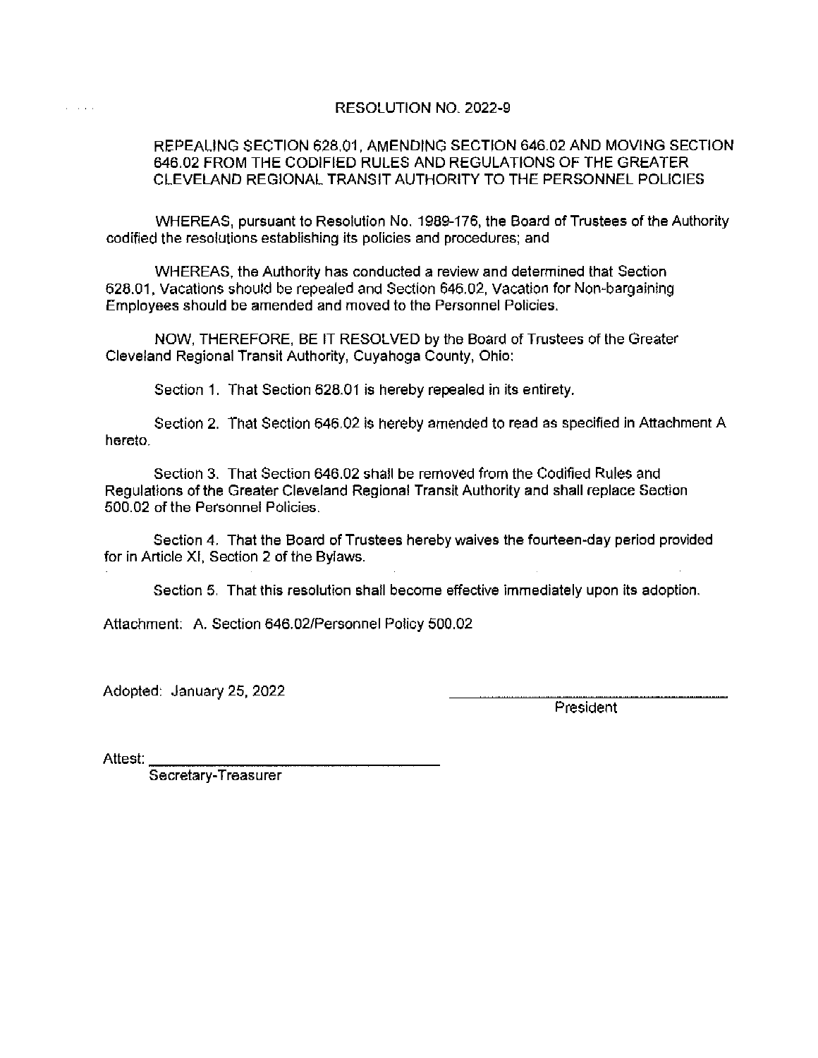# RESOLUTION NO. 2022-9

## REPEALING SECTION 628.01, AMENDING SECTION 646.02 AND MOVING SECTION 646.02 FROM THE CODIFIED RULES AND REGULATIONS OF THE GREATER CLEVELAND REGIONAL TRANSIT AUTHORITY TO THE PERSONNEL POLICIES

WHEREAS, pursuant to Resolution No. 1989-176, the Board of Trustees of the Authority codified the resolutions establishing its policies and procedures; and

WHEREAS, the Authority has conducted a review and determined that Section 628.01, Vacations should be repealed and Section 646.02, Vacation for Non-bargaining Employees should be amended and moved to the Personnel Policies.

NOW, THEREFORE, BE IT RESOLVED by the Board of Trustees of the Greater Cleveland Regional Transit Authority, Cuyahoga County, Ohio:

Section 1. That Section 628.01 is hereby repealed in its entirety.

Section 2. That Section 646.02 is hereby amended to read as specified in Attachment A hereto.

Section 3. That Section 646.02 shall be removed from the Codified Rules and Regulations of the Greater Cleveland Regional Transit Authority and shall replace Section 500.02 of the Personnel Policies.

Section 4. That the Board of Trustees hereby waives the fourteen-day period provided for in Article XI, Section 2 of the Bylaws.

Section 5. That this resolution shall become effective immediately upon its adoption.

Attachment: A. Section 646.02/Personnel Policy 500.02

Adopted: January 25, 2022

\_\_\_\_\_\_\_\_\_\_\_\_\_\_\_\_\_\_\_\_\_\_\_\_\_\_\_\_\_\_
President

Attest: \_\_\_\_\_\_\_\_\_\_\_\_\_\_\_\_\_\_\_\_\_\_\_\_\_\_\_\_\_\_
Secretary-Treasurer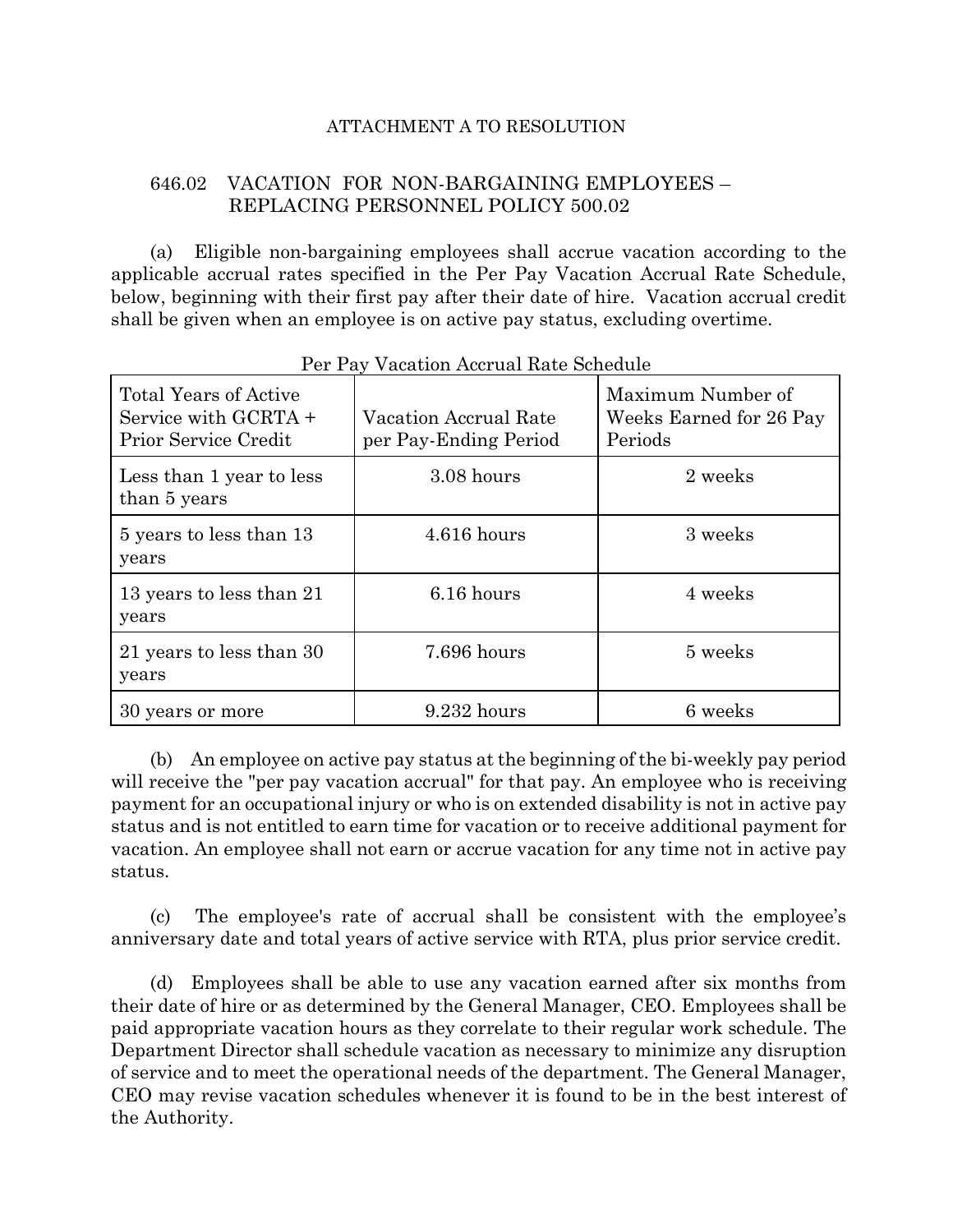ATTACHMENT A TO RESOLUTION

## 646.02 VACATION FOR NON-BARGAINING EMPLOYEES – REPLACING PERSONNEL POLICY 500.02

(a) Eligible non-bargaining employees shall accrue vacation according to the applicable accrual rates specified in the Per Pay Vacation Accrual Rate Schedule, below, beginning with their first pay after their date of hire. Vacation accrual credit shall be given when an employee is on active pay status, excluding overtime.

Per Pay Vacation Accrual Rate Schedule

| Total Years of Active Service with GCRTA + Prior Service Credit | Vacation Accrual Rate per Pay-Ending Period | Maximum Number of Weeks Earned for 26 Pay Periods |
|---|---|---|
| Less than 1 year to less than 5 years | 3.08 hours | 2 weeks |
| 5 years to less than 13 years | 4.616 hours | 3 weeks |
| 13 years to less than 21 years | 6.16 hours | 4 weeks |
| 21 years to less than 30 years | 7.696 hours | 5 weeks |
| 30 years or more | 9.232 hours | 6 weeks |

(b) An employee on active pay status at the beginning of the bi-weekly pay period will receive the "per pay vacation accrual" for that pay. An employee who is receiving payment for an occupational injury or who is on extended disability is not in active pay status and is not entitled to earn time for vacation or to receive additional payment for vacation. An employee shall not earn or accrue vacation for any time not in active pay status.

(c) The employee's rate of accrual shall be consistent with the employee's anniversary date and total years of active service with RTA, plus prior service credit.

(d) Employees shall be able to use any vacation earned after six months from their date of hire or as determined by the General Manager, CEO. Employees shall be paid appropriate vacation hours as they correlate to their regular work schedule. The Department Director shall schedule vacation as necessary to minimize any disruption of service and to meet the operational needs of the department. The General Manager, CEO may revise vacation schedules whenever it is found to be in the best interest of the Authority.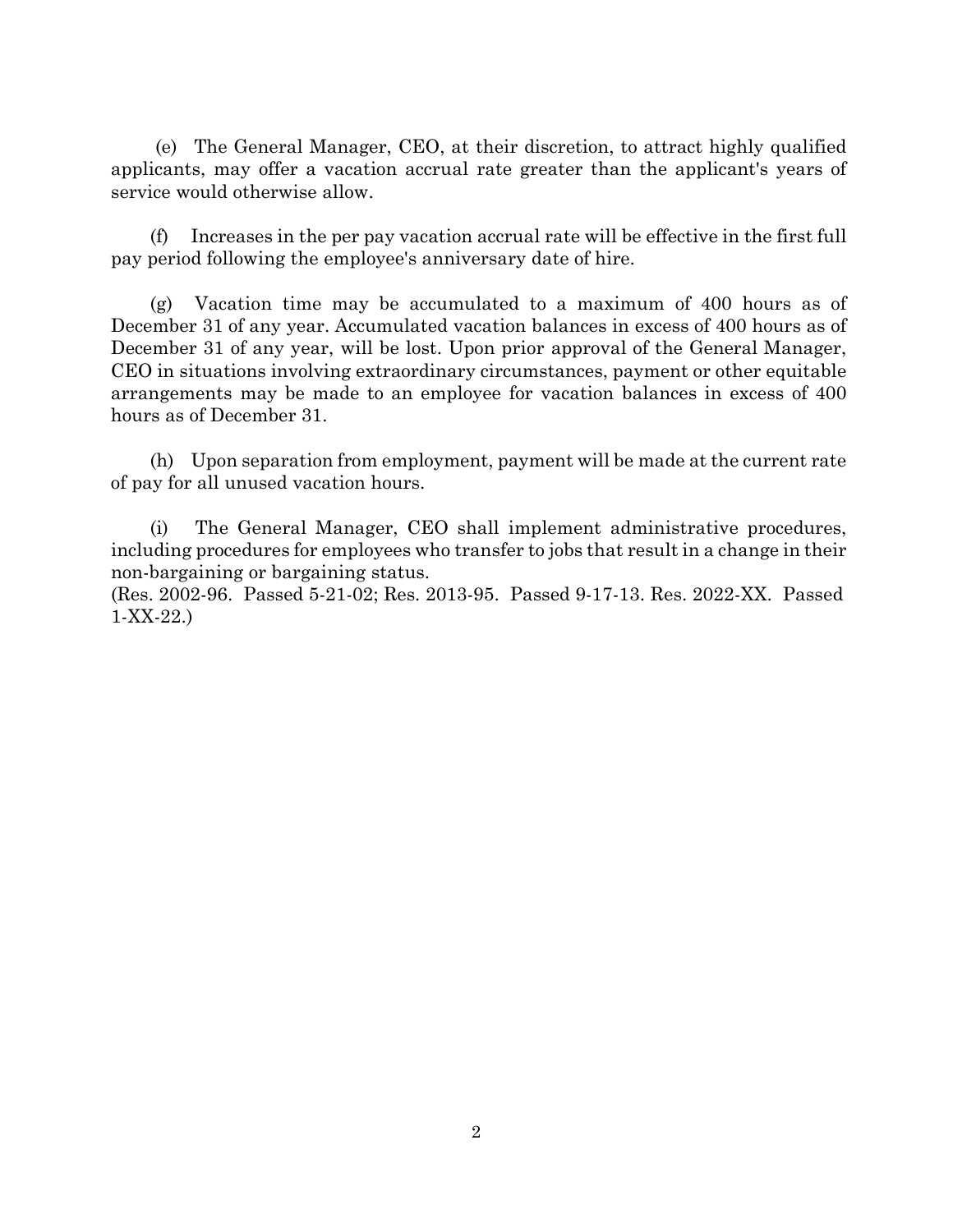(e) The General Manager, CEO, at their discretion, to attract highly qualified applicants, may offer a vacation accrual rate greater than the applicant's years of service would otherwise allow.

(f) Increases in the per pay vacation accrual rate will be effective in the first full pay period following the employee's anniversary date of hire.

(g) Vacation time may be accumulated to a maximum of 400 hours as of December 31 of any year. Accumulated vacation balances in excess of 400 hours as of December 31 of any year, will be lost. Upon prior approval of the General Manager, CEO in situations involving extraordinary circumstances, payment or other equitable arrangements may be made to an employee for vacation balances in excess of 400 hours as of December 31.

(h) Upon separation from employment, payment will be made at the current rate of pay for all unused vacation hours.

(i) The General Manager, CEO shall implement administrative procedures, including procedures for employees who transfer to jobs that result in a change in their non-bargaining or bargaining status.
(Res. 2002-96. Passed 5-21-02; Res. 2013-95. Passed 9-17-13. Res. 2022-XX. Passed 1-XX-22.)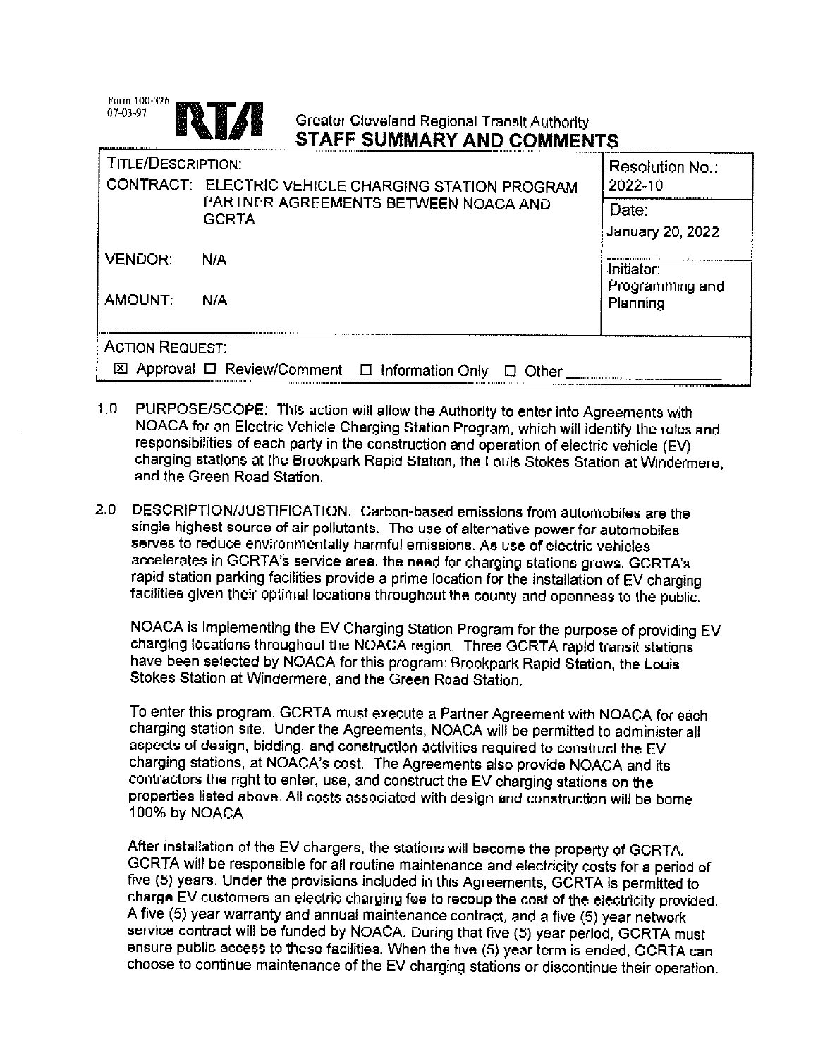Form 100-326
07-03-97

**RTA** Greater Cleveland Regional Transit Authority

# STAFF SUMMARY AND COMMENTS

| TITLE/DESCRIPTION: CONTRACT: ELECTRIC VEHICLE CHARGING STATION PROGRAM PARTNER AGREEMENTS BETWEEN NOACA AND GCRTA | Resolution No.: 2022-10 |
|---|---|
| | Date: January 20, 2022 |
| VENDOR: N/A | Initiator: Programming and Planning |
| AMOUNT: N/A | |
| ACTION REQUEST: ☒ Approval ☐ Review/Comment ☐ Information Only ☐ Other ____________ | |

1.0 PURPOSE/SCOPE: This action will allow the Authority to enter into Agreements with NOACA for an Electric Vehicle Charging Station Program, which will identify the roles and responsibilities of each party in the construction and operation of electric vehicle (EV) charging stations at the Brookpark Rapid Station, the Louis Stokes Station at Windermere, and the Green Road Station.

2.0 DESCRIPTION/JUSTIFICATION: Carbon-based emissions from automobiles are the single highest source of air pollutants. The use of alternative power for automobiles serves to reduce environmentally harmful emissions. As use of electric vehicles accelerates in GCRTA's service area, the need for charging stations grows. GCRTA's rapid station parking facilities provide a prime location for the installation of EV charging facilities given their optimal locations throughout the county and openness to the public.

NOACA is implementing the EV Charging Station Program for the purpose of providing EV charging locations throughout the NOACA region. Three GCRTA rapid transit stations have been selected by NOACA for this program: Brookpark Rapid Station, the Louis Stokes Station at Windermere, and the Green Road Station.

To enter this program, GCRTA must execute a Partner Agreement with NOACA for each charging station site. Under the Agreements, NOACA will be permitted to administer all aspects of design, bidding, and construction activities required to construct the EV charging stations, at NOACA's cost. The Agreements also provide NOACA and its contractors the right to enter, use, and construct the EV charging stations on the properties listed above. All costs associated with design and construction will be borne 100% by NOACA.

After installation of the EV chargers, the stations will become the property of GCRTA. GCRTA will be responsible for all routine maintenance and electricity costs for a period of five (5) years. Under the provisions included in this Agreements, GCRTA is permitted to charge EV customers an electric charging fee to recoup the cost of the electricity provided. A five (5) year warranty and annual maintenance contract, and a five (5) year network service contract will be funded by NOACA. During that five (5) year period, GCRTA must ensure public access to these facilities. When the five (5) year term is ended, GCRTA can choose to continue maintenance of the EV charging stations or discontinue their operation.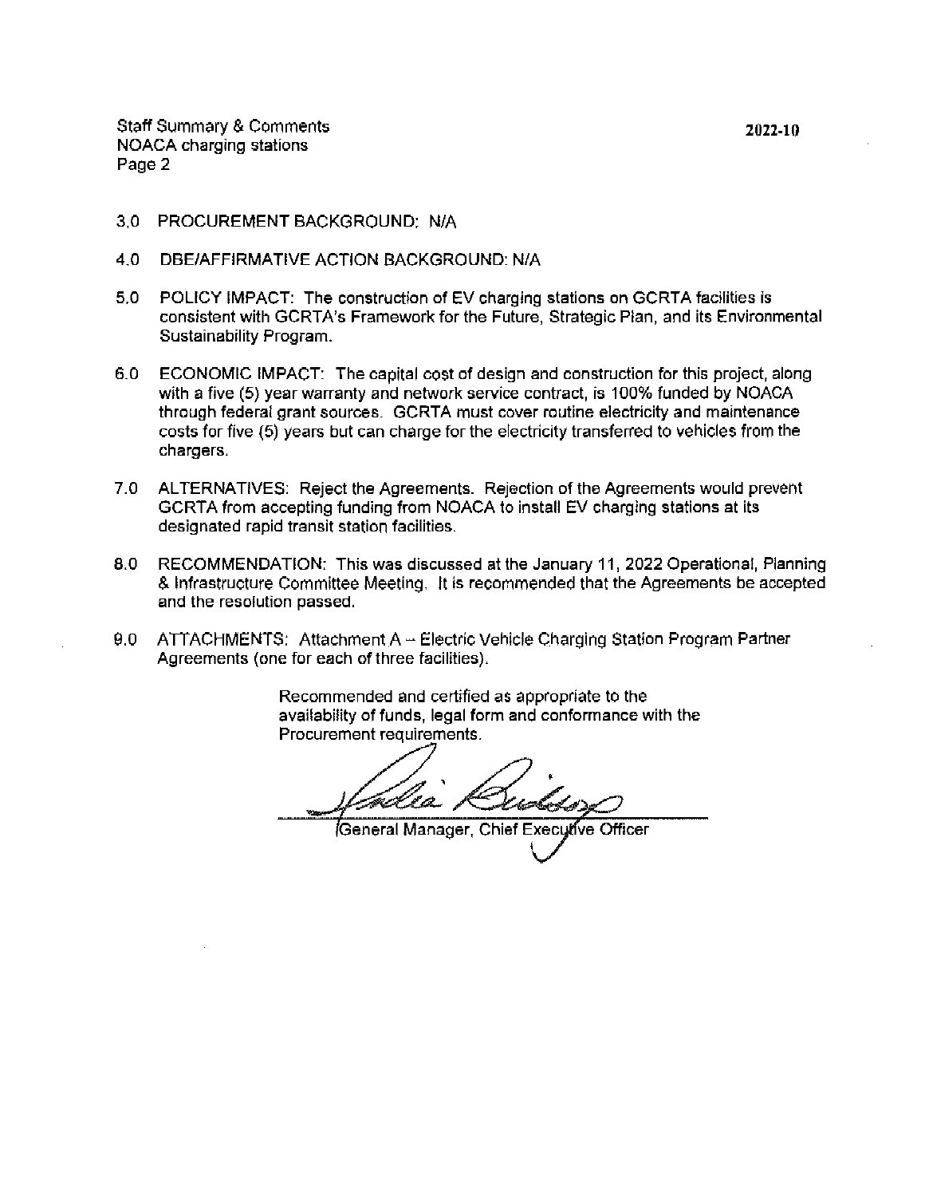3.0 PROCUREMENT BACKGROUND: N/A

4.0 DBE/AFFIRMATIVE ACTION BACKGROUND: N/A

5.0 POLICY IMPACT: The construction of EV charging stations on GCRTA facilities is consistent with GCRTA's Framework for the Future, Strategic Plan, and its Environmental Sustainability Program.

6.0 ECONOMIC IMPACT: The capital cost of design and construction for this project, along with a five (5) year warranty and network service contract, is 100% funded by NOACA through federal grant sources. GCRTA must cover routine electricity and maintenance costs for five (5) years but can charge for the electricity transferred to vehicles from the chargers.

7.0 ALTERNATIVES: Reject the Agreements. Rejection of the Agreements would prevent GCRTA from accepting funding from NOACA to install EV charging stations at its designated rapid transit station facilities.

8.0 RECOMMENDATION: This was discussed at the January 11, 2022 Operational, Planning & Infrastructure Committee Meeting. It is recommended that the Agreements be accepted and the resolution passed.

9.0 ATTACHMENTS: Attachment A – Electric Vehicle Charging Station Program Partner Agreements (one for each of three facilities).

Recommended and certified as appropriate to the availability of funds, legal form and conformance with the Procurement requirements.

General Manager, Chief Executive Officer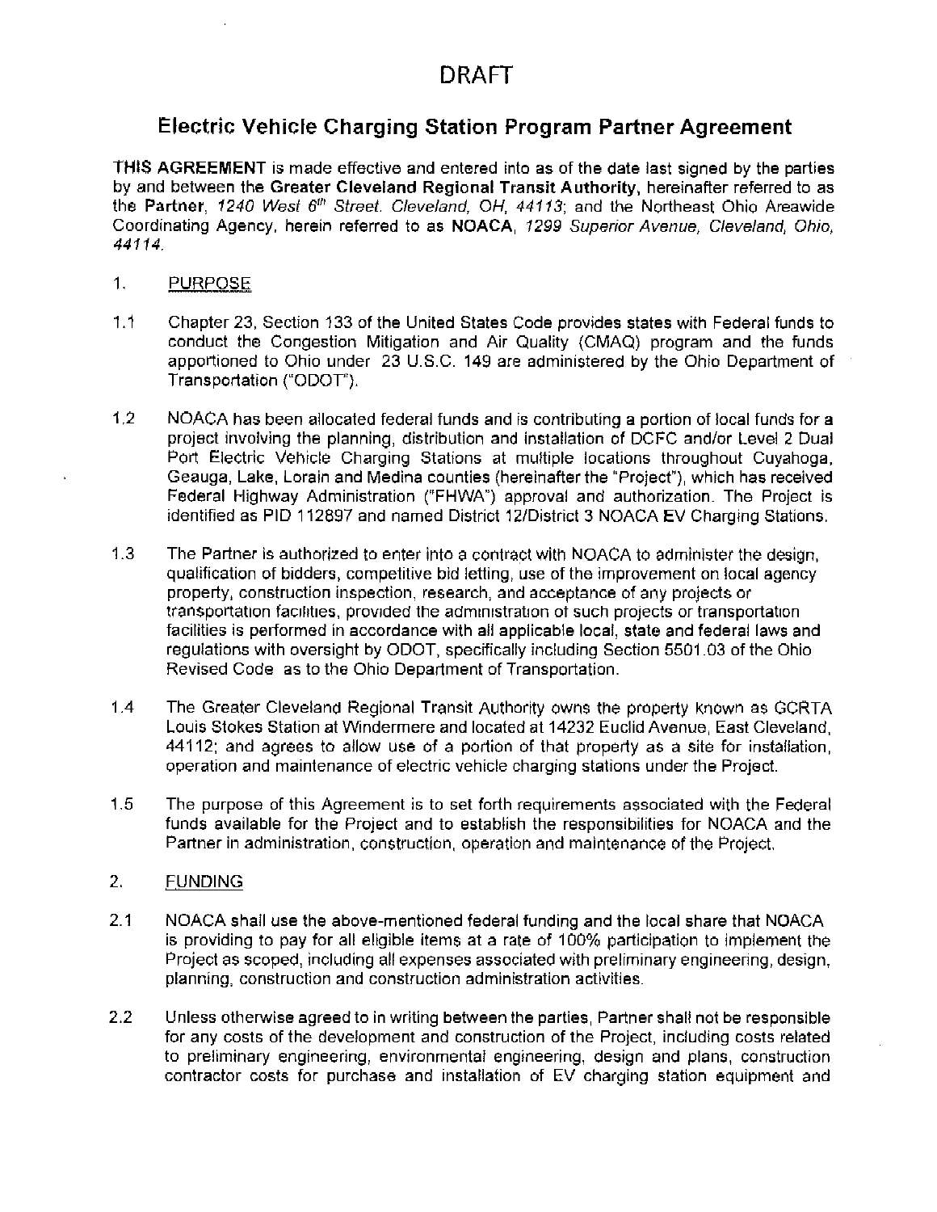# DRAFT

## Electric Vehicle Charging Station Program Partner Agreement

**THIS AGREEMENT** is made effective and entered into as of the date last signed by the parties by and between the **Greater Cleveland Regional Transit Authority**, hereinafter referred to as the **Partner**, *1240 West 6th Street, Cleveland, OH, 44113*; and the Northeast Ohio Areawide Coordinating Agency, herein referred to as **NOACA**, *1299 Superior Avenue, Cleveland, Ohio, 44114*.

1. PURPOSE

1.1 Chapter 23, Section 133 of the United States Code provides states with Federal funds to conduct the Congestion Mitigation and Air Quality (CMAQ) program and the funds apportioned to Ohio under 23 U.S.C. 149 are administered by the Ohio Department of Transportation ("ODOT").

1.2 NOACA has been allocated federal funds and is contributing a portion of local funds for a project involving the planning, distribution and installation of DCFC and/or Level 2 Dual Port Electric Vehicle Charging Stations at multiple locations throughout Cuyahoga, Geauga, Lake, Lorain and Medina counties (hereinafter the "Project"), which has received Federal Highway Administration ("FHWA") approval and authorization. The Project is identified as PID 112897 and named District 12/District 3 NOACA EV Charging Stations.

1.3 The Partner is authorized to enter into a contract with NOACA to administer the design, qualification of bidders, competitive bid letting, use of the improvement on local agency property, construction inspection, research, and acceptance of any projects or transportation facilities, provided the administration of such projects or transportation facilities is performed in accordance with all applicable local, state and federal laws and regulations with oversight by ODOT, specifically including Section 5501.03 of the Ohio Revised Code as to the Ohio Department of Transportation.

1.4 The Greater Cleveland Regional Transit Authority owns the property known as GCRTA Louis Stokes Station at Windermere and located at 14232 Euclid Avenue, East Cleveland, 44112; and agrees to allow use of a portion of that property as a site for installation, operation and maintenance of electric vehicle charging stations under the Project.

1.5 The purpose of this Agreement is to set forth requirements associated with the Federal funds available for the Project and to establish the responsibilities for NOACA and the Partner in administration, construction, operation and maintenance of the Project.

2. FUNDING

2.1 NOACA shall use the above-mentioned federal funding and the local share that NOACA is providing to pay for all eligible items at a rate of 100% participation to implement the Project as scoped, including all expenses associated with preliminary engineering, design, planning, construction and construction administration activities.

2.2 Unless otherwise agreed to in writing between the parties, Partner shall not be responsible for any costs of the development and construction of the Project, including costs related to preliminary engineering, environmental engineering, design and plans, construction contractor costs for purchase and installation of EV charging station equipment and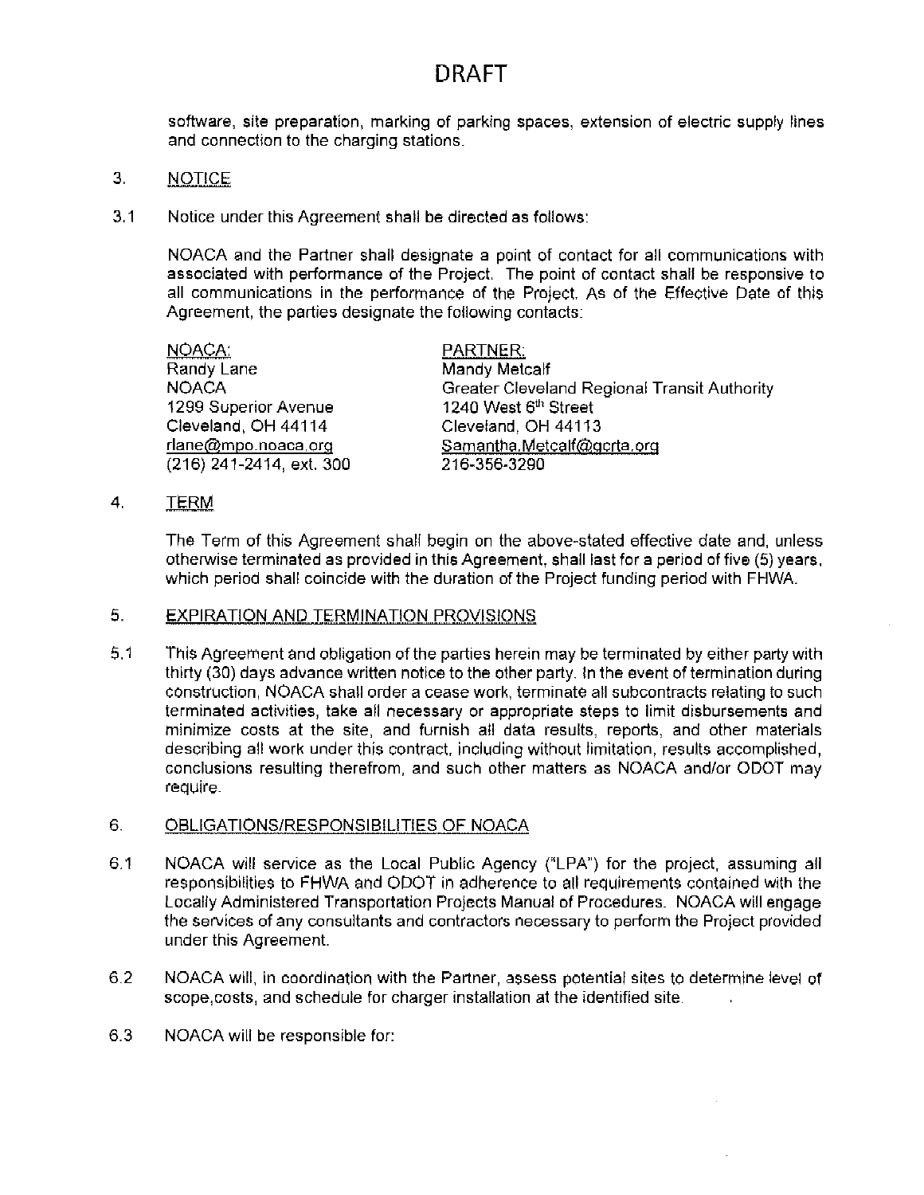# DRAFT

software, site preparation, marking of parking spaces, extension of electric supply lines and connection to the charging stations.

3. NOTICE

3.1 Notice under this Agreement shall be directed as follows:

NOACA and the Partner shall designate a point of contact for all communications with associated with performance of the Project. The point of contact shall be responsive to all communications in the performance of the Project. As of the Effective Date of this Agreement, the parties designate the following contacts:

| NOACA: | PARTNER: |
|---|---|
| Randy Lane | Mandy Metcalf |
| NOACA | Greater Cleveland Regional Transit Authority |
| 1299 Superior Avenue | 1240 West 6th Street |
| Cleveland, OH 44114 | Cleveland, OH 44113 |
| rlane@mpo.noaca.org | Samantha.Metcalf@gcrta.org |
| (216) 241-2414, ext. 300 | 216-356-3290 |

4. TERM

The Term of this Agreement shall begin on the above-stated effective date and, unless otherwise terminated as provided in this Agreement, shall last for a period of five (5) years, which period shall coincide with the duration of the Project funding period with FHWA.

5. EXPIRATION AND TERMINATION PROVISIONS

5.1 This Agreement and obligation of the parties herein may be terminated by either party with thirty (30) days advance written notice to the other party. In the event of termination during construction, NOACA shall order a cease work, terminate all subcontracts relating to such terminated activities, take all necessary or appropriate steps to limit disbursements and minimize costs at the site, and furnish all data results, reports, and other materials describing all work under this contract, including without limitation, results accomplished, conclusions resulting therefrom, and such other matters as NOACA and/or ODOT may require.

6. OBLIGATIONS/RESPONSIBILITIES OF NOACA

6.1 NOACA will service as the Local Public Agency ("LPA") for the project, assuming all responsibilities to FHWA and ODOT in adherence to all requirements contained with the Locally Administered Transportation Projects Manual of Procedures. NOACA will engage the services of any consultants and contractors necessary to perform the Project provided under this Agreement.

6.2 NOACA will, in coordination with the Partner, assess potential sites to determine level of scope,costs, and schedule for charger installation at the identified site.

6.3 NOACA will be responsible for: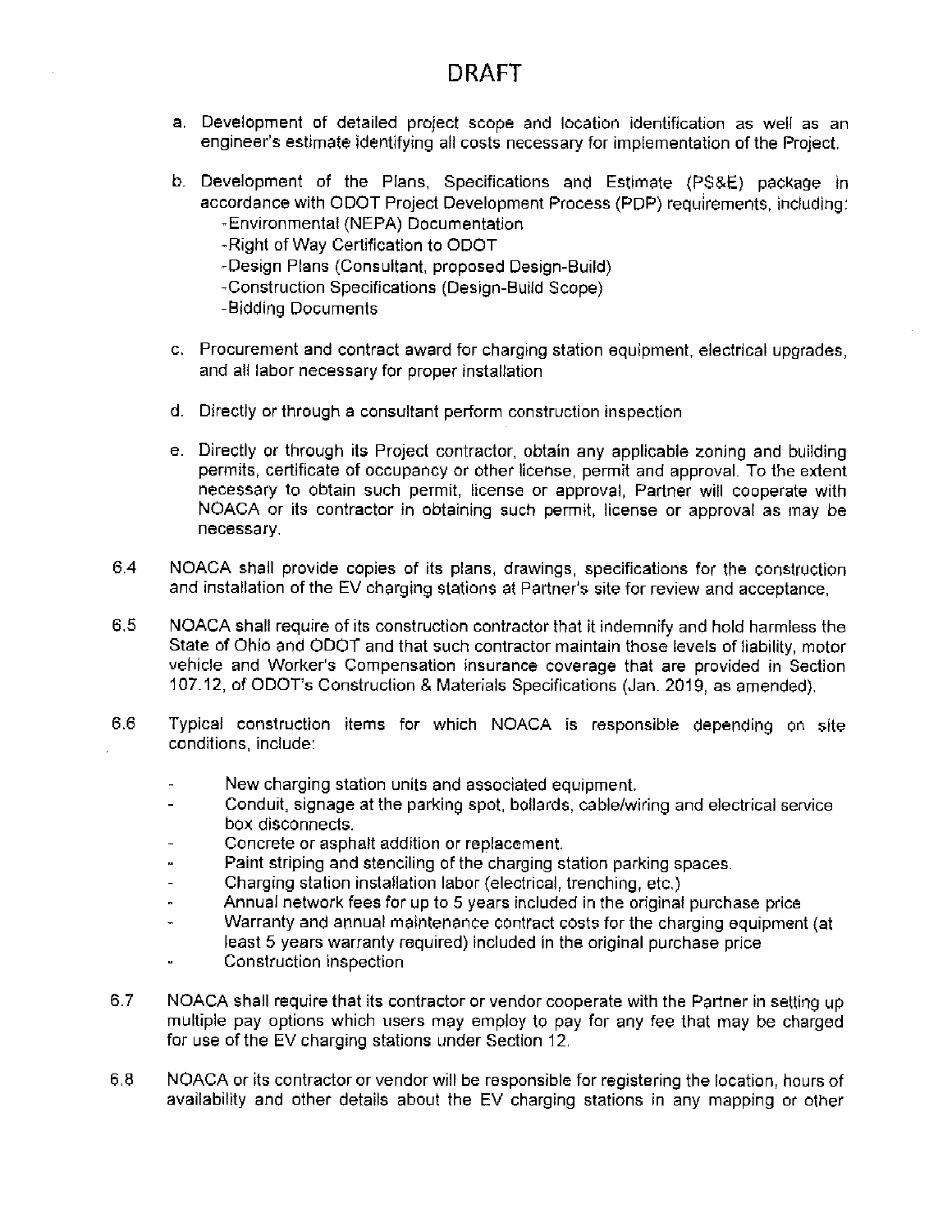# DRAFT

a. Development of detailed project scope and location identification as well as an engineer's estimate identifying all costs necessary for implementation of the Project.

b. Development of the Plans, Specifications and Estimate (PS&E) package in accordance with ODOT Project Development Process (PDP) requirements, including:
   - Environmental (NEPA) Documentation
   - Right of Way Certification to ODOT
   - Design Plans (Consultant, proposed Design-Build)
   - Construction Specifications (Design-Build Scope)
   - Bidding Documents

c. Procurement and contract award for charging station equipment, electrical upgrades, and all labor necessary for proper installation

d. Directly or through a consultant perform construction inspection

e. Directly or through its Project contractor, obtain any applicable zoning and building permits, certificate of occupancy or other license, permit and approval. To the extent necessary to obtain such permit, license or approval, Partner will cooperate with NOACA or its contractor in obtaining such permit, license or approval as may be necessary.

6.4 NOACA shall provide copies of its plans, drawings, specifications for the construction and installation of the EV charging stations at Partner's site for review and acceptance.

6.5 NOACA shall require of its construction contractor that it indemnify and hold harmless the State of Ohio and ODOT and that such contractor maintain those levels of liability, motor vehicle and Worker's Compensation insurance coverage that are provided in Section 107.12, of ODOT's Construction & Materials Specifications (Jan. 2019, as amended).

6.6 Typical construction items for which NOACA is responsible depending on site conditions, include:

- New charging station units and associated equipment.
- Conduit, signage at the parking spot, bollards, cable/wiring and electrical service box disconnects.
- Concrete or asphalt addition or replacement.
- Paint striping and stenciling of the charging station parking spaces.
- Charging station installation labor (electrical, trenching, etc.)
- Annual network fees for up to 5 years included in the original purchase price
- Warranty and annual maintenance contract costs for the charging equipment (at least 5 years warranty required) included in the original purchase price
- Construction inspection

6.7 NOACA shall require that its contractor or vendor cooperate with the Partner in setting up multiple pay options which users may employ to pay for any fee that may be charged for use of the EV charging stations under Section 12.

6.8 NOACA or its contractor or vendor will be responsible for registering the location, hours of availability and other details about the EV charging stations in any mapping or other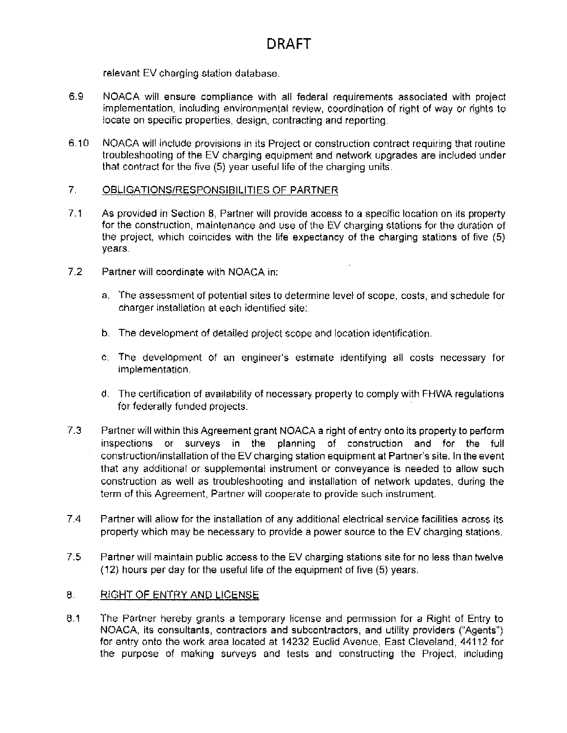DRAFT

relevant EV charging station database.

6.9 NOACA will ensure compliance with all federal requirements associated with project implementation, including environmental review, coordination of right of way or rights to locate on specific properties, design, contracting and reporting.

6.10 NOACA will include provisions in its Project or construction contract requiring that routine troubleshooting of the EV charging equipment and network upgrades are included under that contract for the five (5) year useful life of the charging units.

## 7. OBLIGATIONS/RESPONSIBILITIES OF PARTNER

7.1 As provided in Section 8, Partner will provide access to a specific location on its property for the construction, maintenance and use of the EV charging stations for the duration of the project, which coincides with the life expectancy of the charging stations of five (5) years.

7.2 Partner will coordinate with NOACA in:

a. The assessment of potential sites to determine level of scope, costs, and schedule for charger installation at each identified site;

b. The development of detailed project scope and location identification.

c. The development of an engineer's estimate identifying all costs necessary for implementation.

d. The certification of availability of necessary property to comply with FHWA regulations for federally funded projects.

7.3 Partner will within this Agreement grant NOACA a right of entry onto its property to perform inspections or surveys in the planning of construction and for the full construction/installation of the EV charging station equipment at Partner's site. In the event that any additional or supplemental instrument or conveyance is needed to allow such construction as well as troubleshooting and installation of network updates, during the term of this Agreement, Partner will cooperate to provide such instrument.

7.4 Partner will allow for the installation of any additional electrical service facilities across its property which may be necessary to provide a power source to the EV charging stations.

7.5 Partner will maintain public access to the EV charging stations site for no less than twelve (12) hours per day for the useful life of the equipment of five (5) years.

## 8. RIGHT OF ENTRY AND LICENSE

8.1 The Partner hereby grants a temporary license and permission for a Right of Entry to NOACA, its consultants, contractors and subcontractors, and utility providers ("Agents") for entry onto the work area located at 14232 Euclid Avenue, East Cleveland, 44112 for the purpose of making surveys and tests and constructing the Project, including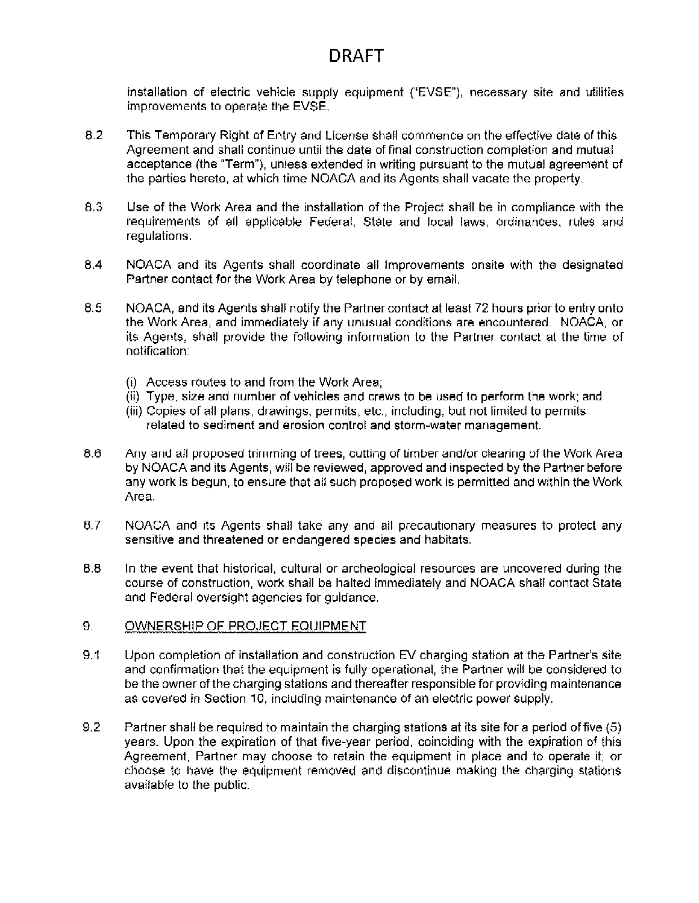# DRAFT

installation of electric vehicle supply equipment ("EVSE"), necessary site and utilities improvements to operate the EVSE.

8.2 This Temporary Right of Entry and License shall commence on the effective date of this Agreement and shall continue until the date of final construction completion and mutual acceptance (the "Term"), unless extended in writing pursuant to the mutual agreement of the parties hereto, at which time NOACA and its Agents shall vacate the property.

8.3 Use of the Work Area and the installation of the Project shall be in compliance with the requirements of all applicable Federal, State and local laws, ordinances, rules and regulations.

8.4 NOACA and its Agents shall coordinate all Improvements onsite with the designated Partner contact for the Work Area by telephone or by email.

8.5 NOACA, and its Agents shall notify the Partner contact at least 72 hours prior to entry onto the Work Area, and immediately if any unusual conditions are encountered. NOACA, or its Agents, shall provide the following information to the Partner contact at the time of notification:

(i) Access routes to and from the Work Area;
(ii) Type, size and number of vehicles and crews to be used to perform the work; and
(iii) Copies of all plans, drawings, permits, etc., including, but not limited to permits related to sediment and erosion control and storm-water management.

8.6 Any and all proposed trimming of trees, cutting of timber and/or clearing of the Work Area by NOACA and its Agents, will be reviewed, approved and inspected by the Partner before any work is begun, to ensure that all such proposed work is permitted and within the Work Area.

8.7 NOACA and its Agents shall take any and all precautionary measures to protect any sensitive and threatened or endangered species and habitats.

8.8 In the event that historical, cultural or archeological resources are uncovered during the course of construction, work shall be halted immediately and NOACA shall contact State and Federal oversight agencies for guidance.

9. OWNERSHIP OF PROJECT EQUIPMENT

9.1 Upon completion of installation and construction EV charging station at the Partner's site and confirmation that the equipment is fully operational, the Partner will be considered to be the owner of the charging stations and thereafter responsible for providing maintenance as covered in Section 10, including maintenance of an electric power supply.

9.2 Partner shall be required to maintain the charging stations at its site for a period of five (5) years. Upon the expiration of that five-year period, coinciding with the expiration of this Agreement, Partner may choose to retain the equipment in place and to operate it; or choose to have the equipment removed and discontinue making the charging stations available to the public.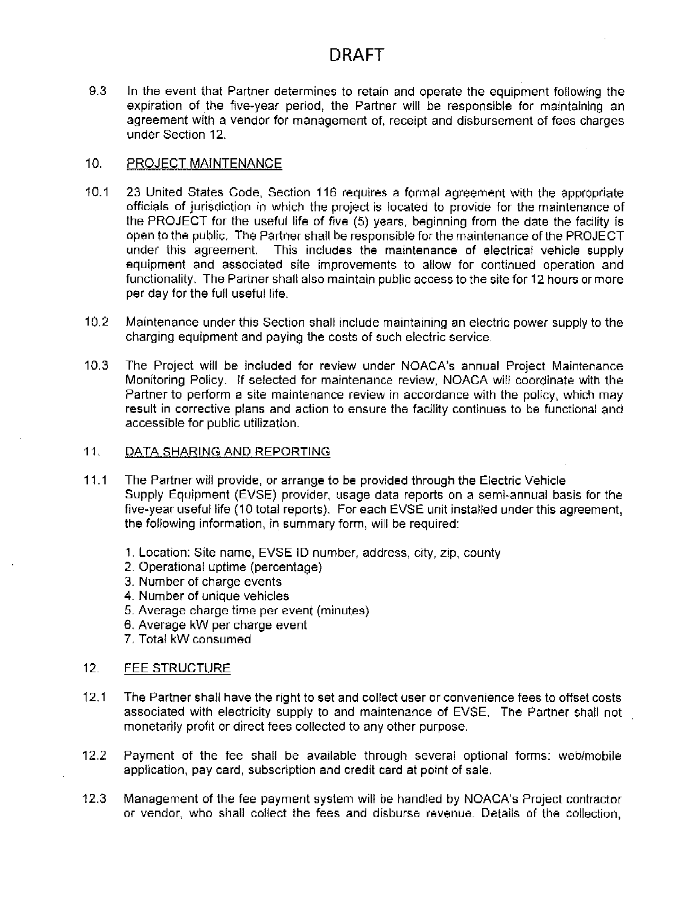# DRAFT

9.3 In the event that Partner determines to retain and operate the equipment following the expiration of the five-year period, the Partner will be responsible for maintaining an agreement with a vendor for management of, receipt and disbursement of fees charges under Section 12.

## 10. PROJECT MAINTENANCE

10.1 23 United States Code, Section 116 requires a formal agreement with the appropriate officials of jurisdiction in which the project is located to provide for the maintenance of the PROJECT for the useful life of five (5) years, beginning from the date the facility is open to the public. The Partner shall be responsible for the maintenance of the PROJECT under this agreement. This includes the maintenance of electrical vehicle supply equipment and associated site improvements to allow for continued operation and functionality. The Partner shall also maintain public access to the site for 12 hours or more per day for the full useful life.

10.2 Maintenance under this Section shall include maintaining an electric power supply to the charging equipment and paying the costs of such electric service.

10.3 The Project will be included for review under NOACA's annual Project Maintenance Monitoring Policy. If selected for maintenance review, NOACA will coordinate with the Partner to perform a site maintenance review in accordance with the policy, which may result in corrective plans and action to ensure the facility continues to be functional and accessible for public utilization.

## 11. DATA SHARING AND REPORTING

11.1 The Partner will provide, or arrange to be provided through the Electric Vehicle Supply Equipment (EVSE) provider, usage data reports on a semi-annual basis for the five-year useful life (10 total reports). For each EVSE unit installed under this agreement, the following information, in summary form, will be required:

1. Location: Site name, EVSE ID number, address, city, zip, county
2. Operational uptime (percentage)
3. Number of charge events
4. Number of unique vehicles
5. Average charge time per event (minutes)
6. Average kW per charge event
7. Total kW consumed

## 12. FEE STRUCTURE

12.1 The Partner shall have the right to set and collect user or convenience fees to offset costs associated with electricity supply to and maintenance of EVSE. The Partner shall not monetarily profit or direct fees collected to any other purpose.

12.2 Payment of the fee shall be available through several optional forms: web/mobile application, pay card, subscription and credit card at point of sale.

12.3 Management of the fee payment system will be handled by NOACA's Project contractor or vendor, who shall collect the fees and disburse revenue. Details of the collection,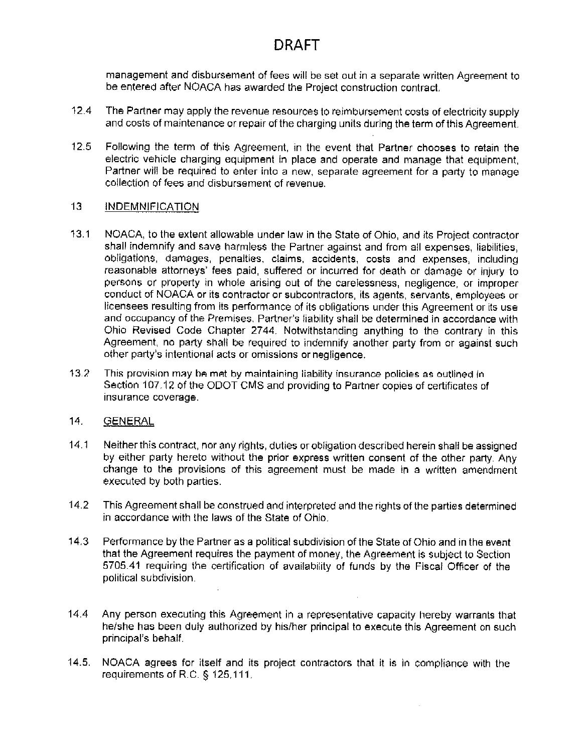# DRAFT

management and disbursement of fees will be set out in a separate written Agreement to be entered after NOACA has awarded the Project construction contract.

12.4 The Partner may apply the revenue resources to reimbursement costs of electricity supply and costs of maintenance or repair of the charging units during the term of this Agreement.

12.5 Following the term of this Agreement, in the event that Partner chooses to retain the electric vehicle charging equipment in place and operate and manage that equipment, Partner will be required to enter into a new, separate agreement for a party to manage collection of fees and disbursement of revenue.

## 13 INDEMNIFICATION

13.1 NOACA, to the extent allowable under law in the State of Ohio, and its Project contractor shall indemnify and save harmless the Partner against and from all expenses, liabilities, obligations, damages, penalties, claims, accidents, costs and expenses, including reasonable attorneys' fees paid, suffered or incurred for death or damage or injury to persons or property in whole arising out of the carelessness, negligence, or improper conduct of NOACA or its contractor or subcontractors, its agents, servants, employees or licensees resulting from its performance of its obligations under this Agreement or its use and occupancy of the Premises. Partner's liability shall be determined in accordance with Ohio Revised Code Chapter 2744. Notwithstanding anything to the contrary in this Agreement, no party shall be required to indemnify another party from or against such other party's intentional acts or omissions or negligence.

13.2 This provision may be met by maintaining liability insurance policies as outlined in Section 107.12 of the ODOT CMS and providing to Partner copies of certificates of insurance coverage.

## 14. GENERAL

14.1 Neither this contract, nor any rights, duties or obligation described herein shall be assigned by either party hereto without the prior express written consent of the other party. Any change to the provisions of this agreement must be made in a written amendment executed by both parties.

14.2 This Agreement shall be construed and interpreted and the rights of the parties determined in accordance with the laws of the State of Ohio.

14.3 Performance by the Partner as a political subdivision of the State of Ohio and in the event that the Agreement requires the payment of money, the Agreement is subject to Section 5705.41 requiring the certification of availability of funds by the Fiscal Officer of the political subdivision.

14.4 Any person executing this Agreement in a representative capacity hereby warrants that he/she has been duly authorized by his/her principal to execute this Agreement on such principal's behalf.

14.5. NOACA agrees for itself and its project contractors that it is in compliance with the requirements of R.C. § 125.111.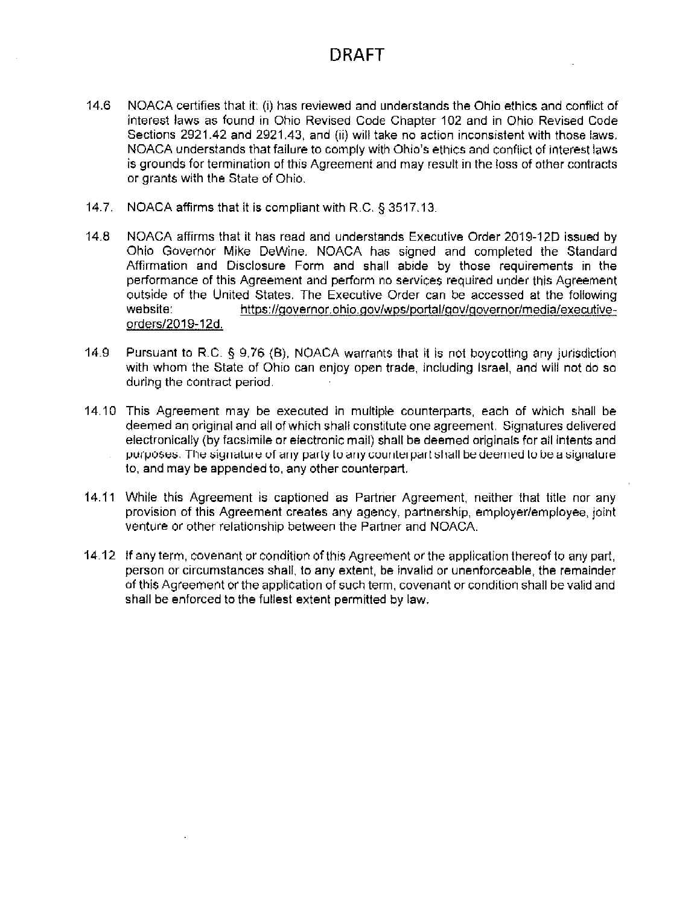# DRAFT

14.6 NOACA certifies that it: (i) has reviewed and understands the Ohio ethics and conflict of interest laws as found in Ohio Revised Code Chapter 102 and in Ohio Revised Code Sections 2921.42 and 2921.43, and (ii) will take no action inconsistent with those laws. NOACA understands that failure to comply with Ohio's ethics and conflict of interest laws is grounds for termination of this Agreement and may result in the loss of other contracts or grants with the State of Ohio.

14.7. NOACA affirms that it is compliant with R.C. § 3517.13.

14.8 NOACA affirms that it has read and understands Executive Order 2019-12D issued by Ohio Governor Mike DeWine. NOACA has signed and completed the Standard Affirmation and Disclosure Form and shall abide by those requirements in the performance of this Agreement and perform no services required under this Agreement outside of the United States. The Executive Order can be accessed at the following website: https://governor.ohio.gov/wps/portal/gov/governor/media/executive-orders/2019-12d.

14.9 Pursuant to R.C. § 9.76 (B), NOACA warrants that it is not boycotting any jurisdiction with whom the State of Ohio can enjoy open trade, including Israel, and will not do so during the contract period.

14.10 This Agreement may be executed in multiple counterparts, each of which shall be deemed an original and all of which shall constitute one agreement. Signatures delivered electronically (by facsimile or electronic mail) shall be deemed originals for all intents and purposes. The signature of any party to any counterpart shall be deemed to be a signature to, and may be appended to, any other counterpart.

14.11 While this Agreement is captioned as Partner Agreement, neither that title nor any provision of this Agreement creates any agency, partnership, employer/employee, joint venture or other relationship between the Partner and NOACA.

14.12 If any term, covenant or condition of this Agreement or the application thereof to any part, person or circumstances shall, to any extent, be invalid or unenforceable, the remainder of this Agreement or the application of such term, covenant or condition shall be valid and shall be enforced to the fullest extent permitted by law.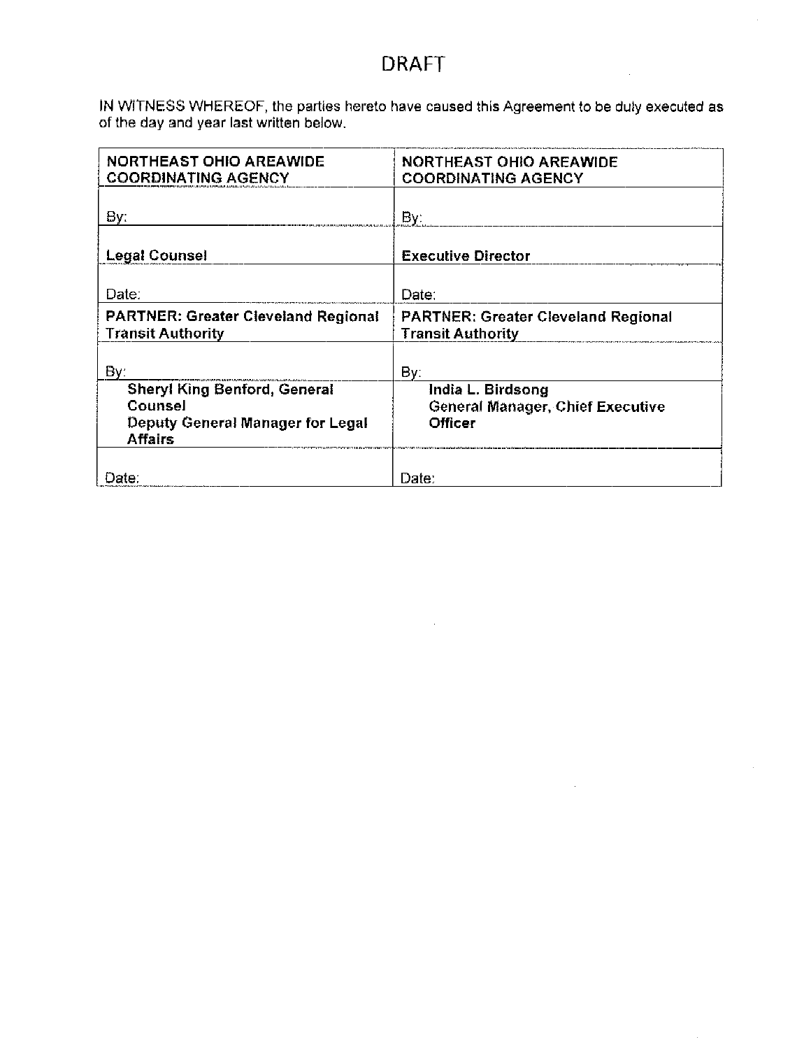# DRAFT

IN WITNESS WHEREOF, the parties hereto have caused this Agreement to be duly executed as of the day and year last written below.

| **NORTHEAST OHIO AREAWIDE COORDINATING AGENCY** | **NORTHEAST OHIO AREAWIDE COORDINATING AGENCY** |
|---|---|
| By: | By: |
| **Legal Counsel** | **Executive Director** |
| Date: | Date: |
| **PARTNER: Greater Cleveland Regional Transit Authority** | **PARTNER: Greater Cleveland Regional Transit Authority** |
| By: | By: |
| **Sheryl King Benford, General Counsel Deputy General Manager for Legal Affairs** | **India L. Birdsong General Manager, Chief Executive Officer** |
| Date: | Date: |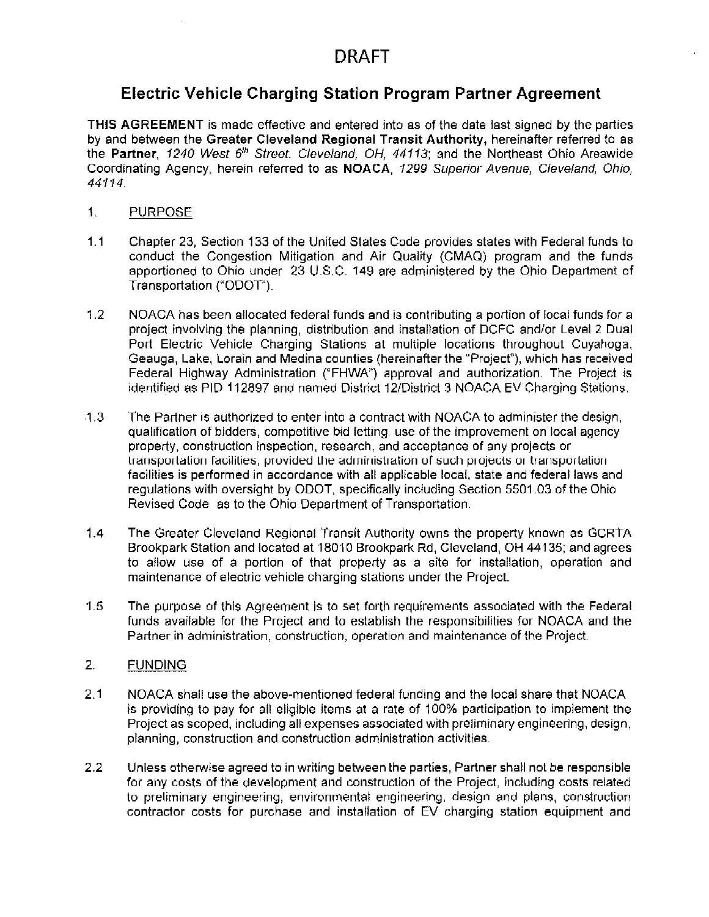# DRAFT

## Electric Vehicle Charging Station Program Partner Agreement

**THIS AGREEMENT** is made effective and entered into as of the date last signed by the parties by and between the **Greater Cleveland Regional Transit Authority,** hereinafter referred to as the **Partner**, *1240 West 6th Street. Cleveland, OH, 44113*; and the Northeast Ohio Areawide Coordinating Agency, herein referred to as **NOACA**, *1299 Superior Avenue, Cleveland, Ohio, 44114*.

1. PURPOSE

1.1 Chapter 23, Section 133 of the United States Code provides states with Federal funds to conduct the Congestion Mitigation and Air Quality (CMAQ) program and the funds apportioned to Ohio under 23 U.S.C. 149 are administered by the Ohio Department of Transportation ("ODOT").

1.2 NOACA has been allocated federal funds and is contributing a portion of local funds for a project involving the planning, distribution and installation of DCFC and/or Level 2 Dual Port Electric Vehicle Charging Stations at multiple locations throughout Cuyahoga, Geauga, Lake, Lorain and Medina counties (hereinafter the "Project"), which has received Federal Highway Administration ("FHWA") approval and authorization. The Project is identified as PID 112897 and named District 12/District 3 NOACA EV Charging Stations.

1.3 The Partner is authorized to enter into a contract with NOACA to administer the design, qualification of bidders, competitive bid letting, use of the improvement on local agency property, construction inspection, research, and acceptance of any projects or transportation facilities, provided the administration of such projects or transportation facilities is performed in accordance with all applicable local, state and federal laws and regulations with oversight by ODOT, specifically including Section 5501.03 of the Ohio Revised Code as to the Ohio Department of Transportation.

1.4 The Greater Cleveland Regional Transit Authority owns the property known as GCRTA Brookpark Station and located at 18010 Brookpark Rd, Cleveland, OH 44135; and agrees to allow use of a portion of that property as a site for installation, operation and maintenance of electric vehicle charging stations under the Project.

1.5 The purpose of this Agreement is to set forth requirements associated with the Federal funds available for the Project and to establish the responsibilities for NOACA and the Partner in administration, construction, operation and maintenance of the Project.

2. FUNDING

2.1 NOACA shall use the above-mentioned federal funding and the local share that NOACA is providing to pay for all eligible items at a rate of 100% participation to implement the Project as scoped, including all expenses associated with preliminary engineering, design, planning, construction and construction administration activities.

2.2 Unless otherwise agreed to in writing between the parties, Partner shall not be responsible for any costs of the development and construction of the Project, including costs related to preliminary engineering, environmental engineering, design and plans, construction contractor costs for purchase and installation of EV charging station equipment and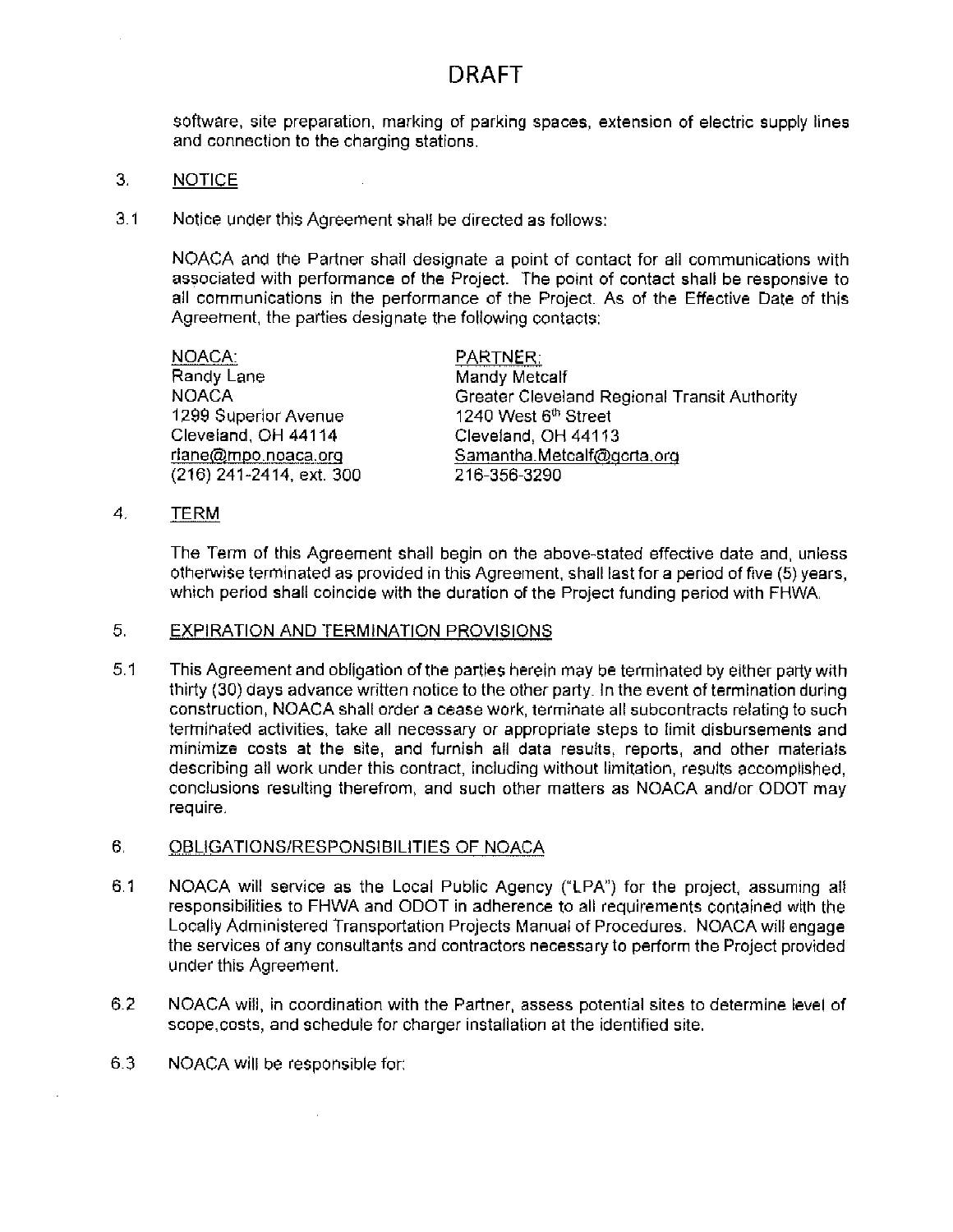# DRAFT

software, site preparation, marking of parking spaces, extension of electric supply lines and connection to the charging stations.

3. NOTICE

3.1 Notice under this Agreement shall be directed as follows:

NOACA and the Partner shall designate a point of contact for all communications with associated with performance of the Project. The point of contact shall be responsive to all communications in the performance of the Project. As of the Effective Date of this Agreement, the parties designate the following contacts:

| NOACA: | PARTNER: |
|---|---|
| Randy Lane | Mandy Metcalf |
| NOACA | Greater Cleveland Regional Transit Authority |
| 1299 Superior Avenue | 1240 West 6th Street |
| Cleveland, OH 44114 | Cleveland, OH 44113 |
| rlane@mpo.noaca.org | Samantha.Metcalf@gcrta.org |
| (216) 241-2414, ext. 300 | 216-356-3290 |

4. TERM

The Term of this Agreement shall begin on the above-stated effective date and, unless otherwise terminated as provided in this Agreement, shall last for a period of five (5) years, which period shall coincide with the duration of the Project funding period with FHWA.

5. EXPIRATION AND TERMINATION PROVISIONS

5.1 This Agreement and obligation of the parties herein may be terminated by either party with thirty (30) days advance written notice to the other party. In the event of termination during construction, NOACA shall order a cease work, terminate all subcontracts relating to such terminated activities, take all necessary or appropriate steps to limit disbursements and minimize costs at the site, and furnish all data results, reports, and other materials describing all work under this contract, including without limitation, results accomplished, conclusions resulting therefrom, and such other matters as NOACA and/or ODOT may require.

6. OBLIGATIONS/RESPONSIBILITIES OF NOACA

6.1 NOACA will service as the Local Public Agency ("LPA") for the project, assuming all responsibilities to FHWA and ODOT in adherence to all requirements contained with the Locally Administered Transportation Projects Manual of Procedures. NOACA will engage the services of any consultants and contractors necessary to perform the Project provided under this Agreement.

6.2 NOACA will, in coordination with the Partner, assess potential sites to determine level of scope,costs, and schedule for charger installation at the identified site.

6.3 NOACA will be responsible for: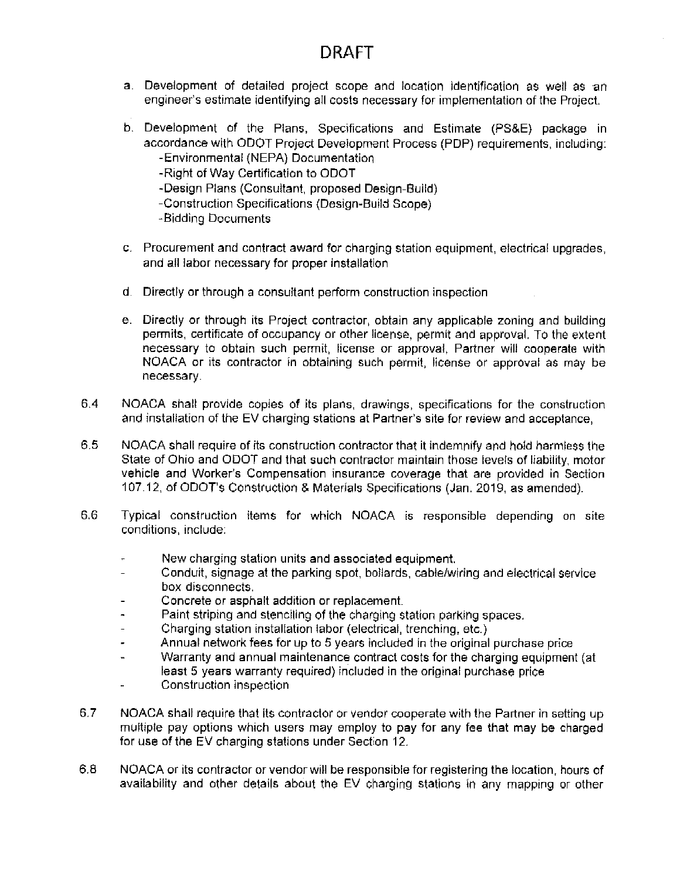# DRAFT

a. Development of detailed project scope and location identification as well as an engineer's estimate identifying all costs necessary for implementation of the Project.

b. Development of the Plans, Specifications and Estimate (PS&E) package in accordance with ODOT Project Development Process (PDP) requirements, including:
   - Environmental (NEPA) Documentation
   - Right of Way Certification to ODOT
   - Design Plans (Consultant, proposed Design-Build)
   - Construction Specifications (Design-Build Scope)
   - Bidding Documents

c. Procurement and contract award for charging station equipment, electrical upgrades, and all labor necessary for proper installation

d. Directly or through a consultant perform construction inspection

e. Directly or through its Project contractor, obtain any applicable zoning and building permits, certificate of occupancy or other license, permit and approval. To the extent necessary to obtain such permit, license or approval, Partner will cooperate with NOACA or its contractor in obtaining such permit, license or approval as may be necessary.

6.4 NOACA shall provide copies of its plans, drawings, specifications for the construction and installation of the EV charging stations at Partner's site for review and acceptance,

6.5 NOACA shall require of its construction contractor that it indemnify and hold harmless the State of Ohio and ODOT and that such contractor maintain those levels of liability, motor vehicle and Worker's Compensation insurance coverage that are provided in Section 107.12, of ODOT's Construction & Materials Specifications (Jan. 2019, as amended).

6.6 Typical construction items for which NOACA is responsible depending on site conditions, include:

- New charging station units and associated equipment.
- Conduit, signage at the parking spot, bollards, cable/wiring and electrical service box disconnects.
- Concrete or asphalt addition or replacement.
- Paint striping and stenciling of the charging station parking spaces.
- Charging station installation labor (electrical, trenching, etc.)
- Annual network fees for up to 5 years included in the original purchase price
- Warranty and annual maintenance contract costs for the charging equipment (at least 5 years warranty required) included in the original purchase price
- Construction inspection

6.7 NOACA shall require that its contractor or vendor cooperate with the Partner in setting up multiple pay options which users may employ to pay for any fee that may be charged for use of the EV charging stations under Section 12.

6.8 NOACA or its contractor or vendor will be responsible for registering the location, hours of availability and other details about the EV charging stations in any mapping or other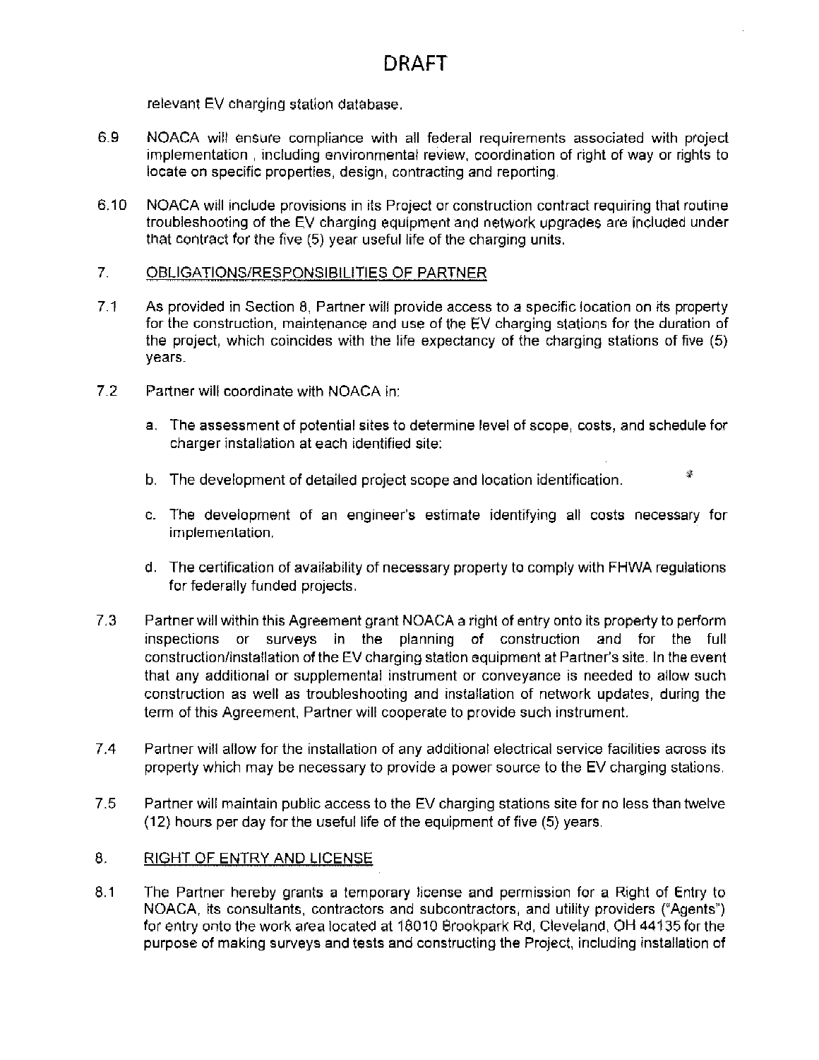# DRAFT

relevant EV charging station database.

6.9 NOACA will ensure compliance with all federal requirements associated with project implementation , including environmental review, coordination of right of way or rights to locate on specific properties, design, contracting and reporting.

6.10 NOACA will include provisions in its Project or construction contract requiring that routine troubleshooting of the EV charging equipment and network upgrades are included under that contract for the five (5) year useful life of the charging units.

## 7. OBLIGATIONS/RESPONSIBILITIES OF PARTNER

7.1 As provided in Section 8, Partner will provide access to a specific location on its property for the construction, maintenance and use of the EV charging stations for the duration of the project, which coincides with the life expectancy of the charging stations of five (5) years.

7.2 Partner will coordinate with NOACA in:

a. The assessment of potential sites to determine level of scope, costs, and schedule for charger installation at each identified site;

b. The development of detailed project scope and location identification.

c. The development of an engineer's estimate identifying all costs necessary for implementation.

d. The certification of availability of necessary property to comply with FHWA regulations for federally funded projects.

7.3 Partner will within this Agreement grant NOACA a right of entry onto its property to perform inspections or surveys in the planning of construction and for the full construction/installation of the EV charging station equipment at Partner's site. In the event that any additional or supplemental instrument or conveyance is needed to allow such construction as well as troubleshooting and installation of network updates, during the term of this Agreement, Partner will cooperate to provide such instrument.

7.4 Partner will allow for the installation of any additional electrical service facilities across its property which may be necessary to provide a power source to the EV charging stations.

7.5 Partner will maintain public access to the EV charging stations site for no less than twelve (12) hours per day for the useful life of the equipment of five (5) years.

## 8. RIGHT OF ENTRY AND LICENSE

8.1 The Partner hereby grants a temporary license and permission for a Right of Entry to NOACA, its consultants, contractors and subcontractors, and utility providers ("Agents") for entry onto the work area located at 18010 Brookpark Rd, Cleveland, OH 44135 for the purpose of making surveys and tests and constructing the Project, including installation of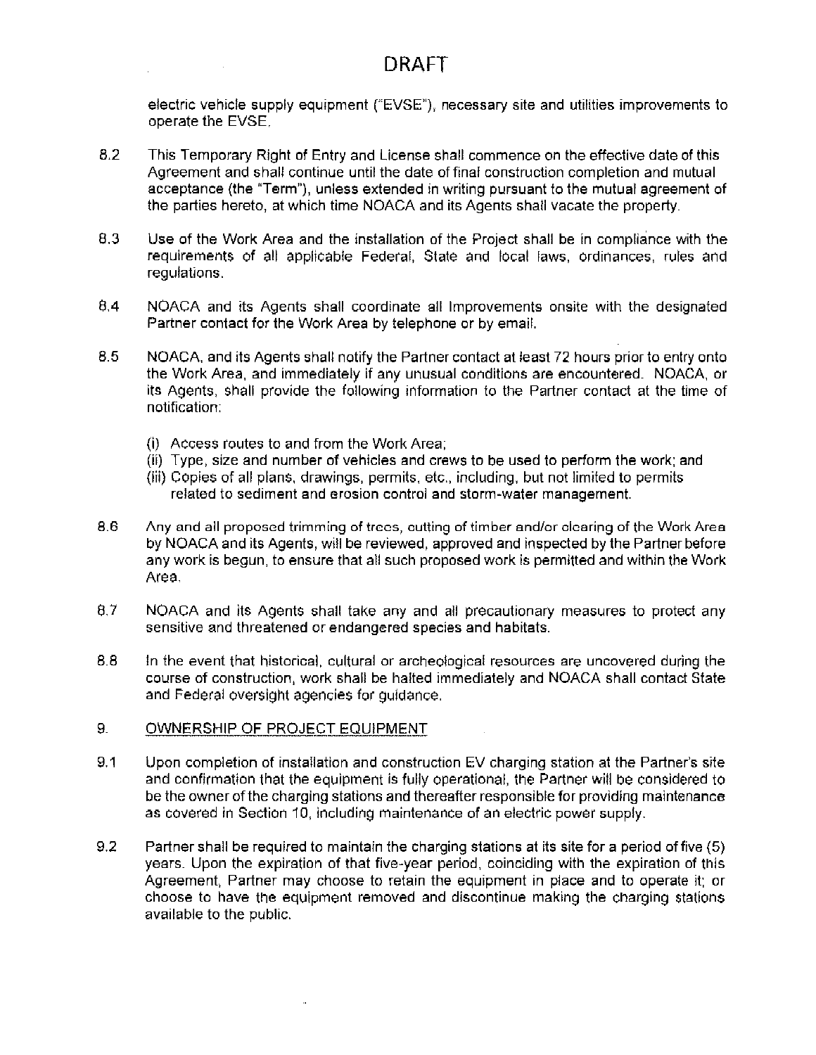# DRAFT

electric vehicle supply equipment ("EVSE"), necessary site and utilities improvements to operate the EVSE.

8.2 This Temporary Right of Entry and License shall commence on the effective date of this Agreement and shall continue until the date of final construction completion and mutual acceptance (the "Term"), unless extended in writing pursuant to the mutual agreement of the parties hereto, at which time NOACA and its Agents shall vacate the property.

8.3 Use of the Work Area and the installation of the Project shall be in compliance with the requirements of all applicable Federal, State and local laws, ordinances, rules and regulations.

8.4 NOACA and its Agents shall coordinate all Improvements onsite with the designated Partner contact for the Work Area by telephone or by email.

8.5 NOACA, and its Agents shall notify the Partner contact at least 72 hours prior to entry onto the Work Area, and immediately if any unusual conditions are encountered. NOACA, or its Agents, shall provide the following information to the Partner contact at the time of notification:

(i) Access routes to and from the Work Area;
(ii) Type, size and number of vehicles and crews to be used to perform the work; and
(iii) Copies of all plans, drawings, permits, etc., including, but not limited to permits related to sediment and erosion control and storm-water management.

8.6 Any and all proposed trimming of trees, cutting of timber and/or clearing of the Work Area by NOACA and its Agents, will be reviewed, approved and inspected by the Partner before any work is begun, to ensure that all such proposed work is permitted and within the Work Area.

8.7 NOACA and its Agents shall take any and all precautionary measures to protect any sensitive and threatened or endangered species and habitats.

8.8 In the event that historical, cultural or archeological resources are uncovered during the course of construction, work shall be halted immediately and NOACA shall contact State and Federal oversight agencies for guidance.

9. <u>OWNERSHIP OF PROJECT EQUIPMENT</u>

9.1 Upon completion of installation and construction EV charging station at the Partner's site and confirmation that the equipment is fully operational, the Partner will be considered to be the owner of the charging stations and thereafter responsible for providing maintenance as covered in Section 10, including maintenance of an electric power supply.

9.2 Partner shall be required to maintain the charging stations at its site for a period of five (5) years. Upon the expiration of that five-year period, coinciding with the expiration of this Agreement, Partner may choose to retain the equipment in place and to operate it; or choose to have the equipment removed and discontinue making the charging stations available to the public.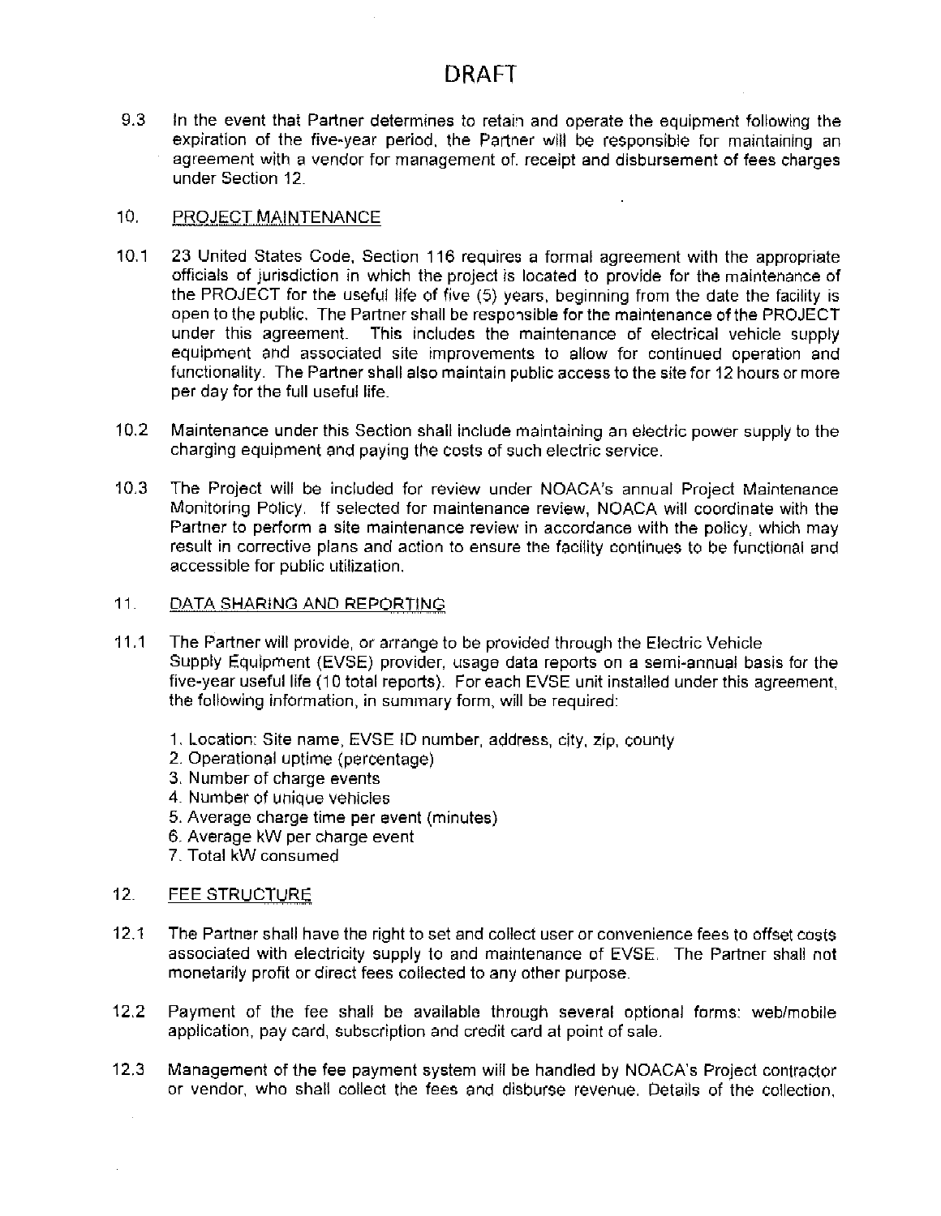# DRAFT

9.3 In the event that Partner determines to retain and operate the equipment following the expiration of the five-year period, the Partner will be responsible for maintaining an agreement with a vendor for management of. receipt and disbursement of fees charges under Section 12.

## 10. PROJECT MAINTENANCE

10.1 23 United States Code, Section 116 requires a formal agreement with the appropriate officials of jurisdiction in which the project is located to provide for the maintenance of the PROJECT for the useful life of five (5) years, beginning from the date the facility is open to the public. The Partner shall be responsible for the maintenance of the PROJECT under this agreement. This includes the maintenance of electrical vehicle supply equipment and associated site improvements to allow for continued operation and functionality. The Partner shall also maintain public access to the site for 12 hours or more per day for the full useful life.

10.2 Maintenance under this Section shall include maintaining an electric power supply to the charging equipment and paying the costs of such electric service.

10.3 The Project will be included for review under NOACA's annual Project Maintenance Monitoring Policy. If selected for maintenance review, NOACA will coordinate with the Partner to perform a site maintenance review in accordance with the policy, which may result in corrective plans and action to ensure the facility continues to be functional and accessible for public utilization.

## 11. DATA SHARING AND REPORTING

11.1 The Partner will provide, or arrange to be provided through the Electric Vehicle Supply Equipment (EVSE) provider, usage data reports on a semi-annual basis for the five-year useful life (10 total reports). For each EVSE unit installed under this agreement, the following information, in summary form, will be required:

1. Location: Site name, EVSE ID number, address, city, zip, county
2. Operational uptime (percentage)
3. Number of charge events
4. Number of unique vehicles
5. Average charge time per event (minutes)
6. Average kW per charge event
7. Total kW consumed

## 12. FEE STRUCTURE

12.1 The Partner shall have the right to set and collect user or convenience fees to offset costs associated with electricity supply to and maintenance of EVSE. The Partner shall not monetarily profit or direct fees collected to any other purpose.

12.2 Payment of the fee shall be available through several optional forms: web/mobile application, pay card, subscription and credit card at point of sale.

12.3 Management of the fee payment system will be handled by NOACA's Project contractor or vendor, who shall collect the fees and disburse revenue. Details of the collection,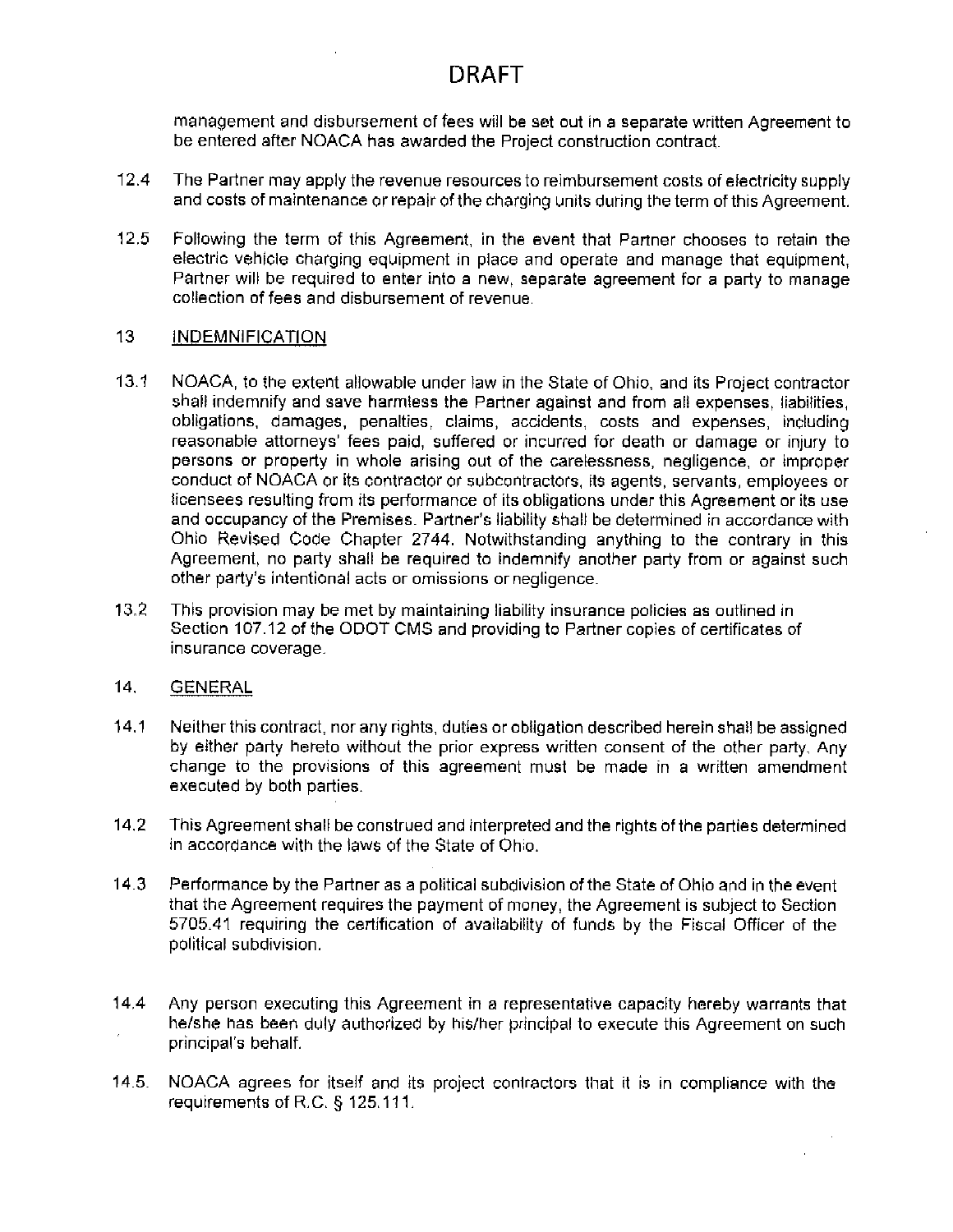# DRAFT

management and disbursement of fees will be set out in a separate written Agreement to be entered after NOACA has awarded the Project construction contract.

12.4 The Partner may apply the revenue resources to reimbursement costs of electricity supply and costs of maintenance or repair of the charging units during the term of this Agreement.

12.5 Following the term of this Agreement, in the event that Partner chooses to retain the electric vehicle charging equipment in place and operate and manage that equipment, Partner will be required to enter into a new, separate agreement for a party to manage collection of fees and disbursement of revenue.

## 13 INDEMNIFICATION

13.1 NOACA, to the extent allowable under law in the State of Ohio, and its Project contractor shall indemnify and save harmless the Partner against and from all expenses, liabilities, obligations, damages, penalties, claims, accidents, costs and expenses, including reasonable attorneys' fees paid, suffered or incurred for death or damage or injury to persons or property in whole arising out of the carelessness, negligence, or improper conduct of NOACA or its contractor or subcontractors, its agents, servants, employees or licensees resulting from its performance of its obligations under this Agreement or its use and occupancy of the Premises. Partner's liability shall be determined in accordance with Ohio Revised Code Chapter 2744. Notwithstanding anything to the contrary in this Agreement, no party shall be required to indemnify another party from or against such other party's intentional acts or omissions or negligence.

13.2 This provision may be met by maintaining liability insurance policies as outlined in Section 107.12 of the ODOT CMS and providing to Partner copies of certificates of insurance coverage.

## 14. GENERAL

14.1 Neither this contract, nor any rights, duties or obligation described herein shall be assigned by either party hereto without the prior express written consent of the other party. Any change to the provisions of this agreement must be made in a written amendment executed by both parties.

14.2 This Agreement shall be construed and interpreted and the rights of the parties determined in accordance with the laws of the State of Ohio.

14.3 Performance by the Partner as a political subdivision of the State of Ohio and in the event that the Agreement requires the payment of money, the Agreement is subject to Section 5705.41 requiring the certification of availability of funds by the Fiscal Officer of the political subdivision.

14.4 Any person executing this Agreement in a representative capacity hereby warrants that he/she has been duly authorized by his/her principal to execute this Agreement on such principal's behalf.

14.5. NOACA agrees for itself and its project contractors that it is in compliance with the requirements of R.C. § 125.111.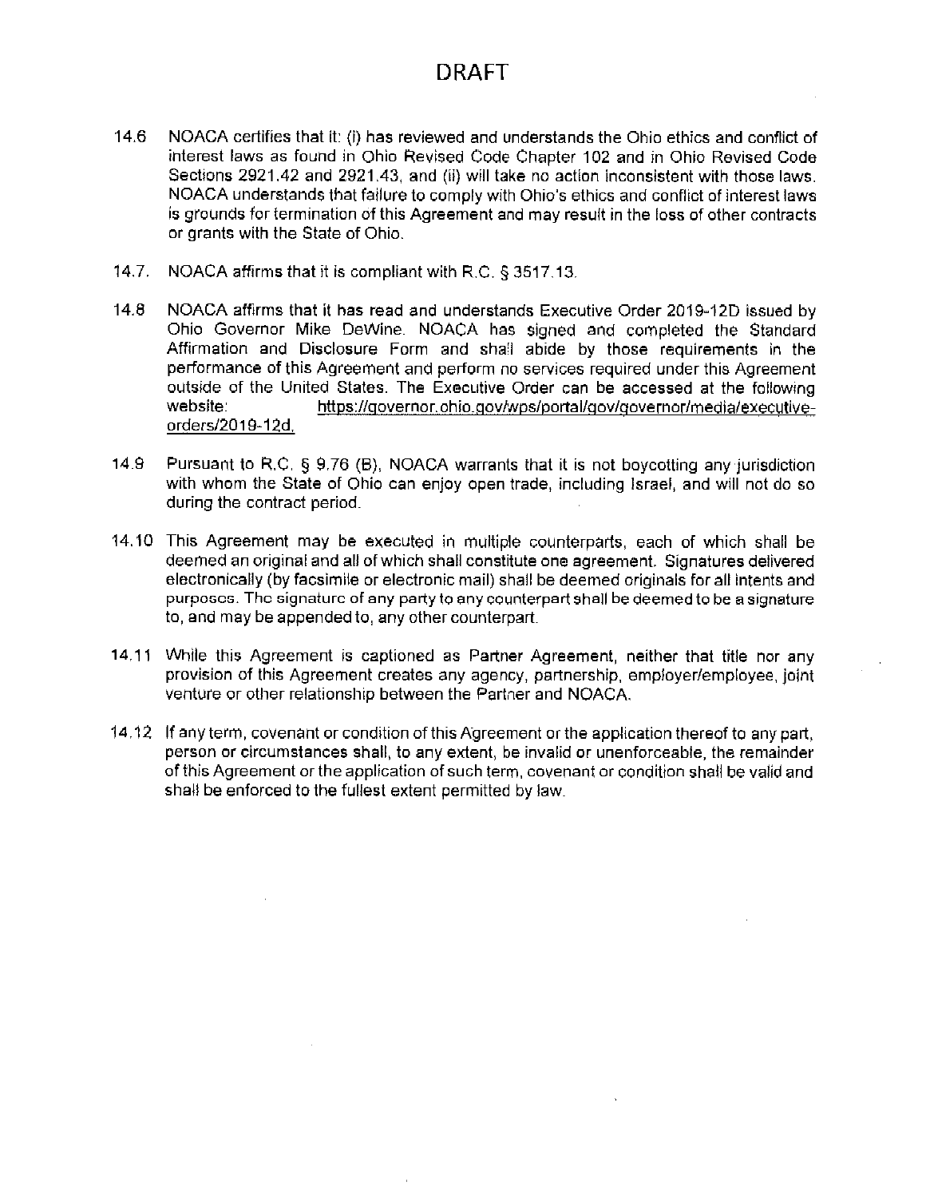# DRAFT

14.6 NOACA certifies that it: (i) has reviewed and understands the Ohio ethics and conflict of interest laws as found in Ohio Revised Code Chapter 102 and in Ohio Revised Code Sections 2921.42 and 2921.43, and (ii) will take no action inconsistent with those laws. NOACA understands that failure to comply with Ohio's ethics and conflict of interest laws is grounds for termination of this Agreement and may result in the loss of other contracts or grants with the State of Ohio.

14.7. NOACA affirms that it is compliant with R.C. § 3517.13.

14.8 NOACA affirms that it has read and understands Executive Order 2019-12D issued by Ohio Governor Mike DeWine. NOACA has signed and completed the Standard Affirmation and Disclosure Form and shall abide by those requirements in the performance of this Agreement and perform no services required under this Agreement outside of the United States. The Executive Order can be accessed at the following website: https://governor.ohio.gov/wps/portal/gov/governor/media/executive-orders/2019-12d.

14.9 Pursuant to R.C. § 9.76 (B), NOACA warrants that it is not boycotting any jurisdiction with whom the State of Ohio can enjoy open trade, including Israel, and will not do so during the contract period.

14.10 This Agreement may be executed in multiple counterparts, each of which shall be deemed an original and all of which shall constitute one agreement. Signatures delivered electronically (by facsimile or electronic mail) shall be deemed originals for all intents and purposes. The signature of any party to any counterpart shall be deemed to be a signature to, and may be appended to, any other counterpart.

14.11 While this Agreement is captioned as Partner Agreement, neither that title nor any provision of this Agreement creates any agency, partnership, employer/employee, joint venture or other relationship between the Partner and NOACA.

14.12 If any term, covenant or condition of this Agreement or the application thereof to any part, person or circumstances shall, to any extent, be invalid or unenforceable, the remainder of this Agreement or the application of such term, covenant or condition shall be valid and shall be enforced to the fullest extent permitted by law.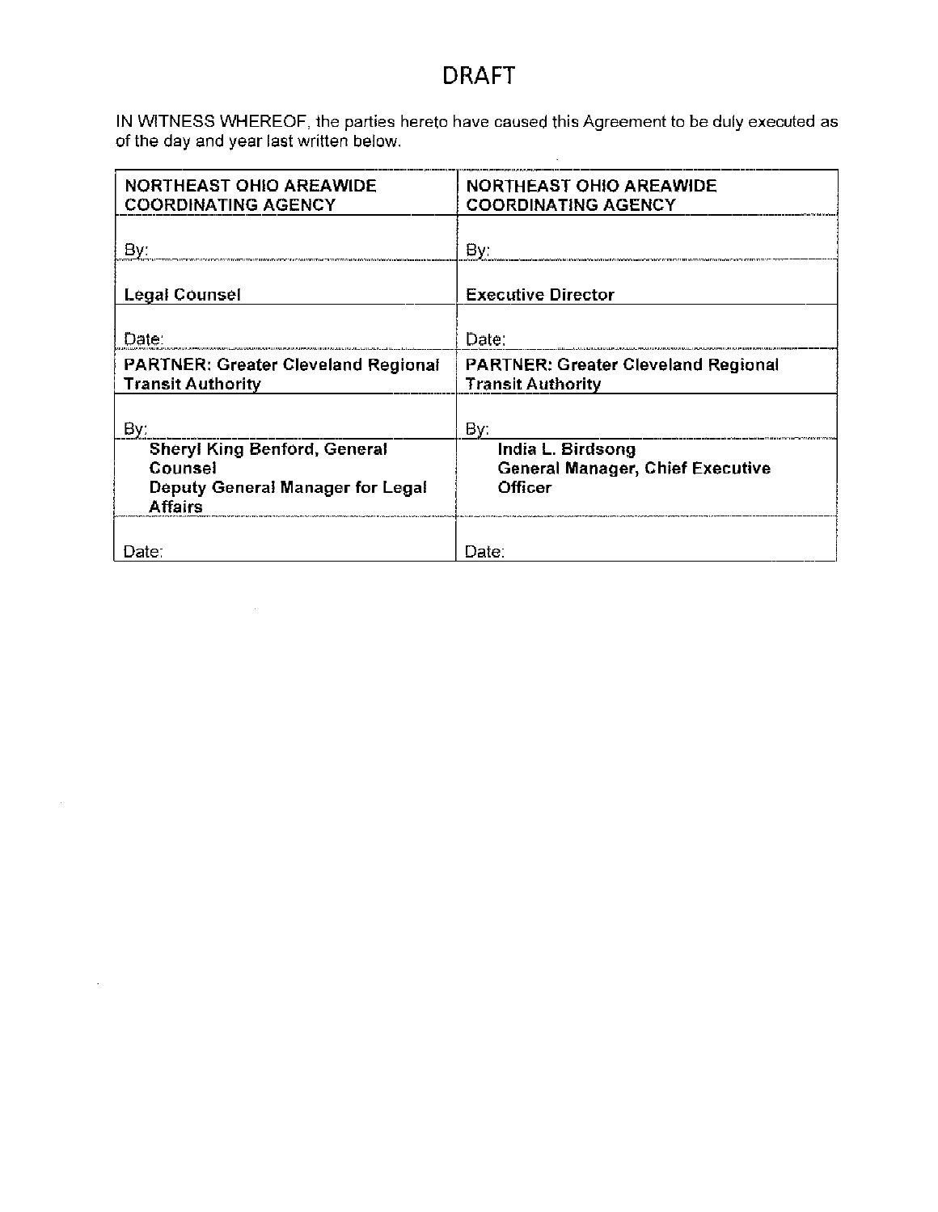# DRAFT

IN WITNESS WHEREOF, the parties hereto have caused this Agreement to be duly executed as of the day and year last written below.

| **NORTHEAST OHIO AREAWIDE COORDINATING AGENCY** | **NORTHEAST OHIO AREAWIDE COORDINATING AGENCY** |
| --- | --- |
| By: | By: |
| **Legal Counsel** | **Executive Director** |
| Date: | Date: |
| **PARTNER: Greater Cleveland Regional Transit Authority** | **PARTNER: Greater Cleveland Regional Transit Authority** |
| By: | By: |
| **Sheryl King Benford, General Counsel Deputy General Manager for Legal Affairs** | **India L. Birdsong General Manager, Chief Executive Officer** |
| Date: | Date: |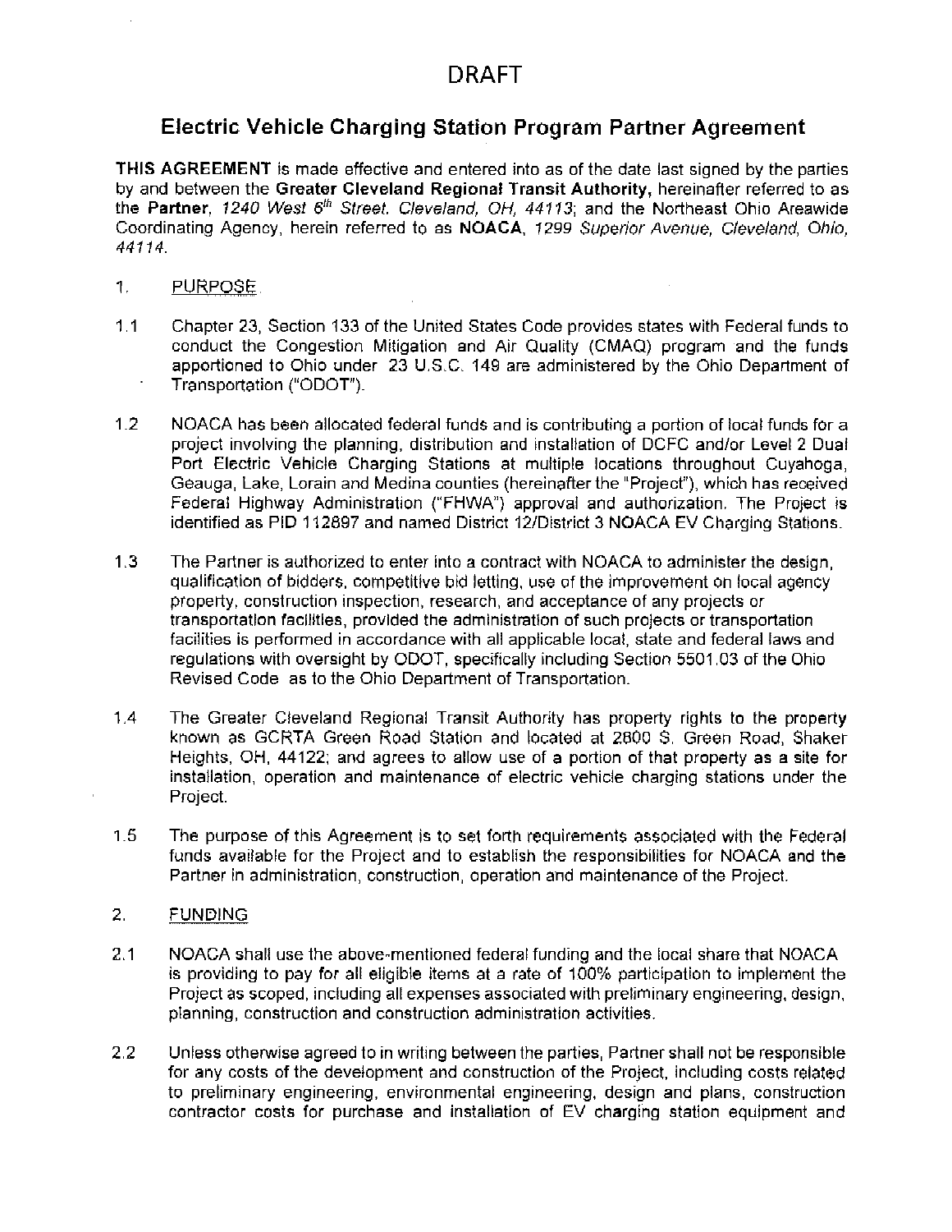# DRAFT

## Electric Vehicle Charging Station Program Partner Agreement

**THIS AGREEMENT** is made effective and entered into as of the date last signed by the parties by and between the **Greater Cleveland Regional Transit Authority,** hereinafter referred to as the **Partner**, *1240 West 6th Street, Cleveland, OH, 44113*; and the Northeast Ohio Areawide Coordinating Agency, herein referred to as **NOACA**, *1299 Superior Avenue, Cleveland, Ohio, 44114*.

1. PURPOSE

1.1 Chapter 23, Section 133 of the United States Code provides states with Federal funds to conduct the Congestion Mitigation and Air Quality (CMAQ) program and the funds apportioned to Ohio under 23 U.S.C. 149 are administered by the Ohio Department of Transportation ("ODOT").

1.2 NOACA has been allocated federal funds and is contributing a portion of local funds for a project involving the planning, distribution and installation of DCFC and/or Level 2 Dual Port Electric Vehicle Charging Stations at multiple locations throughout Cuyahoga, Geauga, Lake, Lorain and Medina counties (hereinafter the "Project"), which has received Federal Highway Administration ("FHWA") approval and authorization. The Project is identified as PID 112897 and named District 12/District 3 NOACA EV Charging Stations.

1.3 The Partner is authorized to enter into a contract with NOACA to administer the design, qualification of bidders, competitive bid letting, use of the improvement on local agency property, construction inspection, research, and acceptance of any projects or transportation facilities, provided the administration of such projects or transportation facilities is performed in accordance with all applicable local, state and federal laws and regulations with oversight by ODOT, specifically including Section 5501.03 of the Ohio Revised Code as to the Ohio Department of Transportation.

1.4 The Greater Cleveland Regional Transit Authority has property rights to the property known as GCRTA Green Road Station and located at 2800 S. Green Road, Shaker Heights, OH, 44122; and agrees to allow use of a portion of that property as a site for installation, operation and maintenance of electric vehicle charging stations under the Project.

1.5 The purpose of this Agreement is to set forth requirements associated with the Federal funds available for the Project and to establish the responsibilities for NOACA and the Partner in administration, construction, operation and maintenance of the Project.

2. FUNDING

2.1 NOACA shall use the above-mentioned federal funding and the local share that NOACA is providing to pay for all eligible items at a rate of 100% participation to implement the Project as scoped, including all expenses associated with preliminary engineering, design, planning, construction and construction administration activities.

2.2 Unless otherwise agreed to in writing between the parties, Partner shall not be responsible for any costs of the development and construction of the Project, including costs related to preliminary engineering, environmental engineering, design and plans, construction contractor costs for purchase and installation of EV charging station equipment and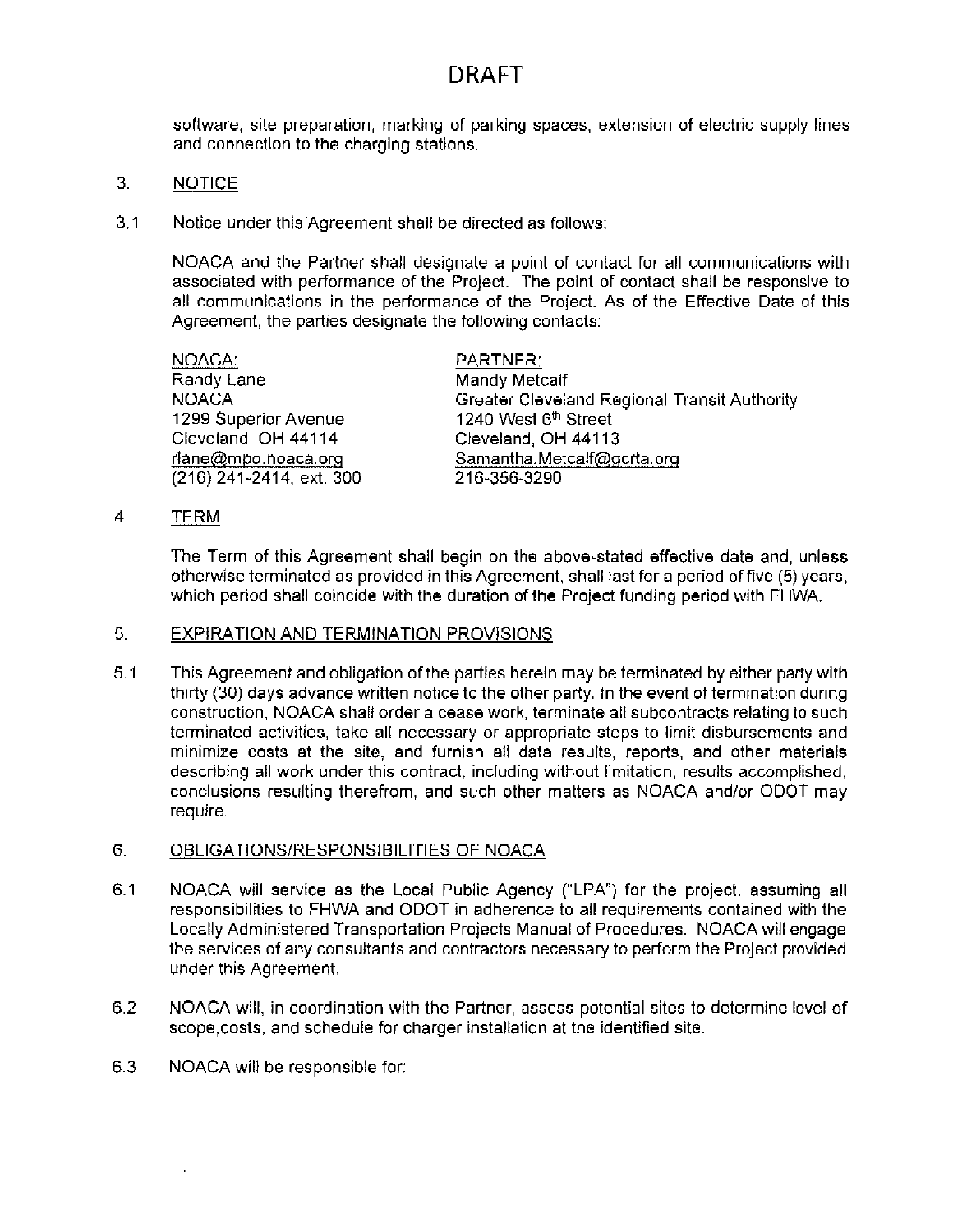# DRAFT

software, site preparation, marking of parking spaces, extension of electric supply lines and connection to the charging stations.

3. NOTICE

3.1 Notice under this Agreement shall be directed as follows:

NOACA and the Partner shall designate a point of contact for all communications with associated with performance of the Project. The point of contact shall be responsive to all communications in the performance of the Project. As of the Effective Date of this Agreement, the parties designate the following contacts:

| NOACA: | PARTNER: |
|---|---|
| Randy Lane | Mandy Metcalf |
| NOACA | Greater Cleveland Regional Transit Authority |
| 1299 Superior Avenue | 1240 West 6th Street |
| Cleveland, OH 44114 | Cleveland, OH 44113 |
| rlane@mpo.noaca.org | Samantha.Metcalf@gcrta.org |
| (216) 241-2414, ext. 300 | 216-356-3290 |

4. TERM

The Term of this Agreement shall begin on the above-stated effective date and, unless otherwise terminated as provided in this Agreement, shall last for a period of five (5) years, which period shall coincide with the duration of the Project funding period with FHWA.

5. EXPIRATION AND TERMINATION PROVISIONS

5.1 This Agreement and obligation of the parties herein may be terminated by either party with thirty (30) days advance written notice to the other party. In the event of termination during construction, NOACA shall order a cease work, terminate all subcontracts relating to such terminated activities, take all necessary or appropriate steps to limit disbursements and minimize costs at the site, and furnish all data results, reports, and other materials describing all work under this contract, including without limitation, results accomplished, conclusions resulting therefrom, and such other matters as NOACA and/or ODOT may require.

6. OBLIGATIONS/RESPONSIBILITIES OF NOACA

6.1 NOACA will service as the Local Public Agency ("LPA") for the project, assuming all responsibilities to FHWA and ODOT in adherence to all requirements contained with the Locally Administered Transportation Projects Manual of Procedures. NOACA will engage the services of any consultants and contractors necessary to perform the Project provided under this Agreement.

6.2 NOACA will, in coordination with the Partner, assess potential sites to determine level of scope,costs, and schedule for charger installation at the identified site.

6.3 NOACA will be responsible for: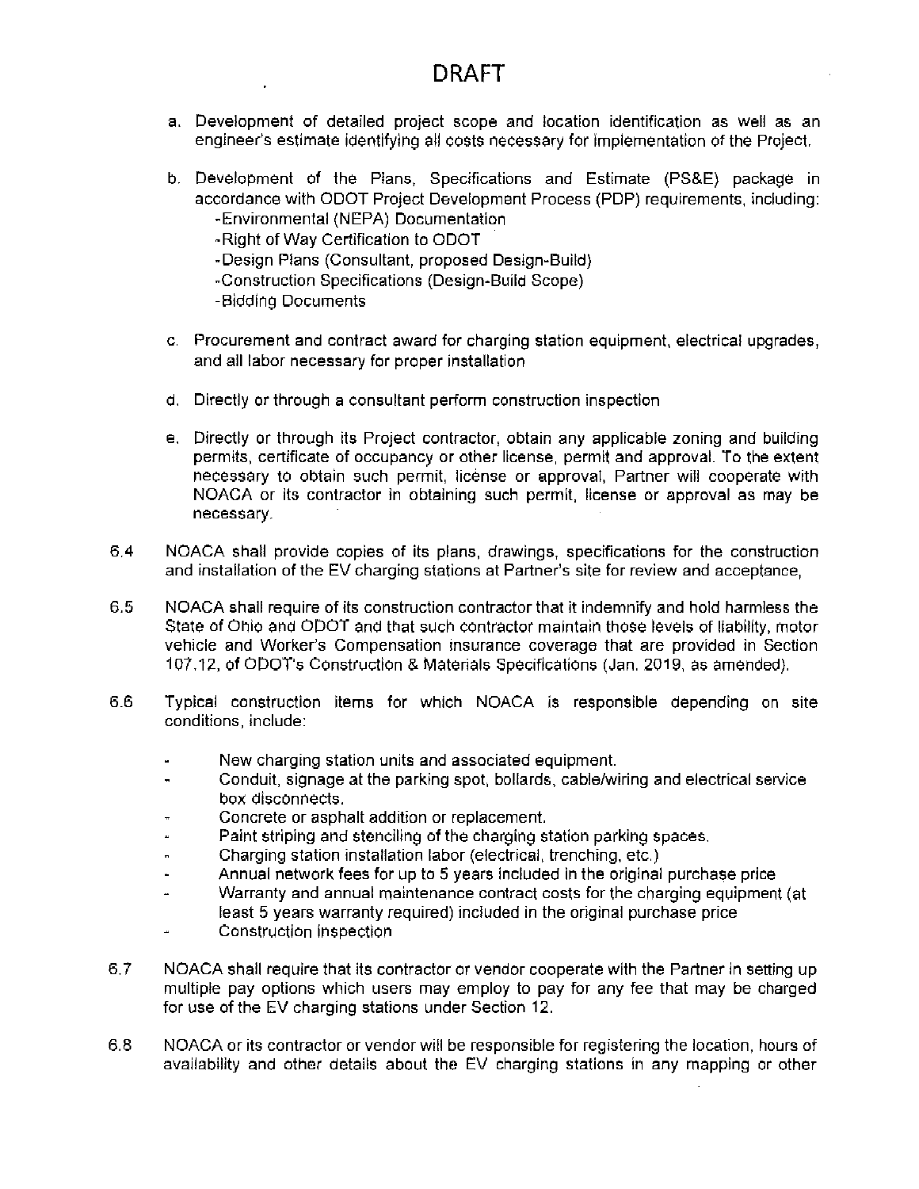# DRAFT

a. Development of detailed project scope and location identification as well as an engineer's estimate identifying all costs necessary for implementation of the Project.

b. Development of the Plans, Specifications and Estimate (PS&E) package in accordance with ODOT Project Development Process (PDP) requirements, including:
   - Environmental (NEPA) Documentation
   - Right of Way Certification to ODOT
   - Design Plans (Consultant, proposed Design-Build)
   - Construction Specifications (Design-Build Scope)
   - Bidding Documents

c. Procurement and contract award for charging station equipment, electrical upgrades, and all labor necessary for proper installation

d. Directly or through a consultant perform construction inspection

e. Directly or through its Project contractor, obtain any applicable zoning and building permits, certificate of occupancy or other license, permit and approval. To the extent necessary to obtain such permit, license or approval, Partner will cooperate with NOACA or its contractor in obtaining such permit, license or approval as may be necessary.

6.4 NOACA shall provide copies of its plans, drawings, specifications for the construction and installation of the EV charging stations at Partner's site for review and acceptance,

6.5 NOACA shall require of its construction contractor that it indemnify and hold harmless the State of Ohio and ODOT and that such contractor maintain those levels of liability, motor vehicle and Worker's Compensation insurance coverage that are provided in Section 107.12, of ODOT's Construction & Materials Specifications (Jan. 2019, as amended).

6.6 Typical construction items for which NOACA is responsible depending on site conditions, include:

- New charging station units and associated equipment.
- Conduit, signage at the parking spot, bollards, cable/wiring and electrical service box disconnects.
- Concrete or asphalt addition or replacement.
- Paint striping and stenciling of the charging station parking spaces.
- Charging station installation labor (electrical, trenching, etc.)
- Annual network fees for up to 5 years included in the original purchase price
- Warranty and annual maintenance contract costs for the charging equipment (at least 5 years warranty required) included in the original purchase price
- Construction inspection

6.7 NOACA shall require that its contractor or vendor cooperate with the Partner in setting up multiple pay options which users may employ to pay for any fee that may be charged for use of the EV charging stations under Section 12.

6.8 NOACA or its contractor or vendor will be responsible for registering the location, hours of availability and other details about the EV charging stations in any mapping or other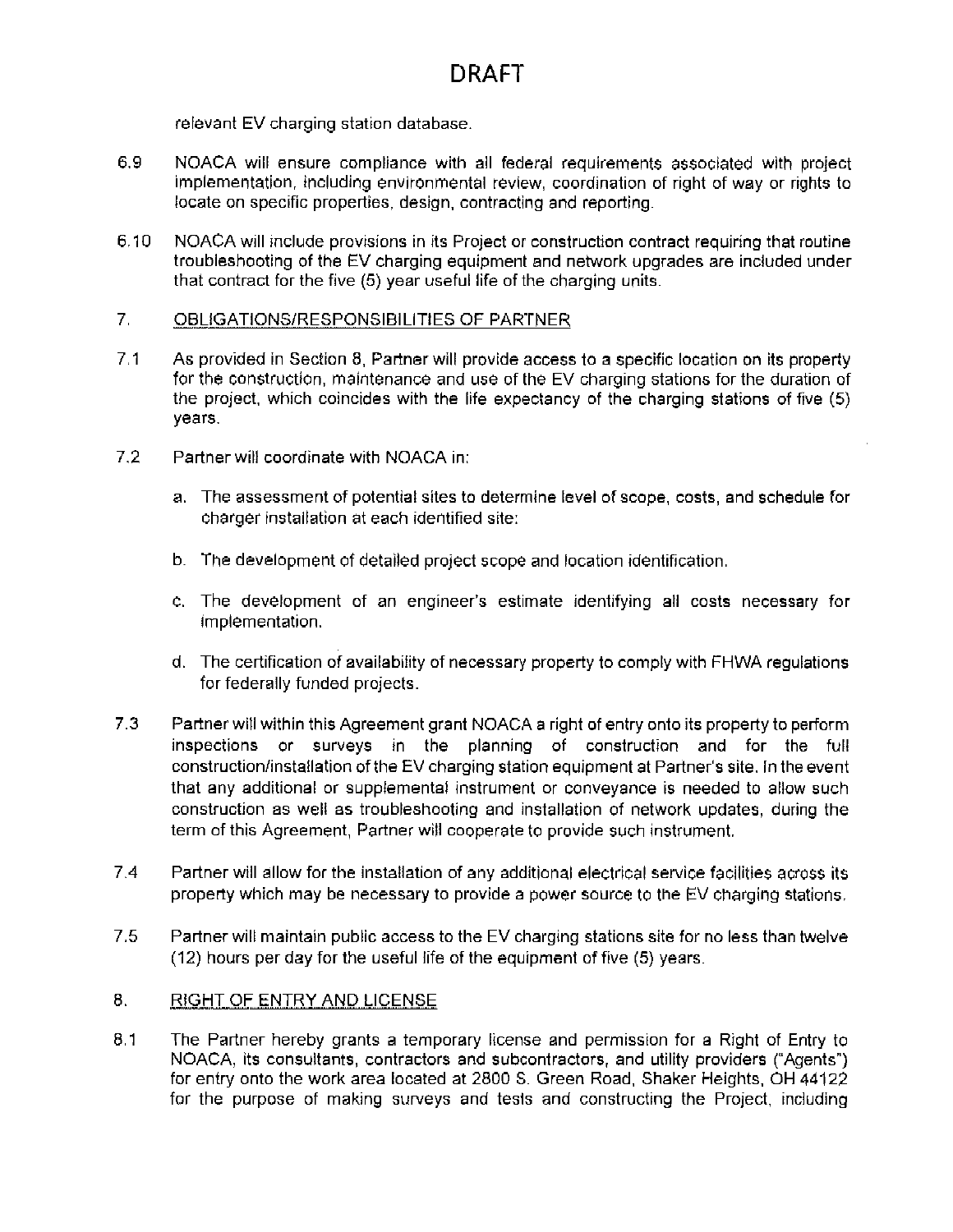# DRAFT

relevant EV charging station database.

6.9 NOACA will ensure compliance with all federal requirements associated with project implementation, including environmental review, coordination of right of way or rights to locate on specific properties, design, contracting and reporting.

6.10 NOACA will include provisions in its Project or construction contract requiring that routine troubleshooting of the EV charging equipment and network upgrades are included under that contract for the five (5) year useful life of the charging units.

7. <u>OBLIGATIONS/RESPONSIBILITIES OF PARTNER</u>

7.1 As provided in Section 8, Partner will provide access to a specific location on its property for the construction, maintenance and use of the EV charging stations for the duration of the project, which coincides with the life expectancy of the charging stations of five (5) years.

7.2 Partner will coordinate with NOACA in:

a. The assessment of potential sites to determine level of scope, costs, and schedule for charger installation at each identified site:

b. The development of detailed project scope and location identification.

c. The development of an engineer's estimate identifying all costs necessary for implementation.

d. The certification of availability of necessary property to comply with FHWA regulations for federally funded projects.

7.3 Partner will within this Agreement grant NOACA a right of entry onto its property to perform inspections or surveys in the planning of construction and for the full construction/installation of the EV charging station equipment at Partner's site. In the event that any additional or supplemental instrument or conveyance is needed to allow such construction as well as troubleshooting and installation of network updates, during the term of this Agreement, Partner will cooperate to provide such instrument.

7.4 Partner will allow for the installation of any additional electrical service facilities across its property which may be necessary to provide a power source to the EV charging stations.

7.5 Partner will maintain public access to the EV charging stations site for no less than twelve (12) hours per day for the useful life of the equipment of five (5) years.

8. <u>RIGHT OF ENTRY AND LICENSE</u>

8.1 The Partner hereby grants a temporary license and permission for a Right of Entry to NOACA, its consultants, contractors and subcontractors, and utility providers ("Agents") for entry onto the work area located at 2800 S. Green Road, Shaker Heights, OH 44122 for the purpose of making surveys and tests and constructing the Project, including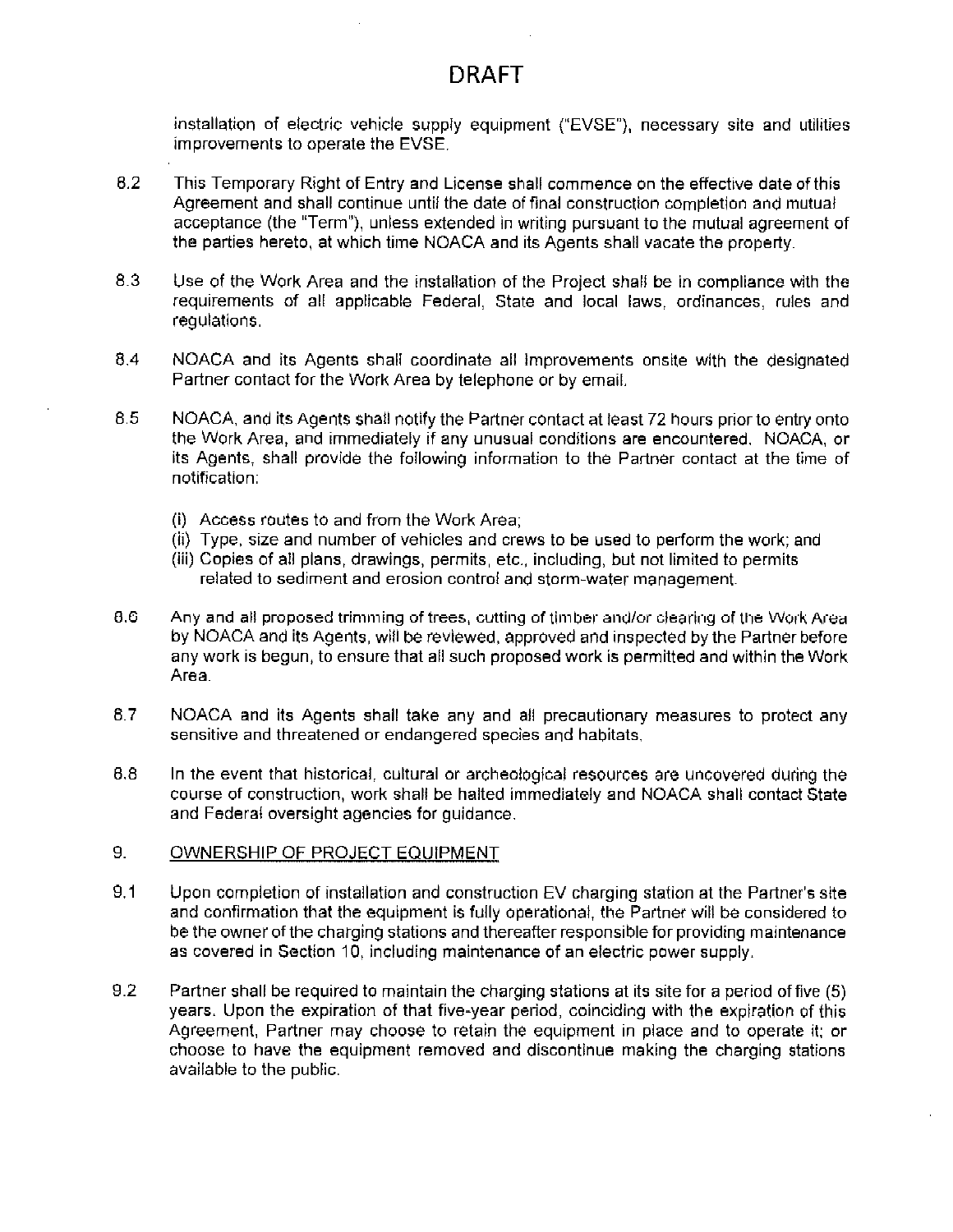DRAFT

installation of electric vehicle supply equipment ("EVSE"), necessary site and utilities improvements to operate the EVSE.

8.2 This Temporary Right of Entry and License shall commence on the effective date of this Agreement and shall continue until the date of final construction completion and mutual acceptance (the "Term"), unless extended in writing pursuant to the mutual agreement of the parties hereto, at which time NOACA and its Agents shall vacate the property.

8.3 Use of the Work Area and the installation of the Project shall be in compliance with the requirements of all applicable Federal, State and local laws, ordinances, rules and regulations.

8.4 NOACA and its Agents shall coordinate all Improvements onsite with the designated Partner contact for the Work Area by telephone or by email.

8.5 NOACA, and its Agents shall notify the Partner contact at least 72 hours prior to entry onto the Work Area, and immediately if any unusual conditions are encountered. NOACA, or its Agents, shall provide the following information to the Partner contact at the time of notification:

(i) Access routes to and from the Work Area;
(ii) Type, size and number of vehicles and crews to be used to perform the work; and
(iii) Copies of all plans, drawings, permits, etc., including, but not limited to permits related to sediment and erosion control and storm-water management.

8.6 Any and all proposed trimming of trees, cutting of timber and/or clearing of the Work Area by NOACA and its Agents, will be reviewed, approved and inspected by the Partner before any work is begun, to ensure that all such proposed work is permitted and within the Work Area.

8.7 NOACA and its Agents shall take any and all precautionary measures to protect any sensitive and threatened or endangered species and habitats.

8.8 In the event that historical, cultural or archeological resources are uncovered during the course of construction, work shall be halted immediately and NOACA shall contact State and Federal oversight agencies for guidance.

9. <u>OWNERSHIP OF PROJECT EQUIPMENT</u>

9.1 Upon completion of installation and construction EV charging station at the Partner's site and confirmation that the equipment is fully operational, the Partner will be considered to be the owner of the charging stations and thereafter responsible for providing maintenance as covered in Section 10, including maintenance of an electric power supply.

9.2 Partner shall be required to maintain the charging stations at its site for a period of five (5) years. Upon the expiration of that five-year period, coinciding with the expiration of this Agreement, Partner may choose to retain the equipment in place and to operate it; or choose to have the equipment removed and discontinue making the charging stations available to the public.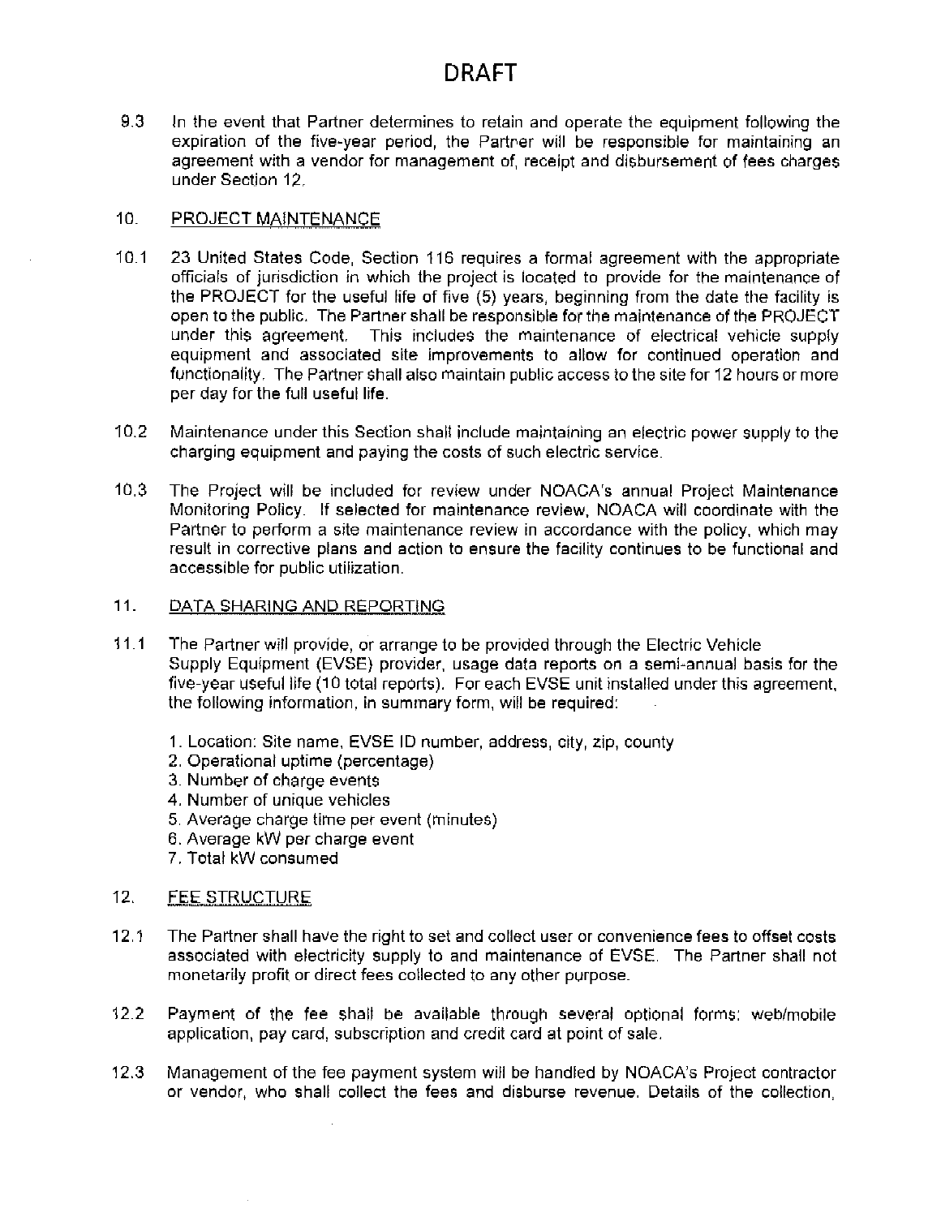# DRAFT

9.3 In the event that Partner determines to retain and operate the equipment following the expiration of the five-year period, the Partner will be responsible for maintaining an agreement with a vendor for management of, receipt and disbursement of fees charges under Section 12.

## 10. PROJECT MAINTENANCE

10.1 23 United States Code, Section 116 requires a formal agreement with the appropriate officials of jurisdiction in which the project is located to provide for the maintenance of the PROJECT for the useful life of five (5) years, beginning from the date the facility is open to the public. The Partner shall be responsible for the maintenance of the PROJECT under this agreement. This includes the maintenance of electrical vehicle supply equipment and associated site improvements to allow for continued operation and functionality. The Partner shall also maintain public access to the site for 12 hours or more per day for the full useful life.

10.2 Maintenance under this Section shall include maintaining an electric power supply to the charging equipment and paying the costs of such electric service.

10.3 The Project will be included for review under NOACA's annual Project Maintenance Monitoring Policy. If selected for maintenance review, NOACA will coordinate with the Partner to perform a site maintenance review in accordance with the policy, which may result in corrective plans and action to ensure the facility continues to be functional and accessible for public utilization.

## 11. DATA SHARING AND REPORTING

11.1 The Partner will provide, or arrange to be provided through the Electric Vehicle Supply Equipment (EVSE) provider, usage data reports on a semi-annual basis for the five-year useful life (10 total reports). For each EVSE unit installed under this agreement, the following information, in summary form, will be required:

1. Location: Site name, EVSE ID number, address, city, zip, county
2. Operational uptime (percentage)
3. Number of charge events
4. Number of unique vehicles
5. Average charge time per event (minutes)
6. Average kW per charge event
7. Total kW consumed

## 12. FEE STRUCTURE

12.1 The Partner shall have the right to set and collect user or convenience fees to offset costs associated with electricity supply to and maintenance of EVSE. The Partner shall not monetarily profit or direct fees collected to any other purpose.

12.2 Payment of the fee shall be available through several optional forms: web/mobile application, pay card, subscription and credit card at point of sale.

12.3 Management of the fee payment system will be handled by NOACA's Project contractor or vendor, who shall collect the fees and disburse revenue. Details of the collection,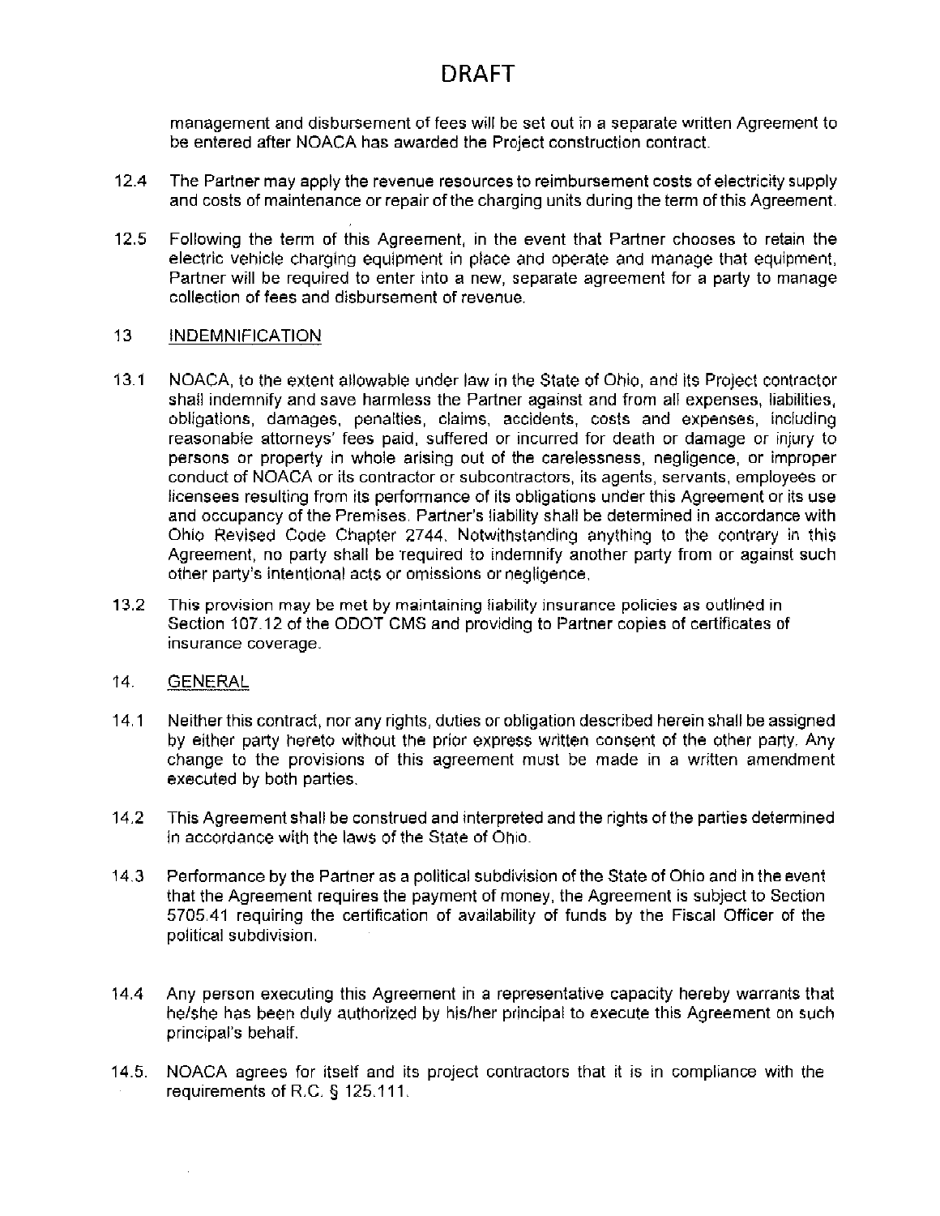# DRAFT

management and disbursement of fees will be set out in a separate written Agreement to be entered after NOACA has awarded the Project construction contract.

12.4 The Partner may apply the revenue resources to reimbursement costs of electricity supply and costs of maintenance or repair of the charging units during the term of this Agreement.

12.5 Following the term of this Agreement, in the event that Partner chooses to retain the electric vehicle charging equipment in place and operate and manage that equipment, Partner will be required to enter into a new, separate agreement for a party to manage collection of fees and disbursement of revenue.

## 13 INDEMNIFICATION

13.1 NOACA, to the extent allowable under law in the State of Ohio, and its Project contractor shall indemnify and save harmless the Partner against and from all expenses, liabilities, obligations, damages, penalties, claims, accidents, costs and expenses, including reasonable attorneys' fees paid, suffered or incurred for death or damage or injury to persons or property in whole arising out of the carelessness, negligence, or improper conduct of NOACA or its contractor or subcontractors, its agents, servants, employees or licensees resulting from its performance of its obligations under this Agreement or its use and occupancy of the Premises. Partner's liability shall be determined in accordance with Ohio Revised Code Chapter 2744. Notwithstanding anything to the contrary in this Agreement, no party shall be required to indemnify another party from or against such other party's intentional acts or omissions or negligence.

13.2 This provision may be met by maintaining liability insurance policies as outlined in Section 107.12 of the ODOT CMS and providing to Partner copies of certificates of insurance coverage.

## 14. GENERAL

14.1 Neither this contract, nor any rights, duties or obligation described herein shall be assigned by either party hereto without the prior express written consent of the other party. Any change to the provisions of this agreement must be made in a written amendment executed by both parties.

14.2 This Agreement shall be construed and interpreted and the rights of the parties determined in accordance with the laws of the State of Ohio.

14.3 Performance by the Partner as a political subdivision of the State of Ohio and in the event that the Agreement requires the payment of money, the Agreement is subject to Section 5705.41 requiring the certification of availability of funds by the Fiscal Officer of the political subdivision.

14.4 Any person executing this Agreement in a representative capacity hereby warrants that he/she has been duly authorized by his/her principal to execute this Agreement on such principal's behalf.

14.5. NOACA agrees for itself and its project contractors that it is in compliance with the requirements of R.C. § 125.111.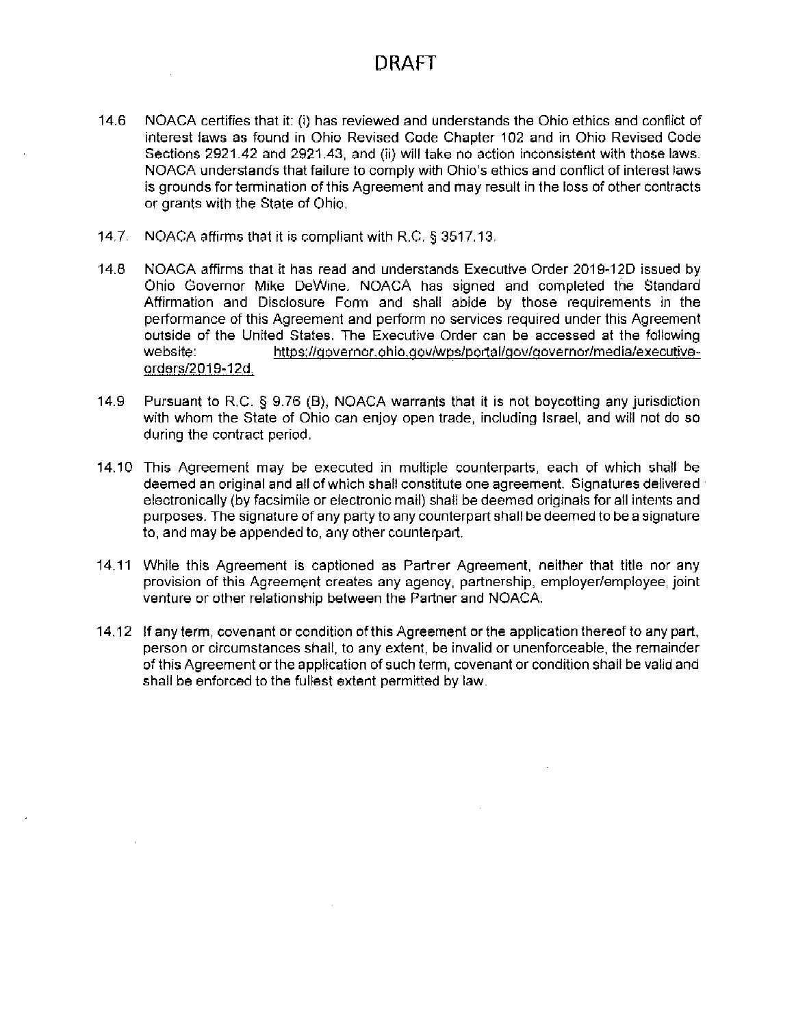# DRAFT

14.6 NOACA certifies that it: (i) has reviewed and understands the Ohio ethics and conflict of interest laws as found in Ohio Revised Code Chapter 102 and in Ohio Revised Code Sections 2921.42 and 2921.43, and (ii) will take no action inconsistent with those laws. NOACA understands that failure to comply with Ohio's ethics and conflict of interest laws is grounds for termination of this Agreement and may result in the loss of other contracts or grants with the State of Ohio.

14.7. NOACA affirms that it is compliant with R.C. § 3517.13.

14.8 NOACA affirms that it has read and understands Executive Order 2019-12D issued by Ohio Governor Mike DeWine. NOACA has signed and completed the Standard Affirmation and Disclosure Form and shall abide by those requirements in the performance of this Agreement and perform no services required under this Agreement outside of the United States. The Executive Order can be accessed at the following website: https://governor.ohio.gov/wps/portal/gov/governor/media/executive-orders/2019-12d.

14.9 Pursuant to R.C. § 9.76 (B), NOACA warrants that it is not boycotting any jurisdiction with whom the State of Ohio can enjoy open trade, including Israel, and will not do so during the contract period.

14.10 This Agreement may be executed in multiple counterparts, each of which shall be deemed an original and all of which shall constitute one agreement. Signatures delivered electronically (by facsimile or electronic mail) shall be deemed originals for all intents and purposes. The signature of any party to any counterpart shall be deemed to be a signature to, and may be appended to, any other counterpart.

14.11 While this Agreement is captioned as Partner Agreement, neither that title nor any provision of this Agreement creates any agency, partnership, employer/employee, joint venture or other relationship between the Partner and NOACA.

14.12 If any term, covenant or condition of this Agreement or the application thereof to any part, person or circumstances shall, to any extent, be invalid or unenforceable, the remainder of this Agreement or the application of such term, covenant or condition shall be valid and shall be enforced to the fullest extent permitted by law.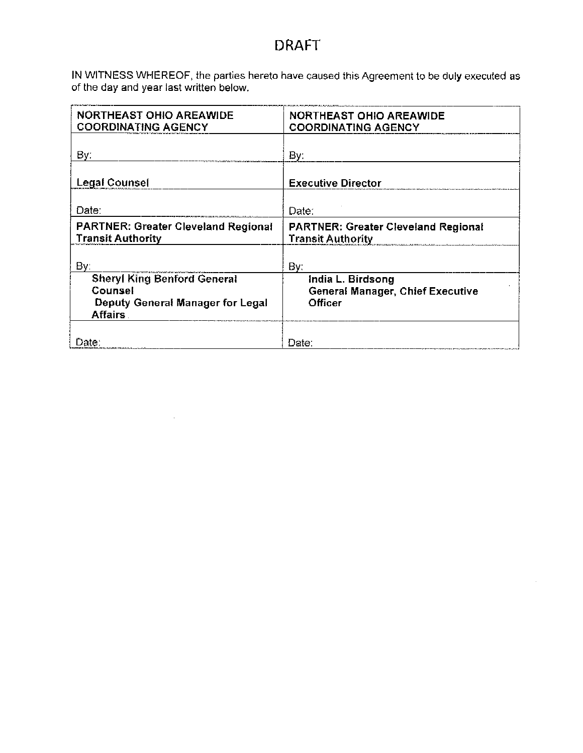# DRAFT

IN WITNESS WHEREOF, the parties hereto have caused this Agreement to be duly executed as of the day and year last written below.

| **NORTHEAST OHIO AREAWIDE COORDINATING AGENCY** | **NORTHEAST OHIO AREAWIDE COORDINATING AGENCY** |
|---|---|
| By: | By: |
| **Legal Counsel** | **Executive Director** |
| Date: | Date: |
| **PARTNER: Greater Cleveland Regional Transit Authority** | **PARTNER: Greater Cleveland Regional Transit Authority** |
| By: | By: |
| **Sheryl King Benford General Counsel Deputy General Manager for Legal Affairs** | **India L. Birdsong General Manager, Chief Executive Officer** |
| Date: | Date: |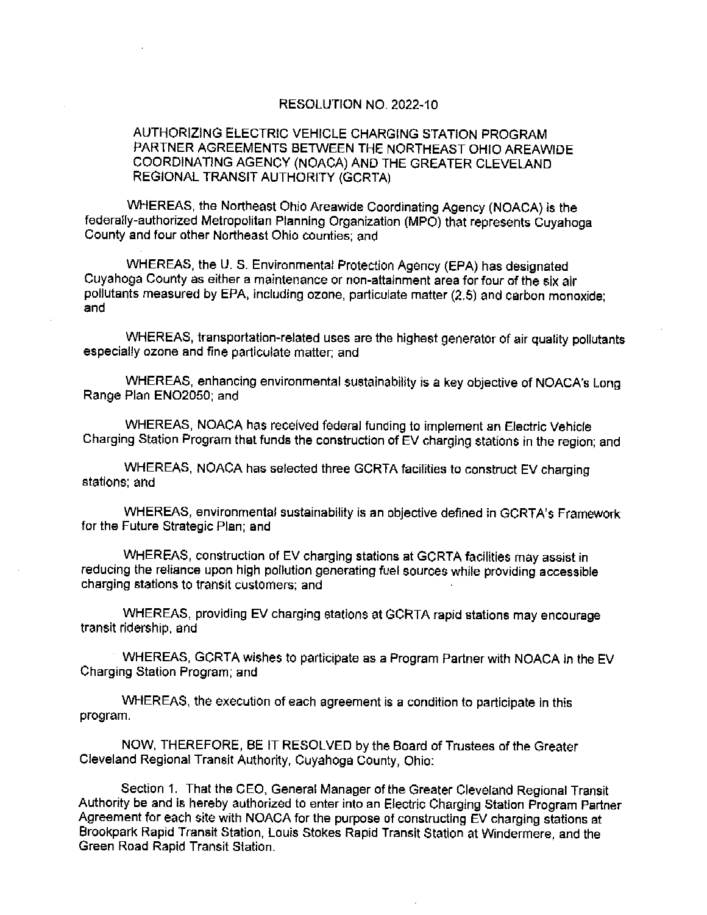# RESOLUTION NO. 2022-10

## AUTHORIZING ELECTRIC VEHICLE CHARGING STATION PROGRAM PARTNER AGREEMENTS BETWEEN THE NORTHEAST OHIO AREAWIDE COORDINATING AGENCY (NOACA) AND THE GREATER CLEVELAND REGIONAL TRANSIT AUTHORITY (GCRTA)

WHEREAS, the Northeast Ohio Areawide Coordinating Agency (NOACA) is the federally-authorized Metropolitan Planning Organization (MPO) that represents Cuyahoga County and four other Northeast Ohio counties; and

WHEREAS, the U. S. Environmental Protection Agency (EPA) has designated Cuyahoga County as either a maintenance or non-attainment area for four of the six air pollutants measured by EPA, including ozone, particulate matter (2.5) and carbon monoxide; and

WHEREAS, transportation-related uses are the highest generator of air quality pollutants especially ozone and fine particulate matter; and

WHEREAS, enhancing environmental sustainability is a key objective of NOACA's Long Range Plan ENO2050; and

WHEREAS, NOACA has received federal funding to implement an Electric Vehicle Charging Station Program that funds the construction of EV charging stations in the region; and

WHEREAS, NOACA has selected three GCRTA facilities to construct EV charging stations; and

WHEREAS, environmental sustainability is an objective defined in GCRTA's Framework for the Future Strategic Plan; and

WHEREAS, construction of EV charging stations at GCRTA facilities may assist in reducing the reliance upon high pollution generating fuel sources while providing accessible charging stations to transit customers; and

WHEREAS, providing EV charging stations at GCRTA rapid stations may encourage transit ridership, and

WHEREAS, GCRTA wishes to participate as a Program Partner with NOACA in the EV Charging Station Program; and

WHEREAS, the execution of each agreement is a condition to participate in this program.

NOW, THEREFORE, BE IT RESOLVED by the Board of Trustees of the Greater Cleveland Regional Transit Authority, Cuyahoga County, Ohio:

Section 1. That the CEO, General Manager of the Greater Cleveland Regional Transit Authority be and is hereby authorized to enter into an Electric Charging Station Program Partner Agreement for each site with NOACA for the purpose of constructing EV charging stations at Brookpark Rapid Transit Station, Louis Stokes Rapid Transit Station at Windermere, and the Green Road Rapid Transit Station.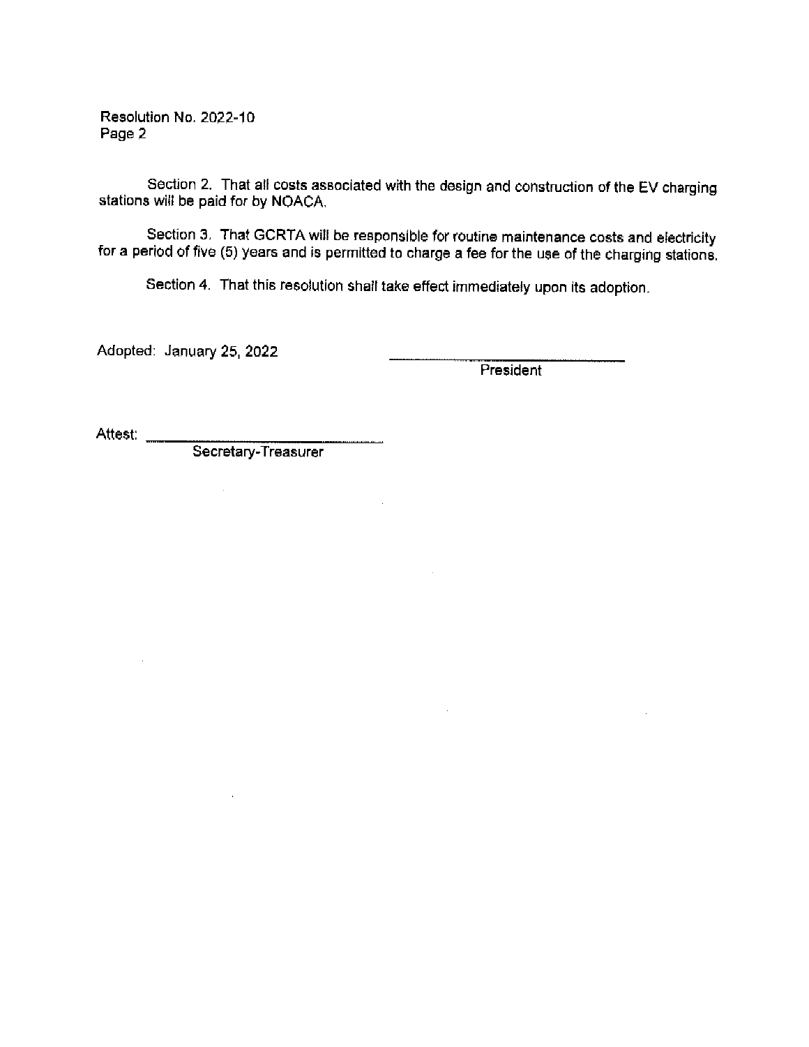Resolution No. 2022-10
Page 2

Section 2. That all costs associated with the design and construction of the EV charging stations will be paid for by NOACA.

Section 3. That GCRTA will be responsible for routine maintenance costs and electricity for a period of five (5) years and is permitted to charge a fee for the use of the charging stations.

Section 4. That this resolution shall take effect immediately upon its adoption.

Adopted: January 25, 2022

\_\_\_\_\_\_\_\_\_\_\_\_\_\_\_\_\_\_\_\_\_\_\_\_\_\_\_\_\_\_
President

Attest: \_\_\_\_\_\_\_\_\_\_\_\_\_\_\_\_\_\_\_\_\_\_\_\_\_\_\_\_\_\_
Secretary-Treasurer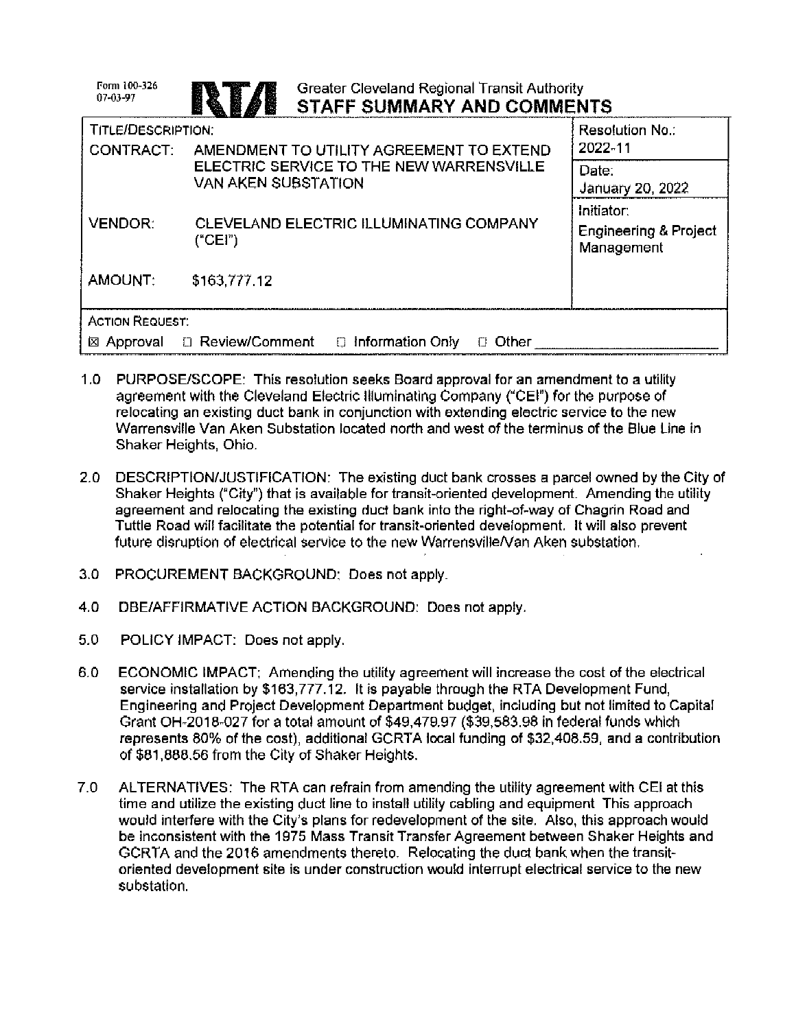Form 100-326
07-03-97

**RTA** Greater Cleveland Regional Transit Authority
## STAFF SUMMARY AND COMMENTS

| TITLE/DESCRIPTION: | | Resolution No.: 2022-11 |
|---|---|---|
| CONTRACT: | AMENDMENT TO UTILITY AGREEMENT TO EXTEND ELECTRIC SERVICE TO THE NEW WARRENSVILLE VAN AKEN SUBSTATION | Date: January 20, 2022 |
| VENDOR: | CLEVELAND ELECTRIC ILLUMINATING COMPANY ("CEI") | Initiator: Engineering & Project Management |
| AMOUNT: | $163,777.12 | |
| ACTION REQUEST: | ☒ Approval ☐ Review/Comment ☐ Information Only ☐ Other ____________ | |

1.0 PURPOSE/SCOPE: This resolution seeks Board approval for an amendment to a utility agreement with the Cleveland Electric Illuminating Company ("CEI") for the purpose of relocating an existing duct bank in conjunction with extending electric service to the new Warrensville Van Aken Substation located north and west of the terminus of the Blue Line in Shaker Heights, Ohio.

2.0 DESCRIPTION/JUSTIFICATION: The existing duct bank crosses a parcel owned by the City of Shaker Heights ("City") that is available for transit-oriented development. Amending the utility agreement and relocating the existing duct bank into the right-of-way of Chagrin Road and Tuttle Road will facilitate the potential for transit-oriented development. It will also prevent future disruption of electrical service to the new Warrensville/Van Aken substation.

3.0 PROCUREMENT BACKGROUND: Does not apply.

4.0 DBE/AFFIRMATIVE ACTION BACKGROUND: Does not apply.

5.0 POLICY IMPACT: Does not apply.

6.0 ECONOMIC IMPACT: Amending the utility agreement will increase the cost of the electrical service installation by $163,777.12. It is payable through the RTA Development Fund, Engineering and Project Development Department budget, including but not limited to Capital Grant OH-2018-027 for a total amount of $49,479.97 ($39,583.98 in federal funds which represents 80% of the cost), additional GCRTA local funding of $32,408.59, and a contribution of $81,888.56 from the City of Shaker Heights.

7.0 ALTERNATIVES: The RTA can refrain from amending the utility agreement with CEI at this time and utilize the existing duct line to install utility cabling and equipment. This approach would interfere with the City's plans for redevelopment of the site. Also, this approach would be inconsistent with the 1975 Mass Transit Transfer Agreement between Shaker Heights and GCRTA and the 2016 amendments thereto. Relocating the duct bank when the transit-oriented development site is under construction would interrupt electrical service to the new substation.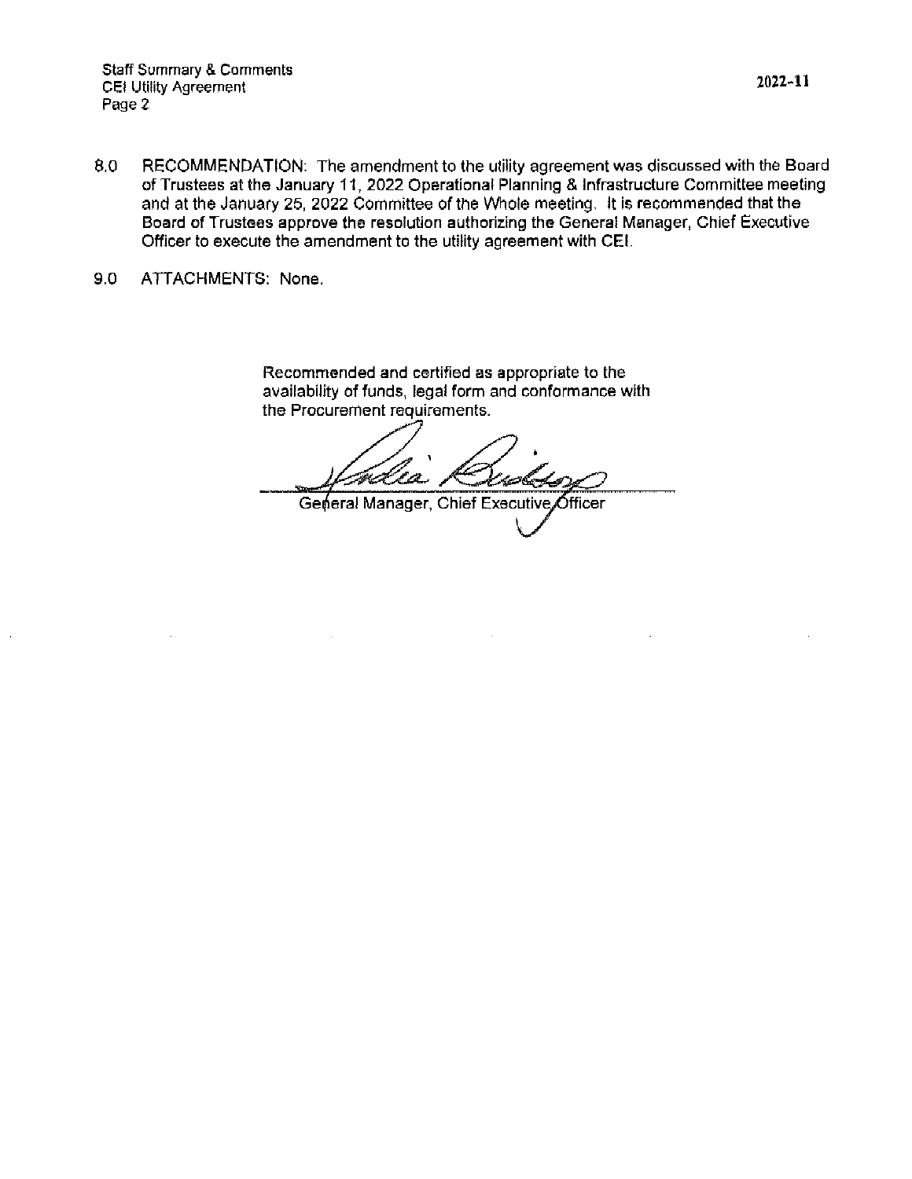8.0 RECOMMENDATION: The amendment to the utility agreement was discussed with the Board of Trustees at the January 11, 2022 Operational Planning & Infrastructure Committee meeting and at the January 25, 2022 Committee of the Whole meeting. It is recommended that the Board of Trustees approve the resolution authorizing the General Manager, Chief Executive Officer to execute the amendment to the utility agreement with CEI.

9.0 ATTACHMENTS: None.

Recommended and certified as appropriate to the availability of funds, legal form and conformance with the Procurement requirements.

General Manager, Chief Executive Officer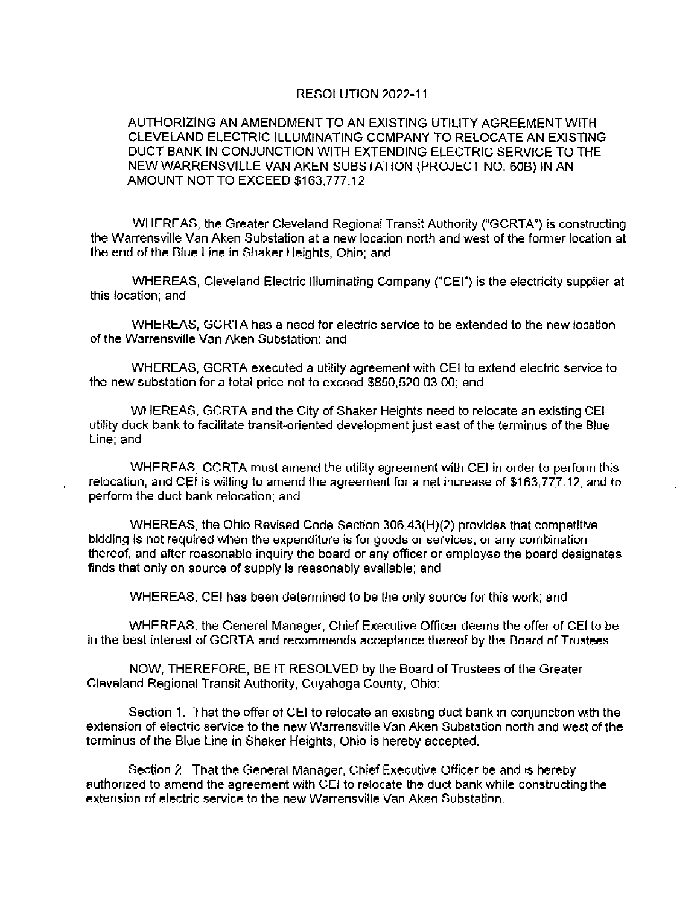RESOLUTION 2022-11

AUTHORIZING AN AMENDMENT TO AN EXISTING UTILITY AGREEMENT WITH CLEVELAND ELECTRIC ILLUMINATING COMPANY TO RELOCATE AN EXISTING DUCT BANK IN CONJUNCTION WITH EXTENDING ELECTRIC SERVICE TO THE NEW WARRENSVILLE VAN AKEN SUBSTATION (PROJECT NO. 60B) IN AN AMOUNT NOT TO EXCEED $163,777.12

WHEREAS, the Greater Cleveland Regional Transit Authority ("GCRTA") is constructing the Warrensville Van Aken Substation at a new location north and west of the former location at the end of the Blue Line in Shaker Heights, Ohio; and

WHEREAS, Cleveland Electric Illuminating Company ("CEI") is the electricity supplier at this location; and

WHEREAS, GCRTA has a need for electric service to be extended to the new location of the Warrensville Van Aken Substation; and

WHEREAS, GCRTA executed a utility agreement with CEI to extend electric service to the new substation for a total price not to exceed $850,520.03.00; and

WHEREAS, GCRTA and the City of Shaker Heights need to relocate an existing CEI utility duck bank to facilitate transit-oriented development just east of the terminus of the Blue Line; and

WHEREAS, GCRTA must amend the utility agreement with CEI in order to perform this relocation, and CEI is willing to amend the agreement for a net increase of $163,777.12, and to perform the duct bank relocation; and

WHEREAS, the Ohio Revised Code Section 306.43(H)(2) provides that competitive bidding is not required when the expenditure is for goods or services, or any combination thereof, and after reasonable inquiry the board or any officer or employee the board designates finds that only on source of supply is reasonably available; and

WHEREAS, CEI has been determined to be the only source for this work; and

WHEREAS, the General Manager, Chief Executive Officer deems the offer of CEI to be in the best interest of GCRTA and recommends acceptance thereof by the Board of Trustees.

NOW, THEREFORE, BE IT RESOLVED by the Board of Trustees of the Greater Cleveland Regional Transit Authority, Cuyahoga County, Ohio:

Section 1. That the offer of CEI to relocate an existing duct bank in conjunction with the extension of electric service to the new Warrensville Van Aken Substation north and west of the terminus of the Blue Line in Shaker Heights, Ohio is hereby accepted.

Section 2. That the General Manager, Chief Executive Officer be and is hereby authorized to amend the agreement with CEI to relocate the duct bank while constructing the extension of electric service to the new Warrensville Van Aken Substation.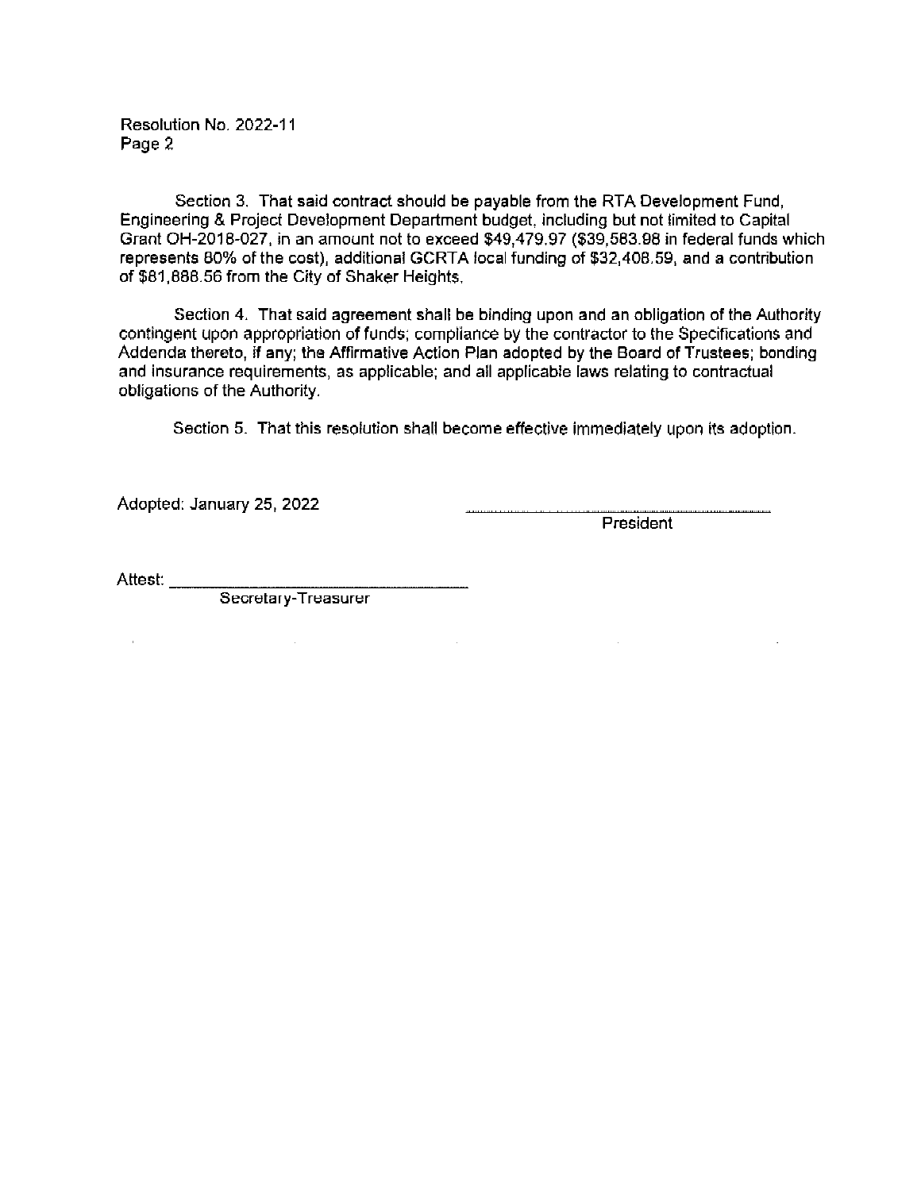Resolution No. 2022-11
Page 2

Section 3. That said contract should be payable from the RTA Development Fund, Engineering & Project Development Department budget, including but not limited to Capital Grant OH-2018-027, in an amount not to exceed $49,479.97 ($39,583.98 in federal funds which represents 80% of the cost), additional GCRTA local funding of $32,408.59, and a contribution of $81,888.56 from the City of Shaker Heights.

Section 4. That said agreement shall be binding upon and an obligation of the Authority contingent upon appropriation of funds; compliance by the contractor to the Specifications and Addenda thereto, if any; the Affirmative Action Plan adopted by the Board of Trustees; bonding and insurance requirements, as applicable; and all applicable laws relating to contractual obligations of the Authority.

Section 5. That this resolution shall become effective immediately upon its adoption.

Adopted: January 25, 2022

\_\_\_\_\_\_\_\_\_\_\_\_\_\_\_\_\_\_\_\_\_\_\_\_\_\_\_\_\_\_
President

Attest: \_\_\_\_\_\_\_\_\_\_\_\_\_\_\_\_\_\_\_\_\_\_\_\_\_\_\_\_\_\_
Secretary-Treasurer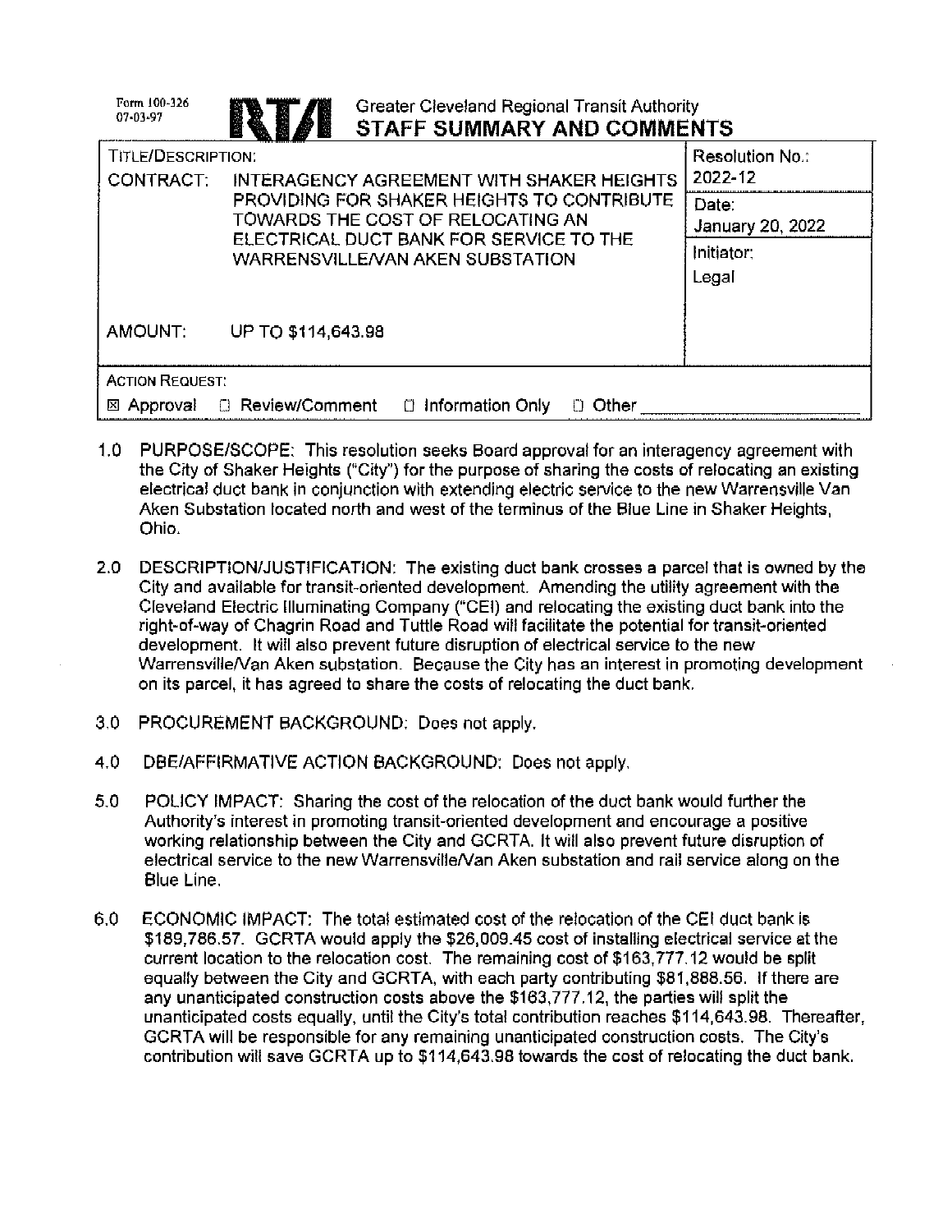Form 100-326
07-03-97

# Greater Cleveland Regional Transit Authority
## STAFF SUMMARY AND COMMENTS

| TITLE/DESCRIPTION: | | Resolution No.: 2022-12 |
|---|---|---|
| CONTRACT: | INTERAGENCY AGREEMENT WITH SHAKER HEIGHTS PROVIDING FOR SHAKER HEIGHTS TO CONTRIBUTE TOWARDS THE COST OF RELOCATING AN ELECTRICAL DUCT BANK FOR SERVICE TO THE WARRENSVILLE/VAN AKEN SUBSTATION | Date: January 20, 2022 |
| | | Initiator: Legal |
| AMOUNT: | UP TO $114,643.98 | |

ACTION REQUEST:

☒ Approval ☐ Review/Comment ☐ Information Only ☐ Other ____________

1.0 PURPOSE/SCOPE: This resolution seeks Board approval for an interagency agreement with the City of Shaker Heights ("City") for the purpose of sharing the costs of relocating an existing electrical duct bank in conjunction with extending electric service to the new Warrensville Van Aken Substation located north and west of the terminus of the Blue Line in Shaker Heights, Ohio.

2.0 DESCRIPTION/JUSTIFICATION: The existing duct bank crosses a parcel that is owned by the City and available for transit-oriented development. Amending the utility agreement with the Cleveland Electric Illuminating Company ("CEI") and relocating the existing duct bank into the right-of-way of Chagrin Road and Tuttle Road will facilitate the potential for transit-oriented development. It will also prevent future disruption of electrical service to the new Warrensville/Van Aken substation. Because the City has an interest in promoting development on its parcel, it has agreed to share the costs of relocating the duct bank.

3.0 PROCUREMENT BACKGROUND: Does not apply.

4.0 DBE/AFFIRMATIVE ACTION BACKGROUND: Does not apply.

5.0 POLICY IMPACT: Sharing the cost of the relocation of the duct bank would further the Authority's interest in promoting transit-oriented development and encourage a positive working relationship between the City and GCRTA. It will also prevent future disruption of electrical service to the new Warrensville/Van Aken substation and rail service along on the Blue Line.

6.0 ECONOMIC IMPACT: The total estimated cost of the relocation of the CEI duct bank is $189,786.57. GCRTA would apply the $26,009.45 cost of installing electrical service at the current location to the relocation cost. The remaining cost of $163,777.12 would be split equally between the City and GCRTA, with each party contributing $81,888.56. If there are any unanticipated construction costs above the $163,777.12, the parties will split the unanticipated costs equally, until the City's total contribution reaches $114,643.98. Thereafter, GCRTA will be responsible for any remaining unanticipated construction costs. The City's contribution will save GCRTA up to $114,643.98 towards the cost of relocating the duct bank.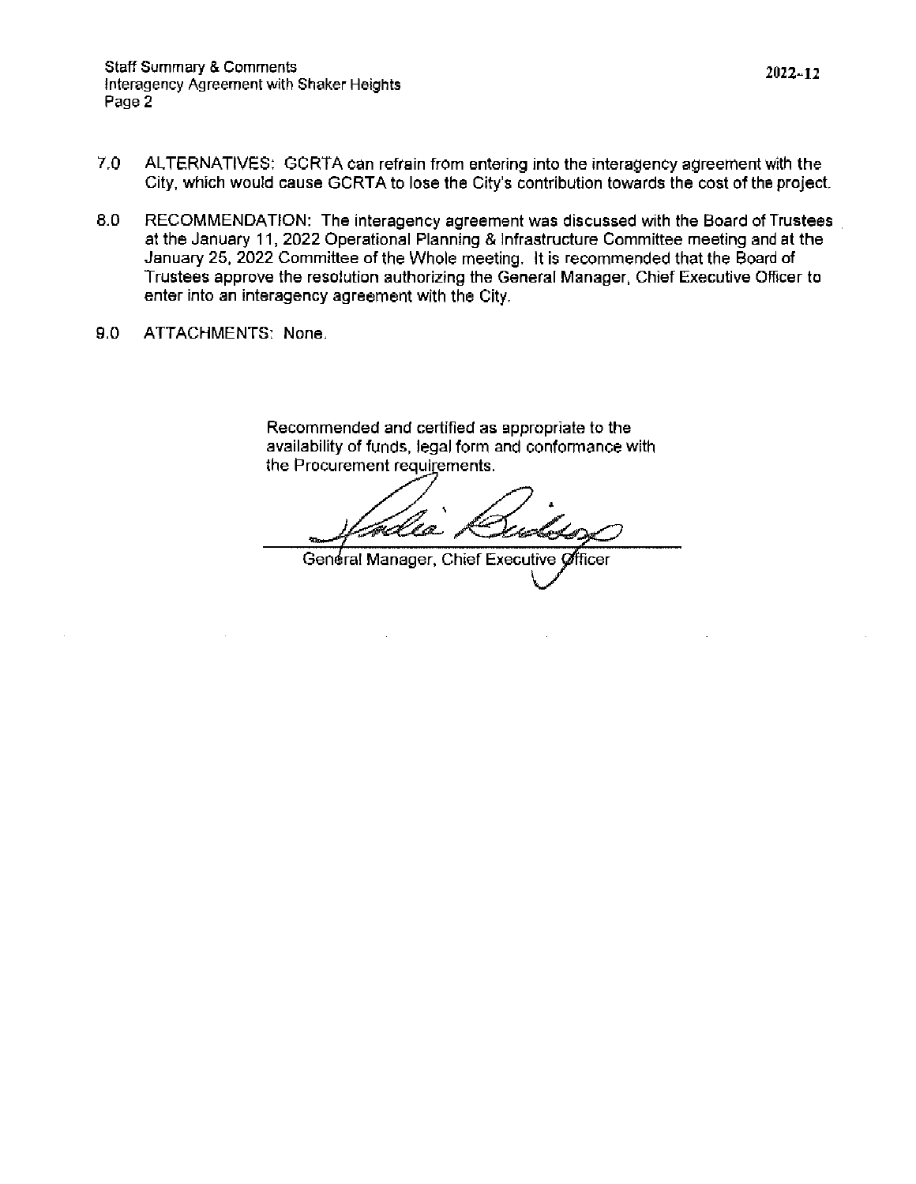7.0 ALTERNATIVES: GCRTA can refrain from entering into the interagency agreement with the City, which would cause GCRTA to lose the City's contribution towards the cost of the project.

8.0 RECOMMENDATION: The interagency agreement was discussed with the Board of Trustees at the January 11, 2022 Operational Planning & Infrastructure Committee meeting and at the January 25, 2022 Committee of the Whole meeting. It is recommended that the Board of Trustees approve the resolution authorizing the General Manager, Chief Executive Officer to enter into an interagency agreement with the City.

9.0 ATTACHMENTS: None.

Recommended and certified as appropriate to the availability of funds, legal form and conformance with the Procurement requirements.

General Manager, Chief Executive Officer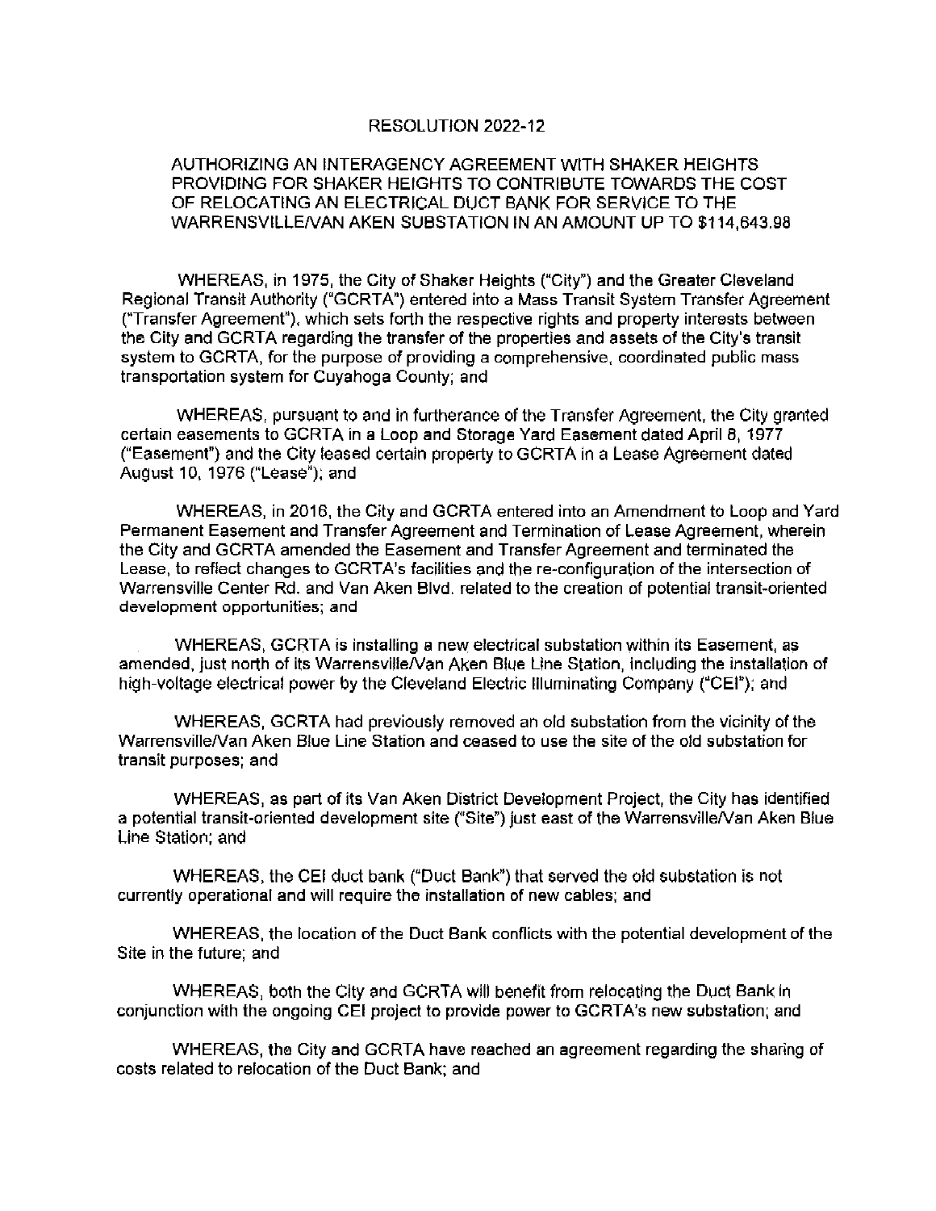# RESOLUTION 2022-12

## AUTHORIZING AN INTERAGENCY AGREEMENT WITH SHAKER HEIGHTS PROVIDING FOR SHAKER HEIGHTS TO CONTRIBUTE TOWARDS THE COST OF RELOCATING AN ELECTRICAL DUCT BANK FOR SERVICE TO THE WARRENSVILLE/VAN AKEN SUBSTATION IN AN AMOUNT UP TO $114,643.98

WHEREAS, in 1975, the City of Shaker Heights ("City") and the Greater Cleveland Regional Transit Authority ("GCRTA") entered into a Mass Transit System Transfer Agreement ("Transfer Agreement"), which sets forth the respective rights and property interests between the City and GCRTA regarding the transfer of the properties and assets of the City's transit system to GCRTA, for the purpose of providing a comprehensive, coordinated public mass transportation system for Cuyahoga County; and

WHEREAS, pursuant to and in furtherance of the Transfer Agreement, the City granted certain easements to GCRTA in a Loop and Storage Yard Easement dated April 8, 1977 ("Easement") and the City leased certain property to GCRTA in a Lease Agreement dated August 10, 1976 ("Lease"); and

WHEREAS, in 2016, the City and GCRTA entered into an Amendment to Loop and Yard Permanent Easement and Transfer Agreement and Termination of Lease Agreement, wherein the City and GCRTA amended the Easement and Transfer Agreement and terminated the Lease, to reflect changes to GCRTA's facilities and the re-configuration of the intersection of Warrensville Center Rd. and Van Aken Blvd. related to the creation of potential transit-oriented development opportunities; and

WHEREAS, GCRTA is installing a new electrical substation within its Easement, as amended, just north of its Warrensville/Van Aken Blue Line Station, including the installation of high-voltage electrical power by the Cleveland Electric Illuminating Company ("CEI"); and

WHEREAS, GCRTA had previously removed an old substation from the vicinity of the Warrensville/Van Aken Blue Line Station and ceased to use the site of the old substation for transit purposes; and

WHEREAS, as part of its Van Aken District Development Project, the City has identified a potential transit-oriented development site ("Site") just east of the Warrensville/Van Aken Blue Line Station; and

WHEREAS, the CEI duct bank ("Duct Bank") that served the old substation is not currently operational and will require the installation of new cables; and

WHEREAS, the location of the Duct Bank conflicts with the potential development of the Site in the future; and

WHEREAS, both the City and GCRTA will benefit from relocating the Duct Bank in conjunction with the ongoing CEI project to provide power to GCRTA's new substation; and

WHEREAS, the City and GCRTA have reached an agreement regarding the sharing of costs related to relocation of the Duct Bank; and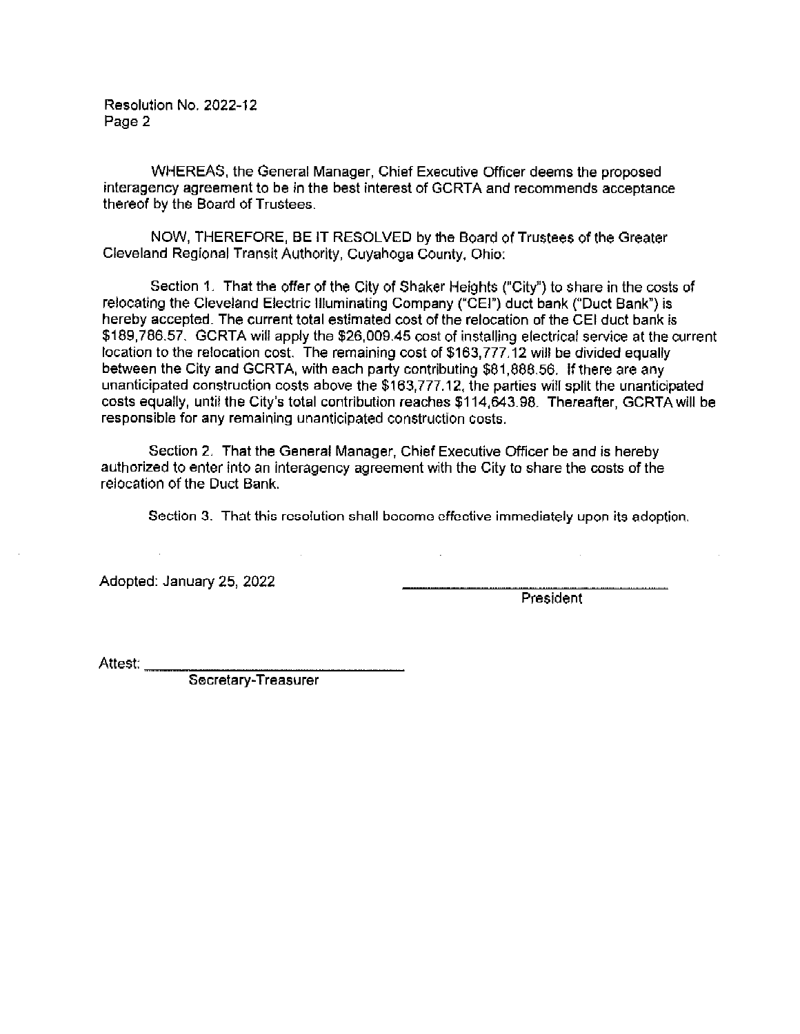Resolution No. 2022-12
Page 2

WHEREAS, the General Manager, Chief Executive Officer deems the proposed interagency agreement to be in the best interest of GCRTA and recommends acceptance thereof by the Board of Trustees.

NOW, THEREFORE, BE IT RESOLVED by the Board of Trustees of the Greater Cleveland Regional Transit Authority, Cuyahoga County, Ohio:

Section 1. That the offer of the City of Shaker Heights ("City") to share in the costs of relocating the Cleveland Electric Illuminating Company ("CEI") duct bank ("Duct Bank") is hereby accepted. The current total estimated cost of the relocation of the CEI duct bank is $189,786.57. GCRTA will apply the $26,009.45 cost of installing electrical service at the current location to the relocation cost. The remaining cost of $163,777.12 will be divided equally between the City and GCRTA, with each party contributing $81,888.56. If there are any unanticipated construction costs above the $163,777.12, the parties will split the unanticipated costs equally, until the City's total contribution reaches $114,643.98. Thereafter, GCRTA will be responsible for any remaining unanticipated construction costs.

Section 2. That the General Manager, Chief Executive Officer be and is hereby authorized to enter into an interagency agreement with the City to share the costs of the relocation of the Duct Bank.

Section 3. That this resolution shall become effective immediately upon its adoption.

Adopted: January 25, 2022

\_\_\_\_\_\_\_\_\_\_\_\_\_\_\_\_\_\_\_\_\_\_\_\_\_\_\_\_\_\_
President

Attest: \_\_\_\_\_\_\_\_\_\_\_\_\_\_\_\_\_\_\_\_\_\_\_\_\_\_\_\_\_\_
Secretary-Treasurer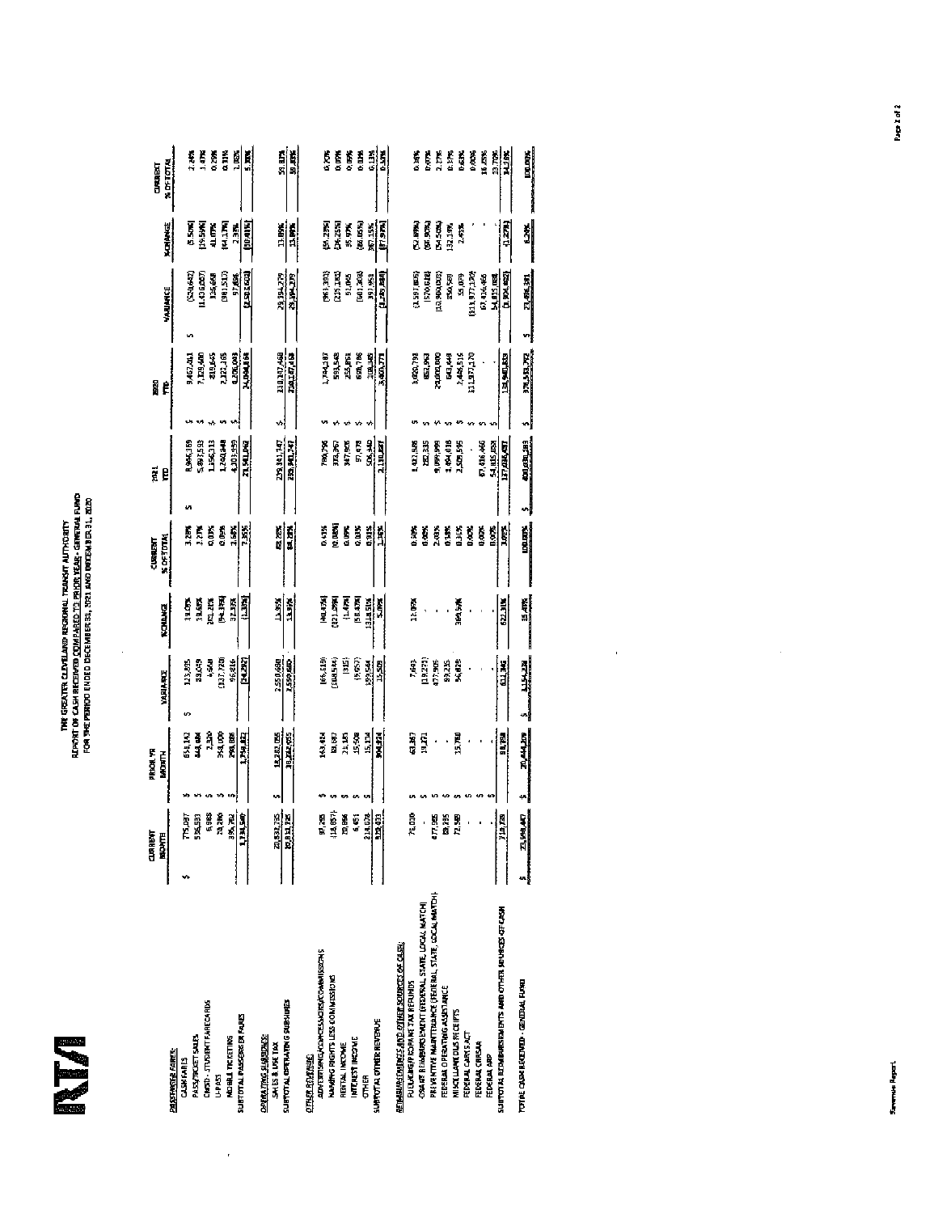# THE GREATER CLEVELAND REGIONAL TRANSIT AUTHORITY

## REPORT OF CASH RECEIVED COMPARED TO PRIOR YEAR - GENERAL FUND
## FOR THE PERIOD ENDED DECEMBER 31, 2021 AND DECEMBER 31, 2020

| | CURRENT MONTH | PRIOR YR MONTH | VARIANCE | %CHANGE | CURRENT % OF TOTAL | 2021 YTD | 2020 YTD | VARIANCE | %CHANGE | CURRENT % OF TOTAL |
|---|---|---|---|---|---|---|---|---|---|---|
| **PASSENGER FARES:** | | | | | | | | | | |
| CASH FARES | $ 775,097 | $ 654,142 | $ 120,955 | 18.49% | 3.24% | $ 8,946,189 | $ 9,467,011 | $ (520,822) | (5.50%) | 2.24% |
| PASS/TICKET SALES | $ 536,533 | $ 443,484 | 93,049 | 20.98% | 2.24% | $ 5,692,593 | $ 7,129,400 | (1,436,807) | (20.15%) | 1.42% |
| CMSD - STUDENT FARECARDS | $ 6,988 | $ 2,320 | 4,668 | 201.21% | 0.03% | $ 1,156,313 | $ 819,645 | 336,668 | 41.07% | 0.29% |
| U-PASS | $ 20,286 | $ 348,009 | (327,723) | (94.17%) | 0.08% | $ 1,240,848 | $ 2,122,365 | (881,517) | (41.53%) | 0.31% |
| MOBILE TICKETING | $ 395,702 | $ 298,886 | 96,816 | 32.39% | 1.65% | $ 4,301,599 | $ 4,204,043 | 97,556 | 2.32% | 1.07% |
| SUBTOTAL PASSENGER FARES | 1,734,540 | 1,758,822 | (24,282) | (1.38%) | 7.24% | 21,541,062 | 24,064,868 | (2,523,806) | (10.49%) | 5.38% |
| **OPERATING SUBSIDIES:** | | | | | | | | | | |
| SALES & USE TAX | 20,832,735 | 18,282,055 | 2,550,680 | 13.95% | 86.99% | $ 239,341,747 | $ 210,147,468 | 29,194,279 | 13.89% | 59.74% |
| SUBTOTAL OPERATING SUBSIDIES | 20,832,735 | 18,282,055 | 2,550,680 | 13.95% | 86.99% | 239,341,747 | 210,147,468 | 29,194,279 | 13.89% | 59.74% |
| **OTHER REVENUE:** | | | | | | | | | | |
| ADVERTISING/CONCESSIONS/COMMISSIONS | $ 97,295 | $ 163,424 | (66,129) | (40.46%) | 0.41% | $ 780,796 | $ 1,744,187 | (963,391) | (55.23%) | 0.20% |
| NAMING RIGHTS LESS COMMISSIONS | $ (18,857) | $ 91,687 | (110,544) | (120.57%) | (0.08%) | $ 372,967 | $ 598,548 | (225,581) | (37.69%) | 0.09% |
| RENTAL INCOME | $ 20,866 | $ 21,185 | (319) | (1.51%) | 0.09% | $ 347,905 | $ 255,851 | 92,054 | 35.98% | 0.09% |
| INTEREST INCOME | $ 6,451 | $ 15,508 | (9,057) | (58.40%) | 0.03% | $ 97,478 | $ 698,786 | (601,308) | (86.05%) | 0.02% |
| OTHER | $ 214,678 | $ 15,134 | 199,544 | 1318.51% | 0.91% | $ 506,340 | $ 108,385 | 397,955 | 367.15% | 0.13% |
| SUBTOTAL OTHER REVENUE | 319,433 | 304,924 | 15,509 | 5.09% | 1.36% | 2,110,237 | 3,400,771 | (1,290,534) | (37.95%) | 0.53% |
| **REIMBURSEMENTS AND OTHER SOURCES OF CASH:** | | | | | | | | | | |
| FUEL/LUBE/PROPANE TAX REFUNDS | $ 71,010 | $ 63,367 | 7,643 | 12.06% | 0.30% | $ 1,422,508 | $ 3,020,798 | (1,597,805) | (52.89%) | 0.36% |
| CAPITAL REIMBURSEMENT (FEDERAL, STATE, LOCAL MATCH) | $ - | $ 19,272 | (19,272) | - | 0.00% | $ 282,335 | $ 853,963 | (571,628) | (66.94%) | 0.07% |
| PREVENTIVE MAINTENANCE (FEDERAL, STATE, LOCAL MATCH) | $ 477,905 | $ - | 477,905 | - | 2.00% | $ 9,099,999 | $ 20,000,000 | (10,900,001) | (54.50%) | 2.27% |
| FEDERAL OPERATING ASSISTANCE | $ 89,215 | $ - | 89,215 | - | 0.37% | $ 1,494,018 | $ 643,449 | 850,569 | 132.19% | 0.37% |
| MISCELLANEOUS RECEIPTS | $ 72,589 | $ 15,780 | 56,829 | 360.13% | 0.30% | $ 2,509,595 | $ 2,449,516 | 60,079 | 2.45% | 0.63% |
| FEDERAL CARES ACT | $ - | $ - | - | - | 0.00% | $ - | $ 111,977,170 | (111,977,170) | - | 0.00% |
| FEDERAL CRRSAA | $ - | $ - | - | - | 0.00% | $ 67,416,466 | $ - | 67,416,466 | - | 16.83% |
| FEDERAL ARP | $ - | $ - | - | - | 0.00% | $ 54,815,858 | $ - | 54,815,858 | - | 13.68% |
| SUBTOTAL REIMBURSEMENTS AND OTHER SOURCES OF CASH | 710,719 | 98,419 | 612,300 | 622.14% | 2.97% | 137,038,497 | 138,943,833 | (1,905,336) | (1.37%) | 34.21% |
| TOTAL CASH RECEIVED - GENERAL FUND | $ 23,948,447 | $ 20,444,209 | $ 3,504,238 | 17.14% | 100.00% | $ 400,630,383 | $ 376,556,792 | $ 23,473,591 | 6.24% | 100.00% |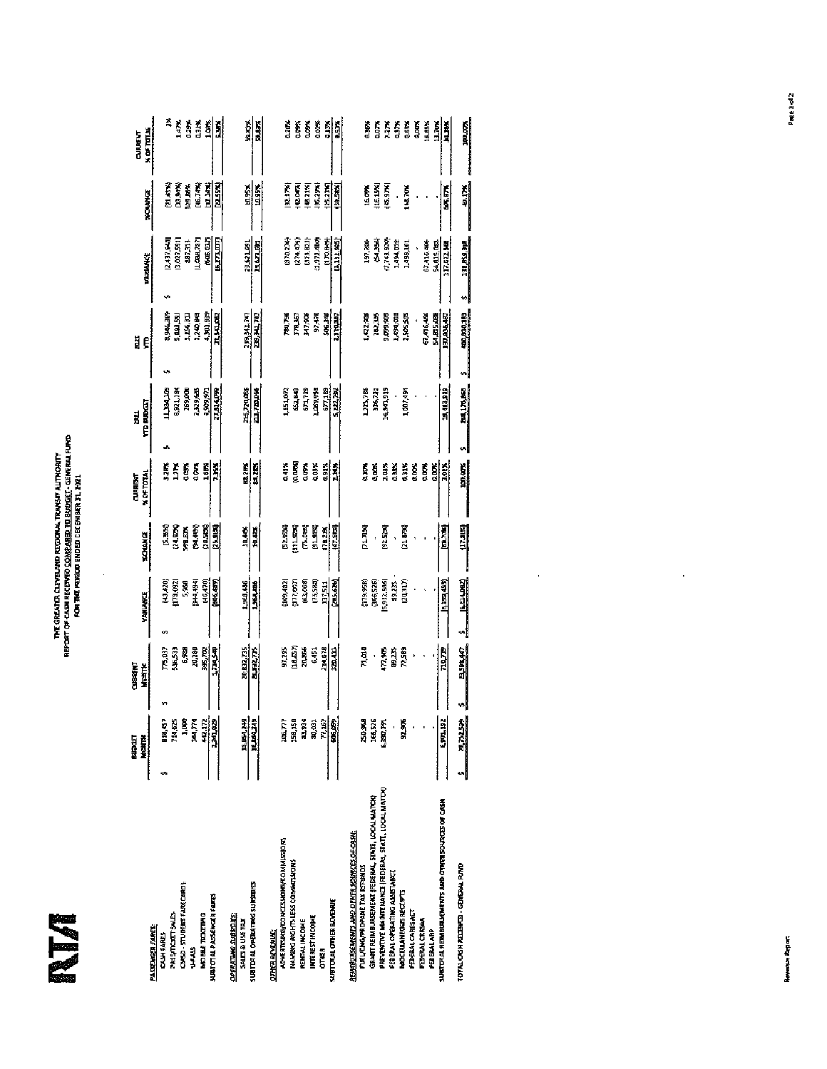# THE GREATER CLEVELAND REGIONAL TRANSIT AUTHORITY

## REPORT OF CASH RECEIVED COMPARED TO BUDGET - GENERAL FUND

### FOR THE PERIOD ENDED DECEMBER 31, 2021

| | BUDGET MONTH | CURRENT MONTH | VARIANCE | %CHANGE | CURRENT % OF TOTAL | 2021 YTD BUDGET | 2021 YTD | VARIANCE | %CHANGE | CURRENT % OF TOTAL |
|---|---|---|---|---|---|---|---|---|---|---|
| **PASSENGER FARES:** | | | | | | | | | | |
| CASH FARES | $ 818,457 | $ 775,037 | $ (43,420) | (5.31%) | 3.28% | $ 11,384,109 | $ 8,946,369 | $ (2,437,640) | (21.41%) | 2% |
| PASS/TICKET SALES | 714,625 | 536,533 | (178,092) | (24.92%) | 1.77% | 6,921,184 | 5,818,591 | (1,003,591) | (15.93%) | 1.47% |
| CMSD - STUDENT FARE CARDS | 1,000 | 6,968 | 5,968 | 596.80% | 0.03% | 169,000 | 1,056,311 | 887,311 | 525.04% | 0.26% |
| U-PASS | 364,774 | 20,380 | (344,394) | (94.41%) | 0.00% | 2,329,625 | 1,240,843 | (1,088,782) | (46.74%) | 0.31% |
| MOBILE TICKETING | 442,172 | 395,702 | (46,470) | (10.51%) | 1.68% | 4,909,971 | 4,301,939 | (608,032) | (12.38%) | 1.07% |
| SUBTOTAL PASSENGER FARES | 2,341,029 | 1,734,620 | (606,409) | (25.90%) | 7.35% | 27,814,099 | 21,341,062 | (6,473,037) | (23.27%) | 5.33% |
| **OPERATING SUBSIDIES:** | | | | | | | | | | |
| SALES & USE TAX | 18,854,849 | 20,832,735 | 1,968,886 | 10.45% | 88.29% | 215,720,056 | 239,342,247 | 23,621,691 | 10.95% | 59.82% |
| SUBTOTAL OPERATING SUBSIDIES | 18,854,849 | 20,832,735 | 1,968,886 | 10.45% | 88.29% | 215,720,056 | 239,342,247 | 23,621,691 | 10.95% | 59.82% |
| **OTHER REVENUE:** | | | | | | | | | | |
| ADVERTISING/CONCESSIONS/COMMISSIONS | 203,777 | 97,295 | (106,482) | (52.25%) | 0.41% | 1,151,092 | 780,796 | (370,296) | (32.17%) | 0.20% |
| NAMING RIGHTS LESS COMMISSIONS | 158,150 | (18,857) | (177,007) | (111.92%) | (0.08%) | 652,843 | 378,367 | (274,476) | (42.04%) | 0.09% |
| RENTAL INCOME | 83,924 | 20,866 | (63,058) | (75.14%) | 0.09% | 671,729 | 347,906 | (323,823) | (48.21%) | 0.09% |
| INTEREST INCOME | 80,031 | 6,451 | (73,580) | (91.94%) | 0.03% | 1,069,458 | 97,478 | (971,980) | (90.89%) | 0.02% |
| OTHER | 77,167 | 214,678 | 137,511 | 178.20% | 0.91% | 677,188 | 505,340 | (171,848) | (25.38%) | 0.13% |
| SUBTOTAL OTHER REVENUE | 606,049 | 320,433 | (285,616) | (47.13%) | 1.36% | 5,222,792 | 2,110,887 | (3,111,905) | (59.58%) | 0.53% |
| **REIMBURSEMENTS AND OTHER SOURCES OF CASH:** | | | | | | | | | | |
| FUEL/CNG/PROPANE TAX REFUNDS | 250,968 | 71,010 | (179,958) | (71.71%) | 0.30% | 1,225,788 | 1,422,388 | 197,600 | 16.09% | 0.36% |
| GRANT REIMBURSEMENT (FEDERAL, STATE, LOCAL MATCH) | 366,526 | - | (366,526) | - | 0.00% | 336,721 | 282,355 | (54,366) | (16.15%) | 0.07% |
| PREVENTIVE MAINTENANCE (FEDERAL, STATE, LOCAL MATCH) | 6,380,971 | 472,905 | (5,912,866) | (92.59%) | 2.03% | 16,843,519 | 9,099,989 | (7,743,920) | (45.97%) | 2.27% |
| FEDERAL OPERATING ASSISTANCE | - | 89,235 | 89,235 | - | 0.38% | - | 1,494,018 | 1,494,018 | - | 0.37% |
| MISCELLANEOUS RECEIPTS | 98,906 | 77,589 | (21,317) | (21.55%) | 0.33% | 1,017,494 | 2,505,595 | 1,488,101 | 146.26% | 0.63% |
| FEDERAL CARES ACT | - | - | - | - | 0.00% | - | - | - | - | 0.00% |
| FEDERAL CRRSA | - | - | - | - | 0.00% | - | 67,416,466 | 67,416,466 | - | 16.85% |
| FEDERAL ARP | - | - | - | - | 0.00% | - | 54,815,088 | 54,815,088 | - | 13.70% |
| SUBTOTAL REIMBURSEMENTS AND OTHER SOURCES OF CASH | 6,971,192 | 710,739 | (6,260,453) | (89.80%) | 3.01% | 19,423,519 | 137,036,497 | 117,612,978 | 605.51% | 34.25% |
| TOTAL CASH RECEIVED - GENERAL FUND | $ 28,762,529 | $ 23,598,447 | $ (5,164,082) | (17.95%) | 100.00% | $ 268,176,460 | $ 400,830,393 | $ 132,653,933 | 49.47% | 100.00% |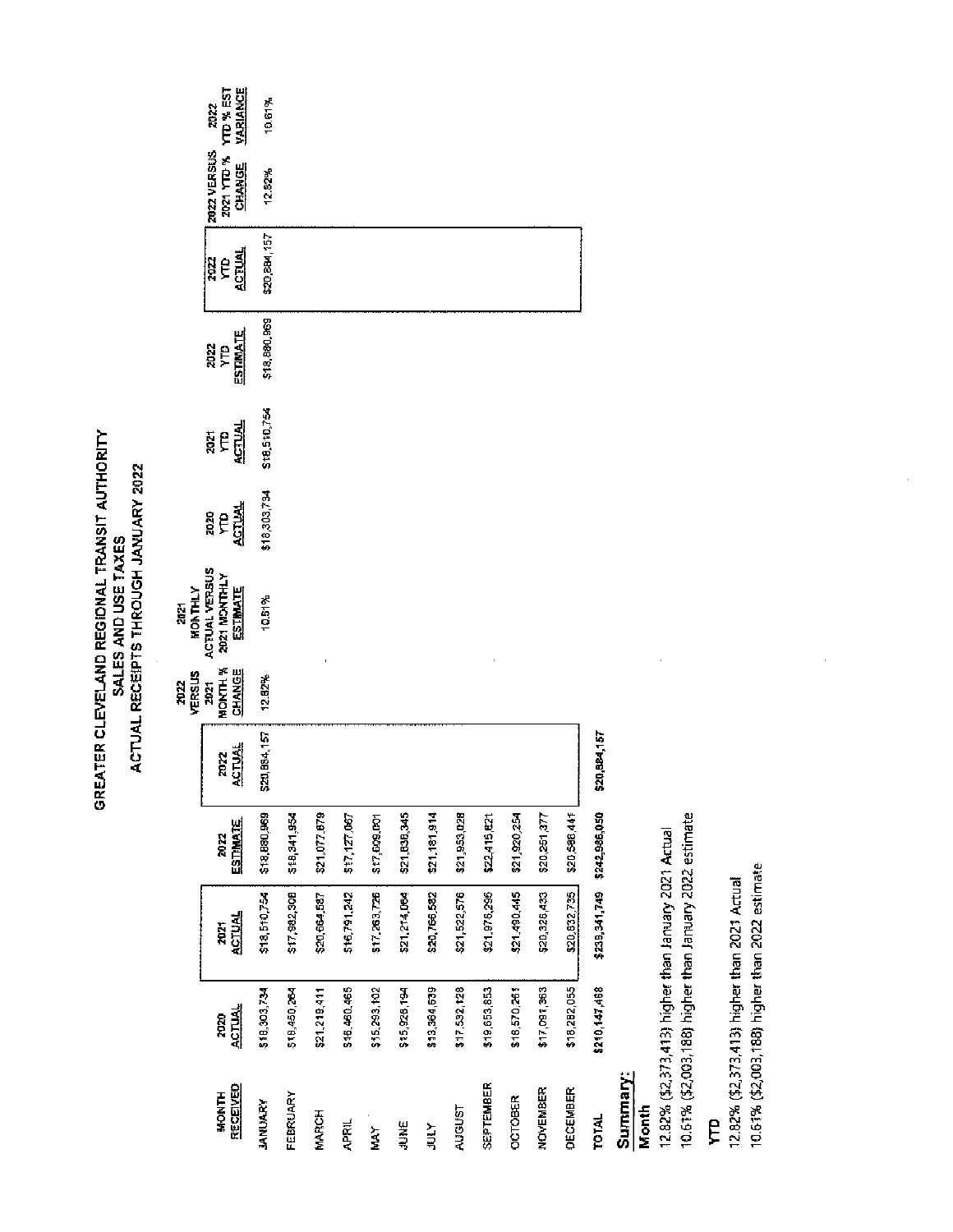# GREATER CLEVELAND REGIONAL TRANSIT AUTHORITY

## SALES AND USE TAXES

## ACTUAL RECEIPTS THROUGH JANUARY 2022

| MONTH RECEIVED | 2020 ACTUAL | 2021 ACTUAL | 2022 ESTIMATE | 2022 ACTUAL | 2022 VERSUS 2021 MONTH % CHANGE | 2021 MONTHLY ACTUAL VERSUS 2021 MONTHLY ESTIMATE | 2020 YTD ACTUAL | 2021 YTD ACTUAL | 2022 YTD ESTIMATE | 2022 YTD ACTUAL | 2022 VERSUS 2021 YTD % CHANGE | 2022 YTD % EST VARIANCE |
|---|---|---|---|---|---|---|---|---|---|---|---|---|
| JANUARY | $18,303,734 | $18,510,754 | $18,880,969 | $20,884,157 | 12.82% | 10.61% | $18,303,734 | $18,510,754 | $18,880,969 | $20,884,157 | 12.82% | 10.61% |
| FEBRUARY | $18,450,264 | $17,982,308 | $18,341,954 | | | | | | | | | |
| MARCH | $21,219,411 | $20,664,587 | $21,077,879 | | | | | | | | | |
| APRIL | $16,460,465 | $16,791,242 | $17,127,067 | | | | | | | | | |
| MAY | $15,293,102 | $17,263,726 | $17,609,001 | | | | | | | | | |
| JUNE | $15,926,194 | $21,214,064 | $21,638,345 | | | | | | | | | |
| JULY | $13,364,639 | $20,766,582 | $21,181,914 | | | | | | | | | |
| AUGUST | $17,532,128 | $21,522,576 | $21,953,028 | | | | | | | | | |
| SEPTEMBER | $19,653,853 | $21,976,295 | $22,415,821 | | | | | | | | | |
| OCTOBER | $18,570,261 | $21,490,445 | $21,920,254 | | | | | | | | | |
| NOVEMBER | $17,091,363 | $20,326,433 | $20,251,377 | | | | | | | | | |
| DECEMBER | $18,282,055 | $20,832,735 | $20,588,441 | | | | | | | | | |
| TOTAL | $210,147,468 | $239,341,749 | $242,986,050 | $20,884,157 | | | | | | | | |

## Summary:

**Month**

12.82% ($2,373,413) higher than January 2021 Actual

10.61% ($2,003,188) higher than January 2022 estimate

**YTD**

12.82% ($2,373,413) higher than 2021 Actual

10.61% ($2,003,188) higher than 2022 estimate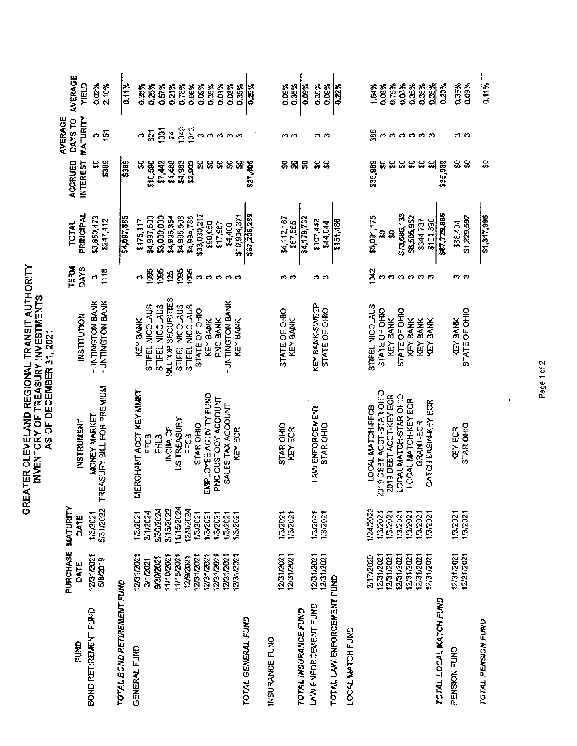# GREATER CLEVELAND REGIONAL TRANSIT AUTHORITY
## INVENTORY OF TREASURY INVESTMENTS
### AS OF DECEMBER 31, 2021

| FUND | PURCHASE DATE | MATURITY DATE | INSTRUMENT | INSTITUTION | TERM DAYS | TOTAL PRINCIPAL | ACCRUED INTEREST | AVERAGE DAYS TO MATURITY | AVERAGE YIELD |
|---|---|---|---|---|---|---|---|---|---|
| BOND RETIREMENT FUND | 12/31/2021 | 1/3/2021 | MONEY MARKET | HUNTINGTON BANK | 3 | $3,850,473 | $0 | 3 | 0.02% |
| | 5/8/2019 | 5/31/2022 | TREASURY BILL FOR PREMIUM | HUNTINGTON BANK | 1118 | $247,412 | $369 | 151 | 2.10% |
| *TOTAL BOND RETIREMENT FUND* | | | | | | $4,097,885 | $369 | | 0.11% |
| GENERAL FUND | 12/31/2021 | 1/3/2021 | MERCHANT ACCT-KEY MMKT | KEY BANK | 3 | $175,117 | $0 | 3 | 0.35% |
| | 3/1/2021 | 3/1/2024 | FFCB | STIFEL NICOLAUS | 1095 | $4,997,500 | $10,590 | 821 | 0.25% |
| | 9/30/2021 | 9/30/2024 | FHLB | STIFEL NICOLAUS | 1095 | $3,000,000 | $7,442 | 1001 | 0.57% |
| | 11/10/2021 | 3/15/2022 | INCIA CP | HILLTOP SECURITIES | 125 | $4,996,354 | $1,468 | 74 | 0.21% |
| | 11/15/2021 | 11/15/2024 | US TREASURY | STIFEL NICOLAUS | 1095 | $4,995,508 | $4,983 | 1049 | 0.78% |
| | 12/9/2021 | 12/9/2024 | FFCB | STIFEL NICOLAUS | 1095 | $4,994,765 | $2,903 | 1042 | 0.96% |
| | 12/31/2021 | 1/3/2021 | STAR OHIO | STATE OF OHIO | 3 | $33,030,217 | $0 | 3 | 0.09% |
| | 12/31/2021 | 1/3/2021 | EMPLOYEE ACTIVITY FUND | KEY BANK | 3 | $90,050 | $0 | 3 | 0.35% |
| | 12/31/2021 | 1/3/2021 | PNC CUSTODY ACCOUNT | PNC BANK | 3 | $17,987 | $0 | 3 | 0.01% |
| | 12/31/2021 | 1/3/2021 | SALES TAX ACCOUNT | HUNTINGTON BANK | 3 | $4,400 | $0 | 3 | 0.03% |
| | 12/31/2021 | 1/3/2021 | KEY ECR | KEY BANK | 3 | $10,904,371 | $0 | 3 | 0.35% |
| *TOTAL GENERAL FUND* | | | | | | $67,206,289 | $27,406 | | 0.29% |
| INSURANCE FUND | 12/31/2021 | 1/3/2021 | STAR OHIO | STATE OF OHIO | 3 | $4,112,167 | $0 | 3 | 0.09% |
| | 12/31/2021 | 1/3/2021 | KEY ECR | KEY BANK | 3 | $67,565 | $0 | 3 | 0.35% |
| *TOTAL INSURANCE FUND* | | | | | | $4,179,732 | $0 | | 0.09% |
| LAW ENFORCEMENT FUND | 12/31/2021 | 1/3/2021 | LAW ENFORCEMENT | KEY BANK-SWEEP | 3 | $107,442 | $0 | 3 | 0.35% |
| | 12/31/2021 | 1/3/2021 | STAR OHIO | STATE OF OHIO | 3 | $44,044 | $0 | 3 | 0.09% |
| *TOTAL LAW ENFORCEMENT FUND* | | | | | | $151,486 | | | 0.22% |
| LOCAL MATCH FUND | 3/17/2020 | 1/24/2023 | LOCAL MATCH-FFCB | STIFEL NICOLAUS | 1042 | $5,091,175 | $35,989 | 388 | 1.64% |
| | 12/31/2021 | 1/3/2021 | 2019 DEBT ACCT-STAR OHIO | STATE OF OHIO | 3 | $0 | $0 | 3 | 0.08% |
| | 12/31/2021 | 1/3/2021 | 2019 DEBT ACCT-KEY ECR | KEY BANK | 3 | $0 | $0 | 3 | 0.75% |
| | 12/31/2021 | 1/3/2021 | LOCAL MATCH-STAR OHIO | STATE OF OHIO | 3 | $73,686,133 | $0 | 3 | 0.08% |
| | 12/31/2021 | 1/3/2021 | LOCAL MATCH-KEY ECR | KEY BANK | 3 | $8,505,952 | $0 | 3 | 0.35% |
| | 12/31/2021 | 1/3/2021 | GRANT-ECR | KEY BANK | 3 | $344,737 | $0 | 3 | 0.35% |
| | 12/31/2021 | 1/3/2021 | CATCH BASIN-KEY ECR | KEY BANK | 3 | $101,890 | $0 | 3 | 0.35% |
| *TOTAL LOCAL MATCH FUND* | | | | | | $87,729,886 | $35,989 | | 0.20% |
| PENSION FUND | 12/31/2021 | 1/3/2021 | KEY ECR | KEY BANK | 3 | $88,404 | $0 | 3 | 0.35% |
| | 12/31/2021 | 1/3/2021 | STAR OHIO | STATE OF OHIO | 3 | $1,229,592 | $0 | 3 | 0.09% |
| *TOTAL PENSION FUND* | | | | | | $1,317,995 | $0 | | 0.11% |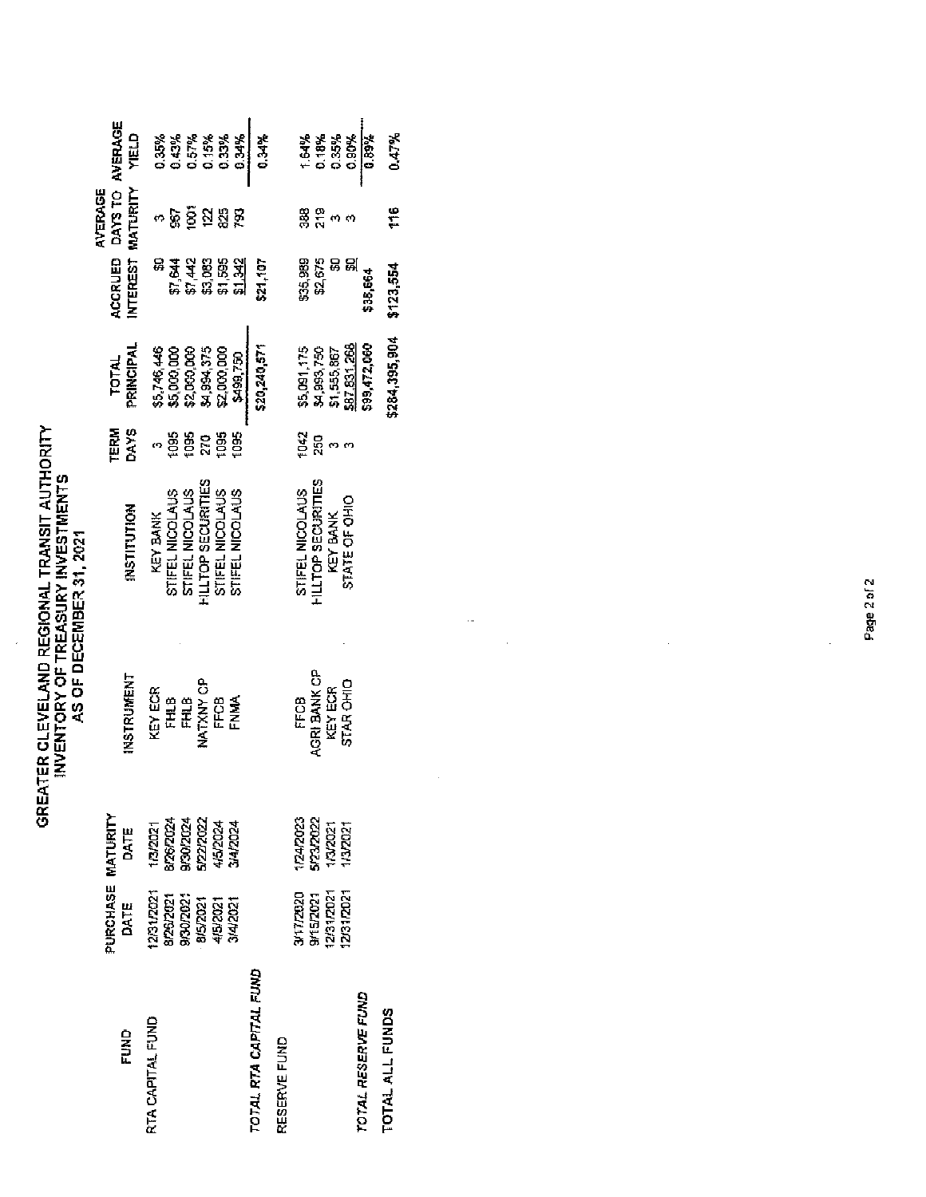# GREATER CLEVELAND REGIONAL TRANSIT AUTHORITY
## INVENTORY OF TREASURY INVESTMENTS
### AS OF DECEMBER 31, 2021

| FUND | PURCHASE DATE | MATURITY DATE | INSTRUMENT | INSTITUTION | TERM DAYS | TOTAL PRINCIPAL | ACCRUED INTEREST | AVERAGE DAYS TO MATURITY | AVERAGE YIELD |
|---|---|---|---|---|---|---|---|---|---|
| RTA CAPITAL FUND | 12/31/2021 | 1/3/2021 | KEY ECR | KEY BANK | 3 | $5,746,446 | $0 | 3 | 0.35% |
| | 8/26/2021 | 8/26/2024 | FHLB | STIFEL NICOLAUS | 1095 | $5,000,000 | $7,644 | 967 | 0.43% |
| | 9/30/2021 | 9/30/2024 | FHLB | STIFEL NICOLAUS | 1095 | $2,000,000 | $7,442 | 1001 | 0.57% |
| | 8/5/2021 | 5/22/2022 | NATXNY CP | HILLTOP SECURITIES | 270 | $4,994,375 | $3,083 | 122 | 0.15% |
| | 4/5/2021 | 4/5/2024 | FFCB | STIFEL NICOLAUS | 1095 | $2,000,000 | $1,595 | 825 | 0.33% |
| | 3/4/2021 | 3/4/2024 | FNMA | STIFEL NICOLAUS | 1095 | $499,750 | $1,342 | 793 | 0.34% |
| TOTAL RTA CAPITAL FUND | | | | | | $20,240,571 | $21,107 | | 0.34% |
| RESERVE FUND | 3/17/2020 | 1/24/2023 | FFCB | STIFEL NICOLAUS | 1042 | $5,091,175 | $35,989 | 388 | 1.64% |
| | 9/15/2021 | 5/23/2022 | AGRI BANK CP | HILLTOP SECURITIES | 250 | $4,993,750 | $2,675 | 219 | 0.18% |
| | 12/31/2021 | 1/3/2021 | KEY ECR | KEY BANK | 3 | $1,555,867 | $0 | 3 | 0.35% |
| | 12/31/2021 | 1/3/2021 | STAR OHIO | STATE OF OHIO | 3 | $87,831,268 | $0 | 3 | 0.90% |
| TOTAL RESERVE FUND | | | | | | $99,472,060 | $38,664 | | 0.89% |
| TOTAL ALL FUNDS | | | | | | $284,395,904 | $123,554 | 116 | 0.47% |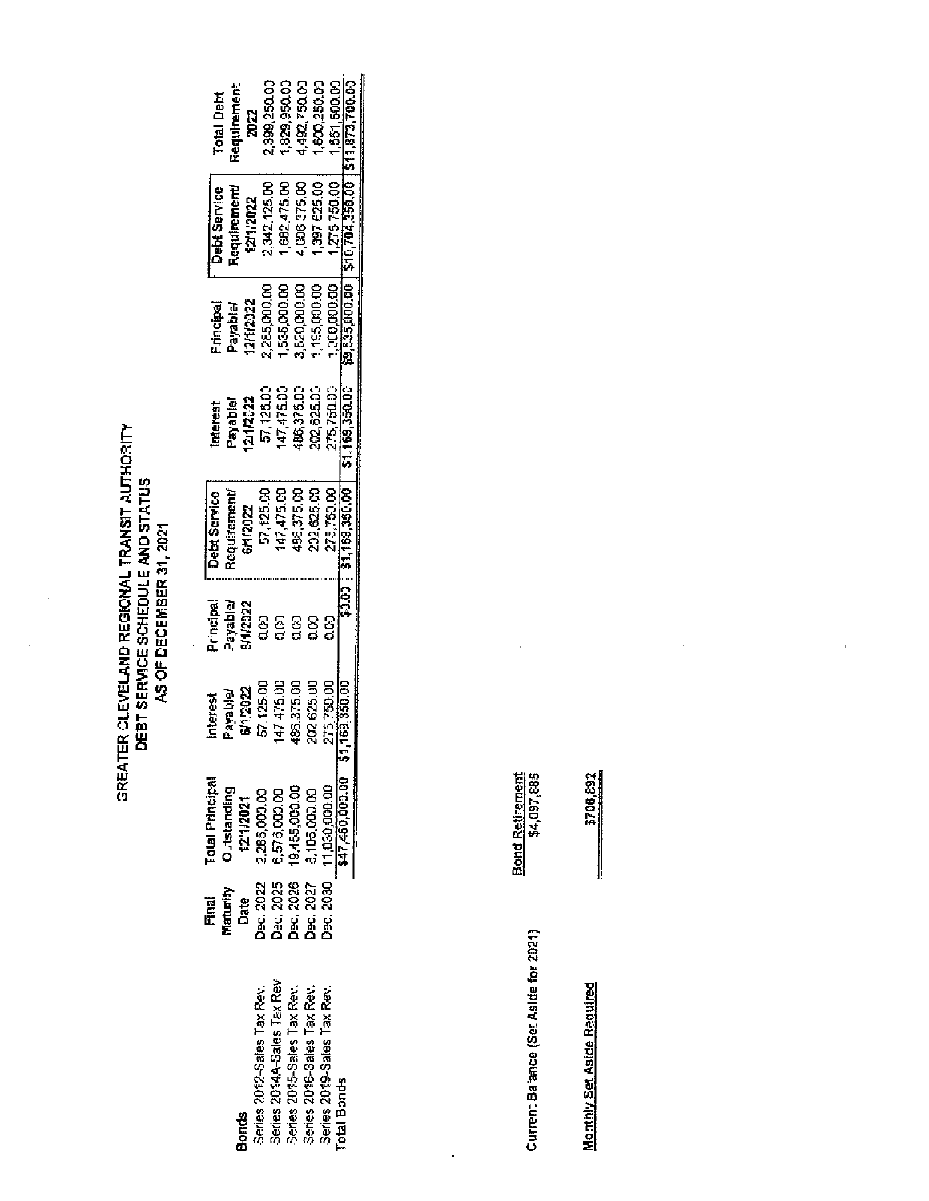# GREATER CLEVELAND REGIONAL TRANSIT AUTHORITY
## DEBT SERVICE SCHEDULE AND STATUS
### AS OF DECEMBER 31, 2021

| Bonds | Final Maturity Date | Total Principal Outstanding 12/1/2021 | Interest Payable/ 6/1/2022 | Principal Payable/ 6/1/2022 | Debt Service Requirement/ 6/1/2022 | Interest Payable/ 12/1/2022 | Principal Payable/ 12/1/2022 | Debt Service Requirement/ 12/1/2022 | Total Debt Requirement 2022 |
|---|---|---|---|---|---|---|---|---|---|
| Series 2012-Sales Tax Rev. | Dec. 2022 | 2,285,000.00 | 57,125.00 | 0.00 | 57,125.00 | 57,125.00 | 2,285,000.00 | 2,342,125.00 | 2,399,250.00 |
| Series 2014A-Sales Tax Rev. | Dec. 2025 | 6,575,000.00 | 147,475.00 | 0.00 | 147,475.00 | 147,475.00 | 1,535,000.00 | 1,682,475.00 | 1,829,950.00 |
| Series 2015-Sales Tax Rev. | Dec. 2026 | 19,455,000.00 | 486,375.00 | 0.00 | 486,375.00 | 486,375.00 | 3,520,000.00 | 4,006,375.00 | 4,492,750.00 |
| Series 2016-Sales Tax Rev. | Dec. 2027 | 8,105,000.00 | 202,625.00 | 0.00 | 202,625.00 | 202,625.00 | 1,195,000.00 | 1,397,625.00 | 1,600,250.00 |
| Series 2019-Sales Tax Rev. | Dec. 2030 | 11,030,000.00 | 275,750.00 | 0.00 | 275,750.00 | 275,750.00 | 1,000,000.00 | 1,275,750.00 | 1,551,500.00 |
| Total Bonds | | $47,450,000.00 | $1,169,350.00 | $0.00 | $1,169,350.00 | $1,169,350.00 | $9,535,000.00 | $10,704,350.00 | $11,873,700.00 |

| | Bond Retirement |
|---|---|
| Current Balance (Set Aside for 2021) | $4,097,885 |
| Monthly Set Aside Required | $706,892 |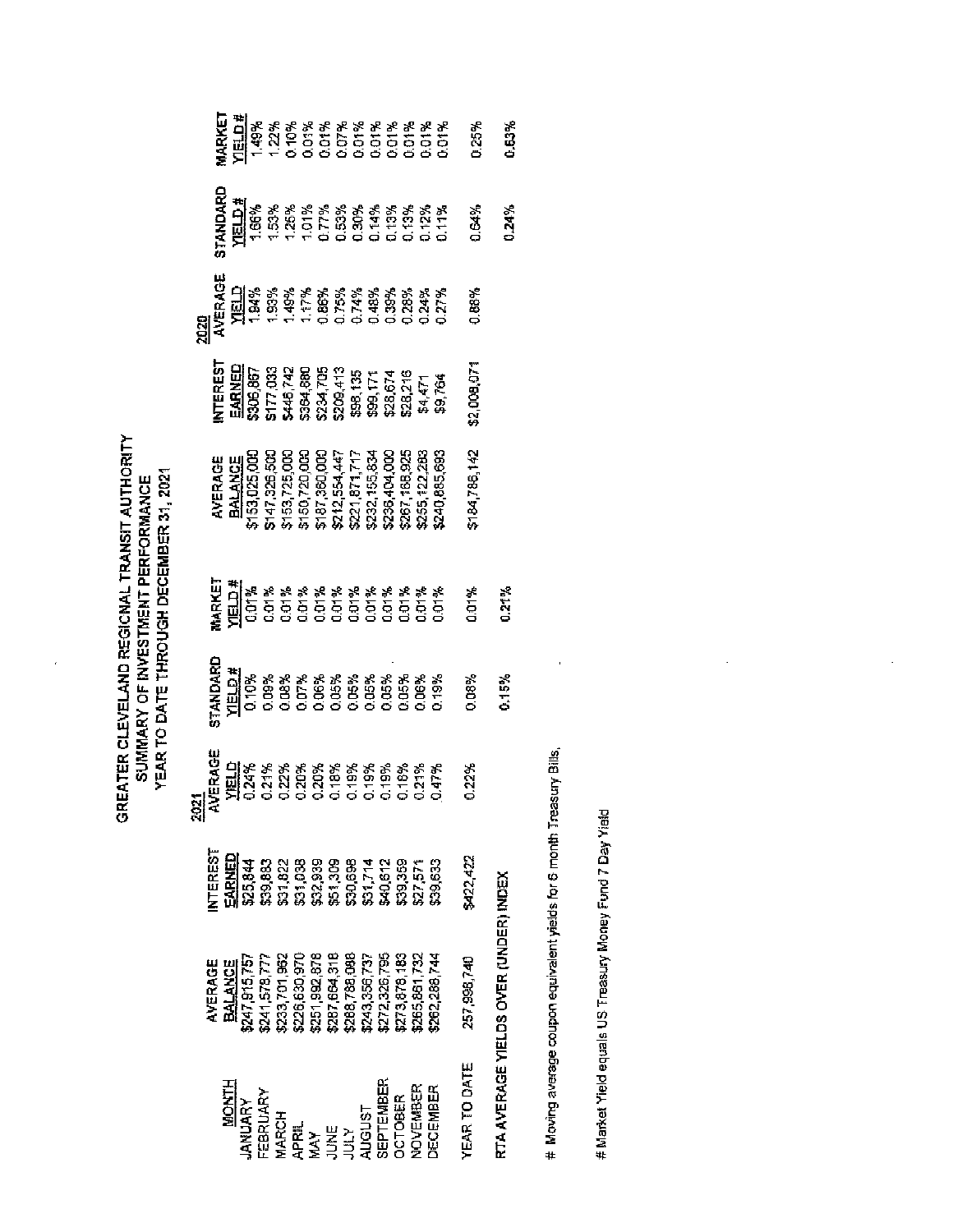# GREATER CLEVELAND REGIONAL TRANSIT AUTHORITY
## SUMMARY OF INVESTMENT PERFORMANCE
### YEAR TO DATE THROUGH DECEMBER 31, 2021

| | 2021 | | | | | 2020 | | | | |
|---|---|---|---|---|---|---|---|---|---|---|
| MONTH | AVERAGE BALANCE | INTEREST EARNED | AVERAGE YIELD | STANDARD YIELD # | MARKET YIELD # | AVERAGE BALANCE | INTEREST EARNED | AVERAGE YIELD | STANDARD YIELD # | MARKET YIELD # |
| JANUARY | $247,915,757 | $25,844 | 0.24% | 0.10% | 0.01% | $153,025,000 | $306,867 | 1.84% | 1.66% | 1.49% |
| FEBRUARY | $241,578,777 | $39,883 | 0.21% | 0.09% | 0.01% | $147,326,500 | $177,033 | 1.93% | 1.53% | 1.22% |
| MARCH | $233,701,962 | $31,822 | 0.22% | 0.08% | 0.01% | $153,725,000 | $446,742 | 1.49% | 1.26% | 0.10% |
| APRIL | $226,630,970 | $31,038 | 0.20% | 0.07% | 0.01% | $150,720,000 | $364,880 | 1.17% | 1.01% | 0.01% |
| MAY | $251,992,878 | $32,939 | 0.20% | 0.06% | 0.01% | $187,360,000 | $234,705 | 0.86% | 0.77% | 0.01% |
| JUNE | $287,664,318 | $51,309 | 0.18% | 0.05% | 0.01% | $212,554,447 | $209,413 | 0.75% | 0.53% | 0.07% |
| JULY | $268,788,098 | $30,698 | 0.19% | 0.05% | 0.01% | $221,871,717 | $98,135 | 0.74% | 0.30% | 0.01% |
| AUGUST | $243,356,737 | $31,714 | 0.19% | 0.05% | 0.01% | $232,155,834 | $99,171 | 0.48% | 0.14% | 0.01% |
| SEPTEMBER | $272,326,795 | $40,612 | 0.19% | 0.05% | 0.01% | $236,404,000 | $28,674 | 0.39% | 0.13% | 0.01% |
| OCTOBER | $273,878,183 | $39,359 | 0.16% | 0.05% | 0.01% | $267,168,925 | $28,216 | 0.28% | 0.13% | 0.01% |
| NOVEMBER | $265,861,732 | $27,571 | 0.21% | 0.06% | 0.01% | $255,122,283 | $4,471 | 0.24% | 0.12% | 0.01% |
| DECEMBER | $262,288,744 | $39,633 | 0.47% | 0.19% | 0.01% | $240,885,693 | $9,764 | 0.27% | 0.11% | 0.01% |
| YEAR TO DATE | 257,998,740 | $422,422 | 0.22% | 0.08% | 0.01% | $184,786,142 | $2,008,071 | 0.88% | 0.64% | 0.25% |
| RTA AVERAGE YIELDS OVER (UNDER) INDEX | | | | 0.15% | 0.21% | | | | 0.24% | 0.63% |

# Moving average coupon equivalent yields for 6 month Treasury Bills.

# Market Yield equals US Treasury Money Fund 7 Day Yield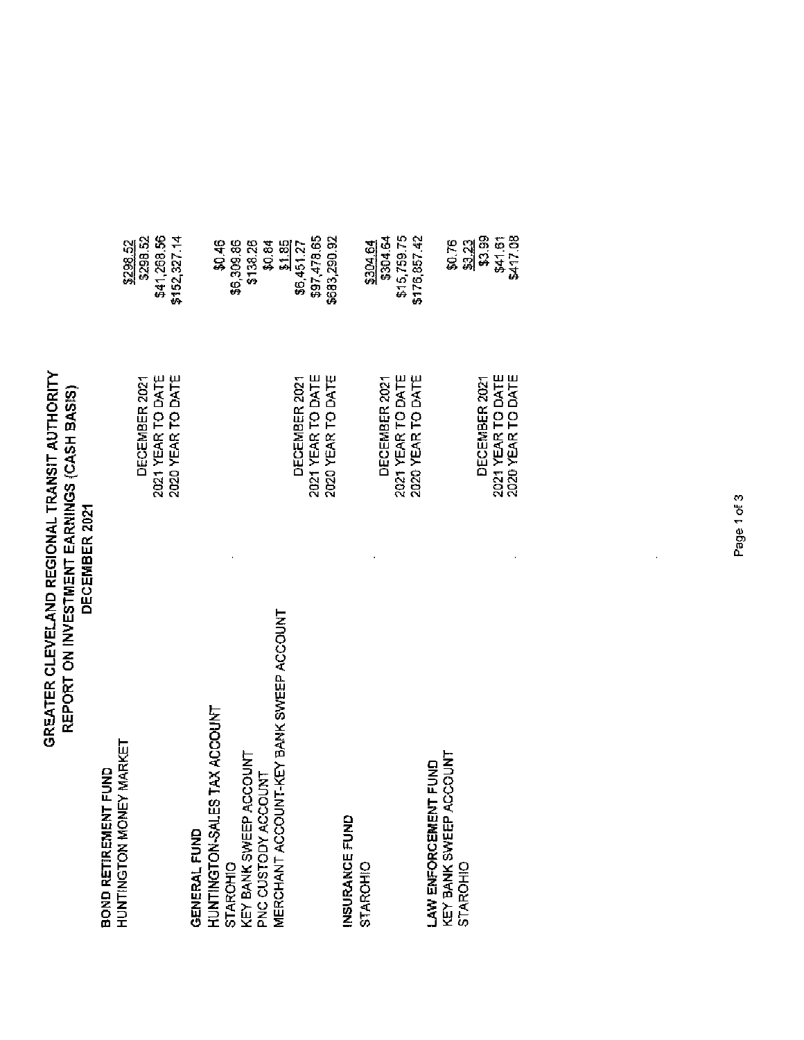# GREATER CLEVELAND REGIONAL TRANSIT AUTHORITY
## REPORT ON INVESTMENT EARNINGS (CASH BASIS)
## DECEMBER 2021

| | | |
|---|---|---|
| **BOND RETIREMENT FUND** | | |
| HUNTINGTON MONEY MARKET | | $298.52 |
| | DECEMBER 2021 | $298.52 |
| | 2021 YEAR TO DATE | $41,268.56 |
| | 2020 YEAR TO DATE | $152,327.14 |
| **GENERAL FUND** | | |
| HUNTINGTON-SALES TAX ACCOUNT | | $0.46 |
| STAROHIO | | $6,309.86 |
| KEY BANK SWEEP ACCOUNT | | $138.26 |
| PNC CUSTODY ACCOUNT | | $0.84 |
| MERCHANT ACCOUNT-KEY BANK SWEEP ACCOUNT | | $1.85 |
| | DECEMBER 2021 | $6,451.27 |
| | 2021 YEAR TO DATE | $97,478.65 |
| | 2020 YEAR TO DATE | $683,290.92 |
| **INSURANCE FUND** | | |
| STAROHIO | | $304.64 |
| | DECEMBER 2021 | $304.64 |
| | 2021 YEAR TO DATE | $15,759.75 |
| | 2020 YEAR TO DATE | $176,857.42 |
| **LAW ENFORCEMENT FUND** | | |
| KEY BANK SWEEP ACCOUNT | | $0.76 |
| STAROHIO | | $3.23 |
| | DECEMBER 2021 | $3.99 |
| | 2021 YEAR TO DATE | $41.61 |
| | 2020 YEAR TO DATE | $417.08 |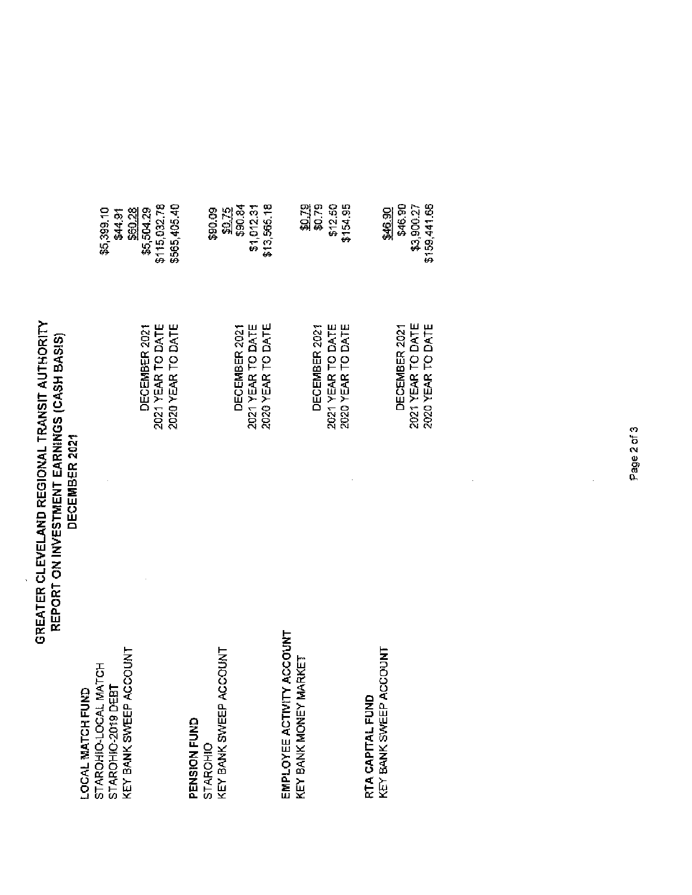# GREATER CLEVELAND REGIONAL TRANSIT AUTHORITY
## REPORT ON INVESTMENT EARNINGS (CASH BASIS)
## DECEMBER 2021

**LOCAL MATCH FUND**

| | |
|---|---|
| STAROHIO-LOCAL MATCH | $5,399.10 |
| STAROHIO-2019 DEBT | $44.91 |
| KEY BANK SWEEP ACCOUNT | $60.28 |
| DECEMBER 2021 | $5,504.29 |
| 2021 YEAR TO DATE | $115,032.78 |
| 2020 YEAR TO DATE | $565,405.40 |

**PENSION FUND**

| | |
|---|---|
| STAROHIO | $90.09 |
| KEY BANK SWEEP ACCOUNT | $0.75 |
| DECEMBER 2021 | $90.84 |
| 2021 YEAR TO DATE | $1,012.31 |
| 2020 YEAR TO DATE | $13,565.18 |

**EMPLOYEE ACTIVITY ACCOUNT**

| | |
|---|---|
| KEY BANK MONEY MARKET | $0.79 |
| DECEMBER 2021 | $0.79 |
| 2021 YEAR TO DATE | $12.50 |
| 2020 YEAR TO DATE | $154.95 |

**RTA CAPITAL FUND**

| | |
|---|---|
| KEY BANK SWEEP ACCOUNT | $46.90 |
| DECEMBER 2021 | $46.90 |
| 2021 YEAR TO DATE | $3,900.27 |
| 2020 YEAR TO DATE | $158,441.66 |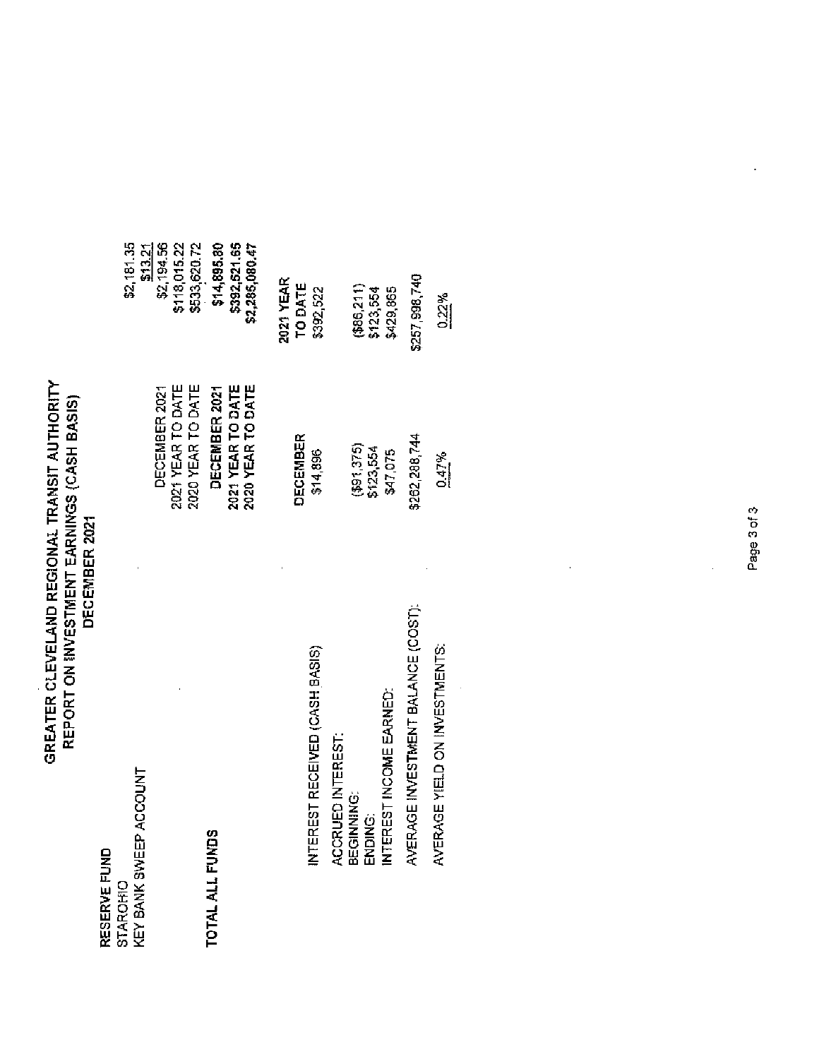# GREATER CLEVELAND REGIONAL TRANSIT AUTHORITY
## REPORT ON INVESTMENT EARNINGS (CASH BASIS)
### DECEMBER 2021

**RESERVE FUND**

| | | |
|---|---|---|
| STAROHIO | | $2,181.35 |
| KEY BANK SWEEP ACCOUNT | | $13.21 |
| | DECEMBER 2021 | $2,194.56 |
| | 2021 YEAR TO DATE | $118,015.22 |
| | 2020 YEAR TO DATE | $533,620.72 |
| **TOTAL ALL FUNDS** | **DECEMBER 2021** | **$14,895.80** |
| | **2021 YEAR TO DATE** | **$392,521.65** |
| | **2020 YEAR TO DATE** | **$2,285,080.47** |

| | DECEMBER | 2021 YEAR TO DATE |
|---|---|---|
| INTEREST RECEIVED (CASH BASIS) | $14,896 | $392,522 |
| ACCRUED INTEREST: | | |
| BEGINNING: | ($91,375) | ($86,211) |
| ENDING: | $123,554 | $123,554 |
| INTEREST INCOME EARNED: | $47,075 | $429,865 |
| AVERAGE INVESTMENT BALANCE (COST): | $262,288,744 | $257,998,740 |
| AVERAGE YIELD ON INVESTMENTS: | 0.47% | 0.22% |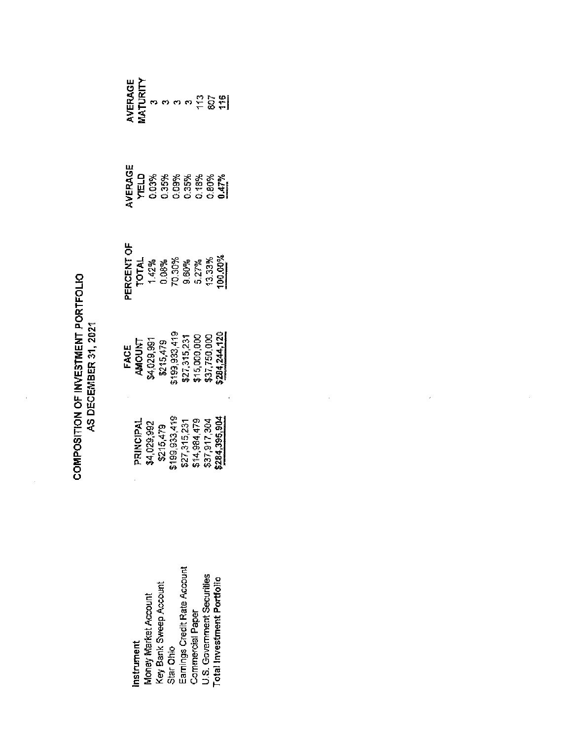# COMPOSITION OF INVESTMENT PORTFOLIO
## AS DECEMBER 31, 2021

| Instrument | PRINCIPAL | FACE AMOUNT | PERCENT OF TOTAL | AVERAGE YIELD | AVERAGE MATURITY |
|---|---|---|---|---|---|
| Money Market Account | $4,029,992 | $4,029,991 | 1.42% | 0.03% | 3 |
| Key Bank Sweep Account | $215,479 | $215,479 | 0.08% | 0.35% | 3 |
| Star Ohio | $199,933,419 | $199,933,419 | 70.30% | 0.09% | 3 |
| Earnings Credit Rate Account | $27,315,231 | $27,315,231 | 9.60% | 0.35% | 3 |
| Commercial Paper | $14,984,479 | $15,000,000 | 5.27% | 0.18% | 113 |
| U.S. Government Securities | $37,917,304 | $37,750,000 | 13.33% | 0.80% | 807 |
| Total Investment Portfolio | $284,395,904 | $284,244,120 | 100.00% | 0.47% | 116 |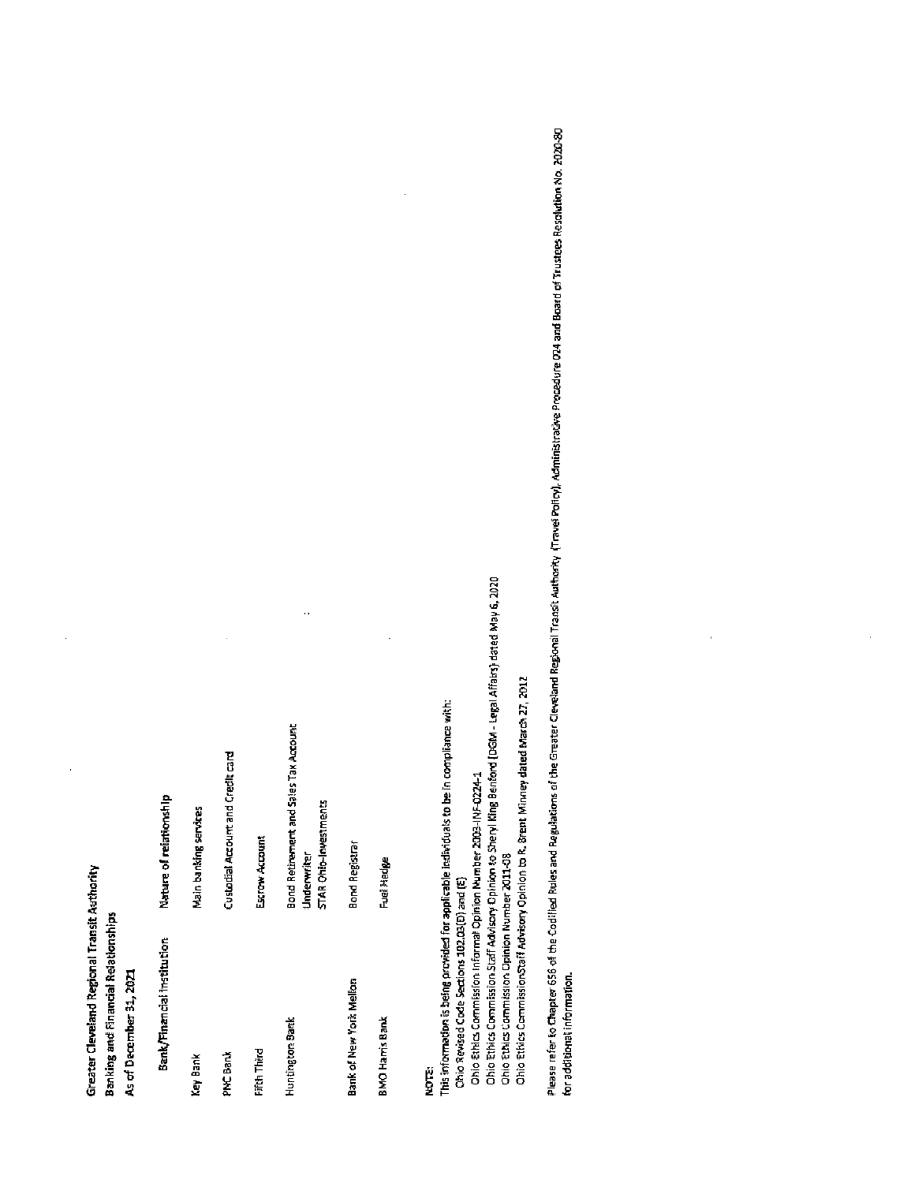Greater Cleveland Regional Transit Authority

Banking and Financial Relationships

As of December 31, 2021

| Bank/Financial Institution | Nature of relationship |
|---|---|
| Key Bank | Main banking services |
| PNC Bank | Custodial Account and Credit card |
| Fifth Third | Escrow Account |
| Huntington Bank | Bond Retirement and Sales Tax Account<br>Underwriter<br>STAR Ohio-Investments |
| Bank of New York Mellon | Bond Registrar |
| BMO Harris Bank | Fuel Hedge |

NOTE:

This information is being provided for applicable individuals to be in compliance with:

- Ohio Revised Code Sections 102.03(D) and (E)
- Ohio Ethics Commission Informal Opinion Number 2003-INF-0224-1
- Ohio Ethics Commission Staff Advisory Opinion to Sheryl King Benford (DGM - Legal Affairs) dated May 6, 2020
- Ohio Ethics Commission Opinion Number 2011-08
- Ohio Ethics CommissionStaff Advisory Opinion to R. Brent Minney dated March 27, 2012

Please refer to Chapter 656 of the Codified Rules and Regulations of the Greater Cleveland Regional Transit Authority (Travel Policy), Administrative Procedure 024 and Board of Trustees Resolution No. 2020-80 for additional information.